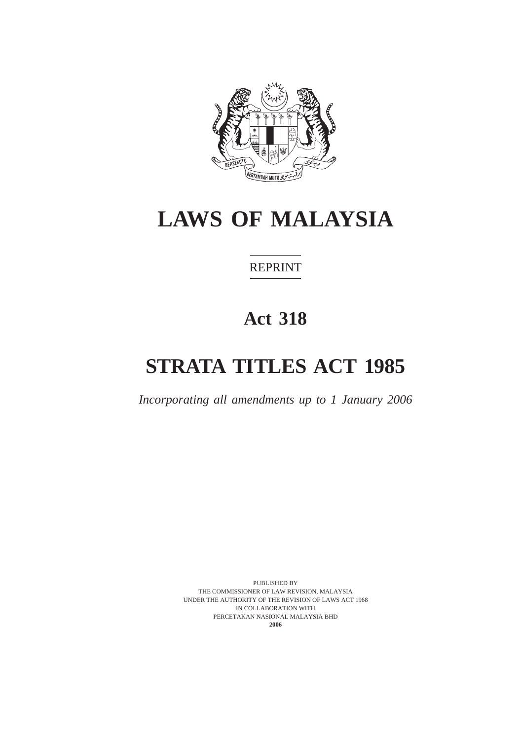# LAWS OF MALAYSIA

REPRINT

## Act 318

# STRATA TITLES ACT 1985

*Incorporating all amendments up to 1 January 2006*

PUBLISHED BY
THE COMMISSIONER OF LAW REVISION, MALAYSIA
UNDER THE AUTHORITY OF THE REVISION OF LAWS ACT 1968
IN COLLABORATION WITH
PERCETAKAN NASIONAL MALAYSIA BHD
**2006**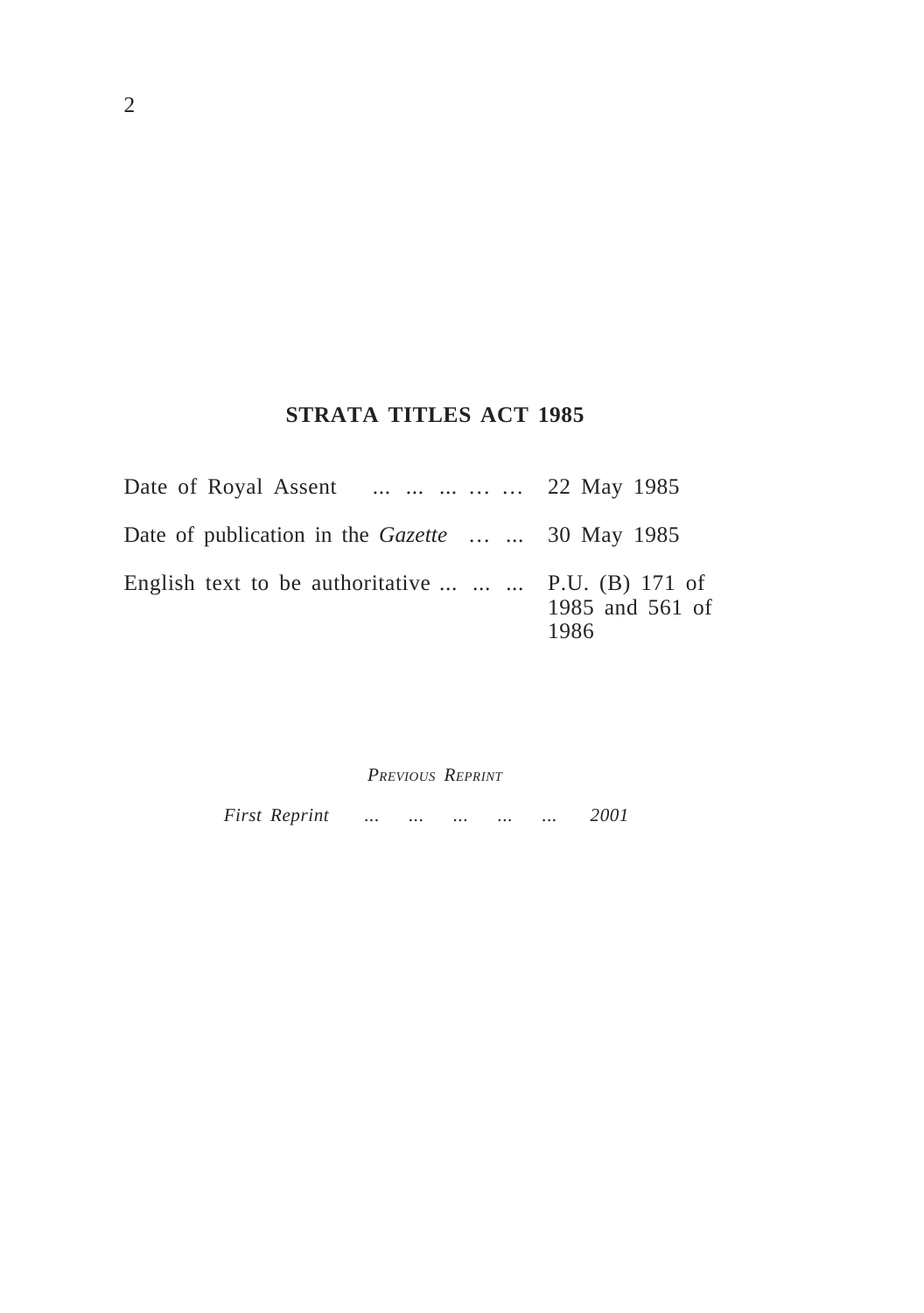## STRATA TITLES ACT 1985

Date of Royal Assent ... ... ... … … 22 May 1985

Date of publication in the *Gazette* … ... 30 May 1985

English text to be authoritative ... ... ... P.U. (B) 171 of 1985 and 561 of 1986

*PREVIOUS REPRINT*

*First Reprint ... ... ... ... ... 2001*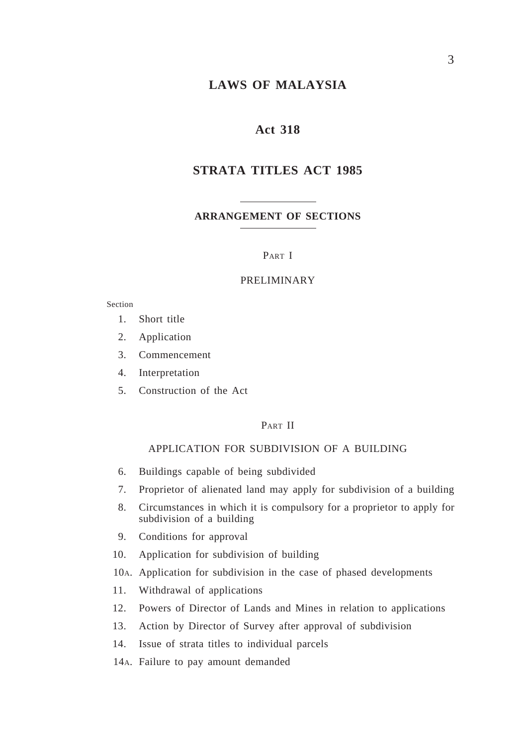# LAWS OF MALAYSIA

## Act 318

## STRATA TITLES ACT 1985

### ARRANGEMENT OF SECTIONS

PART I

PRELIMINARY

Section

1. Short title
2. Application
3. Commencement
4. Interpretation
5. Construction of the Act

PART II

APPLICATION FOR SUBDIVISION OF A BUILDING

6. Buildings capable of being subdivided
7. Proprietor of alienated land may apply for subdivision of a building
8. Circumstances in which it is compulsory for a proprietor to apply for subdivision of a building
9. Conditions for approval
10. Application for subdivision of building

10A. Application for subdivision in the case of phased developments

11. Withdrawal of applications
12. Powers of Director of Lands and Mines in relation to applications
13. Action by Director of Survey after approval of subdivision
14. Issue of strata titles to individual parcels

14A. Failure to pay amount demanded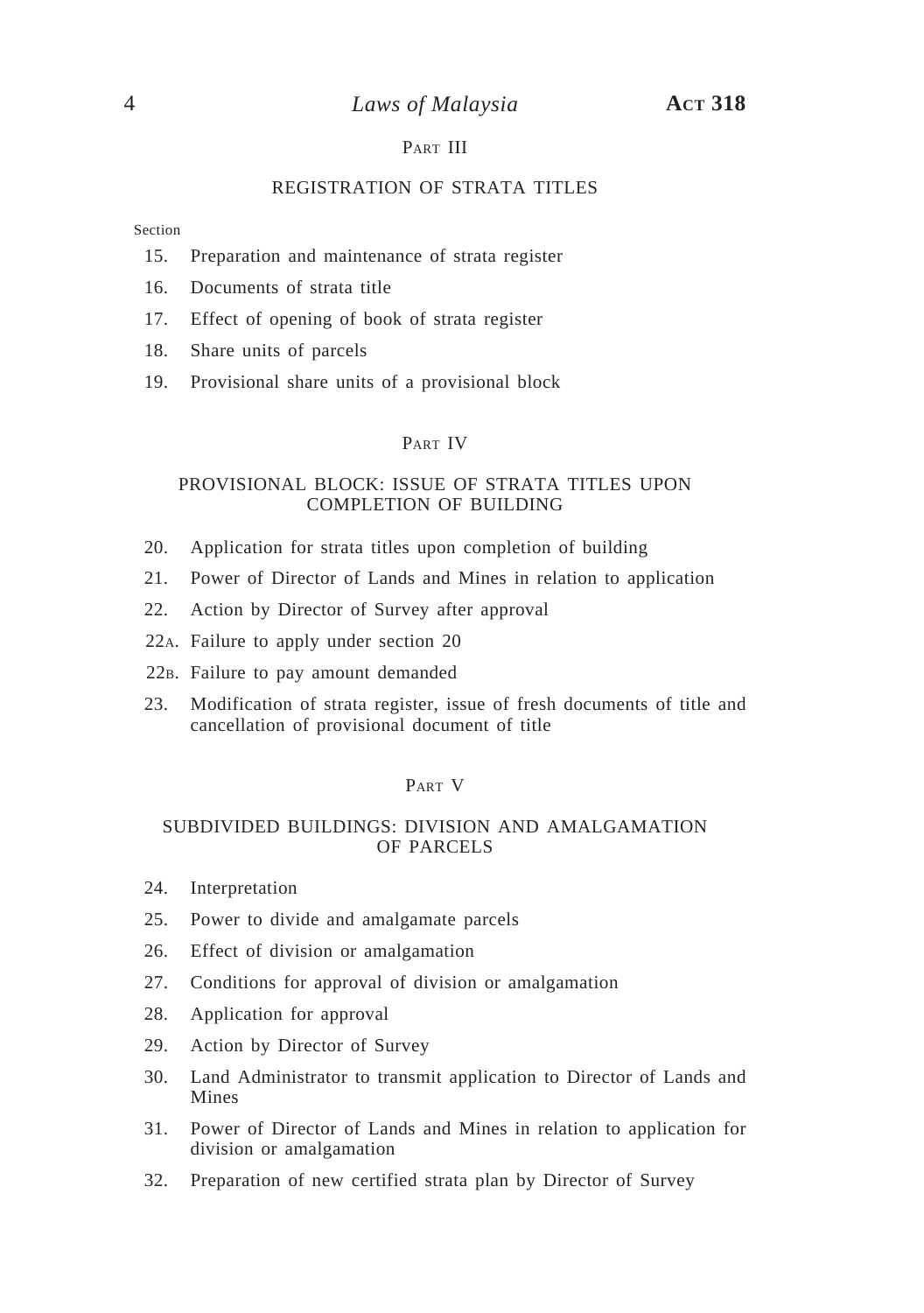## Part III

## REGISTRATION OF STRATA TITLES

Section

15. Preparation and maintenance of strata register
16. Documents of strata title
17. Effect of opening of book of strata register
18. Share units of parcels
19. Provisional share units of a provisional block

## Part IV

## PROVISIONAL BLOCK: ISSUE OF STRATA TITLES UPON COMPLETION OF BUILDING

20. Application for strata titles upon completion of building
21. Power of Director of Lands and Mines in relation to application
22. Action by Director of Survey after approval

22A. Failure to apply under section 20

22B. Failure to pay amount demanded

23. Modification of strata register, issue of fresh documents of title and cancellation of provisional document of title

## Part V

## SUBDIVIDED BUILDINGS: DIVISION AND AMALGAMATION OF PARCELS

24. Interpretation
25. Power to divide and amalgamate parcels
26. Effect of division or amalgamation
27. Conditions for approval of division or amalgamation
28. Application for approval
29. Action by Director of Survey
30. Land Administrator to transmit application to Director of Lands and Mines
31. Power of Director of Lands and Mines in relation to application for division or amalgamation
32. Preparation of new certified strata plan by Director of Survey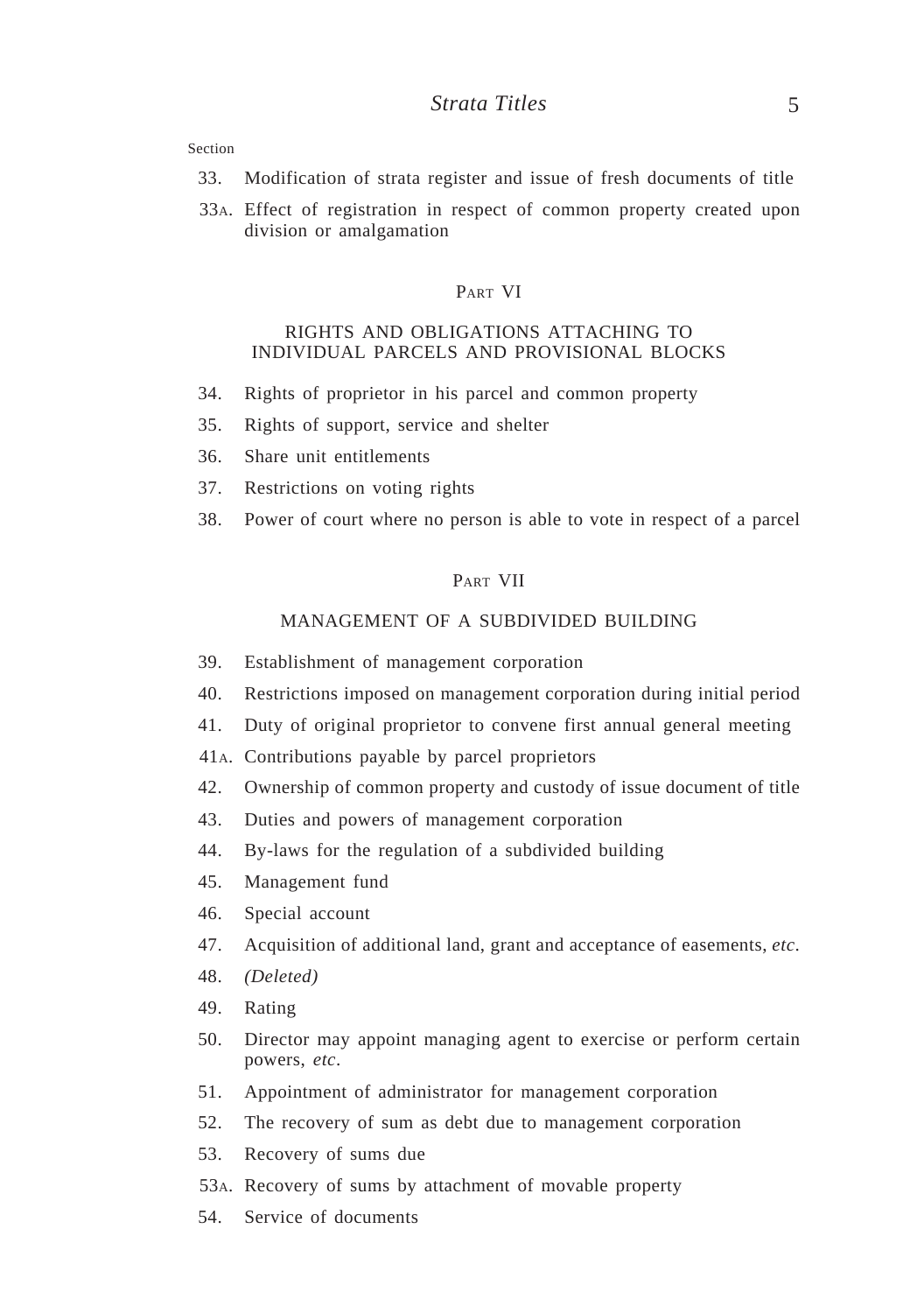Section

33. Modification of strata register and issue of fresh documents of title

33A. Effect of registration in respect of common property created upon division or amalgamation

## PART VI

## RIGHTS AND OBLIGATIONS ATTACHING TO INDIVIDUAL PARCELS AND PROVISIONAL BLOCKS

34. Rights of proprietor in his parcel and common property

35. Rights of support, service and shelter

36. Share unit entitlements

37. Restrictions on voting rights

38. Power of court where no person is able to vote in respect of a parcel

## PART VII

## MANAGEMENT OF A SUBDIVIDED BUILDING

39. Establishment of management corporation

40. Restrictions imposed on management corporation during initial period

41. Duty of original proprietor to convene first annual general meeting

41A. Contributions payable by parcel proprietors

42. Ownership of common property and custody of issue document of title

43. Duties and powers of management corporation

44. By-laws for the regulation of a subdivided building

45. Management fund

46. Special account

47. Acquisition of additional land, grant and acceptance of easements, *etc*.

48. *(Deleted)*

49. Rating

50. Director may appoint managing agent to exercise or perform certain powers, *etc*.

51. Appointment of administrator for management corporation

52. The recovery of sum as debt due to management corporation

53. Recovery of sums due

53A. Recovery of sums by attachment of movable property

54. Service of documents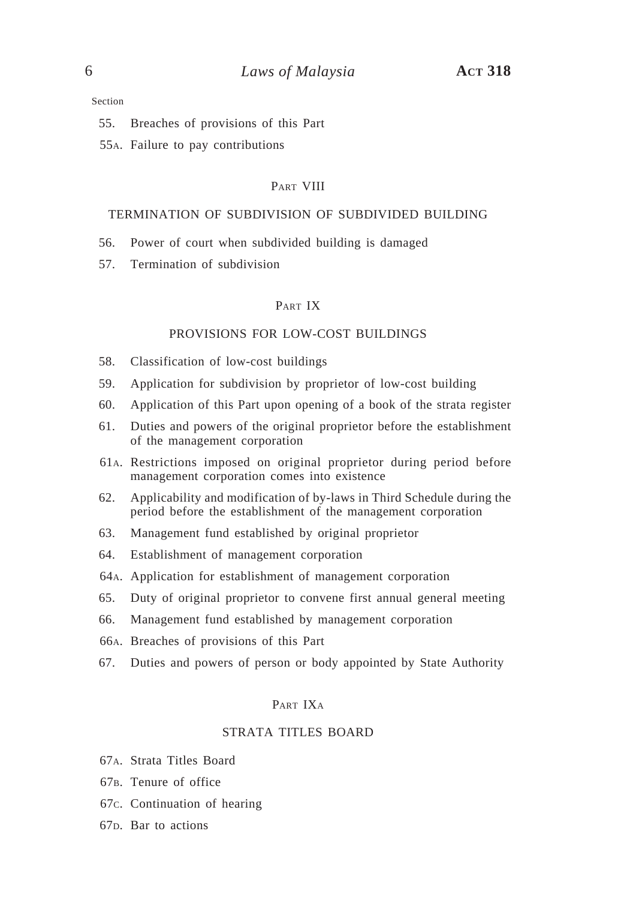Section

55. Breaches of provisions of this Part

55A. Failure to pay contributions

PART VIII

TERMINATION OF SUBDIVISION OF SUBDIVIDED BUILDING

56. Power of court when subdivided building is damaged

57. Termination of subdivision

PART IX

PROVISIONS FOR LOW-COST BUILDINGS

58. Classification of low-cost buildings

59. Application for subdivision by proprietor of low-cost building

60. Application of this Part upon opening of a book of the strata register

61. Duties and powers of the original proprietor before the establishment of the management corporation

61A. Restrictions imposed on original proprietor during period before management corporation comes into existence

62. Applicability and modification of by-laws in Third Schedule during the period before the establishment of the management corporation

63. Management fund established by original proprietor

64. Establishment of management corporation

64A. Application for establishment of management corporation

65. Duty of original proprietor to convene first annual general meeting

66. Management fund established by management corporation

66A. Breaches of provisions of this Part

67. Duties and powers of person or body appointed by State Authority

PART IXA

STRATA TITLES BOARD

67A. Strata Titles Board

67B. Tenure of office

67C. Continuation of hearing

67D. Bar to actions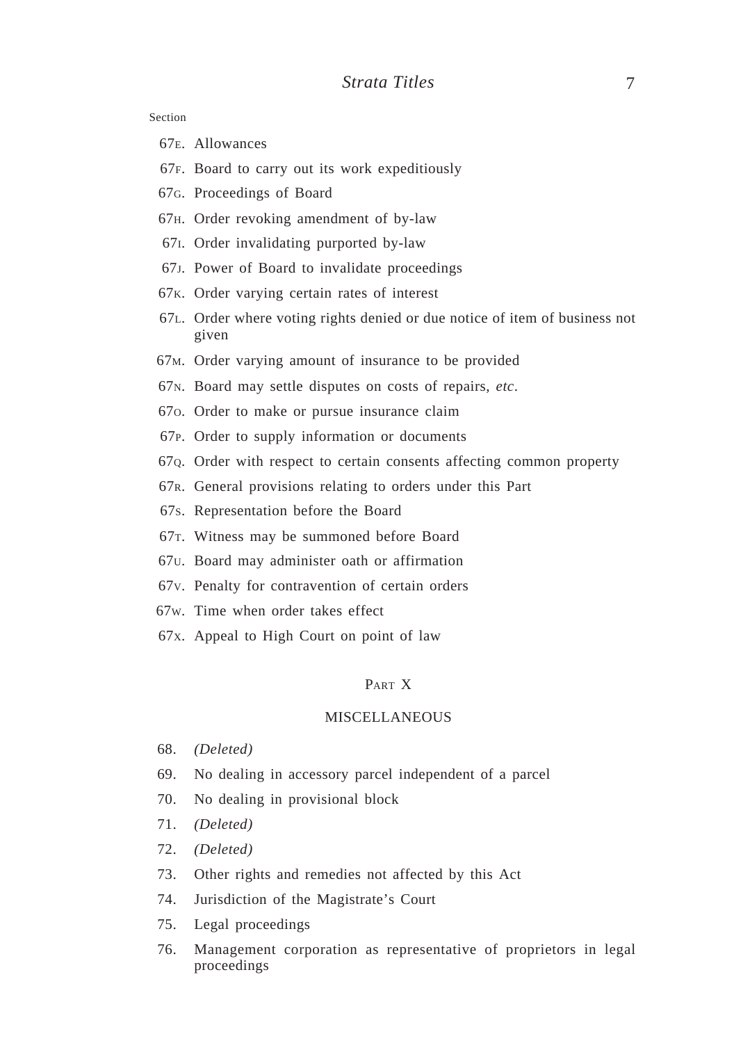Section

67E. Allowances

67F. Board to carry out its work expeditiously

67G. Proceedings of Board

67H. Order revoking amendment of by-law

67I. Order invalidating purported by-law

67J. Power of Board to invalidate proceedings

67K. Order varying certain rates of interest

67L. Order where voting rights denied or due notice of item of business not given

67M. Order varying amount of insurance to be provided

67N. Board may settle disputes on costs of repairs, *etc*.

67O. Order to make or pursue insurance claim

67P. Order to supply information or documents

67Q. Order with respect to certain consents affecting common property

67R. General provisions relating to orders under this Part

67S. Representation before the Board

67T. Witness may be summoned before Board

67U. Board may administer oath or affirmation

67V. Penalty for contravention of certain orders

67W. Time when order takes effect

67X. Appeal to High Court on point of law

## PART X

## MISCELLANEOUS

68. *(Deleted)*

69. No dealing in accessory parcel independent of a parcel

70. No dealing in provisional block

71. *(Deleted)*

72. *(Deleted)*

73. Other rights and remedies not affected by this Act

74. Jurisdiction of the Magistrate's Court

75. Legal proceedings

76. Management corporation as representative of proprietors in legal proceedings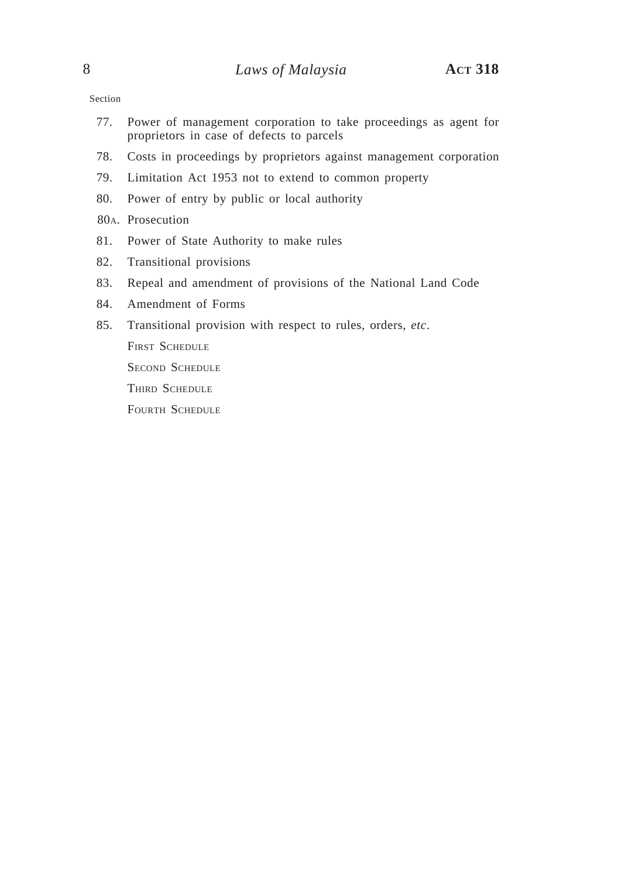Section

77. Power of management corporation to take proceedings as agent for proprietors in case of defects to parcels

78. Costs in proceedings by proprietors against management corporation

79. Limitation Act 1953 not to extend to common property

80. Power of entry by public or local authority

80A. Prosecution

81. Power of State Authority to make rules

82. Transitional provisions

83. Repeal and amendment of provisions of the National Land Code

84. Amendment of Forms

85. Transitional provision with respect to rules, orders, *etc*.

FIRST SCHEDULE

SECOND SCHEDULE

THIRD SCHEDULE

FOURTH SCHEDULE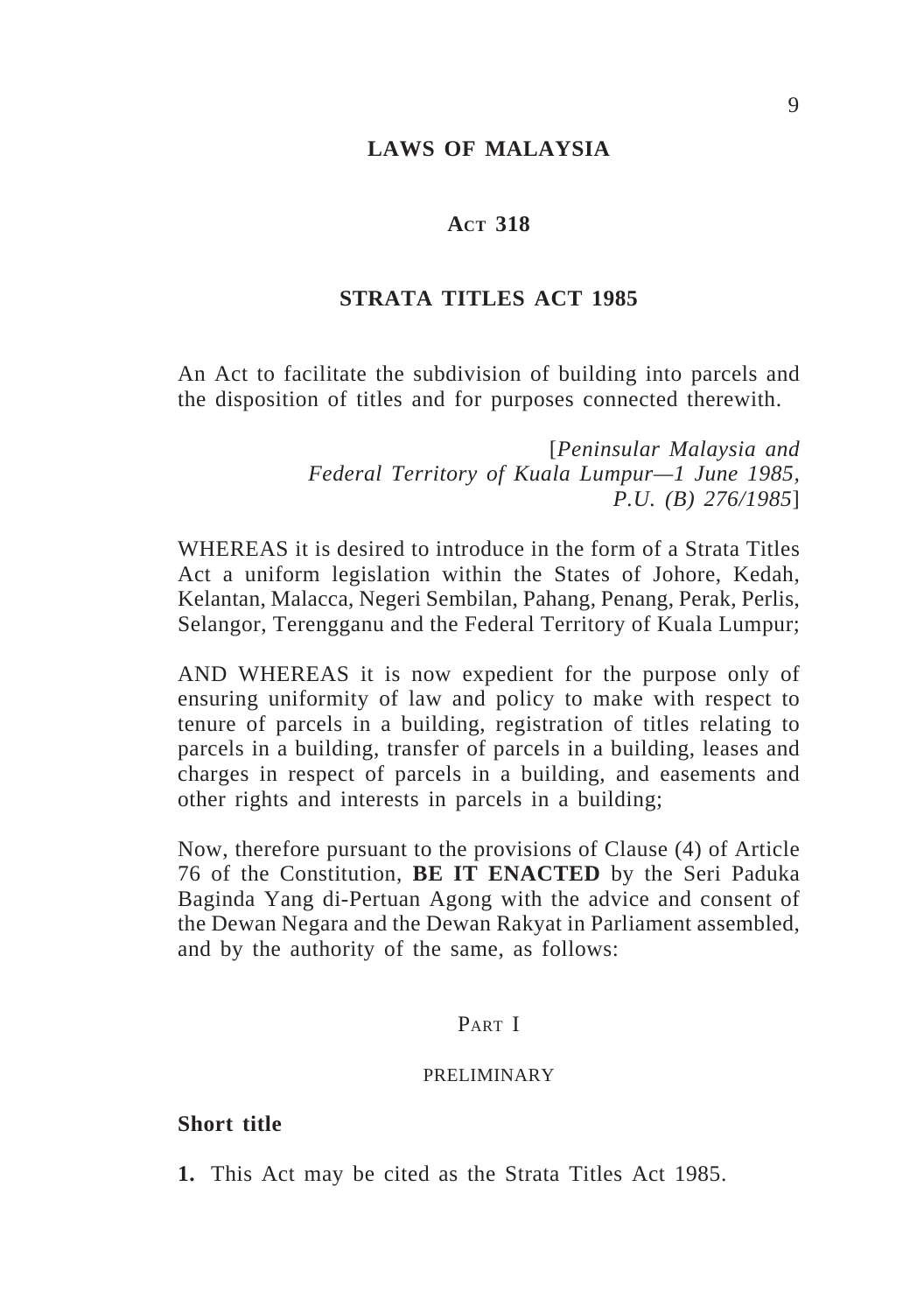# LAWS OF MALAYSIA

## Act 318

## STRATA TITLES ACT 1985

An Act to facilitate the subdivision of building into parcels and the disposition of titles and for purposes connected therewith.

[*Peninsular Malaysia and Federal Territory of Kuala Lumpur—1 June 1985, P.U. (B) 276/1985*]

WHEREAS it is desired to introduce in the form of a Strata Titles Act a uniform legislation within the States of Johore, Kedah, Kelantan, Malacca, Negeri Sembilan, Pahang, Penang, Perak, Perlis, Selangor, Terengganu and the Federal Territory of Kuala Lumpur;

AND WHEREAS it is now expedient for the purpose only of ensuring uniformity of law and policy to make with respect to tenure of parcels in a building, registration of titles relating to parcels in a building, transfer of parcels in a building, leases and charges in respect of parcels in a building, and easements and other rights and interests in parcels in a building;

Now, therefore pursuant to the provisions of Clause (4) of Article 76 of the Constitution, **BE IT ENACTED** by the Seri Paduka Baginda Yang di-Pertuan Agong with the advice and consent of the Dewan Negara and the Dewan Rakyat in Parliament assembled, and by the authority of the same, as follows:

## Part I

### PRELIMINARY

### Short title

**1.** This Act may be cited as the Strata Titles Act 1985.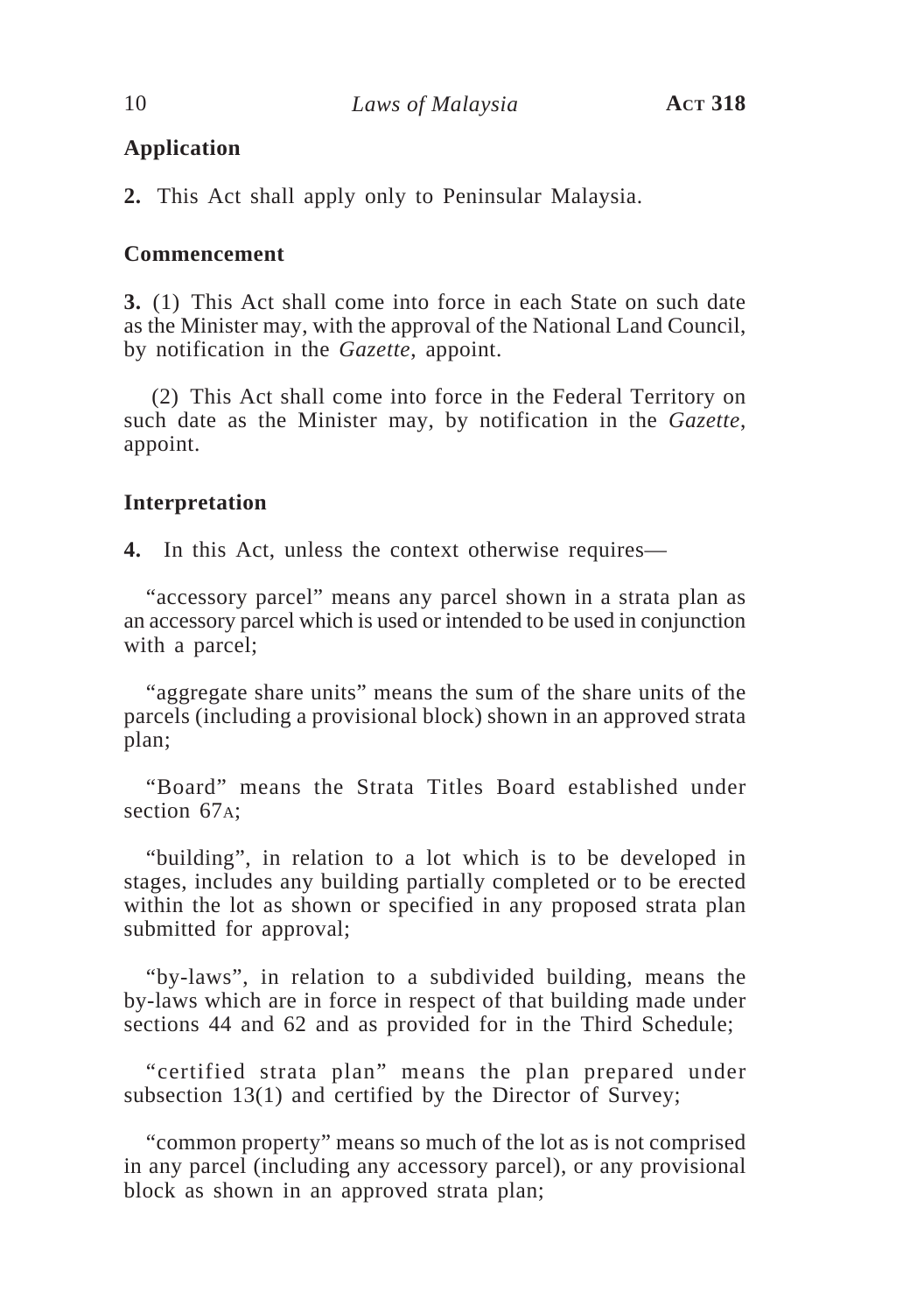### Application

**2.** This Act shall apply only to Peninsular Malaysia.

### Commencement

**3.** (1) This Act shall come into force in each State on such date as the Minister may, with the approval of the National Land Council, by notification in the *Gazette*, appoint.

(2) This Act shall come into force in the Federal Territory on such date as the Minister may, by notification in the *Gazette*, appoint.

### Interpretation

**4.** In this Act, unless the context otherwise requires—

"accessory parcel" means any parcel shown in a strata plan as an accessory parcel which is used or intended to be used in conjunction with a parcel;

"aggregate share units" means the sum of the share units of the parcels (including a provisional block) shown in an approved strata plan;

"Board" means the Strata Titles Board established under section 67A;

"building", in relation to a lot which is to be developed in stages, includes any building partially completed or to be erected within the lot as shown or specified in any proposed strata plan submitted for approval;

"by-laws", in relation to a subdivided building, means the by-laws which are in force in respect of that building made under sections 44 and 62 and as provided for in the Third Schedule;

"certified strata plan" means the plan prepared under subsection 13(1) and certified by the Director of Survey;

"common property" means so much of the lot as is not comprised in any parcel (including any accessory parcel), or any provisional block as shown in an approved strata plan;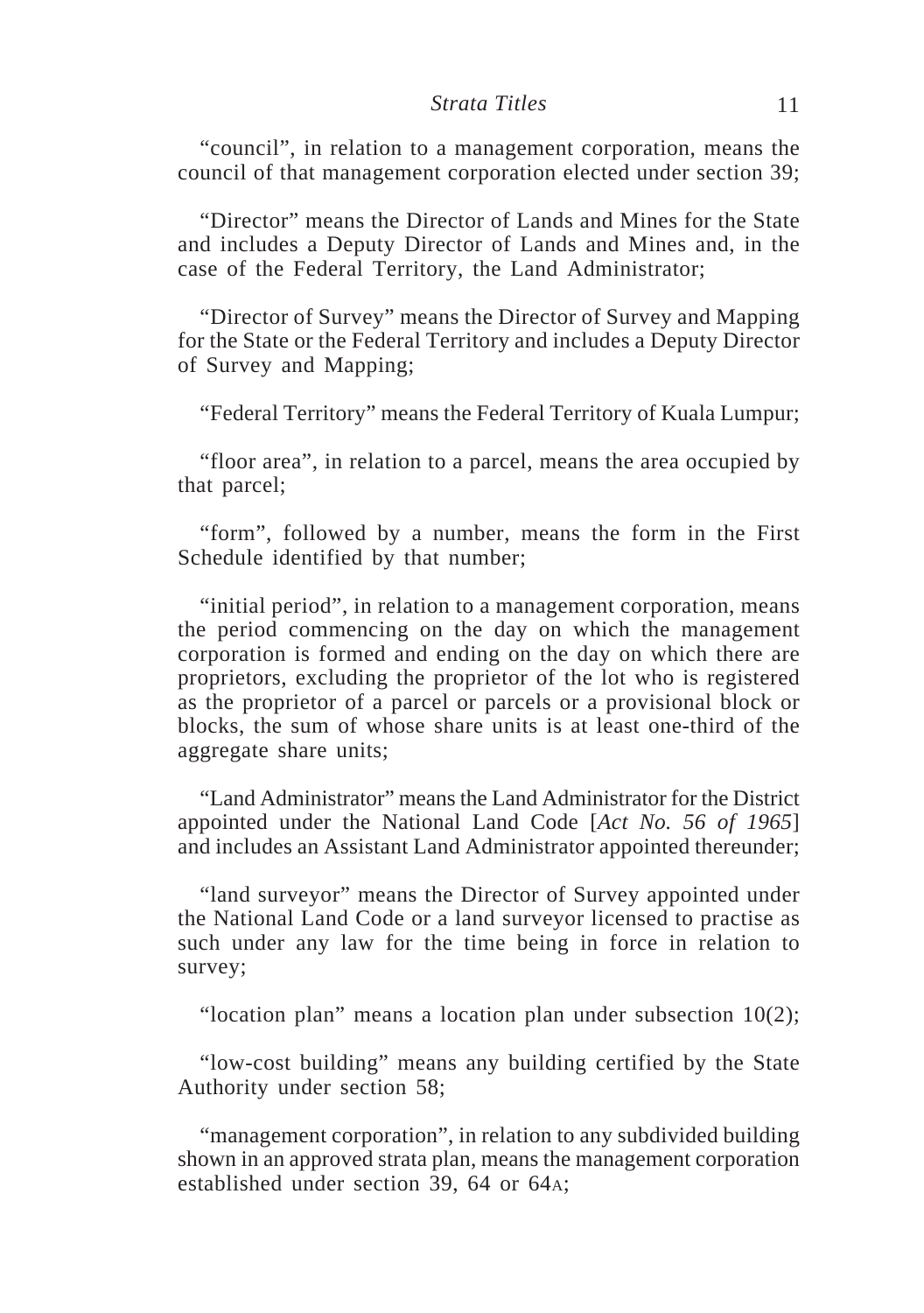"council", in relation to a management corporation, means the council of that management corporation elected under section 39;

"Director" means the Director of Lands and Mines for the State and includes a Deputy Director of Lands and Mines and, in the case of the Federal Territory, the Land Administrator;

"Director of Survey" means the Director of Survey and Mapping for the State or the Federal Territory and includes a Deputy Director of Survey and Mapping;

"Federal Territory" means the Federal Territory of Kuala Lumpur;

"floor area", in relation to a parcel, means the area occupied by that parcel;

"form", followed by a number, means the form in the First Schedule identified by that number;

"initial period", in relation to a management corporation, means the period commencing on the day on which the management corporation is formed and ending on the day on which there are proprietors, excluding the proprietor of the lot who is registered as the proprietor of a parcel or parcels or a provisional block or blocks, the sum of whose share units is at least one-third of the aggregate share units;

"Land Administrator" means the Land Administrator for the District appointed under the National Land Code [*Act No. 56 of 1965*] and includes an Assistant Land Administrator appointed thereunder;

"land surveyor" means the Director of Survey appointed under the National Land Code or a land surveyor licensed to practise as such under any law for the time being in force in relation to survey;

"location plan" means a location plan under subsection 10(2);

"low-cost building" means any building certified by the State Authority under section 58;

"management corporation", in relation to any subdivided building shown in an approved strata plan, means the management corporation established under section 39, 64 or 64A;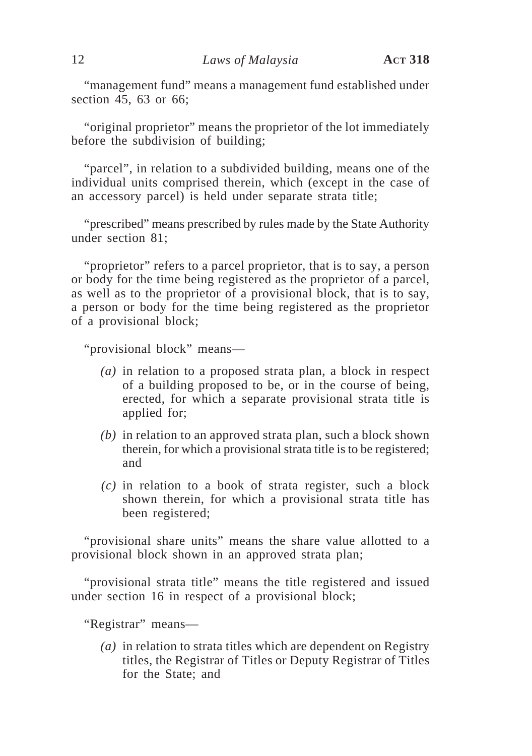"management fund" means a management fund established under section 45, 63 or 66;

"original proprietor" means the proprietor of the lot immediately before the subdivision of building;

"parcel", in relation to a subdivided building, means one of the individual units comprised therein, which (except in the case of an accessory parcel) is held under separate strata title;

"prescribed" means prescribed by rules made by the State Authority under section 81;

"proprietor" refers to a parcel proprietor, that is to say, a person or body for the time being registered as the proprietor of a parcel, as well as to the proprietor of a provisional block, that is to say, a person or body for the time being registered as the proprietor of a provisional block;

"provisional block" means—

- *(a)* in relation to a proposed strata plan, a block in respect of a building proposed to be, or in the course of being, erected, for which a separate provisional strata title is applied for;
- *(b)* in relation to an approved strata plan, such a block shown therein, for which a provisional strata title is to be registered; and
- *(c)* in relation to a book of strata register, such a block shown therein, for which a provisional strata title has been registered;

"provisional share units" means the share value allotted to a provisional block shown in an approved strata plan;

"provisional strata title" means the title registered and issued under section 16 in respect of a provisional block;

"Registrar" means—

- *(a)* in relation to strata titles which are dependent on Registry titles, the Registrar of Titles or Deputy Registrar of Titles for the State; and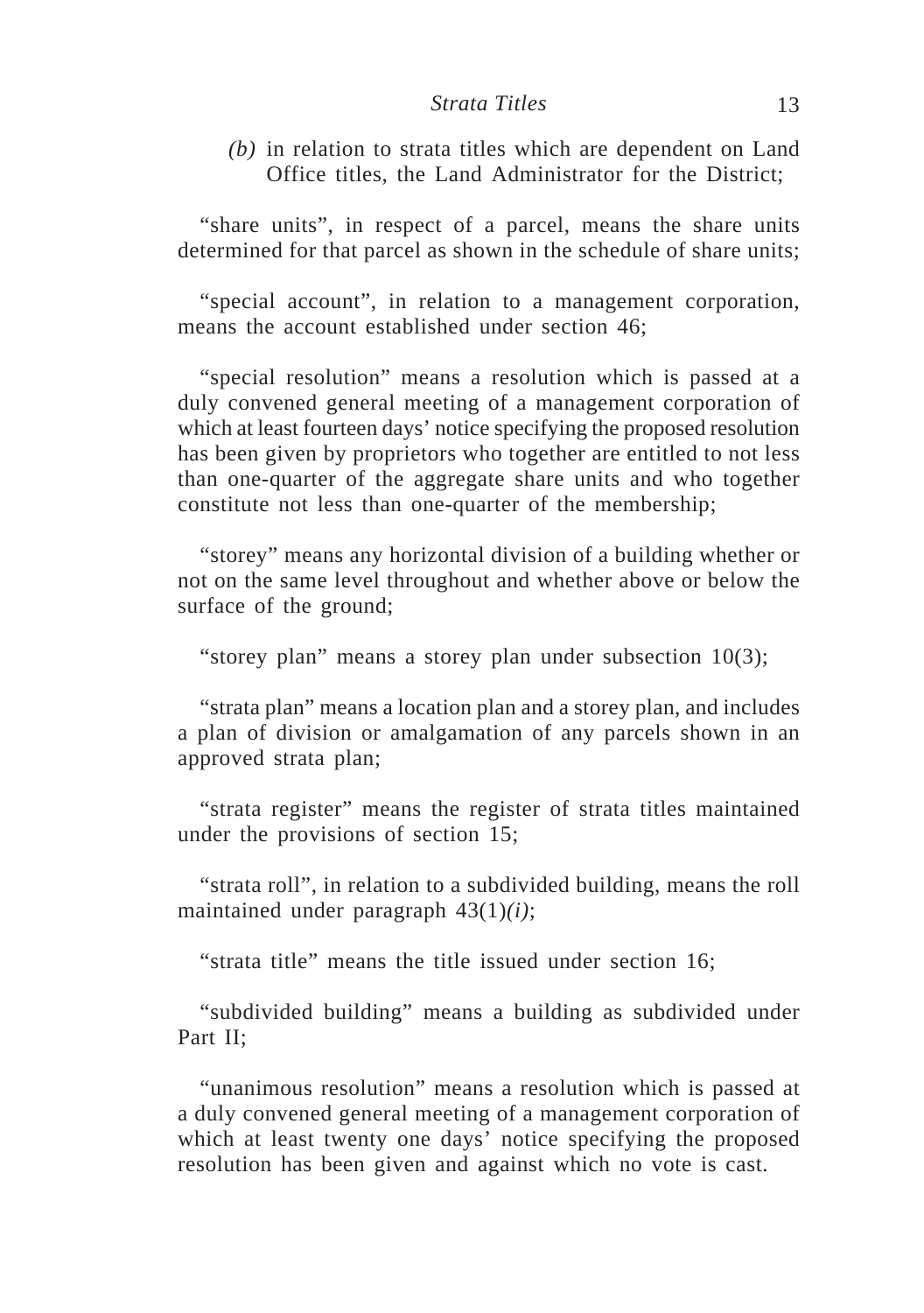*(b)* in relation to strata titles which are dependent on Land Office titles, the Land Administrator for the District;

"share units", in respect of a parcel, means the share units determined for that parcel as shown in the schedule of share units;

"special account", in relation to a management corporation, means the account established under section 46;

"special resolution" means a resolution which is passed at a duly convened general meeting of a management corporation of which at least fourteen days' notice specifying the proposed resolution has been given by proprietors who together are entitled to not less than one-quarter of the aggregate share units and who together constitute not less than one-quarter of the membership;

"storey" means any horizontal division of a building whether or not on the same level throughout and whether above or below the surface of the ground;

"storey plan" means a storey plan under subsection 10(3);

"strata plan" means a location plan and a storey plan, and includes a plan of division or amalgamation of any parcels shown in an approved strata plan;

"strata register" means the register of strata titles maintained under the provisions of section 15;

"strata roll", in relation to a subdivided building, means the roll maintained under paragraph 43(1)*(i)*;

"strata title" means the title issued under section 16;

"subdivided building" means a building as subdivided under Part II;

"unanimous resolution" means a resolution which is passed at a duly convened general meeting of a management corporation of which at least twenty one days' notice specifying the proposed resolution has been given and against which no vote is cast.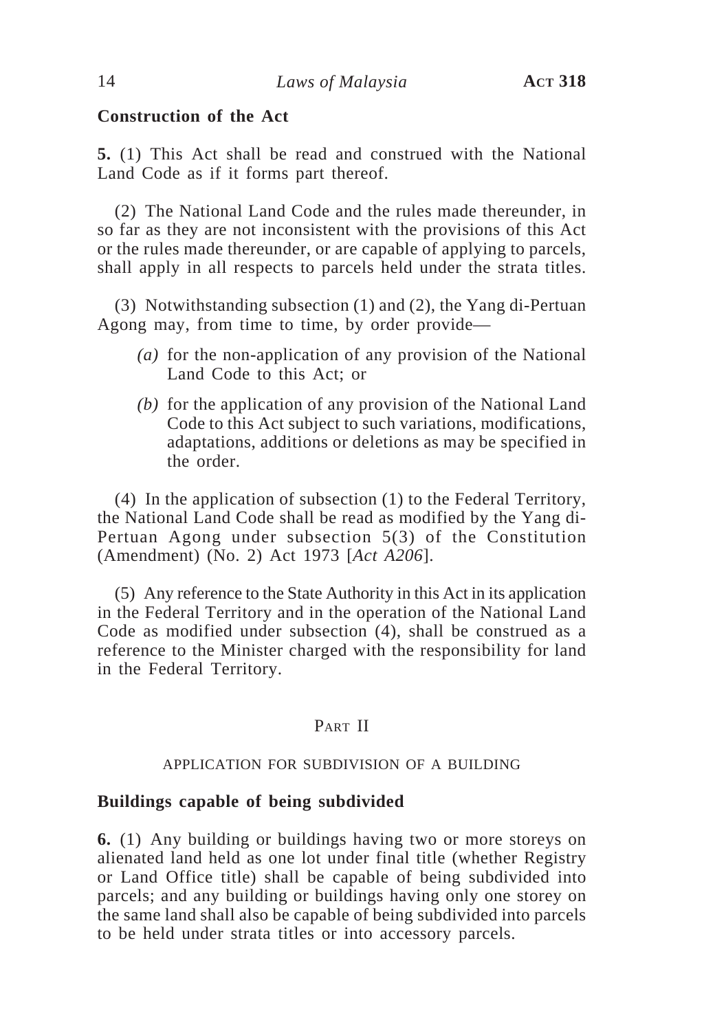**Construction of the Act**

**5.** (1) This Act shall be read and construed with the National Land Code as if it forms part thereof.

(2) The National Land Code and the rules made thereunder, in so far as they are not inconsistent with the provisions of this Act or the rules made thereunder, or are capable of applying to parcels, shall apply in all respects to parcels held under the strata titles.

(3) Notwithstanding subsection (1) and (2), the Yang di-Pertuan Agong may, from time to time, by order provide—

*(a)* for the non-application of any provision of the National Land Code to this Act; or

*(b)* for the application of any provision of the National Land Code to this Act subject to such variations, modifications, adaptations, additions or deletions as may be specified in the order.

(4) In the application of subsection (1) to the Federal Territory, the National Land Code shall be read as modified by the Yang di-Pertuan Agong under subsection 5(3) of the Constitution (Amendment) (No. 2) Act 1973 [*Act A206*].

(5) Any reference to the State Authority in this Act in its application in the Federal Territory and in the operation of the National Land Code as modified under subsection (4), shall be construed as a reference to the Minister charged with the responsibility for land in the Federal Territory.

## PART II

### APPLICATION FOR SUBDIVISION OF A BUILDING

**Buildings capable of being subdivided**

**6.** (1) Any building or buildings having two or more storeys on alienated land held as one lot under final title (whether Registry or Land Office title) shall be capable of being subdivided into parcels; and any building or buildings having only one storey on the same land shall also be capable of being subdivided into parcels to be held under strata titles or into accessory parcels.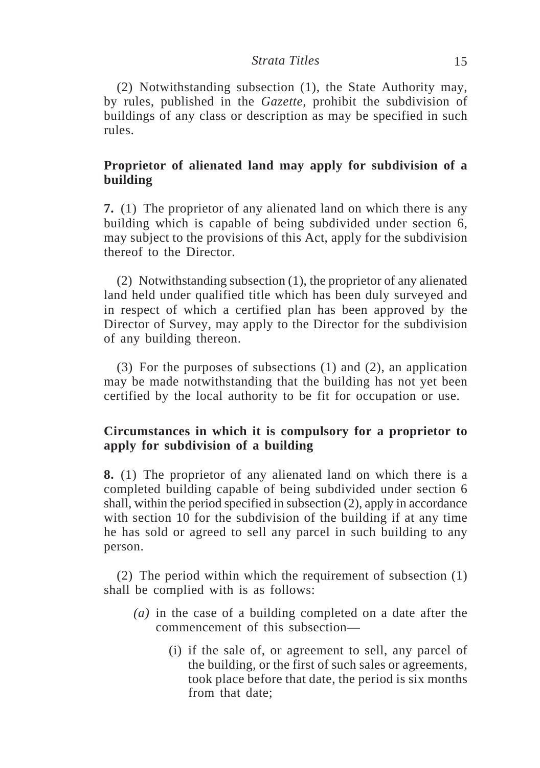(2) Notwithstanding subsection (1), the State Authority may, by rules, published in the *Gazette*, prohibit the subdivision of buildings of any class or description as may be specified in such rules.

### Proprietor of alienated land may apply for subdivision of a building

**7.** (1) The proprietor of any alienated land on which there is any building which is capable of being subdivided under section 6, may subject to the provisions of this Act, apply for the subdivision thereof to the Director.

(2) Notwithstanding subsection (1), the proprietor of any alienated land held under qualified title which has been duly surveyed and in respect of which a certified plan has been approved by the Director of Survey, may apply to the Director for the subdivision of any building thereon.

(3) For the purposes of subsections (1) and (2), an application may be made notwithstanding that the building has not yet been certified by the local authority to be fit for occupation or use.

### Circumstances in which it is compulsory for a proprietor to apply for subdivision of a building

**8.** (1) The proprietor of any alienated land on which there is a completed building capable of being subdivided under section 6 shall, within the period specified in subsection (2), apply in accordance with section 10 for the subdivision of the building if at any time he has sold or agreed to sell any parcel in such building to any person.

(2) The period within which the requirement of subsection (1) shall be complied with is as follows:

*(a)* in the case of a building completed on a date after the commencement of this subsection—

(i) if the sale of, or agreement to sell, any parcel of the building, or the first of such sales or agreements, took place before that date, the period is six months from that date;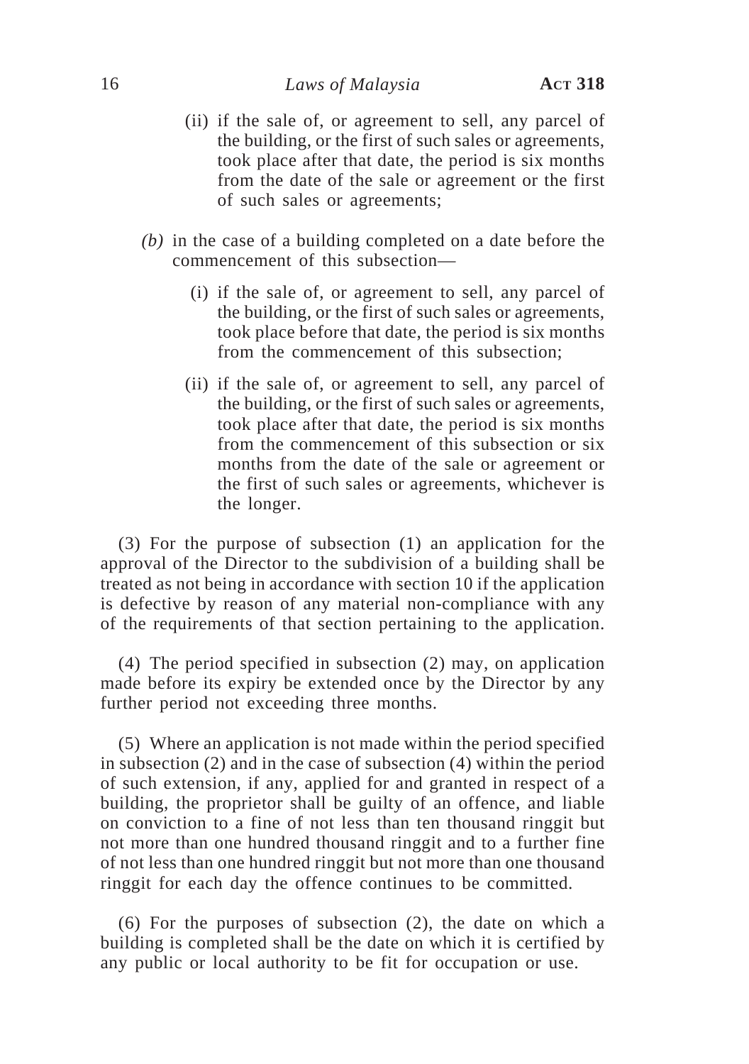(ii) if the sale of, or agreement to sell, any parcel of the building, or the first of such sales or agreements, took place after that date, the period is six months from the date of the sale or agreement or the first of such sales or agreements;

*(b)* in the case of a building completed on a date before the commencement of this subsection—

(i) if the sale of, or agreement to sell, any parcel of the building, or the first of such sales or agreements, took place before that date, the period is six months from the commencement of this subsection;

(ii) if the sale of, or agreement to sell, any parcel of the building, or the first of such sales or agreements, took place after that date, the period is six months from the commencement of this subsection or six months from the date of the sale or agreement or the first of such sales or agreements, whichever is the longer.

(3) For the purpose of subsection (1) an application for the approval of the Director to the subdivision of a building shall be treated as not being in accordance with section 10 if the application is defective by reason of any material non-compliance with any of the requirements of that section pertaining to the application.

(4) The period specified in subsection (2) may, on application made before its expiry be extended once by the Director by any further period not exceeding three months.

(5) Where an application is not made within the period specified in subsection (2) and in the case of subsection (4) within the period of such extension, if any, applied for and granted in respect of a building, the proprietor shall be guilty of an offence, and liable on conviction to a fine of not less than ten thousand ringgit but not more than one hundred thousand ringgit and to a further fine of not less than one hundred ringgit but not more than one thousand ringgit for each day the offence continues to be committed.

(6) For the purposes of subsection (2), the date on which a building is completed shall be the date on which it is certified by any public or local authority to be fit for occupation or use.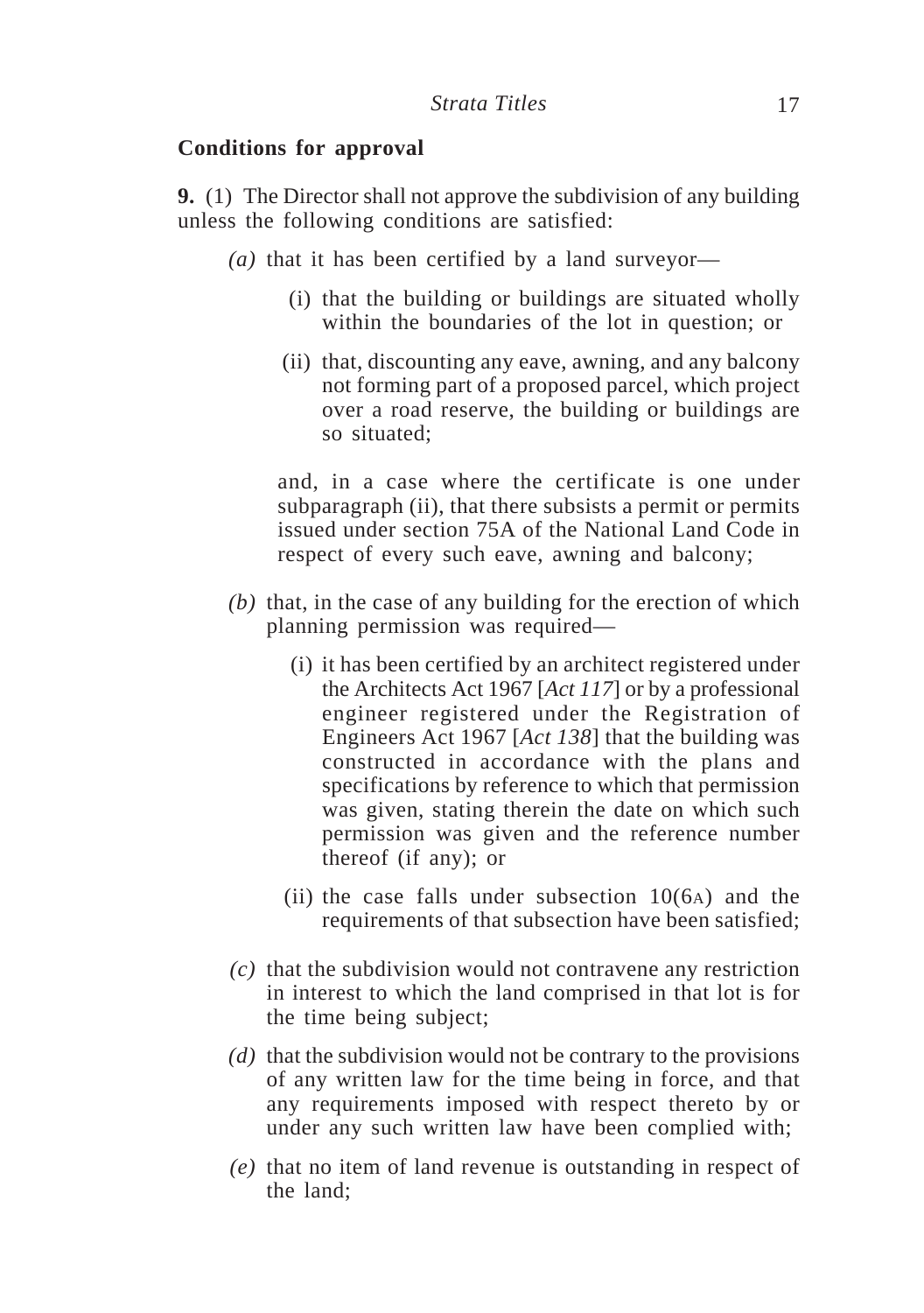## Conditions for approval

**9.** (1) The Director shall not approve the subdivision of any building unless the following conditions are satisfied:

*(a)* that it has been certified by a land surveyor—

(i) that the building or buildings are situated wholly within the boundaries of the lot in question; or

(ii) that, discounting any eave, awning, and any balcony not forming part of a proposed parcel, which project over a road reserve, the building or buildings are so situated;

and, in a case where the certificate is one under subparagraph (ii), that there subsists a permit or permits issued under section 75A of the National Land Code in respect of every such eave, awning and balcony;

*(b)* that, in the case of any building for the erection of which planning permission was required—

(i) it has been certified by an architect registered under the Architects Act 1967 [*Act 117*] or by a professional engineer registered under the Registration of Engineers Act 1967 [*Act 138*] that the building was constructed in accordance with the plans and specifications by reference to which that permission was given, stating therein the date on which such permission was given and the reference number thereof (if any); or

(ii) the case falls under subsection 10(6A) and the requirements of that subsection have been satisfied;

*(c)* that the subdivision would not contravene any restriction in interest to which the land comprised in that lot is for the time being subject;

*(d)* that the subdivision would not be contrary to the provisions of any written law for the time being in force, and that any requirements imposed with respect thereto by or under any such written law have been complied with;

*(e)* that no item of land revenue is outstanding in respect of the land;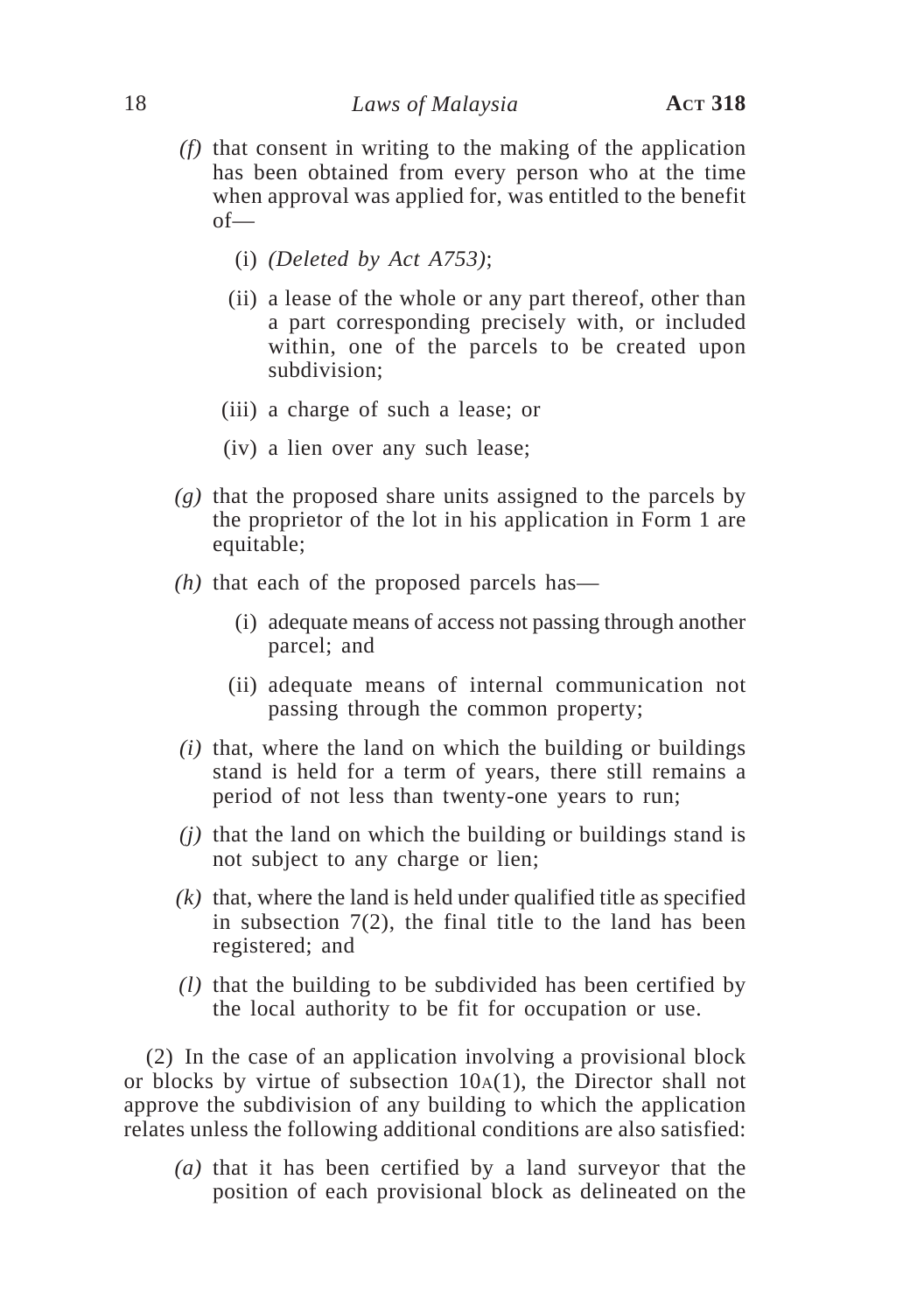*(f)* that consent in writing to the making of the application has been obtained from every person who at the time when approval was applied for, was entitled to the benefit of—

(i) *(Deleted by Act A753)*;

(ii) a lease of the whole or any part thereof, other than a part corresponding precisely with, or included within, one of the parcels to be created upon subdivision;

(iii) a charge of such a lease; or

(iv) a lien over any such lease;

*(g)* that the proposed share units assigned to the parcels by the proprietor of the lot in his application in Form 1 are equitable;

*(h)* that each of the proposed parcels has—

(i) adequate means of access not passing through another parcel; and

(ii) adequate means of internal communication not passing through the common property;

*(i)* that, where the land on which the building or buildings stand is held for a term of years, there still remains a period of not less than twenty-one years to run;

*(j)* that the land on which the building or buildings stand is not subject to any charge or lien;

*(k)* that, where the land is held under qualified title as specified in subsection 7(2), the final title to the land has been registered; and

*(l)* that the building to be subdivided has been certified by the local authority to be fit for occupation or use.

(2) In the case of an application involving a provisional block or blocks by virtue of subsection 10A(1), the Director shall not approve the subdivision of any building to which the application relates unless the following additional conditions are also satisfied:

*(a)* that it has been certified by a land surveyor that the position of each provisional block as delineated on the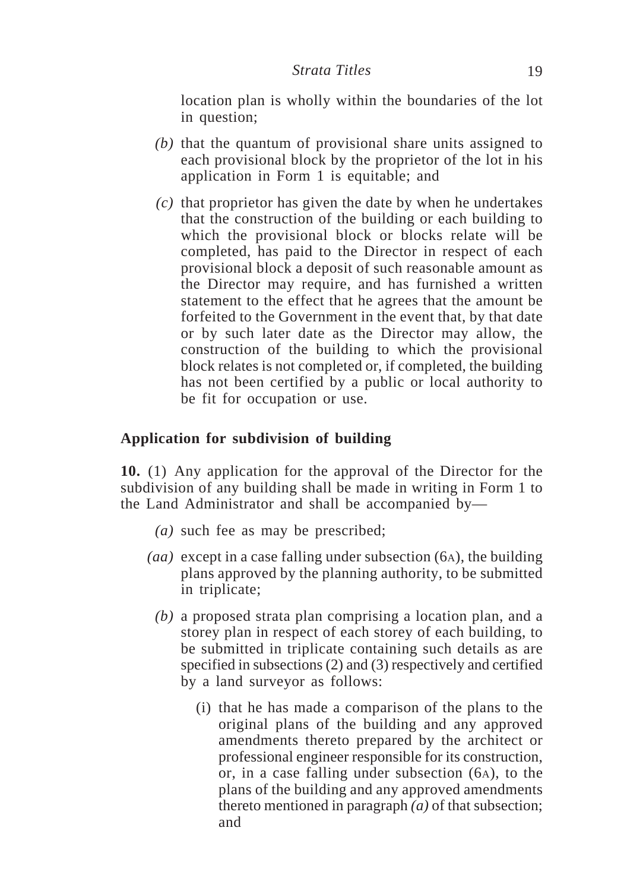location plan is wholly within the boundaries of the lot in question;

*(b)* that the quantum of provisional share units assigned to each provisional block by the proprietor of the lot in his application in Form 1 is equitable; and

*(c)* that proprietor has given the date by when he undertakes that the construction of the building or each building to which the provisional block or blocks relate will be completed, has paid to the Director in respect of each provisional block a deposit of such reasonable amount as the Director may require, and has furnished a written statement to the effect that he agrees that the amount be forfeited to the Government in the event that, by that date or by such later date as the Director may allow, the construction of the building to which the provisional block relates is not completed or, if completed, the building has not been certified by a public or local authority to be fit for occupation or use.

**Application for subdivision of building**

**10.** (1) Any application for the approval of the Director for the subdivision of any building shall be made in writing in Form 1 to the Land Administrator and shall be accompanied by—

*(a)* such fee as may be prescribed;

*(aa)* except in a case falling under subsection (6A), the building plans approved by the planning authority, to be submitted in triplicate;

*(b)* a proposed strata plan comprising a location plan, and a storey plan in respect of each storey of each building, to be submitted in triplicate containing such details as are specified in subsections (2) and (3) respectively and certified by a land surveyor as follows:

(i) that he has made a comparison of the plans to the original plans of the building and any approved amendments thereto prepared by the architect or professional engineer responsible for its construction, or, in a case falling under subsection (6A), to the plans of the building and any approved amendments thereto mentioned in paragraph *(a)* of that subsection; and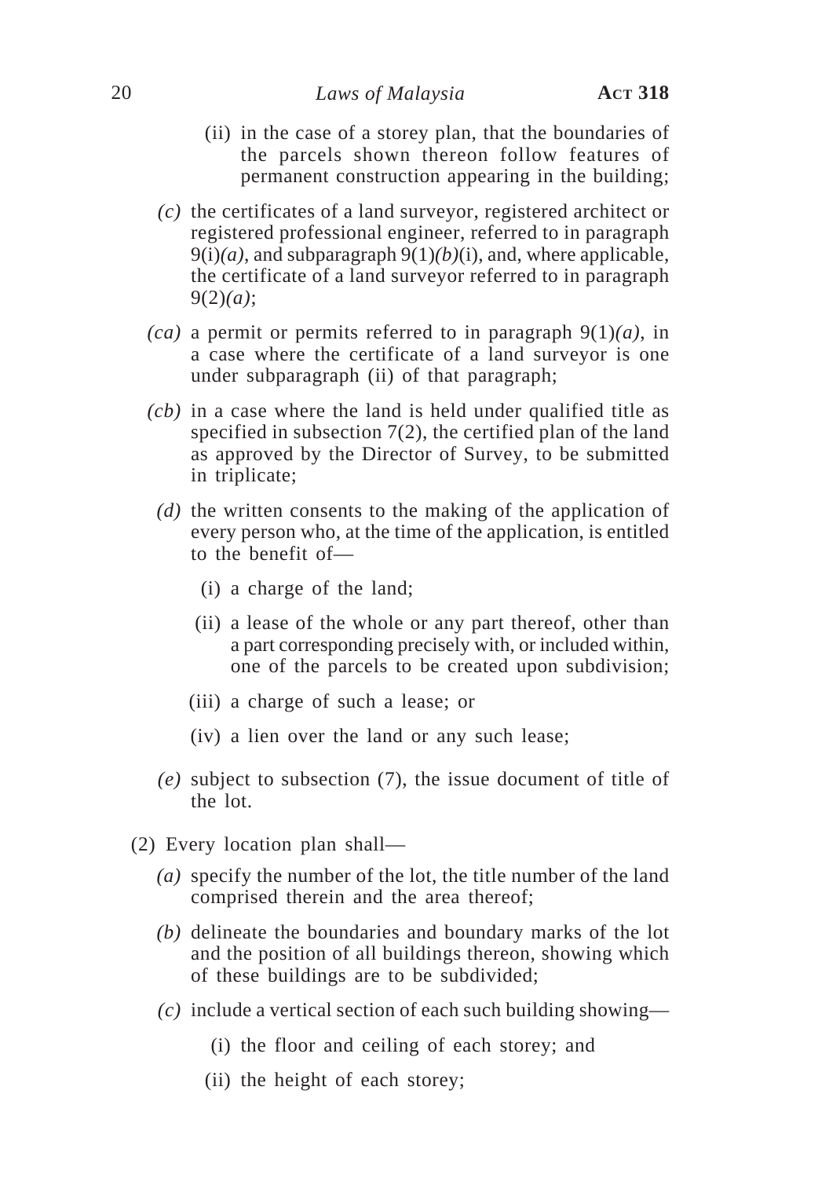(ii) in the case of a storey plan, that the boundaries of the parcels shown thereon follow features of permanent construction appearing in the building;

*(c)* the certificates of a land surveyor, registered architect or registered professional engineer, referred to in paragraph 9(i)*(a)*, and subparagraph 9(1)*(b)*(i), and, where applicable, the certificate of a land surveyor referred to in paragraph 9(2)*(a)*;

*(ca)* a permit or permits referred to in paragraph 9(1)*(a)*, in a case where the certificate of a land surveyor is one under subparagraph (ii) of that paragraph;

*(cb)* in a case where the land is held under qualified title as specified in subsection 7(2), the certified plan of the land as approved by the Director of Survey, to be submitted in triplicate;

*(d)* the written consents to the making of the application of every person who, at the time of the application, is entitled to the benefit of—

(i) a charge of the land;

(ii) a lease of the whole or any part thereof, other than a part corresponding precisely with, or included within, one of the parcels to be created upon subdivision;

(iii) a charge of such a lease; or

(iv) a lien over the land or any such lease;

*(e)* subject to subsection (7), the issue document of title of the lot.

(2) Every location plan shall—

*(a)* specify the number of the lot, the title number of the land comprised therein and the area thereof;

*(b)* delineate the boundaries and boundary marks of the lot and the position of all buildings thereon, showing which of these buildings are to be subdivided;

*(c)* include a vertical section of each such building showing—

(i) the floor and ceiling of each storey; and

(ii) the height of each storey;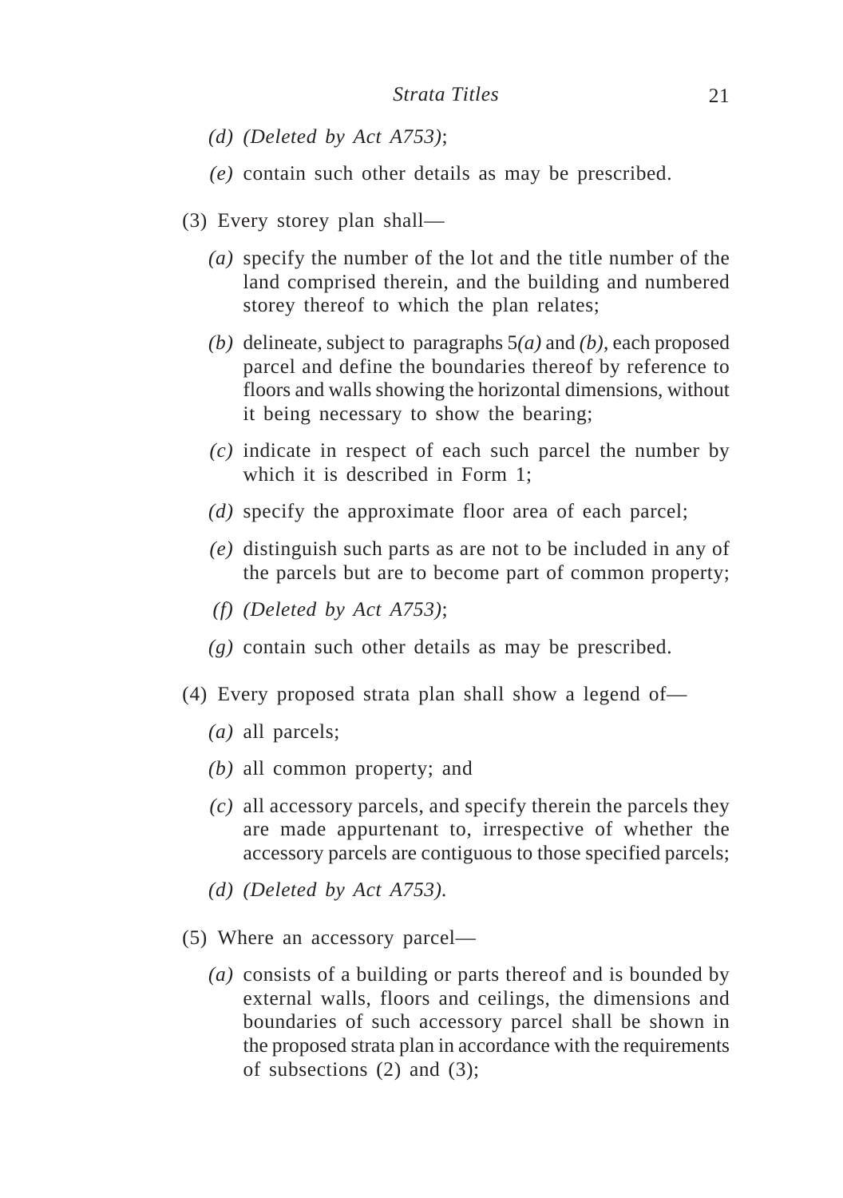*(d)* *(Deleted by Act A753)*;

*(e)* contain such other details as may be prescribed.

(3) Every storey plan shall—

*(a)* specify the number of the lot and the title number of the land comprised therein, and the building and numbered storey thereof to which the plan relates;

*(b)* delineate, subject to paragraphs 5*(a)* and *(b)*, each proposed parcel and define the boundaries thereof by reference to floors and walls showing the horizontal dimensions, without it being necessary to show the bearing;

*(c)* indicate in respect of each such parcel the number by which it is described in Form 1;

*(d)* specify the approximate floor area of each parcel;

*(e)* distinguish such parts as are not to be included in any of the parcels but are to become part of common property;

*(f)* *(Deleted by Act A753)*;

*(g)* contain such other details as may be prescribed.

(4) Every proposed strata plan shall show a legend of—

*(a)* all parcels;

*(b)* all common property; and

*(c)* all accessory parcels, and specify therein the parcels they are made appurtenant to, irrespective of whether the accessory parcels are contiguous to those specified parcels;

*(d)* *(Deleted by Act A753)*.

(5) Where an accessory parcel—

*(a)* consists of a building or parts thereof and is bounded by external walls, floors and ceilings, the dimensions and boundaries of such accessory parcel shall be shown in the proposed strata plan in accordance with the requirements of subsections (2) and (3);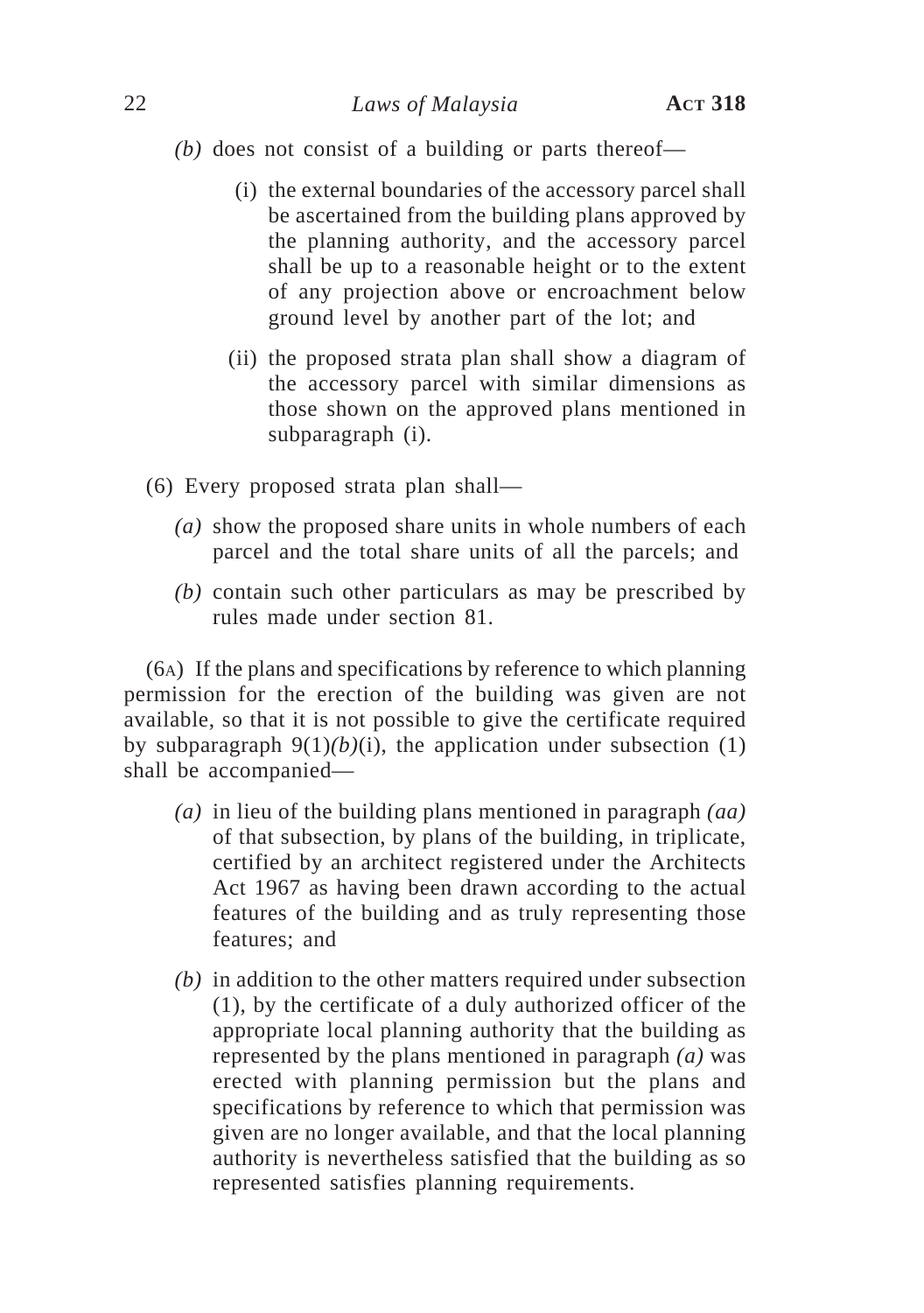*(b)* does not consist of a building or parts thereof—

(i) the external boundaries of the accessory parcel shall be ascertained from the building plans approved by the planning authority, and the accessory parcel shall be up to a reasonable height or to the extent of any projection above or encroachment below ground level by another part of the lot; and

(ii) the proposed strata plan shall show a diagram of the accessory parcel with similar dimensions as those shown on the approved plans mentioned in subparagraph (i).

(6) Every proposed strata plan shall—

*(a)* show the proposed share units in whole numbers of each parcel and the total share units of all the parcels; and

*(b)* contain such other particulars as may be prescribed by rules made under section 81.

(6A) If the plans and specifications by reference to which planning permission for the erection of the building was given are not available, so that it is not possible to give the certificate required by subparagraph 9(1)*(b)*(i), the application under subsection (1) shall be accompanied—

*(a)* in lieu of the building plans mentioned in paragraph *(aa)* of that subsection, by plans of the building, in triplicate, certified by an architect registered under the Architects Act 1967 as having been drawn according to the actual features of the building and as truly representing those features; and

*(b)* in addition to the other matters required under subsection (1), by the certificate of a duly authorized officer of the appropriate local planning authority that the building as represented by the plans mentioned in paragraph *(a)* was erected with planning permission but the plans and specifications by reference to which that permission was given are no longer available, and that the local planning authority is nevertheless satisfied that the building as so represented satisfies planning requirements.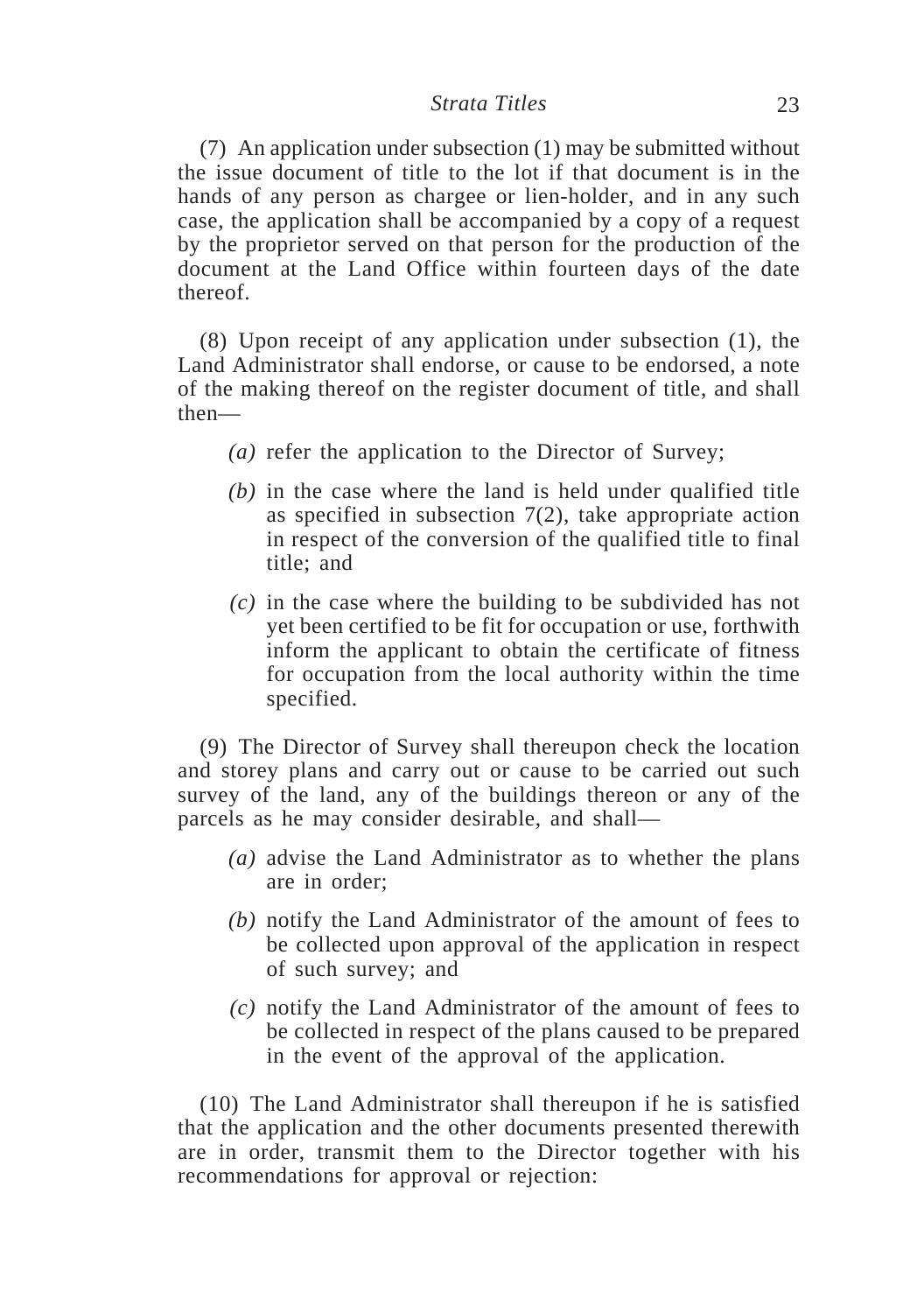(7) An application under subsection (1) may be submitted without the issue document of title to the lot if that document is in the hands of any person as chargee or lien-holder, and in any such case, the application shall be accompanied by a copy of a request by the proprietor served on that person for the production of the document at the Land Office within fourteen days of the date thereof.

(8) Upon receipt of any application under subsection (1), the Land Administrator shall endorse, or cause to be endorsed, a note of the making thereof on the register document of title, and shall then—

*(a)* refer the application to the Director of Survey;

*(b)* in the case where the land is held under qualified title as specified in subsection 7(2), take appropriate action in respect of the conversion of the qualified title to final title; and

*(c)* in the case where the building to be subdivided has not yet been certified to be fit for occupation or use, forthwith inform the applicant to obtain the certificate of fitness for occupation from the local authority within the time specified.

(9) The Director of Survey shall thereupon check the location and storey plans and carry out or cause to be carried out such survey of the land, any of the buildings thereon or any of the parcels as he may consider desirable, and shall—

*(a)* advise the Land Administrator as to whether the plans are in order;

*(b)* notify the Land Administrator of the amount of fees to be collected upon approval of the application in respect of such survey; and

*(c)* notify the Land Administrator of the amount of fees to be collected in respect of the plans caused to be prepared in the event of the approval of the application.

(10) The Land Administrator shall thereupon if he is satisfied that the application and the other documents presented therewith are in order, transmit them to the Director together with his recommendations for approval or rejection: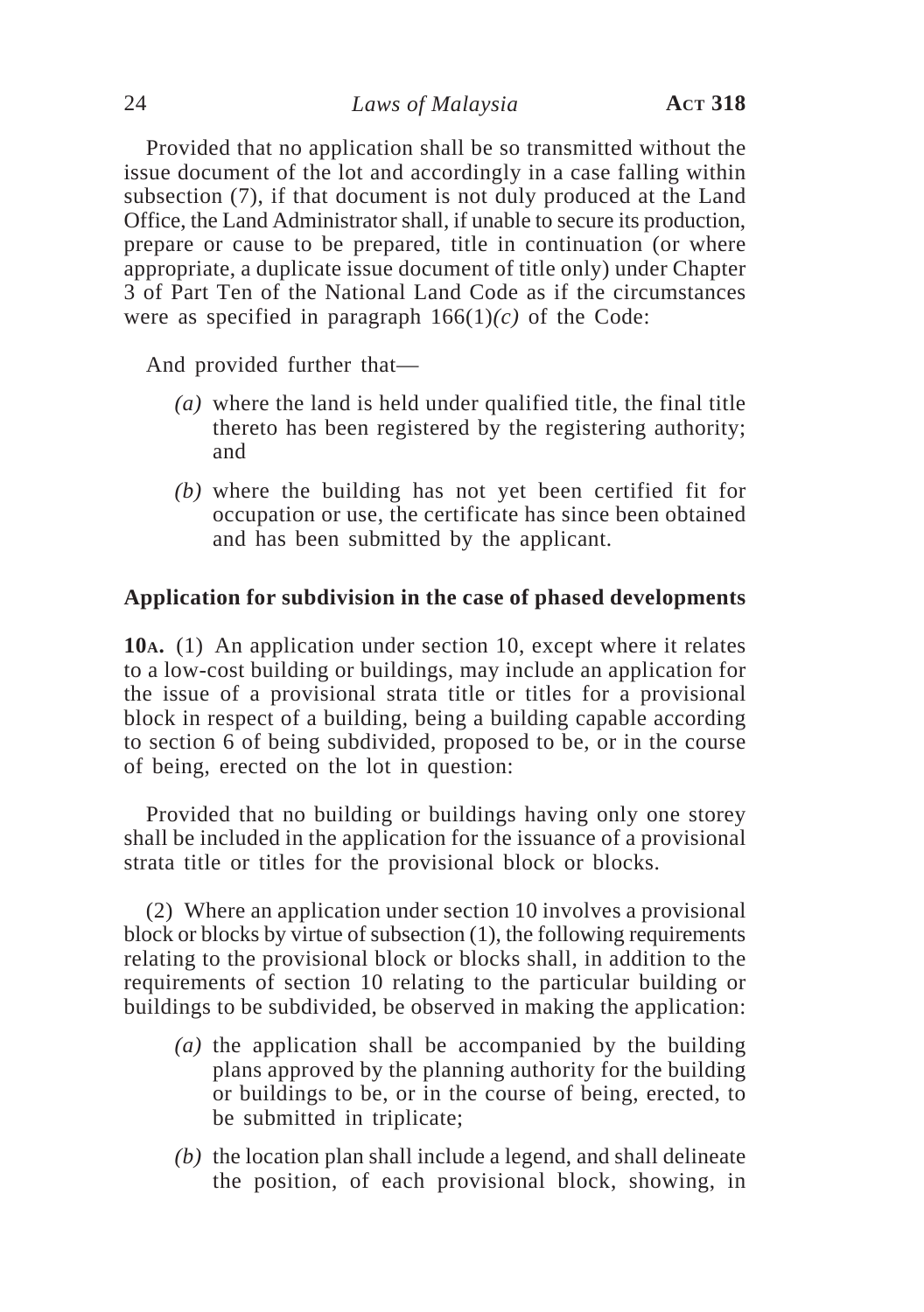Provided that no application shall be so transmitted without the issue document of the lot and accordingly in a case falling within subsection (7), if that document is not duly produced at the Land Office, the Land Administrator shall, if unable to secure its production, prepare or cause to be prepared, title in continuation (or where appropriate, a duplicate issue document of title only) under Chapter 3 of Part Ten of the National Land Code as if the circumstances were as specified in paragraph 166(1)*(c)* of the Code:

And provided further that—

*(a)* where the land is held under qualified title, the final title thereto has been registered by the registering authority; and

*(b)* where the building has not yet been certified fit for occupation or use, the certificate has since been obtained and has been submitted by the applicant.

**Application for subdivision in the case of phased developments**

**10A.** (1) An application under section 10, except where it relates to a low-cost building or buildings, may include an application for the issue of a provisional strata title or titles for a provisional block in respect of a building, being a building capable according to section 6 of being subdivided, proposed to be, or in the course of being, erected on the lot in question:

Provided that no building or buildings having only one storey shall be included in the application for the issuance of a provisional strata title or titles for the provisional block or blocks.

(2) Where an application under section 10 involves a provisional block or blocks by virtue of subsection (1), the following requirements relating to the provisional block or blocks shall, in addition to the requirements of section 10 relating to the particular building or buildings to be subdivided, be observed in making the application:

*(a)* the application shall be accompanied by the building plans approved by the planning authority for the building or buildings to be, or in the course of being, erected, to be submitted in triplicate;

*(b)* the location plan shall include a legend, and shall delineate the position, of each provisional block, showing, in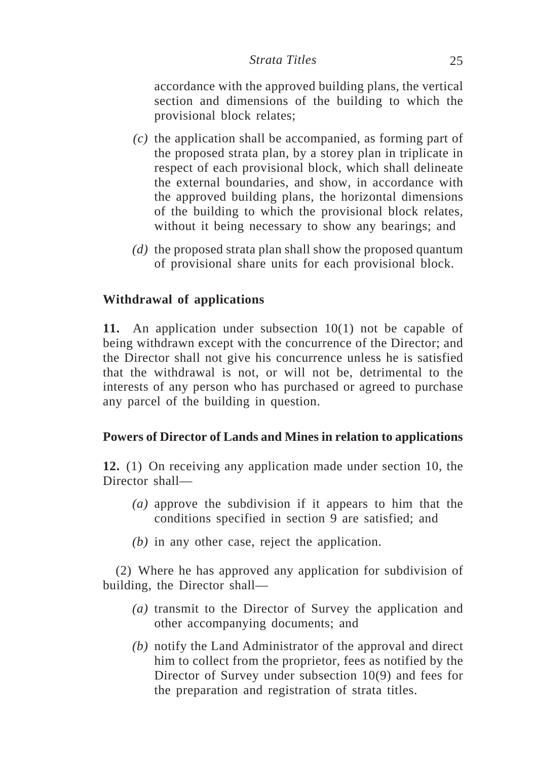accordance with the approved building plans, the vertical section and dimensions of the building to which the provisional block relates;

*(c)* the application shall be accompanied, as forming part of the proposed strata plan, by a storey plan in triplicate in respect of each provisional block, which shall delineate the external boundaries, and show, in accordance with the approved building plans, the horizontal dimensions of the building to which the provisional block relates, without it being necessary to show any bearings; and

*(d)* the proposed strata plan shall show the proposed quantum of provisional share units for each provisional block.

**Withdrawal of applications**

**11.** An application under subsection 10(1) not be capable of being withdrawn except with the concurrence of the Director; and the Director shall not give his concurrence unless he is satisfied that the withdrawal is not, or will not be, detrimental to the interests of any person who has purchased or agreed to purchase any parcel of the building in question.

**Powers of Director of Lands and Mines in relation to applications**

**12.** (1) On receiving any application made under section 10, the Director shall—

*(a)* approve the subdivision if it appears to him that the conditions specified in section 9 are satisfied; and

*(b)* in any other case, reject the application.

(2) Where he has approved any application for subdivision of building, the Director shall—

*(a)* transmit to the Director of Survey the application and other accompanying documents; and

*(b)* notify the Land Administrator of the approval and direct him to collect from the proprietor, fees as notified by the Director of Survey under subsection 10(9) and fees for the preparation and registration of strata titles.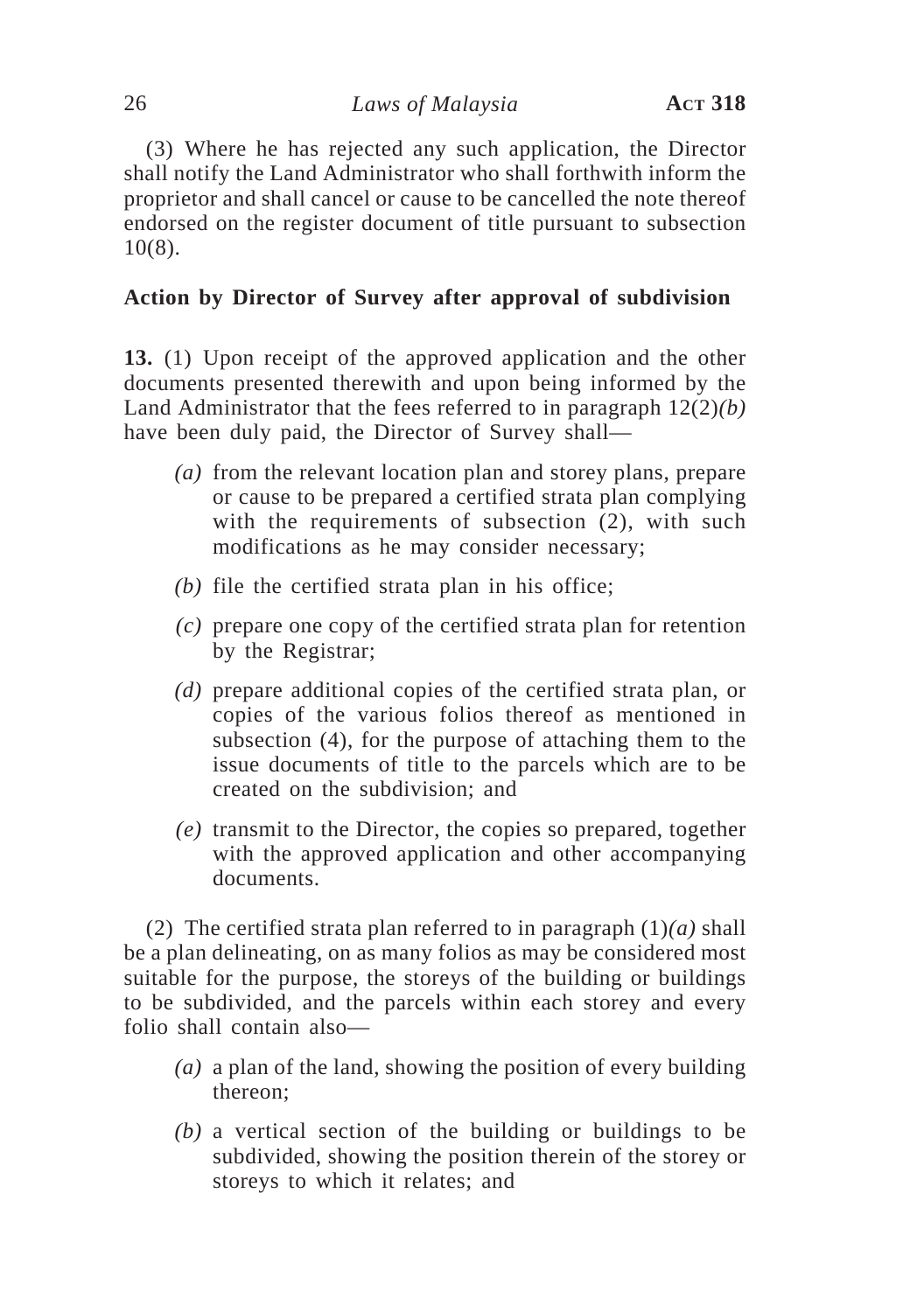(3) Where he has rejected any such application, the Director shall notify the Land Administrator who shall forthwith inform the proprietor and shall cancel or cause to be cancelled the note thereof endorsed on the register document of title pursuant to subsection 10(8).

**Action by Director of Survey after approval of subdivision**

**13.** (1) Upon receipt of the approved application and the other documents presented therewith and upon being informed by the Land Administrator that the fees referred to in paragraph 12(2)*(b)* have been duly paid, the Director of Survey shall—

*(a)* from the relevant location plan and storey plans, prepare or cause to be prepared a certified strata plan complying with the requirements of subsection (2), with such modifications as he may consider necessary;

*(b)* file the certified strata plan in his office;

*(c)* prepare one copy of the certified strata plan for retention by the Registrar;

*(d)* prepare additional copies of the certified strata plan, or copies of the various folios thereof as mentioned in subsection (4), for the purpose of attaching them to the issue documents of title to the parcels which are to be created on the subdivision; and

*(e)* transmit to the Director, the copies so prepared, together with the approved application and other accompanying documents.

(2) The certified strata plan referred to in paragraph (1)*(a)* shall be a plan delineating, on as many folios as may be considered most suitable for the purpose, the storeys of the building or buildings to be subdivided, and the parcels within each storey and every folio shall contain also—

*(a)* a plan of the land, showing the position of every building thereon;

*(b)* a vertical section of the building or buildings to be subdivided, showing the position therein of the storey or storeys to which it relates; and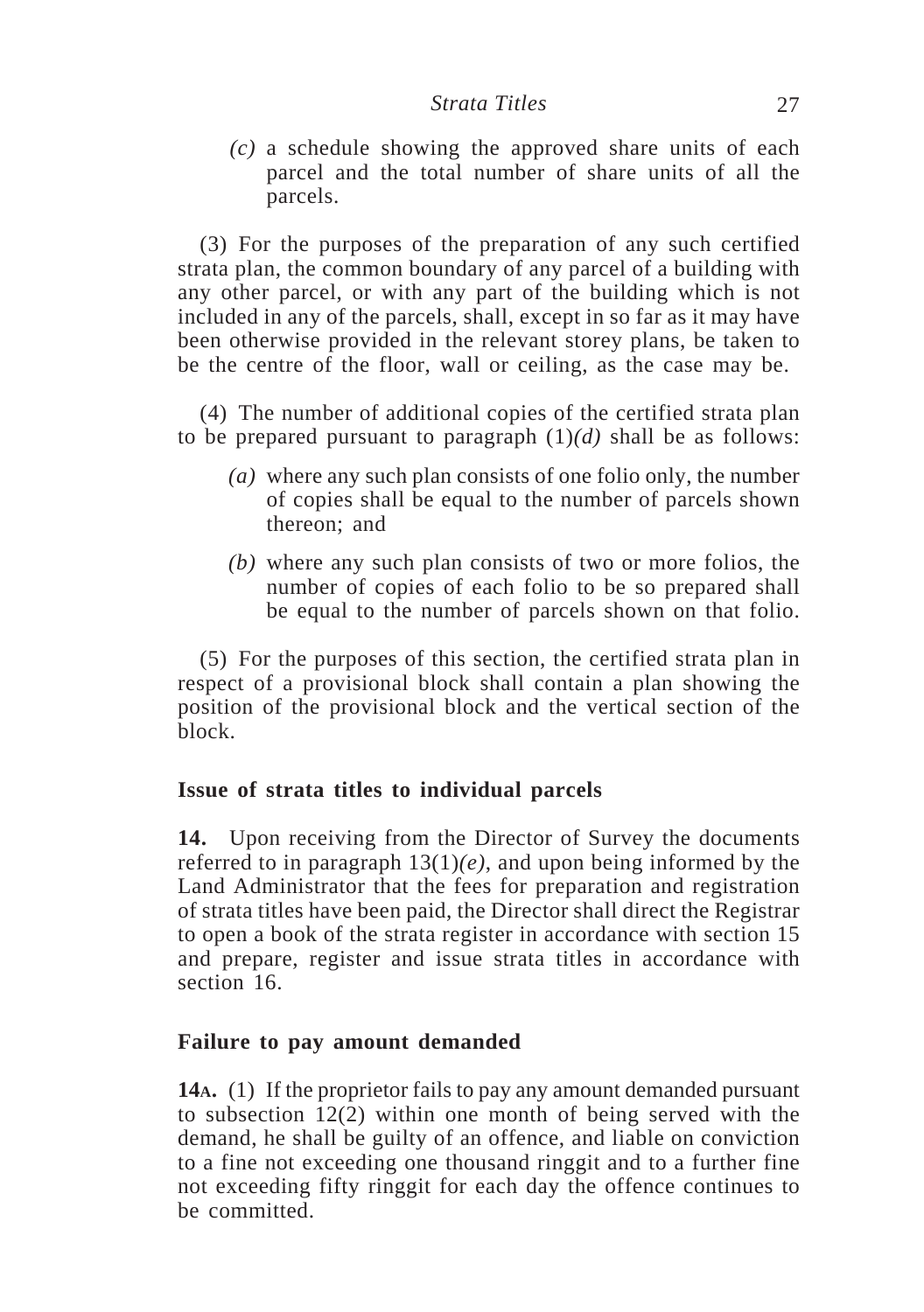*(c)* a schedule showing the approved share units of each parcel and the total number of share units of all the parcels.

(3) For the purposes of the preparation of any such certified strata plan, the common boundary of any parcel of a building with any other parcel, or with any part of the building which is not included in any of the parcels, shall, except in so far as it may have been otherwise provided in the relevant storey plans, be taken to be the centre of the floor, wall or ceiling, as the case may be.

(4) The number of additional copies of the certified strata plan to be prepared pursuant to paragraph (1)*(d)* shall be as follows:

*(a)* where any such plan consists of one folio only, the number of copies shall be equal to the number of parcels shown thereon; and

*(b)* where any such plan consists of two or more folios, the number of copies of each folio to be so prepared shall be equal to the number of parcels shown on that folio.

(5) For the purposes of this section, the certified strata plan in respect of a provisional block shall contain a plan showing the position of the provisional block and the vertical section of the block.

### Issue of strata titles to individual parcels

**14.** Upon receiving from the Director of Survey the documents referred to in paragraph 13(1)*(e)*, and upon being informed by the Land Administrator that the fees for preparation and registration of strata titles have been paid, the Director shall direct the Registrar to open a book of the strata register in accordance with section 15 and prepare, register and issue strata titles in accordance with section 16.

### Failure to pay amount demanded

**14A.** (1) If the proprietor fails to pay any amount demanded pursuant to subsection 12(2) within one month of being served with the demand, he shall be guilty of an offence, and liable on conviction to a fine not exceeding one thousand ringgit and to a further fine not exceeding fifty ringgit for each day the offence continues to be committed.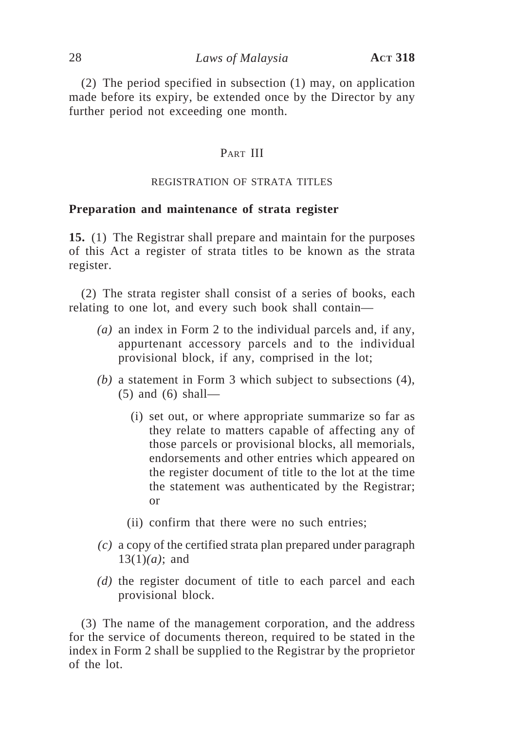(2) The period specified in subsection (1) may, on application made before its expiry, be extended once by the Director by any further period not exceeding one month.

## PART III

### REGISTRATION OF STRATA TITLES

**Preparation and maintenance of strata register**

**15.** (1) The Registrar shall prepare and maintain for the purposes of this Act a register of strata titles to be known as the strata register.

(2) The strata register shall consist of a series of books, each relating to one lot, and every such book shall contain—

*(a)* an index in Form 2 to the individual parcels and, if any, appurtenant accessory parcels and to the individual provisional block, if any, comprised in the lot;

*(b)* a statement in Form 3 which subject to subsections (4), (5) and (6) shall—

(i) set out, or where appropriate summarize so far as they relate to matters capable of affecting any of those parcels or provisional blocks, all memorials, endorsements and other entries which appeared on the register document of title to the lot at the time the statement was authenticated by the Registrar; or

(ii) confirm that there were no such entries;

*(c)* a copy of the certified strata plan prepared under paragraph 13(1)*(a)*; and

*(d)* the register document of title to each parcel and each provisional block.

(3) The name of the management corporation, and the address for the service of documents thereon, required to be stated in the index in Form 2 shall be supplied to the Registrar by the proprietor of the lot.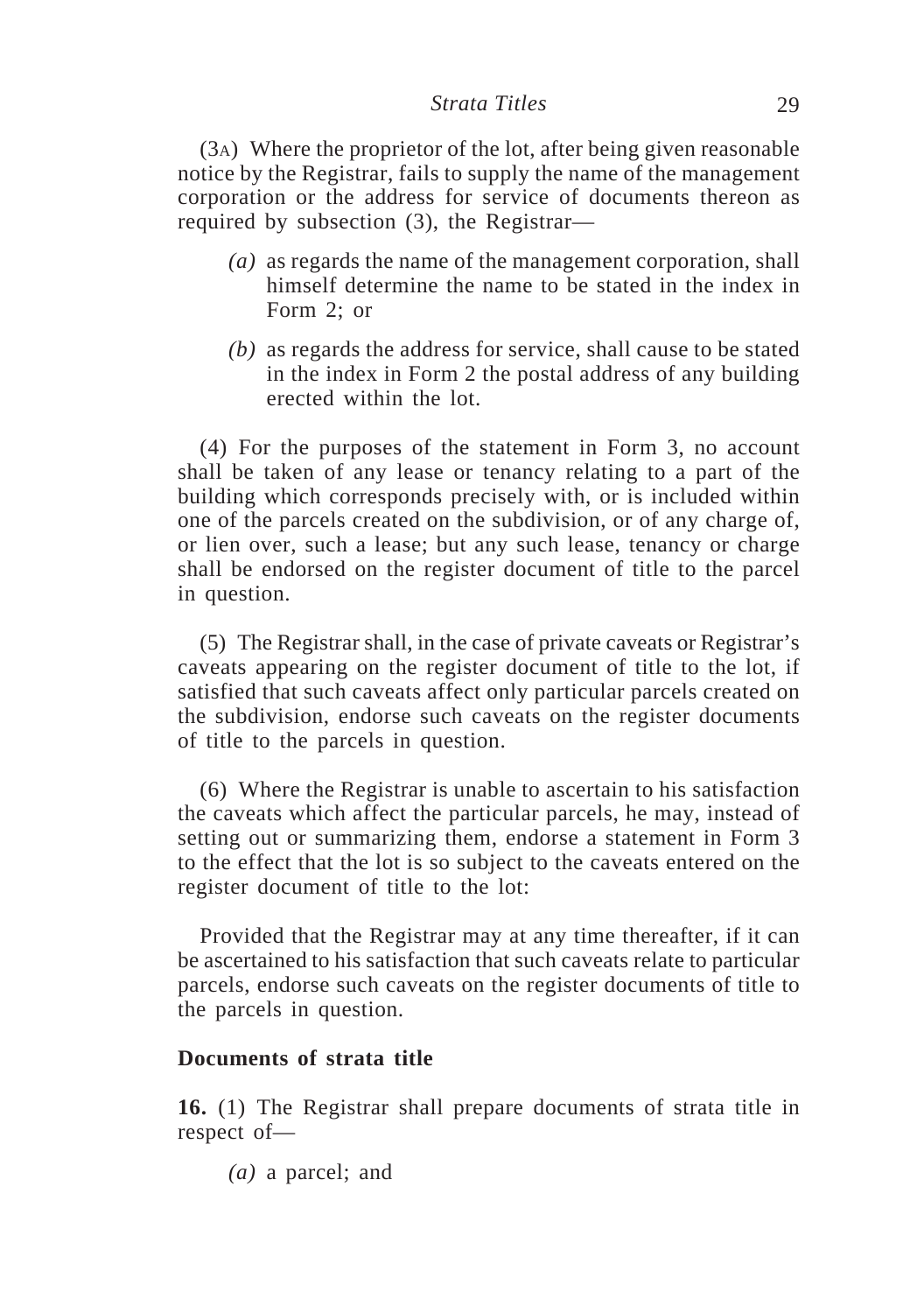(3A) Where the proprietor of the lot, after being given reasonable notice by the Registrar, fails to supply the name of the management corporation or the address for service of documents thereon as required by subsection (3), the Registrar—

*(a)* as regards the name of the management corporation, shall himself determine the name to be stated in the index in Form 2; or

*(b)* as regards the address for service, shall cause to be stated in the index in Form 2 the postal address of any building erected within the lot.

(4) For the purposes of the statement in Form 3, no account shall be taken of any lease or tenancy relating to a part of the building which corresponds precisely with, or is included within one of the parcels created on the subdivision, or of any charge of, or lien over, such a lease; but any such lease, tenancy or charge shall be endorsed on the register document of title to the parcel in question.

(5) The Registrar shall, in the case of private caveats or Registrar's caveats appearing on the register document of title to the lot, if satisfied that such caveats affect only particular parcels created on the subdivision, endorse such caveats on the register documents of title to the parcels in question.

(6) Where the Registrar is unable to ascertain to his satisfaction the caveats which affect the particular parcels, he may, instead of setting out or summarizing them, endorse a statement in Form 3 to the effect that the lot is so subject to the caveats entered on the register document of title to the lot:

Provided that the Registrar may at any time thereafter, if it can be ascertained to his satisfaction that such caveats relate to particular parcels, endorse such caveats on the register documents of title to the parcels in question.

**Documents of strata title**

**16.** (1) The Registrar shall prepare documents of strata title in respect of—

*(a)* a parcel; and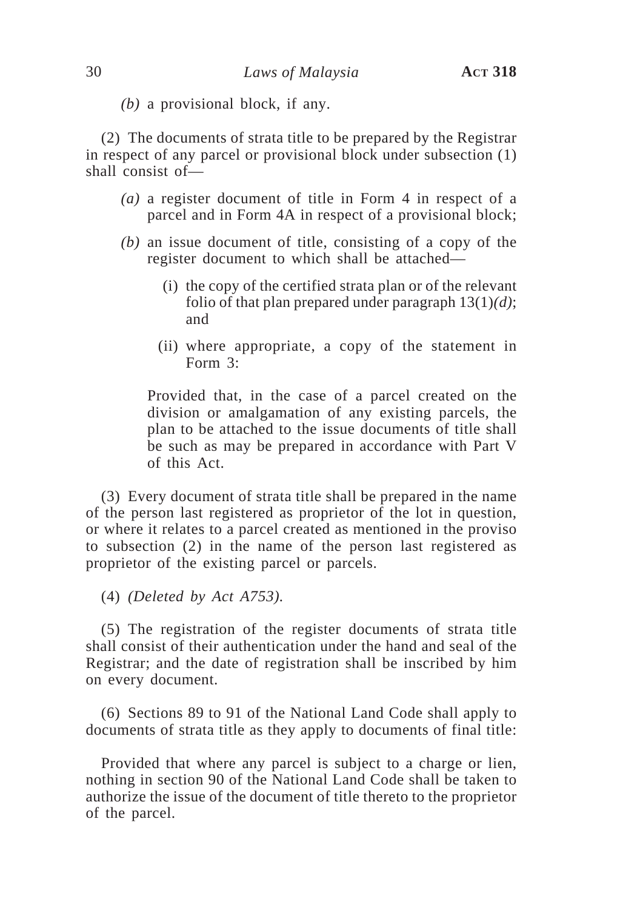*(b)* a provisional block, if any.

(2) The documents of strata title to be prepared by the Registrar in respect of any parcel or provisional block under subsection (1) shall consist of—

*(a)* a register document of title in Form 4 in respect of a parcel and in Form 4A in respect of a provisional block;

*(b)* an issue document of title, consisting of a copy of the register document to which shall be attached—

(i) the copy of the certified strata plan or of the relevant folio of that plan prepared under paragraph 13(1)*(d)*; and

(ii) where appropriate, a copy of the statement in Form 3:

Provided that, in the case of a parcel created on the division or amalgamation of any existing parcels, the plan to be attached to the issue documents of title shall be such as may be prepared in accordance with Part V of this Act.

(3) Every document of strata title shall be prepared in the name of the person last registered as proprietor of the lot in question, or where it relates to a parcel created as mentioned in the proviso to subsection (2) in the name of the person last registered as proprietor of the existing parcel or parcels.

(4) *(Deleted by Act A753).*

(5) The registration of the register documents of strata title shall consist of their authentication under the hand and seal of the Registrar; and the date of registration shall be inscribed by him on every document.

(6) Sections 89 to 91 of the National Land Code shall apply to documents of strata title as they apply to documents of final title:

Provided that where any parcel is subject to a charge or lien, nothing in section 90 of the National Land Code shall be taken to authorize the issue of the document of title thereto to the proprietor of the parcel.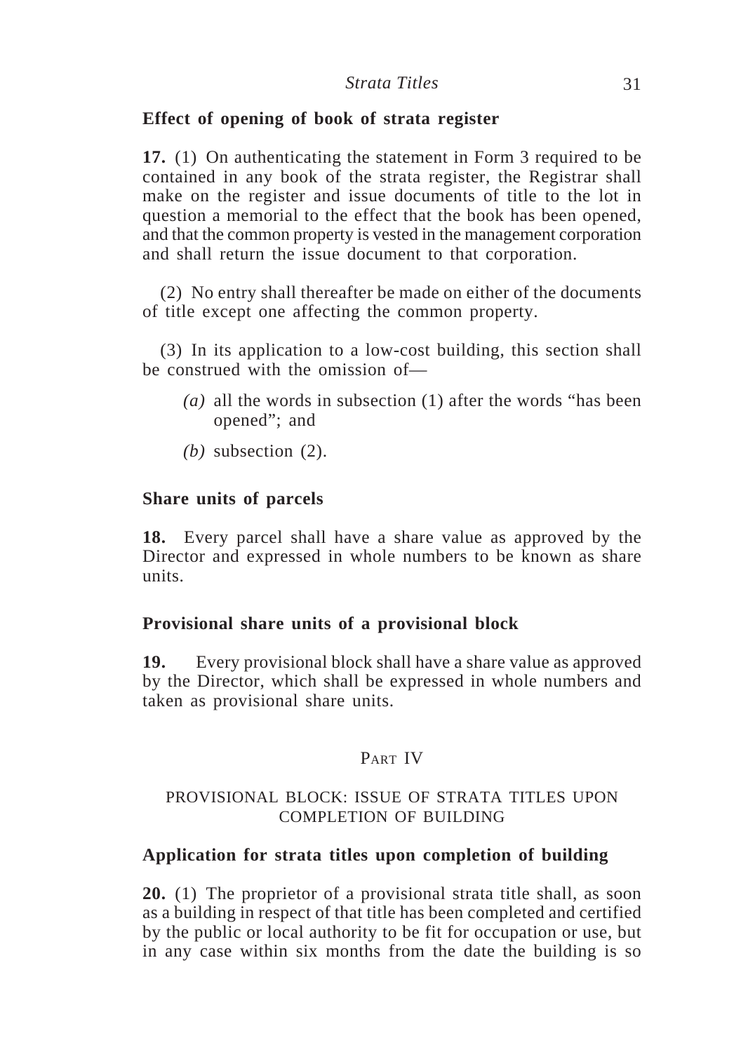### Effect of opening of book of strata register

**17.** (1) On authenticating the statement in Form 3 required to be contained in any book of the strata register, the Registrar shall make on the register and issue documents of title to the lot in question a memorial to the effect that the book has been opened, and that the common property is vested in the management corporation and shall return the issue document to that corporation.

(2) No entry shall thereafter be made on either of the documents of title except one affecting the common property.

(3) In its application to a low-cost building, this section shall be construed with the omission of—

*(a)* all the words in subsection (1) after the words "has been opened"; and

*(b)* subsection (2).

### Share units of parcels

**18.** Every parcel shall have a share value as approved by the Director and expressed in whole numbers to be known as share units.

### Provisional share units of a provisional block

**19.** Every provisional block shall have a share value as approved by the Director, which shall be expressed in whole numbers and taken as provisional share units.

## PART IV

## PROVISIONAL BLOCK: ISSUE OF STRATA TITLES UPON COMPLETION OF BUILDING

### Application for strata titles upon completion of building

**20.** (1) The proprietor of a provisional strata title shall, as soon as a building in respect of that title has been completed and certified by the public or local authority to be fit for occupation or use, but in any case within six months from the date the building is so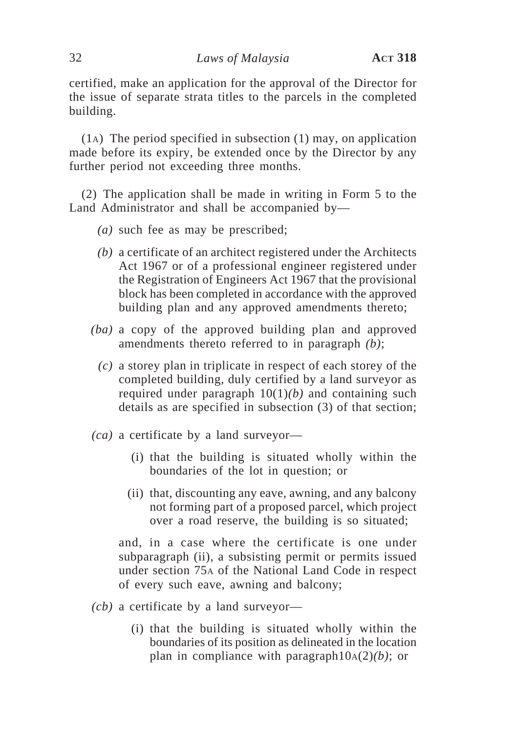certified, make an application for the approval of the Director for the issue of separate strata titles to the parcels in the completed building.

(1A) The period specified in subsection (1) may, on application made before its expiry, be extended once by the Director by any further period not exceeding three months.

(2) The application shall be made in writing in Form 5 to the Land Administrator and shall be accompanied by—

*(a)* such fee as may be prescribed;

*(b)* a certificate of an architect registered under the Architects Act 1967 or of a professional engineer registered under the Registration of Engineers Act 1967 that the provisional block has been completed in accordance with the approved building plan and any approved amendments thereto;

*(ba)* a copy of the approved building plan and approved amendments thereto referred to in paragraph *(b)*;

*(c)* a storey plan in triplicate in respect of each storey of the completed building, duly certified by a land surveyor as required under paragraph 10(1)*(b)* and containing such details as are specified in subsection (3) of that section;

*(ca)* a certificate by a land surveyor—

(i) that the building is situated wholly within the boundaries of the lot in question; or

(ii) that, discounting any eave, awning, and any balcony not forming part of a proposed parcel, which project over a road reserve, the building is so situated;

and, in a case where the certificate is one under subparagraph (ii), a subsisting permit or permits issued under section 75A of the National Land Code in respect of every such eave, awning and balcony;

*(cb)* a certificate by a land surveyor—

(i) that the building is situated wholly within the boundaries of its position as delineated in the location plan in compliance with paragraph10A(2)*(b)*; or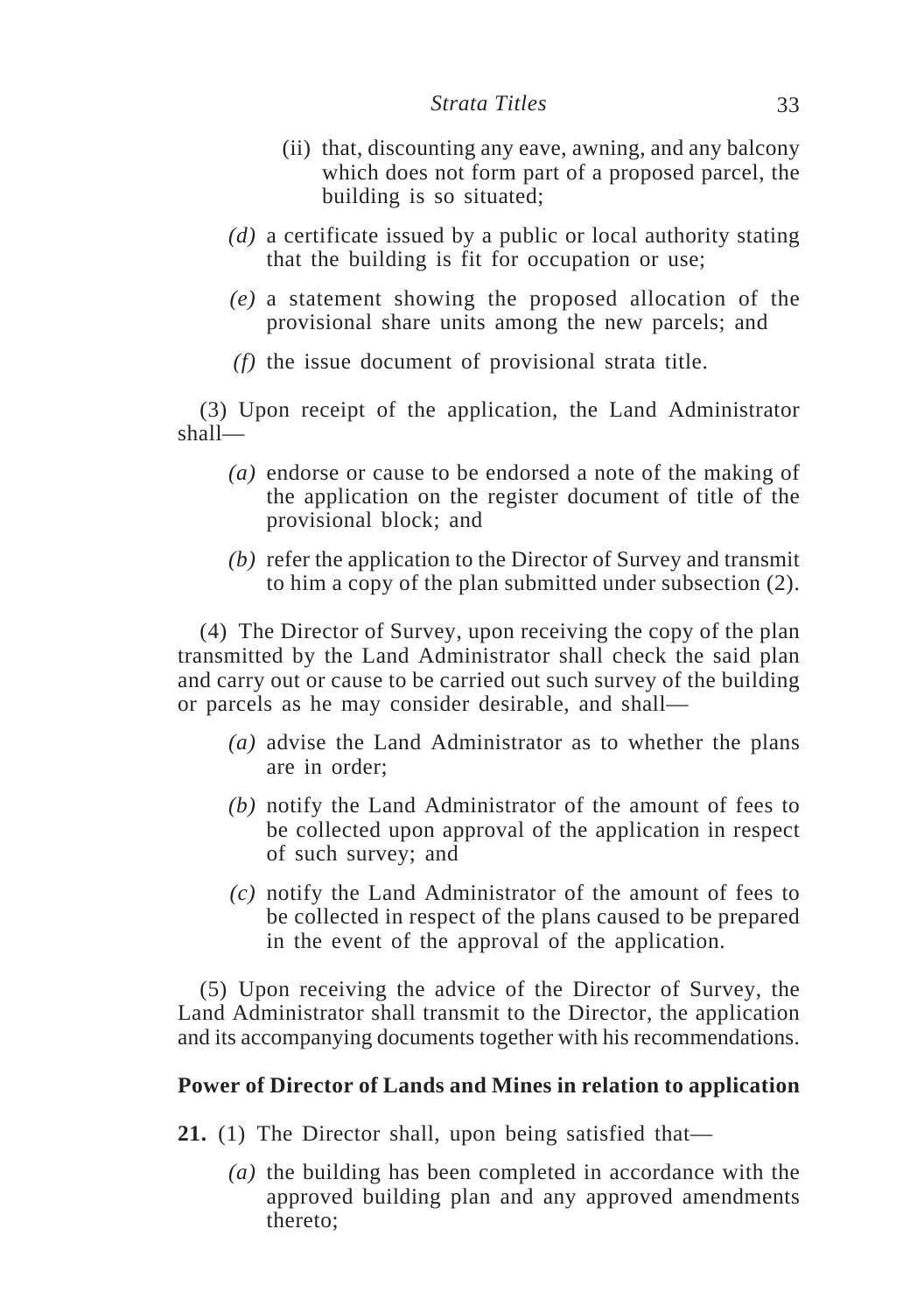(ii) that, discounting any eave, awning, and any balcony which does not form part of a proposed parcel, the building is so situated;

*(d)* a certificate issued by a public or local authority stating that the building is fit for occupation or use;

*(e)* a statement showing the proposed allocation of the provisional share units among the new parcels; and

*(f)* the issue document of provisional strata title.

(3) Upon receipt of the application, the Land Administrator shall—

*(a)* endorse or cause to be endorsed a note of the making of the application on the register document of title of the provisional block; and

*(b)* refer the application to the Director of Survey and transmit to him a copy of the plan submitted under subsection (2).

(4) The Director of Survey, upon receiving the copy of the plan transmitted by the Land Administrator shall check the said plan and carry out or cause to be carried out such survey of the building or parcels as he may consider desirable, and shall—

*(a)* advise the Land Administrator as to whether the plans are in order;

*(b)* notify the Land Administrator of the amount of fees to be collected upon approval of the application in respect of such survey; and

*(c)* notify the Land Administrator of the amount of fees to be collected in respect of the plans caused to be prepared in the event of the approval of the application.

(5) Upon receiving the advice of the Director of Survey, the Land Administrator shall transmit to the Director, the application and its accompanying documents together with his recommendations.

**Power of Director of Lands and Mines in relation to application**

**21.** (1) The Director shall, upon being satisfied that—

*(a)* the building has been completed in accordance with the approved building plan and any approved amendments thereto;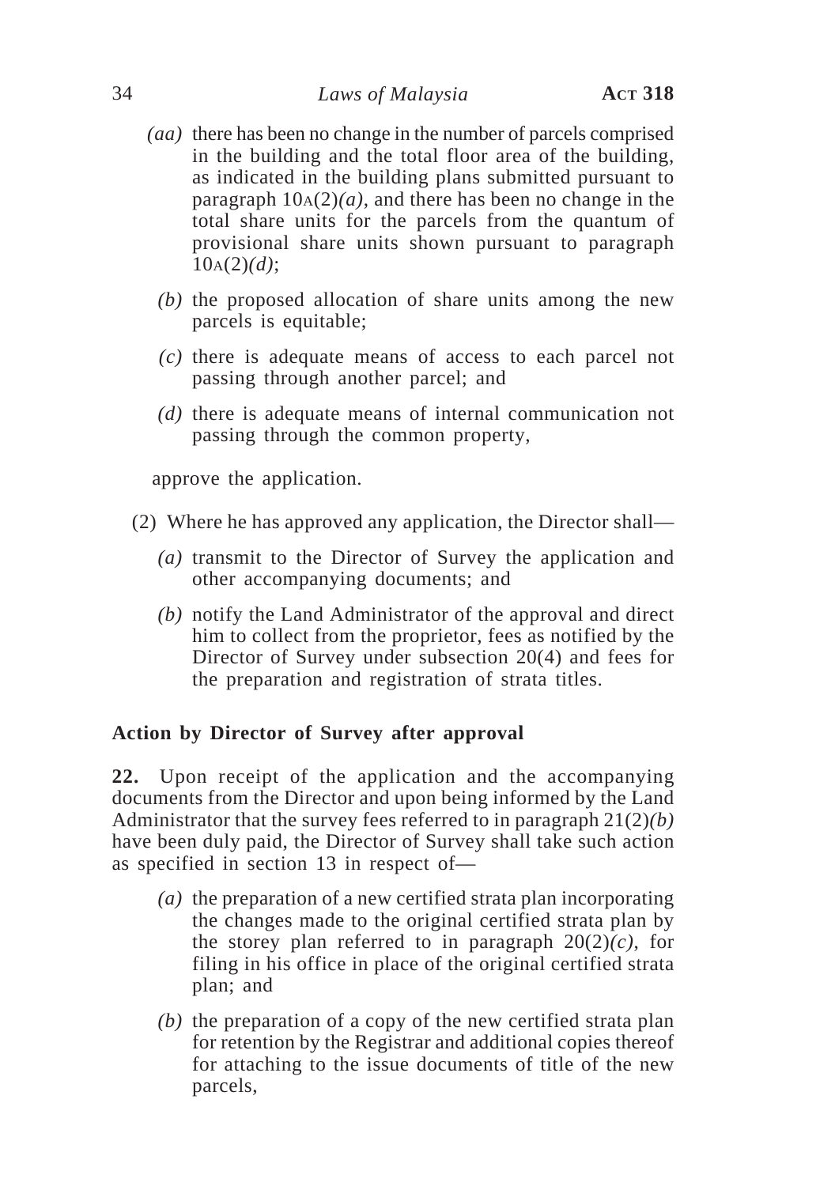*(aa)* there has been no change in the number of parcels comprised in the building and the total floor area of the building, as indicated in the building plans submitted pursuant to paragraph 10A(2)*(a)*, and there has been no change in the total share units for the parcels from the quantum of provisional share units shown pursuant to paragraph 10A(2)*(d)*;

*(b)* the proposed allocation of share units among the new parcels is equitable;

*(c)* there is adequate means of access to each parcel not passing through another parcel; and

*(d)* there is adequate means of internal communication not passing through the common property,

approve the application.

(2) Where he has approved any application, the Director shall—

*(a)* transmit to the Director of Survey the application and other accompanying documents; and

*(b)* notify the Land Administrator of the approval and direct him to collect from the proprietor, fees as notified by the Director of Survey under subsection 20(4) and fees for the preparation and registration of strata titles.

**Action by Director of Survey after approval**

**22.** Upon receipt of the application and the accompanying documents from the Director and upon being informed by the Land Administrator that the survey fees referred to in paragraph 21(2)*(b)* have been duly paid, the Director of Survey shall take such action as specified in section 13 in respect of—

*(a)* the preparation of a new certified strata plan incorporating the changes made to the original certified strata plan by the storey plan referred to in paragraph 20(2)*(c)*, for filing in his office in place of the original certified strata plan; and

*(b)* the preparation of a copy of the new certified strata plan for retention by the Registrar and additional copies thereof for attaching to the issue documents of title of the new parcels,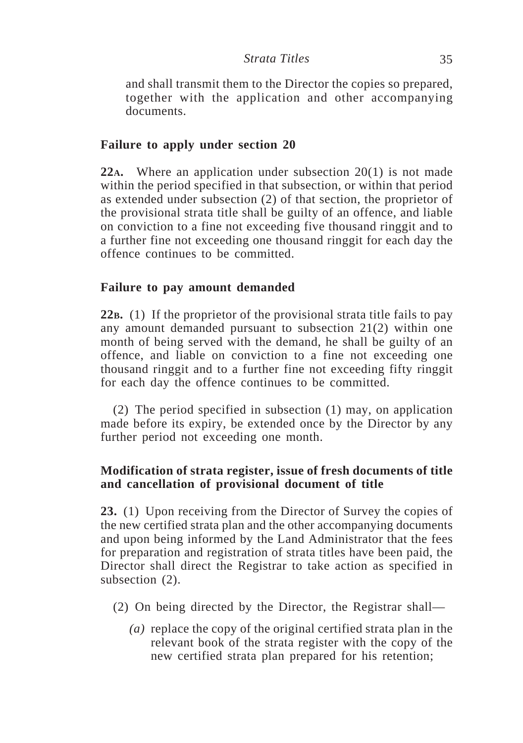and shall transmit them to the Director the copies so prepared, together with the application and other accompanying documents.

### Failure to apply under section 20

**22A.** Where an application under subsection 20(1) is not made within the period specified in that subsection, or within that period as extended under subsection (2) of that section, the proprietor of the provisional strata title shall be guilty of an offence, and liable on conviction to a fine not exceeding five thousand ringgit and to a further fine not exceeding one thousand ringgit for each day the offence continues to be committed.

### Failure to pay amount demanded

**22B.** (1) If the proprietor of the provisional strata title fails to pay any amount demanded pursuant to subsection 21(2) within one month of being served with the demand, he shall be guilty of an offence, and liable on conviction to a fine not exceeding one thousand ringgit and to a further fine not exceeding fifty ringgit for each day the offence continues to be committed.

(2) The period specified in subsection (1) may, on application made before its expiry, be extended once by the Director by any further period not exceeding one month.

### Modification of strata register, issue of fresh documents of title and cancellation of provisional document of title

**23.** (1) Upon receiving from the Director of Survey the copies of the new certified strata plan and the other accompanying documents and upon being informed by the Land Administrator that the fees for preparation and registration of strata titles have been paid, the Director shall direct the Registrar to take action as specified in subsection (2).

(2) On being directed by the Director, the Registrar shall—

*(a)* replace the copy of the original certified strata plan in the relevant book of the strata register with the copy of the new certified strata plan prepared for his retention;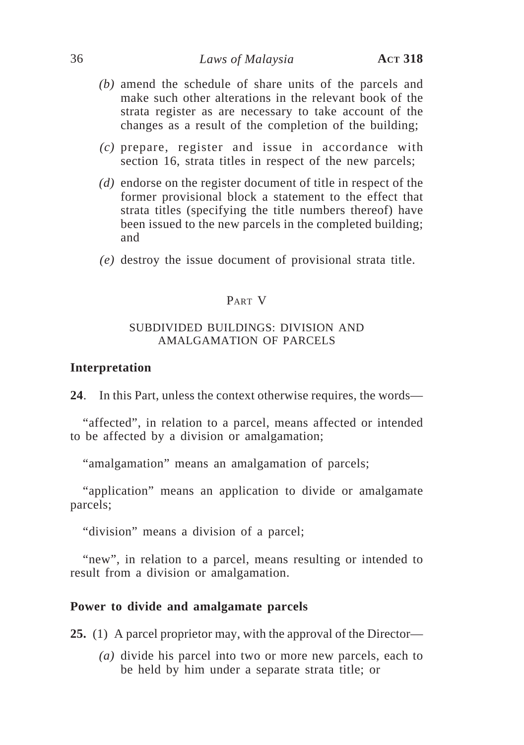*(b)* amend the schedule of share units of the parcels and make such other alterations in the relevant book of the strata register as are necessary to take account of the changes as a result of the completion of the building;

*(c)* prepare, register and issue in accordance with section 16, strata titles in respect of the new parcels;

*(d)* endorse on the register document of title in respect of the former provisional block a statement to the effect that strata titles (specifying the title numbers thereof) have been issued to the new parcels in the completed building; and

*(e)* destroy the issue document of provisional strata title.

## PART V

## SUBDIVIDED BUILDINGS: DIVISION AND AMALGAMATION OF PARCELS

### Interpretation

**24**. In this Part, unless the context otherwise requires, the words—

"affected", in relation to a parcel, means affected or intended to be affected by a division or amalgamation;

"amalgamation" means an amalgamation of parcels;

"application" means an application to divide or amalgamate parcels;

"division" means a division of a parcel;

"new", in relation to a parcel, means resulting or intended to result from a division or amalgamation.

### Power to divide and amalgamate parcels

**25.** (1) A parcel proprietor may, with the approval of the Director—

*(a)* divide his parcel into two or more new parcels, each to be held by him under a separate strata title; or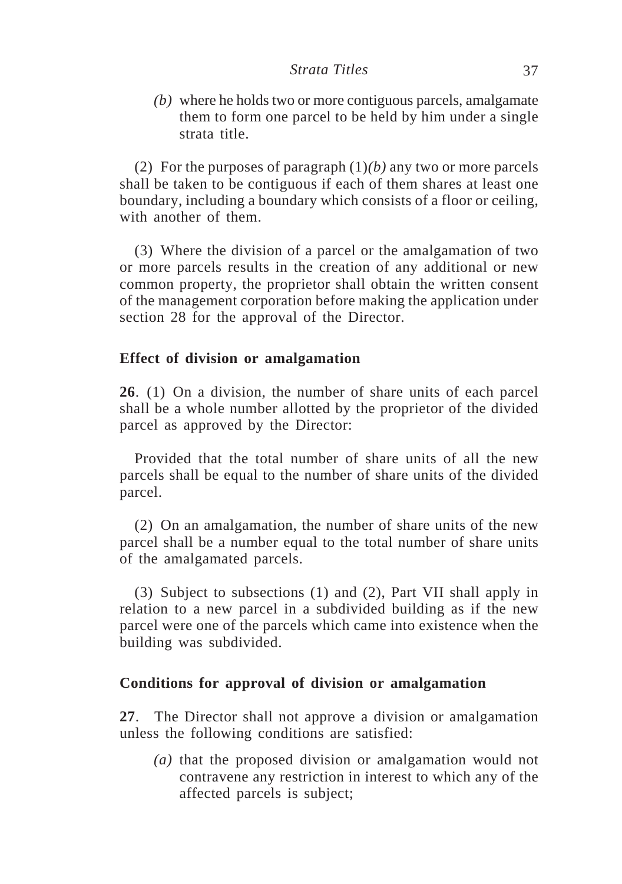*(b)* where he holds two or more contiguous parcels, amalgamate them to form one parcel to be held by him under a single strata title.

(2) For the purposes of paragraph (1)*(b)* any two or more parcels shall be taken to be contiguous if each of them shares at least one boundary, including a boundary which consists of a floor or ceiling, with another of them.

(3) Where the division of a parcel or the amalgamation of two or more parcels results in the creation of any additional or new common property, the proprietor shall obtain the written consent of the management corporation before making the application under section 28 for the approval of the Director.

### Effect of division or amalgamation

**26**. (1) On a division, the number of share units of each parcel shall be a whole number allotted by the proprietor of the divided parcel as approved by the Director:

Provided that the total number of share units of all the new parcels shall be equal to the number of share units of the divided parcel.

(2) On an amalgamation, the number of share units of the new parcel shall be a number equal to the total number of share units of the amalgamated parcels.

(3) Subject to subsections (1) and (2), Part VII shall apply in relation to a new parcel in a subdivided building as if the new parcel were one of the parcels which came into existence when the building was subdivided.

### Conditions for approval of division or amalgamation

**27**. The Director shall not approve a division or amalgamation unless the following conditions are satisfied:

*(a)* that the proposed division or amalgamation would not contravene any restriction in interest to which any of the affected parcels is subject;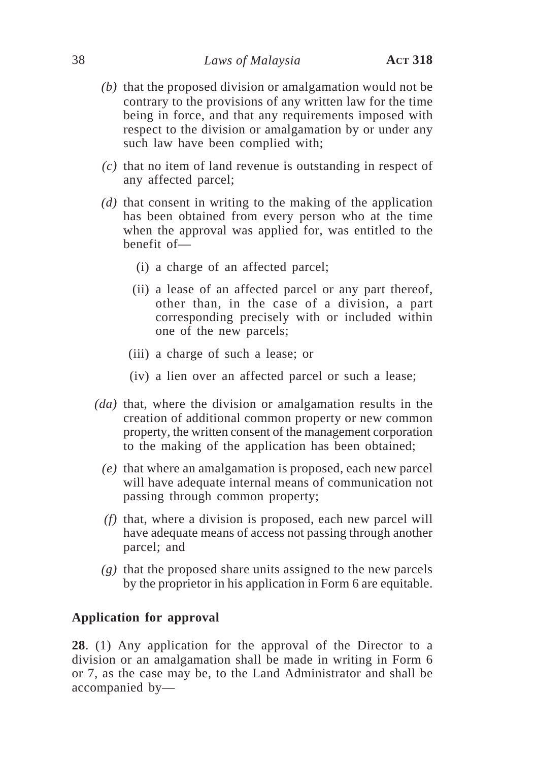*(b)* that the proposed division or amalgamation would not be contrary to the provisions of any written law for the time being in force, and that any requirements imposed with respect to the division or amalgamation by or under any such law have been complied with;

*(c)* that no item of land revenue is outstanding in respect of any affected parcel;

*(d)* that consent in writing to the making of the application has been obtained from every person who at the time when the approval was applied for, was entitled to the benefit of—

(i) a charge of an affected parcel;

(ii) a lease of an affected parcel or any part thereof, other than, in the case of a division, a part corresponding precisely with or included within one of the new parcels;

(iii) a charge of such a lease; or

(iv) a lien over an affected parcel or such a lease;

*(da)* that, where the division or amalgamation results in the creation of additional common property or new common property, the written consent of the management corporation to the making of the application has been obtained;

*(e)* that where an amalgamation is proposed, each new parcel will have adequate internal means of communication not passing through common property;

*(f)* that, where a division is proposed, each new parcel will have adequate means of access not passing through another parcel; and

*(g)* that the proposed share units assigned to the new parcels by the proprietor in his application in Form 6 are equitable.

**Application for approval**

**28**. (1) Any application for the approval of the Director to a division or an amalgamation shall be made in writing in Form 6 or 7, as the case may be, to the Land Administrator and shall be accompanied by—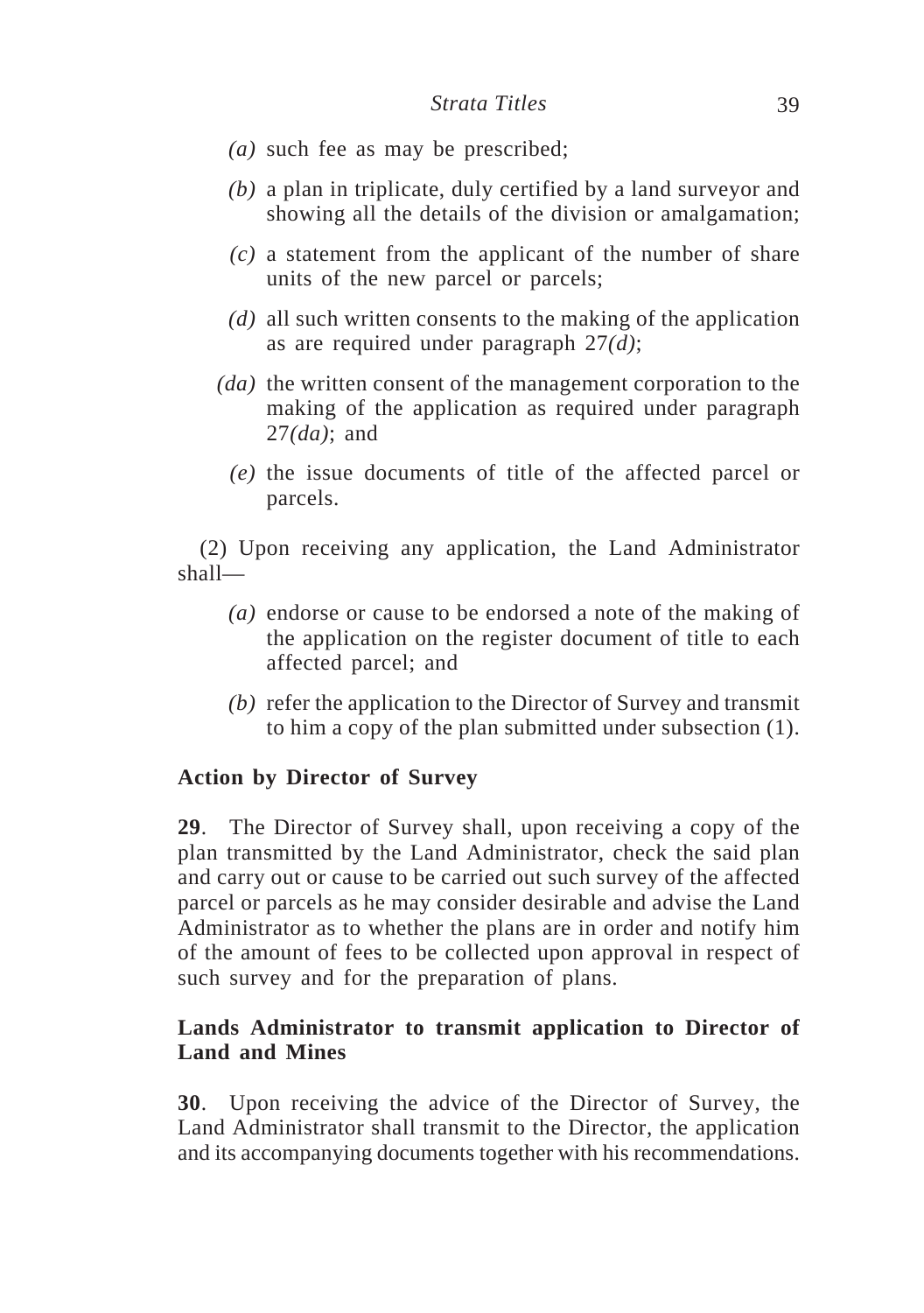*(a)* such fee as may be prescribed;

*(b)* a plan in triplicate, duly certified by a land surveyor and showing all the details of the division or amalgamation;

*(c)* a statement from the applicant of the number of share units of the new parcel or parcels;

*(d)* all such written consents to the making of the application as are required under paragraph 27*(d)*;

*(da)* the written consent of the management corporation to the making of the application as required under paragraph 27*(da)*; and

*(e)* the issue documents of title of the affected parcel or parcels.

(2) Upon receiving any application, the Land Administrator shall—

*(a)* endorse or cause to be endorsed a note of the making of the application on the register document of title to each affected parcel; and

*(b)* refer the application to the Director of Survey and transmit to him a copy of the plan submitted under subsection (1).

**Action by Director of Survey**

**29**. The Director of Survey shall, upon receiving a copy of the plan transmitted by the Land Administrator, check the said plan and carry out or cause to be carried out such survey of the affected parcel or parcels as he may consider desirable and advise the Land Administrator as to whether the plans are in order and notify him of the amount of fees to be collected upon approval in respect of such survey and for the preparation of plans.

**Lands Administrator to transmit application to Director of Land and Mines**

**30**. Upon receiving the advice of the Director of Survey, the Land Administrator shall transmit to the Director, the application and its accompanying documents together with his recommendations.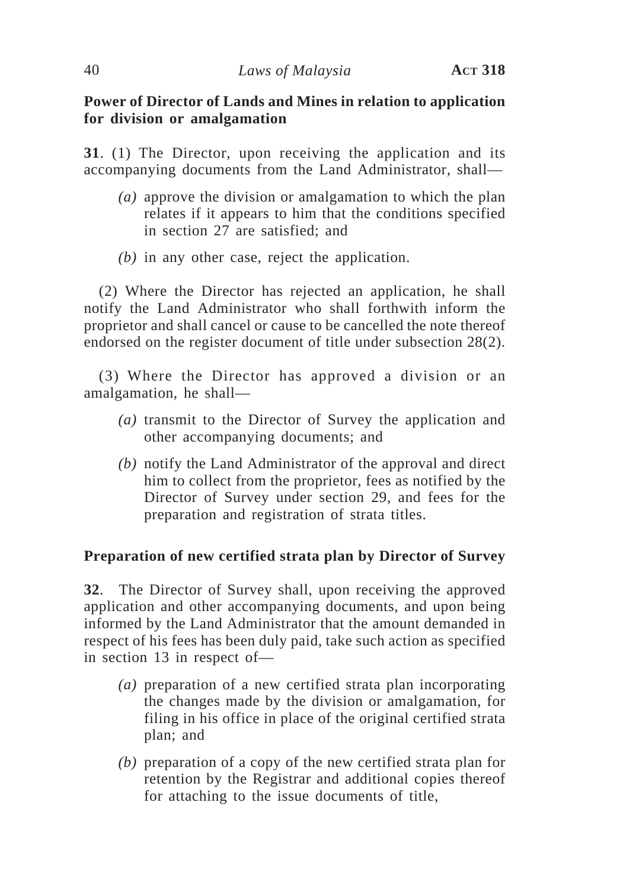**Power of Director of Lands and Mines in relation to application for division or amalgamation**

**31**. (1) The Director, upon receiving the application and its accompanying documents from the Land Administrator, shall—

*(a)* approve the division or amalgamation to which the plan relates if it appears to him that the conditions specified in section 27 are satisfied; and

*(b)* in any other case, reject the application.

(2) Where the Director has rejected an application, he shall notify the Land Administrator who shall forthwith inform the proprietor and shall cancel or cause to be cancelled the note thereof endorsed on the register document of title under subsection 28(2).

(3) Where the Director has approved a division or an amalgamation, he shall—

*(a)* transmit to the Director of Survey the application and other accompanying documents; and

*(b)* notify the Land Administrator of the approval and direct him to collect from the proprietor, fees as notified by the Director of Survey under section 29, and fees for the preparation and registration of strata titles.

**Preparation of new certified strata plan by Director of Survey**

**32**. The Director of Survey shall, upon receiving the approved application and other accompanying documents, and upon being informed by the Land Administrator that the amount demanded in respect of his fees has been duly paid, take such action as specified in section 13 in respect of—

*(a)* preparation of a new certified strata plan incorporating the changes made by the division or amalgamation, for filing in his office in place of the original certified strata plan; and

*(b)* preparation of a copy of the new certified strata plan for retention by the Registrar and additional copies thereof for attaching to the issue documents of title,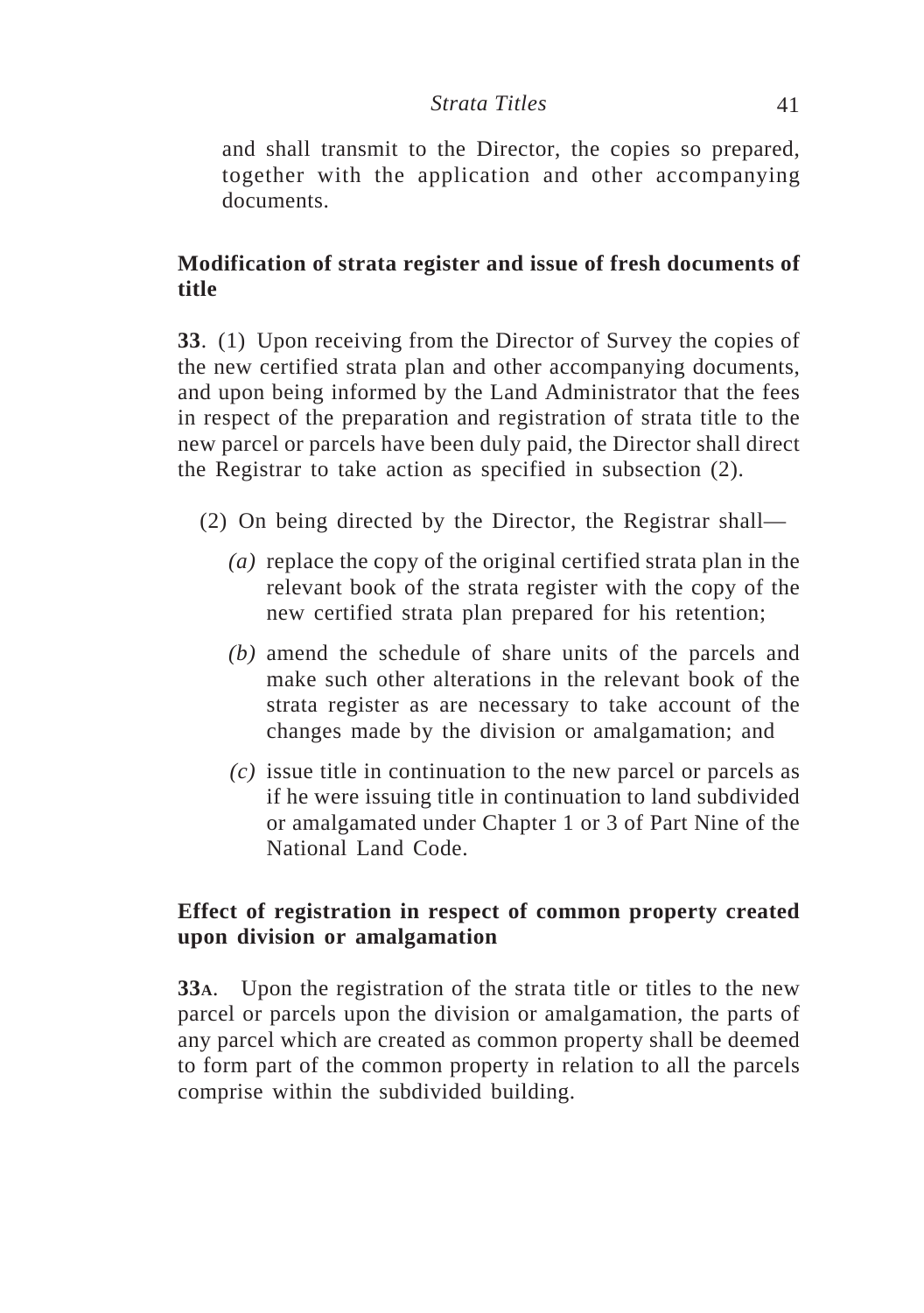and shall transmit to the Director, the copies so prepared, together with the application and other accompanying documents.

### Modification of strata register and issue of fresh documents of title

**33**. (1) Upon receiving from the Director of Survey the copies of the new certified strata plan and other accompanying documents, and upon being informed by the Land Administrator that the fees in respect of the preparation and registration of strata title to the new parcel or parcels have been duly paid, the Director shall direct the Registrar to take action as specified in subsection (2).

(2) On being directed by the Director, the Registrar shall—

*(a)* replace the copy of the original certified strata plan in the relevant book of the strata register with the copy of the new certified strata plan prepared for his retention;

*(b)* amend the schedule of share units of the parcels and make such other alterations in the relevant book of the strata register as are necessary to take account of the changes made by the division or amalgamation; and

*(c)* issue title in continuation to the new parcel or parcels as if he were issuing title in continuation to land subdivided or amalgamated under Chapter 1 or 3 of Part Nine of the National Land Code.

### Effect of registration in respect of common property created upon division or amalgamation

**33A**. Upon the registration of the strata title or titles to the new parcel or parcels upon the division or amalgamation, the parts of any parcel which are created as common property shall be deemed to form part of the common property in relation to all the parcels comprise within the subdivided building.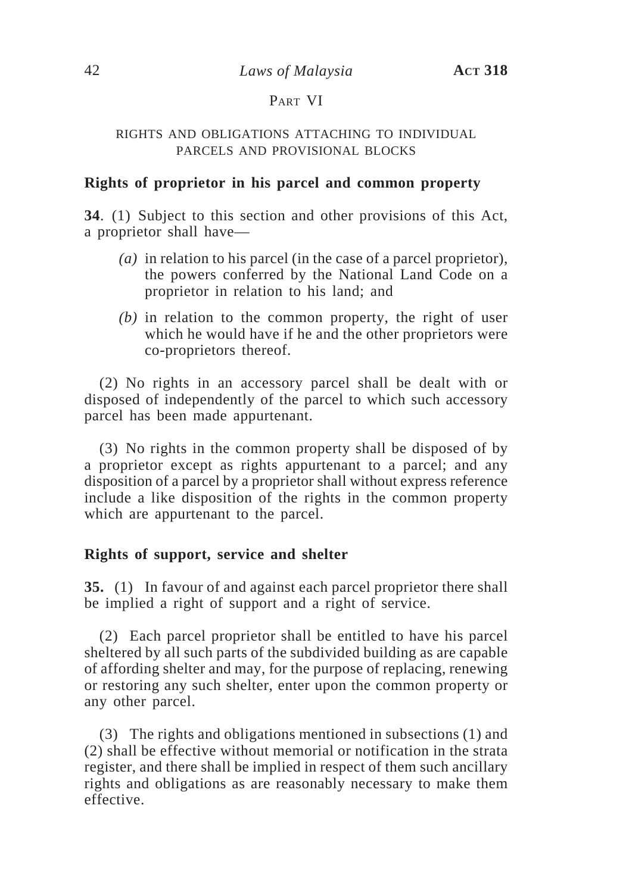## PART VI

### RIGHTS AND OBLIGATIONS ATTACHING TO INDIVIDUAL PARCELS AND PROVISIONAL BLOCKS

**Rights of proprietor in his parcel and common property**

**34**. (1) Subject to this section and other provisions of this Act, a proprietor shall have—

*(a)* in relation to his parcel (in the case of a parcel proprietor), the powers conferred by the National Land Code on a proprietor in relation to his land; and

*(b)* in relation to the common property, the right of user which he would have if he and the other proprietors were co-proprietors thereof.

(2) No rights in an accessory parcel shall be dealt with or disposed of independently of the parcel to which such accessory parcel has been made appurtenant.

(3) No rights in the common property shall be disposed of by a proprietor except as rights appurtenant to a parcel; and any disposition of a parcel by a proprietor shall without express reference include a like disposition of the rights in the common property which are appurtenant to the parcel.

**Rights of support, service and shelter**

**35.** (1) In favour of and against each parcel proprietor there shall be implied a right of support and a right of service.

(2) Each parcel proprietor shall be entitled to have his parcel sheltered by all such parts of the subdivided building as are capable of affording shelter and may, for the purpose of replacing, renewing or restoring any such shelter, enter upon the common property or any other parcel.

(3) The rights and obligations mentioned in subsections (1) and (2) shall be effective without memorial or notification in the strata register, and there shall be implied in respect of them such ancillary rights and obligations as are reasonably necessary to make them effective.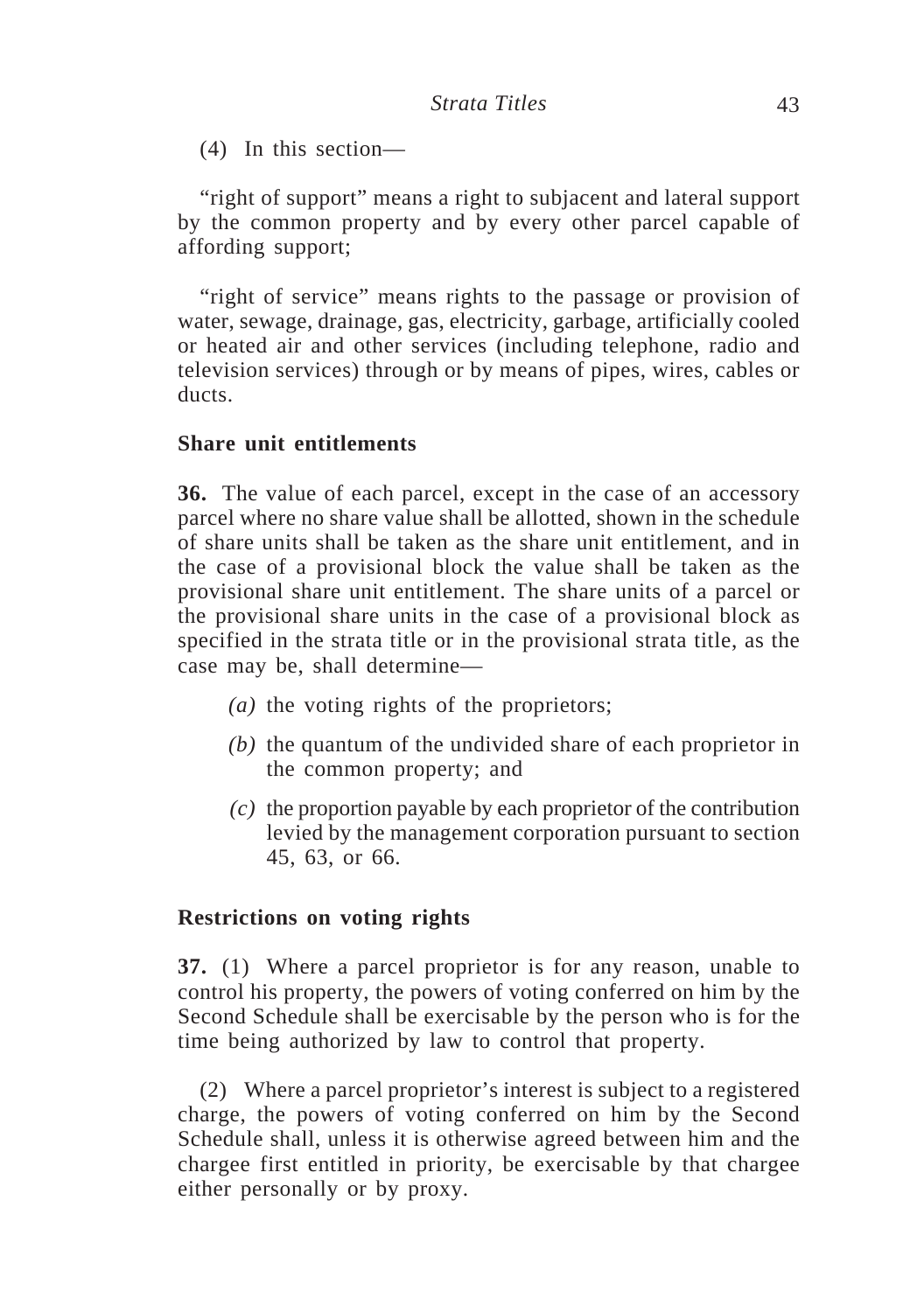(4) In this section—

"right of support" means a right to subjacent and lateral support by the common property and by every other parcel capable of affording support;

"right of service" means rights to the passage or provision of water, sewage, drainage, gas, electricity, garbage, artificially cooled or heated air and other services (including telephone, radio and television services) through or by means of pipes, wires, cables or ducts.

**Share unit entitlements**

**36.** The value of each parcel, except in the case of an accessory parcel where no share value shall be allotted, shown in the schedule of share units shall be taken as the share unit entitlement, and in the case of a provisional block the value shall be taken as the provisional share unit entitlement. The share units of a parcel or the provisional share units in the case of a provisional block as specified in the strata title or in the provisional strata title, as the case may be, shall determine—

*(a)* the voting rights of the proprietors;

*(b)* the quantum of the undivided share of each proprietor in the common property; and

*(c)* the proportion payable by each proprietor of the contribution levied by the management corporation pursuant to section 45, 63, or 66.

**Restrictions on voting rights**

**37.** (1) Where a parcel proprietor is for any reason, unable to control his property, the powers of voting conferred on him by the Second Schedule shall be exercisable by the person who is for the time being authorized by law to control that property.

(2) Where a parcel proprietor's interest is subject to a registered charge, the powers of voting conferred on him by the Second Schedule shall, unless it is otherwise agreed between him and the chargee first entitled in priority, be exercisable by that chargee either personally or by proxy.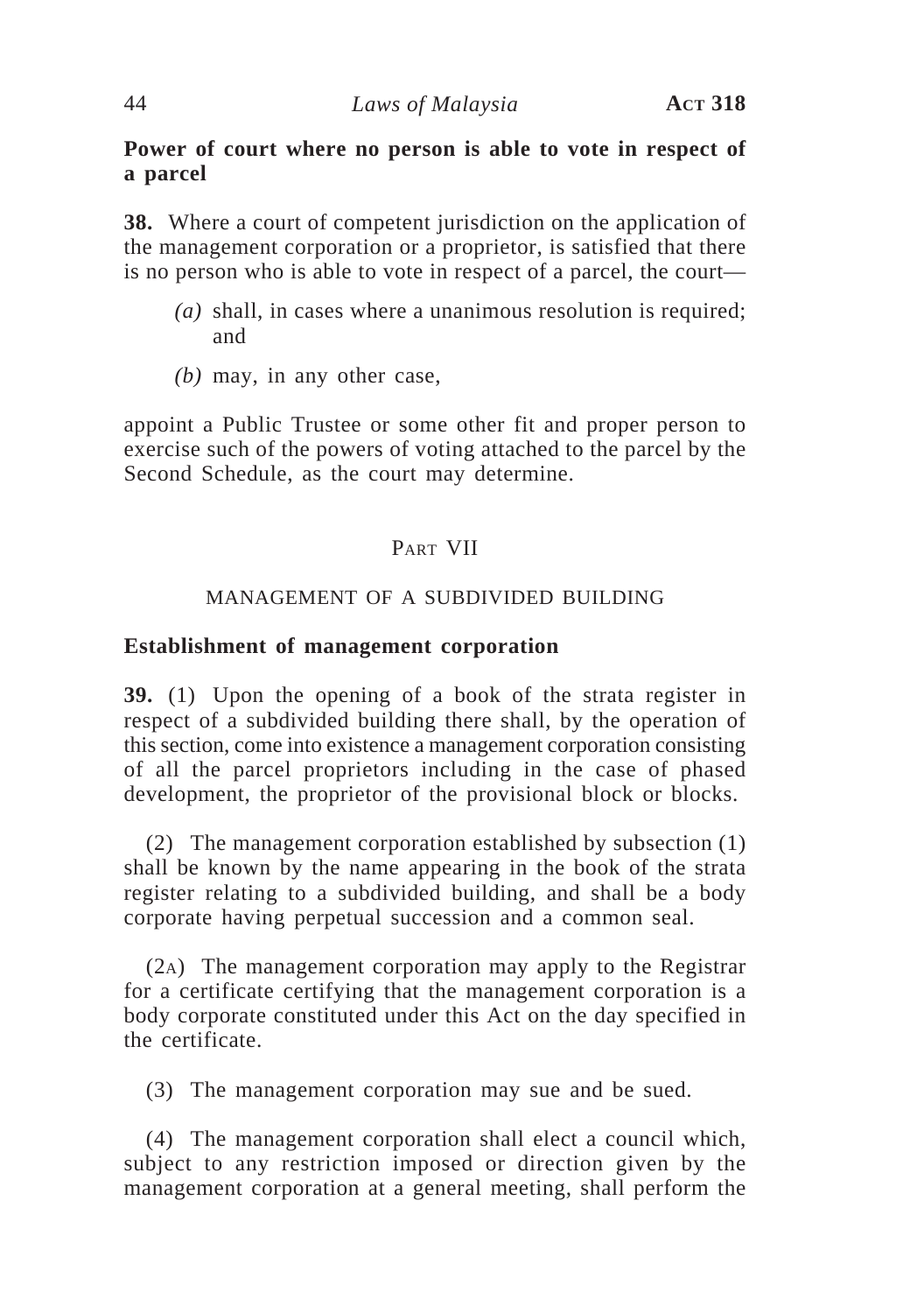**Power of court where no person is able to vote in respect of a parcel**

**38.** Where a court of competent jurisdiction on the application of the management corporation or a proprietor, is satisfied that there is no person who is able to vote in respect of a parcel, the court—

*(a)* shall, in cases where a unanimous resolution is required; and

*(b)* may, in any other case,

appoint a Public Trustee or some other fit and proper person to exercise such of the powers of voting attached to the parcel by the Second Schedule, as the court may determine.

## PART VII

## MANAGEMENT OF A SUBDIVIDED BUILDING

**Establishment of management corporation**

**39.** (1) Upon the opening of a book of the strata register in respect of a subdivided building there shall, by the operation of this section, come into existence a management corporation consisting of all the parcel proprietors including in the case of phased development, the proprietor of the provisional block or blocks.

(2) The management corporation established by subsection (1) shall be known by the name appearing in the book of the strata register relating to a subdivided building, and shall be a body corporate having perpetual succession and a common seal.

(2A) The management corporation may apply to the Registrar for a certificate certifying that the management corporation is a body corporate constituted under this Act on the day specified in the certificate.

(3) The management corporation may sue and be sued.

(4) The management corporation shall elect a council which, subject to any restriction imposed or direction given by the management corporation at a general meeting, shall perform the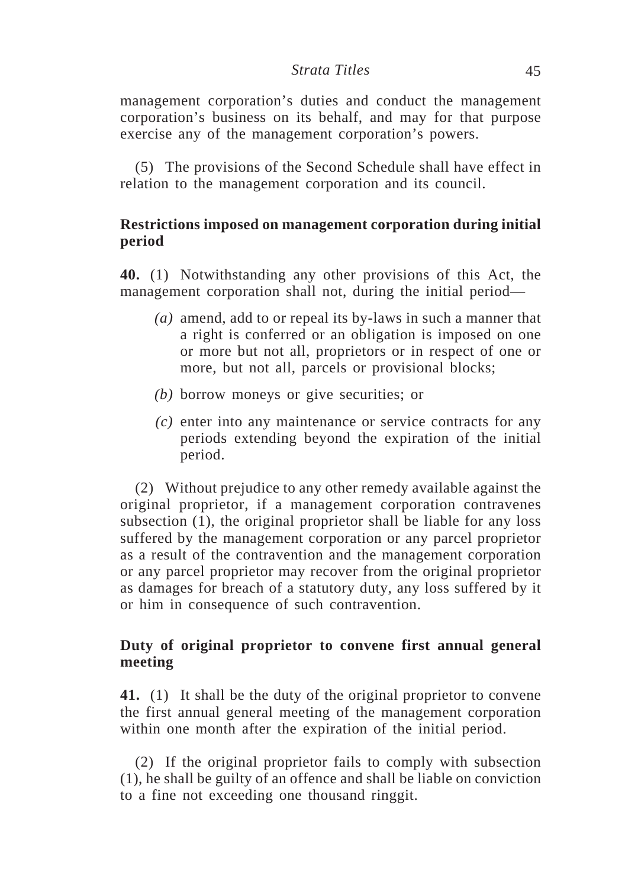management corporation's duties and conduct the management corporation's business on its behalf, and may for that purpose exercise any of the management corporation's powers.

(5) The provisions of the Second Schedule shall have effect in relation to the management corporation and its council.

**Restrictions imposed on management corporation during initial period**

**40.** (1) Notwithstanding any other provisions of this Act, the management corporation shall not, during the initial period—

*(a)* amend, add to or repeal its by-laws in such a manner that a right is conferred or an obligation is imposed on one or more but not all, proprietors or in respect of one or more, but not all, parcels or provisional blocks;

*(b)* borrow moneys or give securities; or

*(c)* enter into any maintenance or service contracts for any periods extending beyond the expiration of the initial period.

(2) Without prejudice to any other remedy available against the original proprietor, if a management corporation contravenes subsection (1), the original proprietor shall be liable for any loss suffered by the management corporation or any parcel proprietor as a result of the contravention and the management corporation or any parcel proprietor may recover from the original proprietor as damages for breach of a statutory duty, any loss suffered by it or him in consequence of such contravention.

**Duty of original proprietor to convene first annual general meeting**

**41.** (1) It shall be the duty of the original proprietor to convene the first annual general meeting of the management corporation within one month after the expiration of the initial period.

(2) If the original proprietor fails to comply with subsection (1), he shall be guilty of an offence and shall be liable on conviction to a fine not exceeding one thousand ringgit.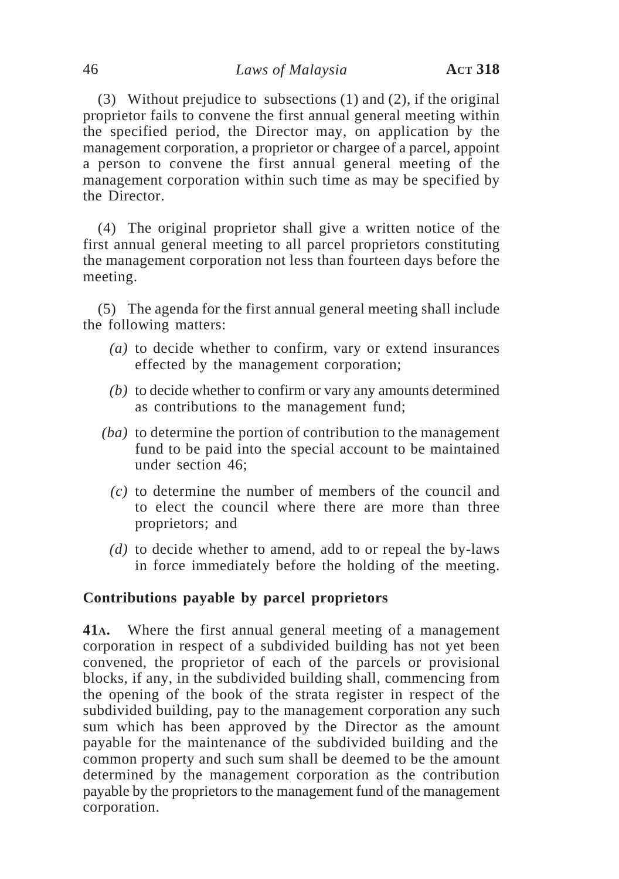(3) Without prejudice to subsections (1) and (2), if the original proprietor fails to convene the first annual general meeting within the specified period, the Director may, on application by the management corporation, a proprietor or chargee of a parcel, appoint a person to convene the first annual general meeting of the management corporation within such time as may be specified by the Director.

(4) The original proprietor shall give a written notice of the first annual general meeting to all parcel proprietors constituting the management corporation not less than fourteen days before the meeting.

(5) The agenda for the first annual general meeting shall include the following matters:

*(a)* to decide whether to confirm, vary or extend insurances effected by the management corporation;

*(b)* to decide whether to confirm or vary any amounts determined as contributions to the management fund;

*(ba)* to determine the portion of contribution to the management fund to be paid into the special account to be maintained under section 46;

*(c)* to determine the number of members of the council and to elect the council where there are more than three proprietors; and

*(d)* to decide whether to amend, add to or repeal the by-laws in force immediately before the holding of the meeting.

**Contributions payable by parcel proprietors**

**41A.** Where the first annual general meeting of a management corporation in respect of a subdivided building has not yet been convened, the proprietor of each of the parcels or provisional blocks, if any, in the subdivided building shall, commencing from the opening of the book of the strata register in respect of the subdivided building, pay to the management corporation any such sum which has been approved by the Director as the amount payable for the maintenance of the subdivided building and the common property and such sum shall be deemed to be the amount determined by the management corporation as the contribution payable by the proprietors to the management fund of the management corporation.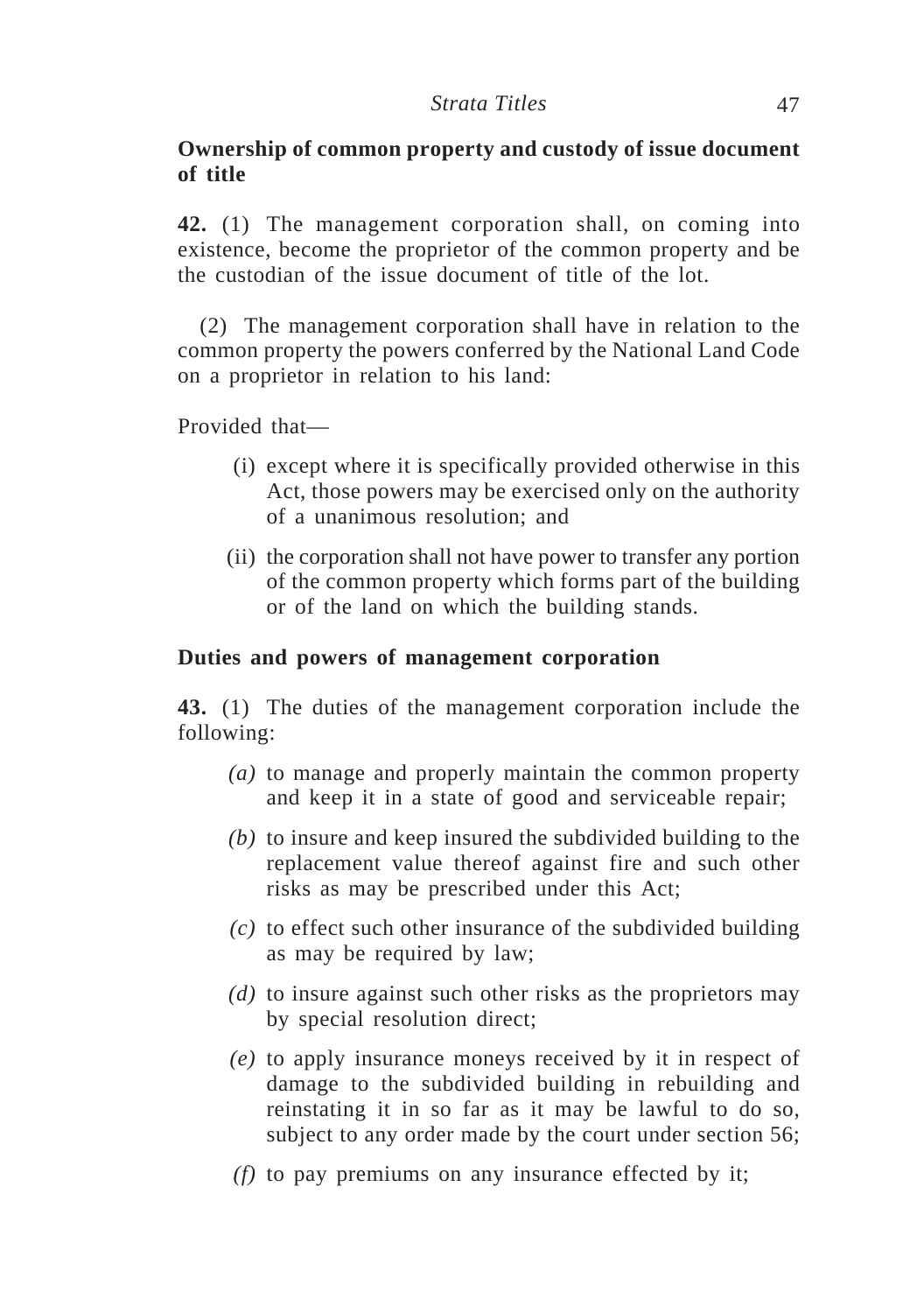**Ownership of common property and custody of issue document of title**

**42.** (1) The management corporation shall, on coming into existence, become the proprietor of the common property and be the custodian of the issue document of title of the lot.

(2) The management corporation shall have in relation to the common property the powers conferred by the National Land Code on a proprietor in relation to his land:

Provided that—

- (i) except where it is specifically provided otherwise in this Act, those powers may be exercised only on the authority of a unanimous resolution; and
- (ii) the corporation shall not have power to transfer any portion of the common property which forms part of the building or of the land on which the building stands.

**Duties and powers of management corporation**

**43.** (1) The duties of the management corporation include the following:

- *(a)* to manage and properly maintain the common property and keep it in a state of good and serviceable repair;
- *(b)* to insure and keep insured the subdivided building to the replacement value thereof against fire and such other risks as may be prescribed under this Act;
- *(c)* to effect such other insurance of the subdivided building as may be required by law;
- *(d)* to insure against such other risks as the proprietors may by special resolution direct;
- *(e)* to apply insurance moneys received by it in respect of damage to the subdivided building in rebuilding and reinstating it in so far as it may be lawful to do so, subject to any order made by the court under section 56;
- *(f)* to pay premiums on any insurance effected by it;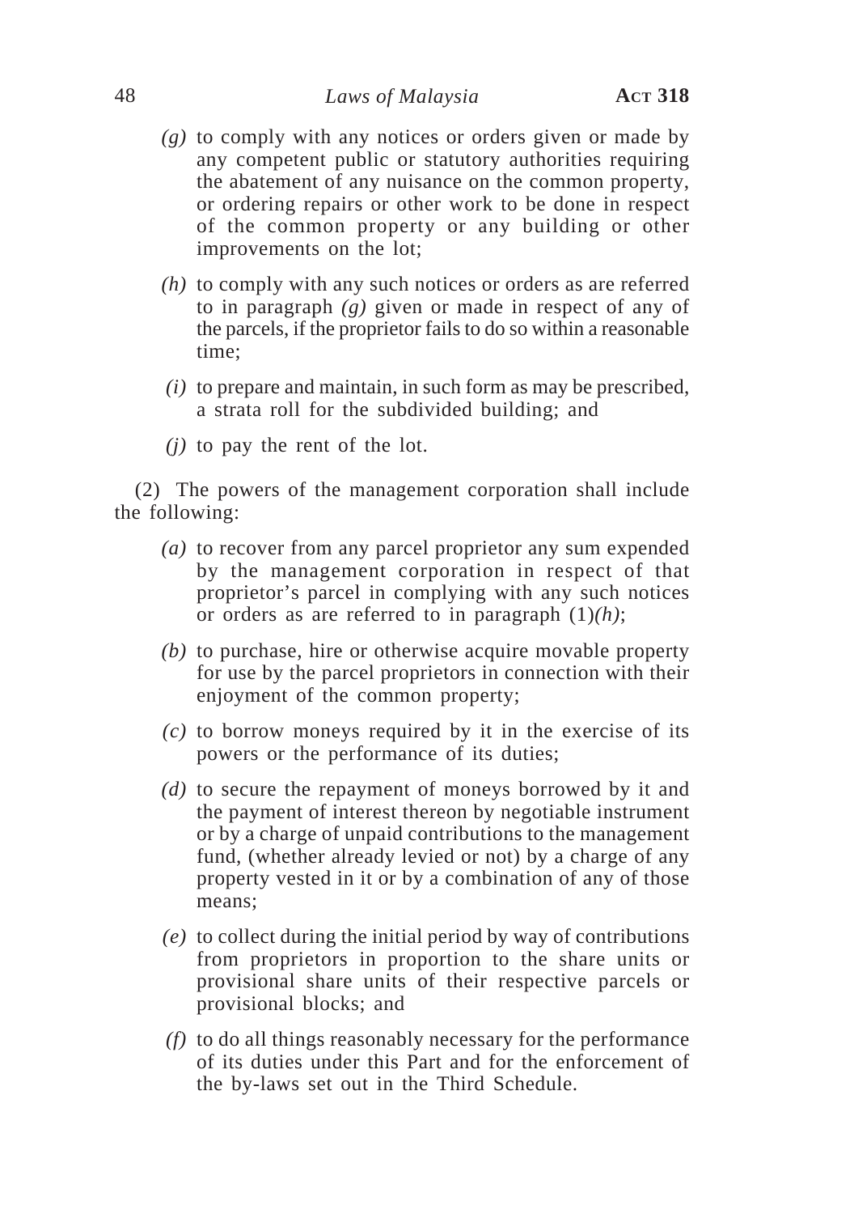*(g)* to comply with any notices or orders given or made by any competent public or statutory authorities requiring the abatement of any nuisance on the common property, or ordering repairs or other work to be done in respect of the common property or any building or other improvements on the lot;

*(h)* to comply with any such notices or orders as are referred to in paragraph *(g)* given or made in respect of any of the parcels, if the proprietor fails to do so within a reasonable time;

*(i)* to prepare and maintain, in such form as may be prescribed, a strata roll for the subdivided building; and

*(j)* to pay the rent of the lot.

(2) The powers of the management corporation shall include the following:

*(a)* to recover from any parcel proprietor any sum expended by the management corporation in respect of that proprietor's parcel in complying with any such notices or orders as are referred to in paragraph (1)*(h)*;

*(b)* to purchase, hire or otherwise acquire movable property for use by the parcel proprietors in connection with their enjoyment of the common property;

*(c)* to borrow moneys required by it in the exercise of its powers or the performance of its duties;

*(d)* to secure the repayment of moneys borrowed by it and the payment of interest thereon by negotiable instrument or by a charge of unpaid contributions to the management fund, (whether already levied or not) by a charge of any property vested in it or by a combination of any of those means;

*(e)* to collect during the initial period by way of contributions from proprietors in proportion to the share units or provisional share units of their respective parcels or provisional blocks; and

*(f)* to do all things reasonably necessary for the performance of its duties under this Part and for the enforcement of the by-laws set out in the Third Schedule.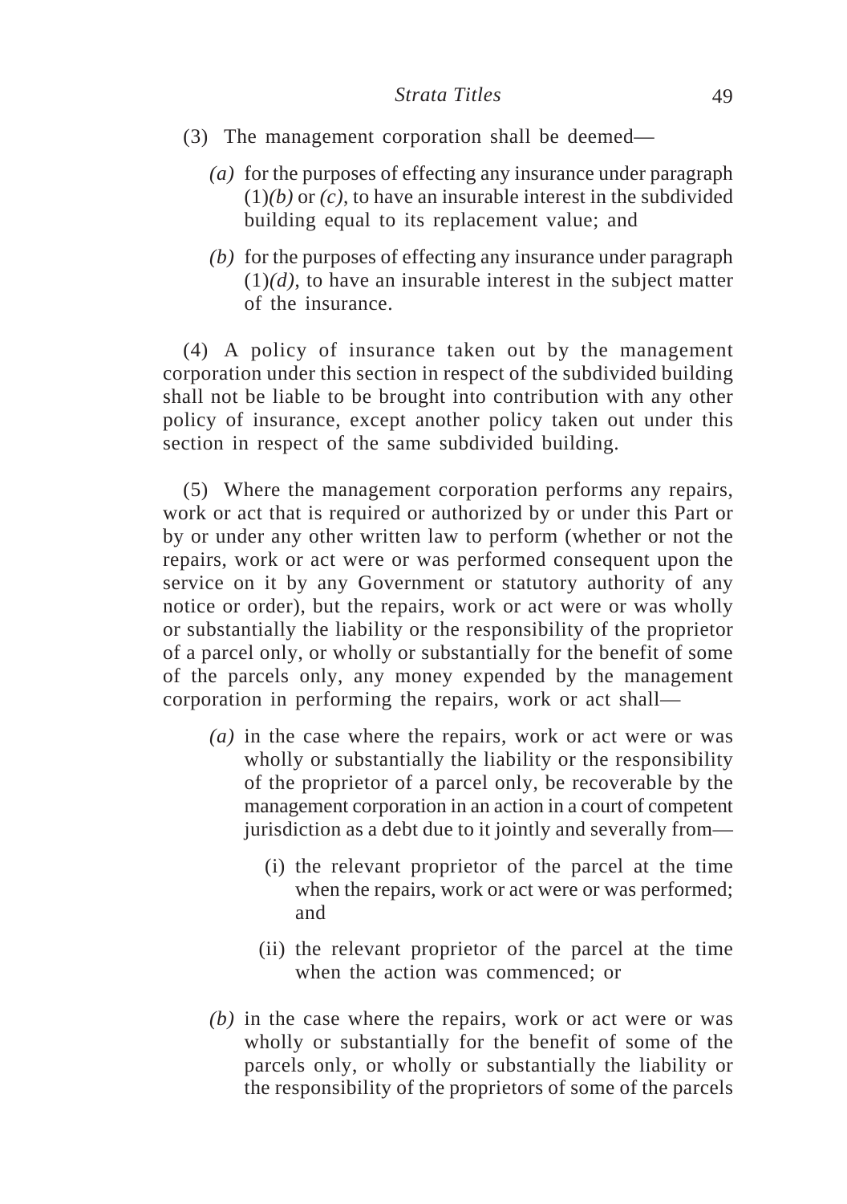(3) The management corporation shall be deemed—

*(a)* for the purposes of effecting any insurance under paragraph (1)*(b)* or *(c)*, to have an insurable interest in the subdivided building equal to its replacement value; and

*(b)* for the purposes of effecting any insurance under paragraph (1)*(d)*, to have an insurable interest in the subject matter of the insurance.

(4) A policy of insurance taken out by the management corporation under this section in respect of the subdivided building shall not be liable to be brought into contribution with any other policy of insurance, except another policy taken out under this section in respect of the same subdivided building.

(5) Where the management corporation performs any repairs, work or act that is required or authorized by or under this Part or by or under any other written law to perform (whether or not the repairs, work or act were or was performed consequent upon the service on it by any Government or statutory authority of any notice or order), but the repairs, work or act were or was wholly or substantially the liability or the responsibility of the proprietor of a parcel only, or wholly or substantially for the benefit of some of the parcels only, any money expended by the management corporation in performing the repairs, work or act shall—

*(a)* in the case where the repairs, work or act were or was wholly or substantially the liability or the responsibility of the proprietor of a parcel only, be recoverable by the management corporation in an action in a court of competent jurisdiction as a debt due to it jointly and severally from—

(i) the relevant proprietor of the parcel at the time when the repairs, work or act were or was performed; and

(ii) the relevant proprietor of the parcel at the time when the action was commenced; or

*(b)* in the case where the repairs, work or act were or was wholly or substantially for the benefit of some of the parcels only, or wholly or substantially the liability or the responsibility of the proprietors of some of the parcels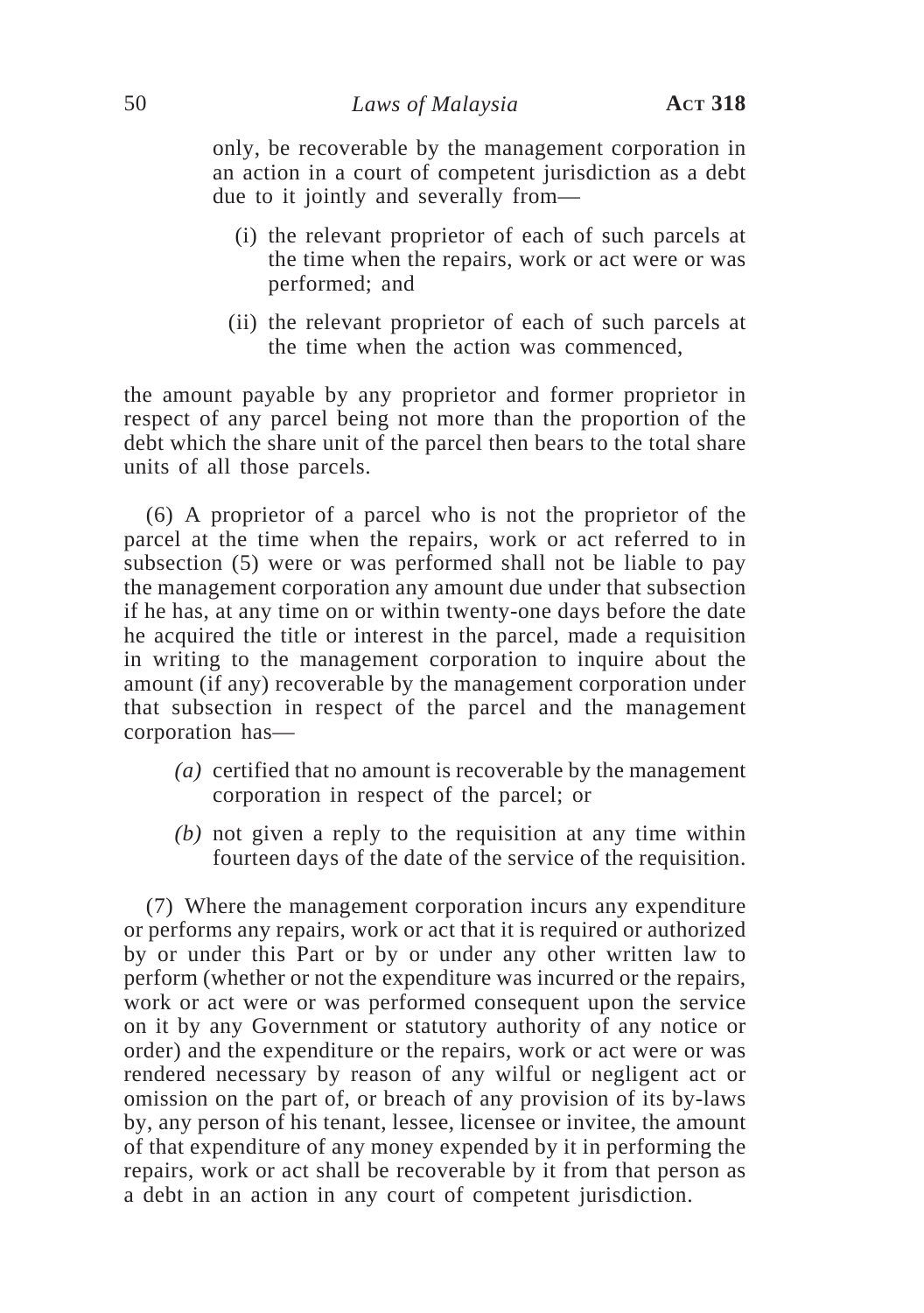only, be recoverable by the management corporation in an action in a court of competent jurisdiction as a debt due to it jointly and severally from—

(i) the relevant proprietor of each of such parcels at the time when the repairs, work or act were or was performed; and

(ii) the relevant proprietor of each of such parcels at the time when the action was commenced,

the amount payable by any proprietor and former proprietor in respect of any parcel being not more than the proportion of the debt which the share unit of the parcel then bears to the total share units of all those parcels.

(6) A proprietor of a parcel who is not the proprietor of the parcel at the time when the repairs, work or act referred to in subsection (5) were or was performed shall not be liable to pay the management corporation any amount due under that subsection if he has, at any time on or within twenty-one days before the date he acquired the title or interest in the parcel, made a requisition in writing to the management corporation to inquire about the amount (if any) recoverable by the management corporation under that subsection in respect of the parcel and the management corporation has—

*(a)* certified that no amount is recoverable by the management corporation in respect of the parcel; or

*(b)* not given a reply to the requisition at any time within fourteen days of the date of the service of the requisition.

(7) Where the management corporation incurs any expenditure or performs any repairs, work or act that it is required or authorized by or under this Part or by or under any other written law to perform (whether or not the expenditure was incurred or the repairs, work or act were or was performed consequent upon the service on it by any Government or statutory authority of any notice or order) and the expenditure or the repairs, work or act were or was rendered necessary by reason of any wilful or negligent act or omission on the part of, or breach of any provision of its by-laws by, any person of his tenant, lessee, licensee or invitee, the amount of that expenditure of any money expended by it in performing the repairs, work or act shall be recoverable by it from that person as a debt in an action in any court of competent jurisdiction.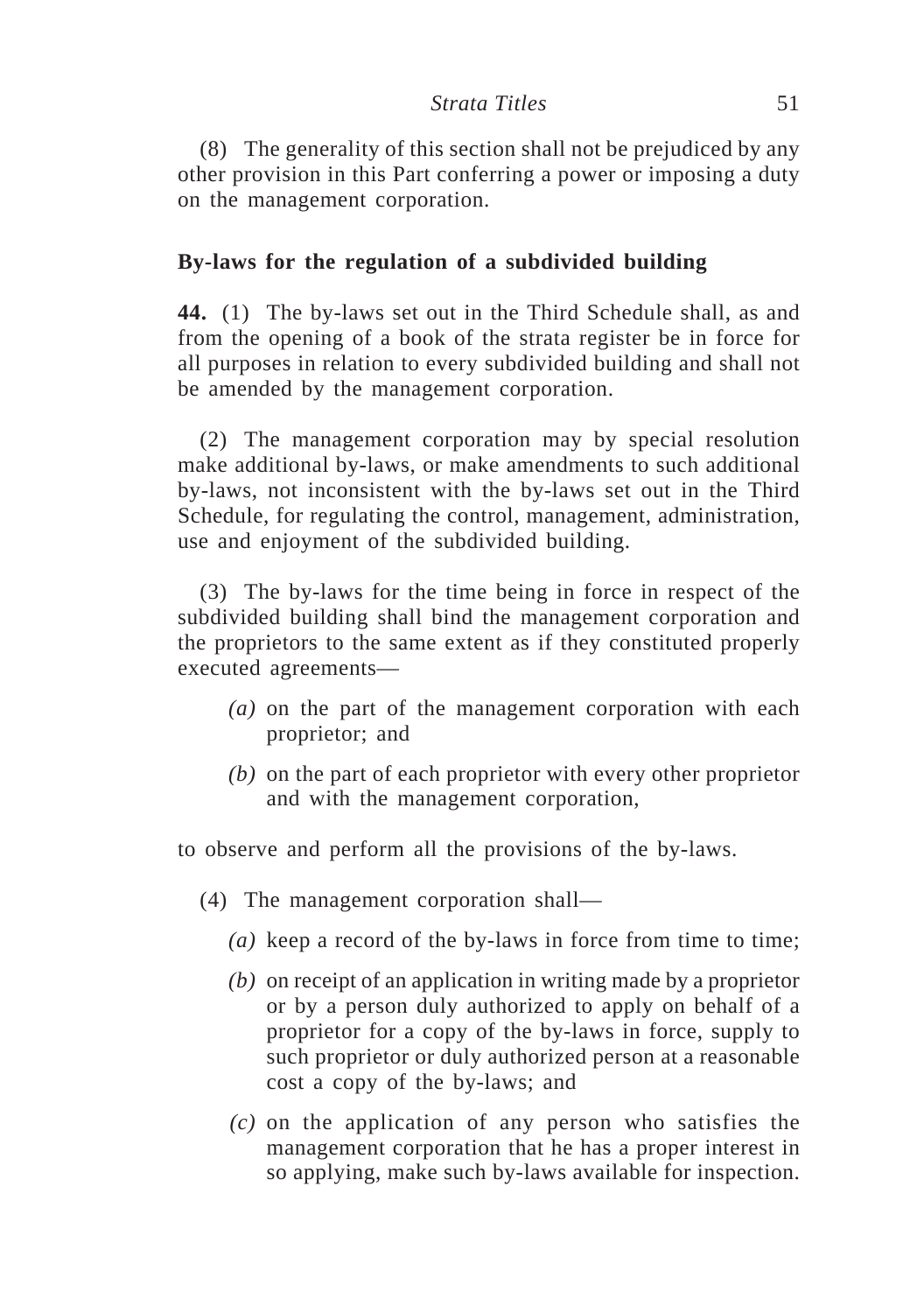(8) The generality of this section shall not be prejudiced by any other provision in this Part conferring a power or imposing a duty on the management corporation.

**By-laws for the regulation of a subdivided building**

**44.** (1) The by-laws set out in the Third Schedule shall, as and from the opening of a book of the strata register be in force for all purposes in relation to every subdivided building and shall not be amended by the management corporation.

(2) The management corporation may by special resolution make additional by-laws, or make amendments to such additional by-laws, not inconsistent with the by-laws set out in the Third Schedule, for regulating the control, management, administration, use and enjoyment of the subdivided building.

(3) The by-laws for the time being in force in respect of the subdivided building shall bind the management corporation and the proprietors to the same extent as if they constituted properly executed agreements—

*(a)* on the part of the management corporation with each proprietor; and

*(b)* on the part of each proprietor with every other proprietor and with the management corporation,

to observe and perform all the provisions of the by-laws.

(4) The management corporation shall—

*(a)* keep a record of the by-laws in force from time to time;

*(b)* on receipt of an application in writing made by a proprietor or by a person duly authorized to apply on behalf of a proprietor for a copy of the by-laws in force, supply to such proprietor or duly authorized person at a reasonable cost a copy of the by-laws; and

*(c)* on the application of any person who satisfies the management corporation that he has a proper interest in so applying, make such by-laws available for inspection.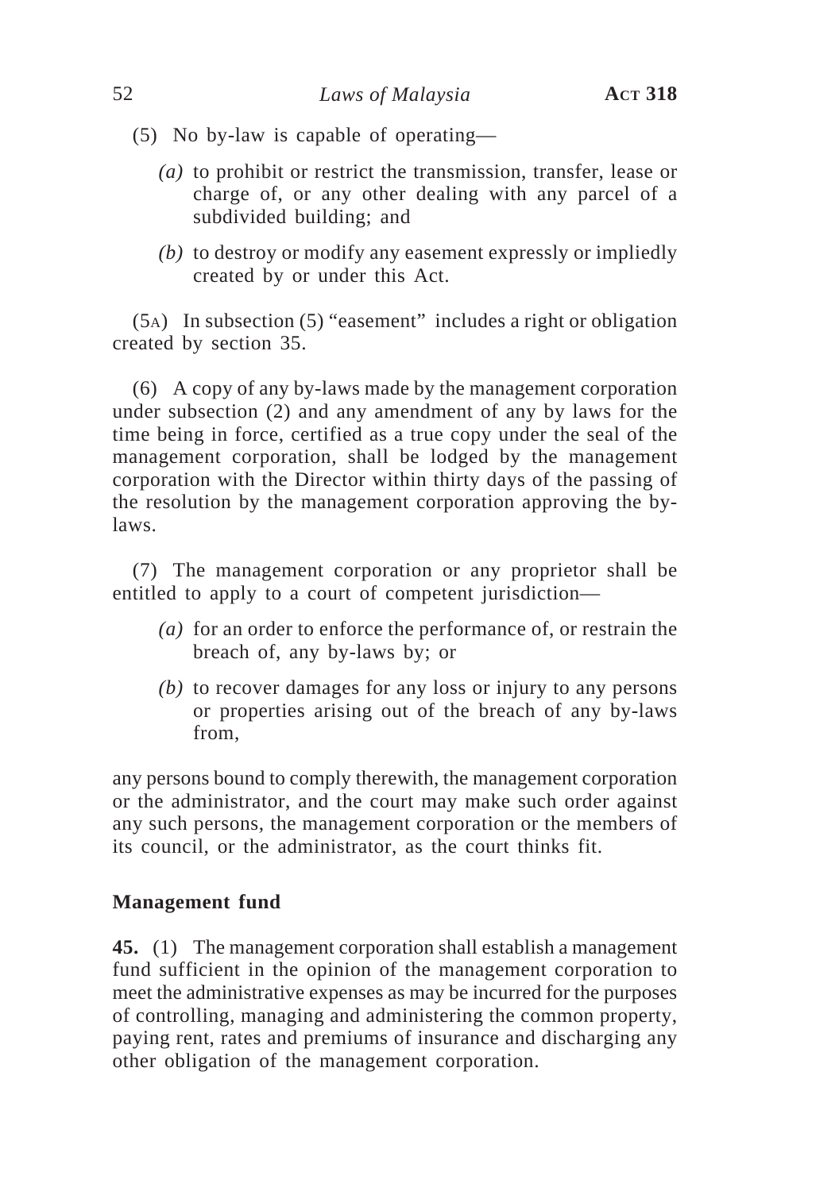(5) No by-law is capable of operating—

*(a)* to prohibit or restrict the transmission, transfer, lease or charge of, or any other dealing with any parcel of a subdivided building; and

*(b)* to destroy or modify any easement expressly or impliedly created by or under this Act.

(5A) In subsection (5) "easement" includes a right or obligation created by section 35.

(6) A copy of any by-laws made by the management corporation under subsection (2) and any amendment of any by laws for the time being in force, certified as a true copy under the seal of the management corporation, shall be lodged by the management corporation with the Director within thirty days of the passing of the resolution by the management corporation approving the by-laws.

(7) The management corporation or any proprietor shall be entitled to apply to a court of competent jurisdiction—

*(a)* for an order to enforce the performance of, or restrain the breach of, any by-laws by; or

*(b)* to recover damages for any loss or injury to any persons or properties arising out of the breach of any by-laws from,

any persons bound to comply therewith, the management corporation or the administrator, and the court may make such order against any such persons, the management corporation or the members of its council, or the administrator, as the court thinks fit.

**Management fund**

**45.** (1) The management corporation shall establish a management fund sufficient in the opinion of the management corporation to meet the administrative expenses as may be incurred for the purposes of controlling, managing and administering the common property, paying rent, rates and premiums of insurance and discharging any other obligation of the management corporation.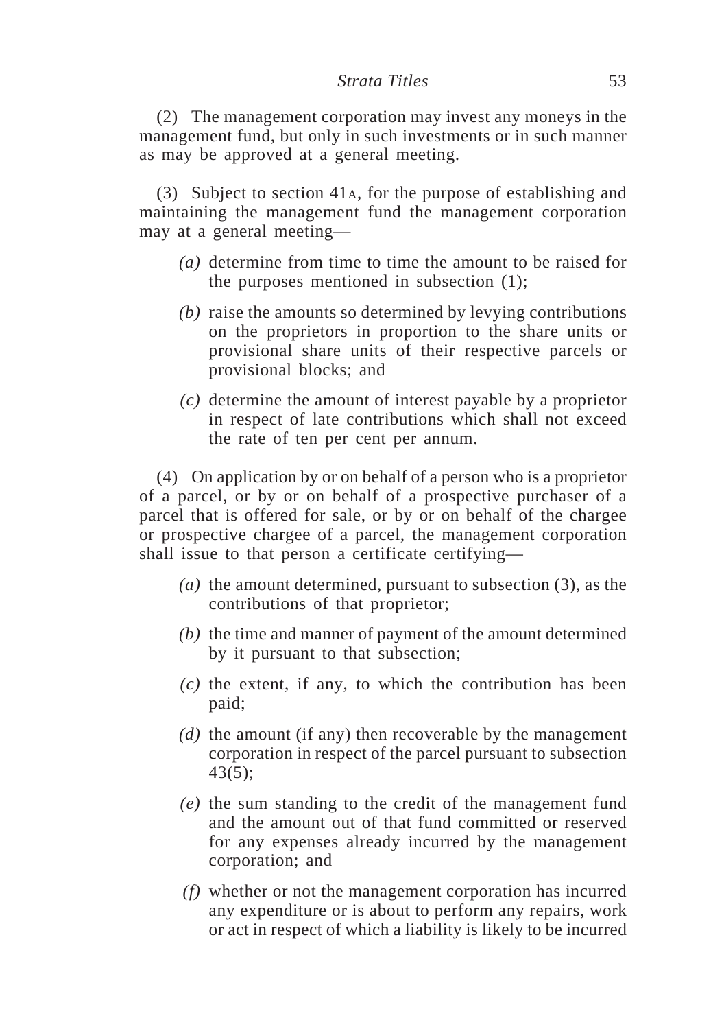(2) The management corporation may invest any moneys in the management fund, but only in such investments or in such manner as may be approved at a general meeting.

(3) Subject to section 41A, for the purpose of establishing and maintaining the management fund the management corporation may at a general meeting—

*(a)* determine from time to time the amount to be raised for the purposes mentioned in subsection (1);

*(b)* raise the amounts so determined by levying contributions on the proprietors in proportion to the share units or provisional share units of their respective parcels or provisional blocks; and

*(c)* determine the amount of interest payable by a proprietor in respect of late contributions which shall not exceed the rate of ten per cent per annum.

(4) On application by or on behalf of a person who is a proprietor of a parcel, or by or on behalf of a prospective purchaser of a parcel that is offered for sale, or by or on behalf of the chargee or prospective chargee of a parcel, the management corporation shall issue to that person a certificate certifying—

*(a)* the amount determined, pursuant to subsection (3), as the contributions of that proprietor;

*(b)* the time and manner of payment of the amount determined by it pursuant to that subsection;

*(c)* the extent, if any, to which the contribution has been paid;

*(d)* the amount (if any) then recoverable by the management corporation in respect of the parcel pursuant to subsection 43(5);

*(e)* the sum standing to the credit of the management fund and the amount out of that fund committed or reserved for any expenses already incurred by the management corporation; and

*(f)* whether or not the management corporation has incurred any expenditure or is about to perform any repairs, work or act in respect of which a liability is likely to be incurred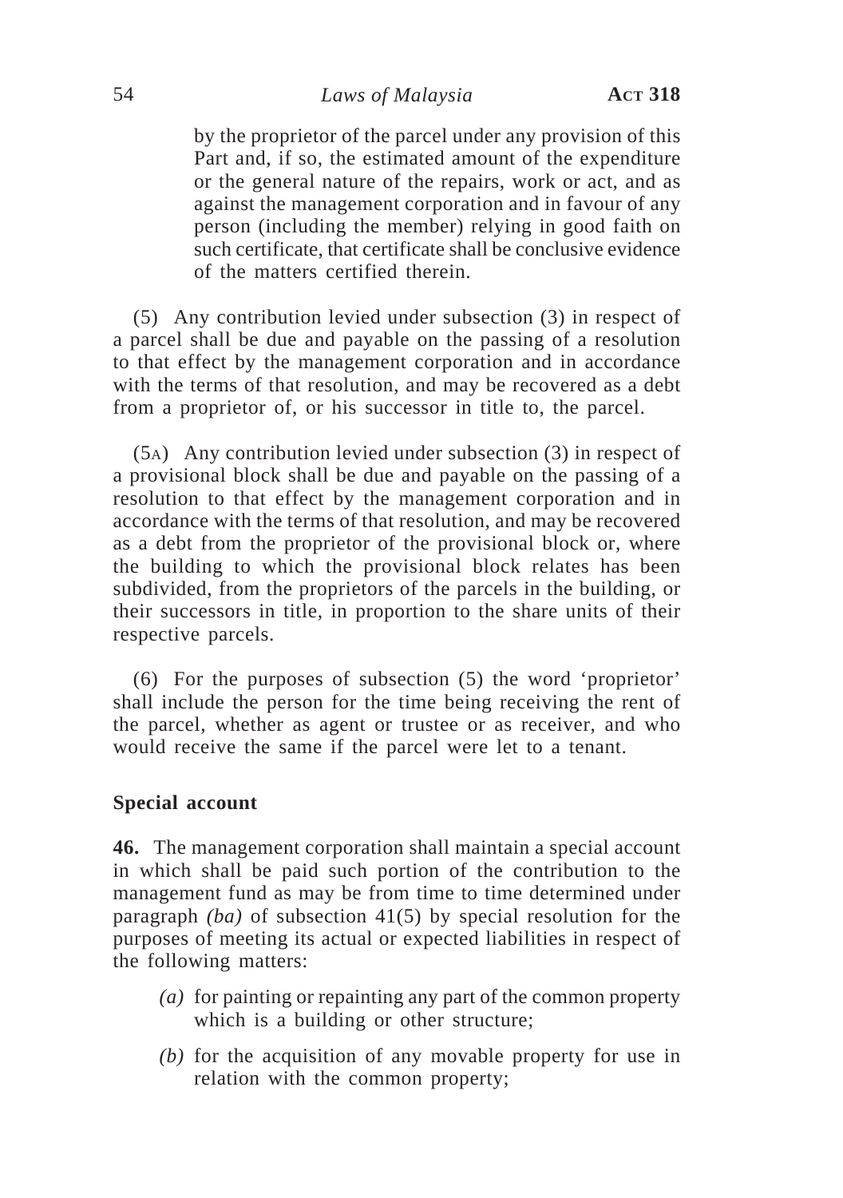by the proprietor of the parcel under any provision of this Part and, if so, the estimated amount of the expenditure or the general nature of the repairs, work or act, and as against the management corporation and in favour of any person (including the member) relying in good faith on such certificate, that certificate shall be conclusive evidence of the matters certified therein.

(5) Any contribution levied under subsection (3) in respect of a parcel shall be due and payable on the passing of a resolution to that effect by the management corporation and in accordance with the terms of that resolution, and may be recovered as a debt from a proprietor of, or his successor in title to, the parcel.

(5A) Any contribution levied under subsection (3) in respect of a provisional block shall be due and payable on the passing of a resolution to that effect by the management corporation and in accordance with the terms of that resolution, and may be recovered as a debt from the proprietor of the provisional block or, where the building to which the provisional block relates has been subdivided, from the proprietors of the parcels in the building, or their successors in title, in proportion to the share units of their respective parcels.

(6) For the purposes of subsection (5) the word 'proprietor' shall include the person for the time being receiving the rent of the parcel, whether as agent or trustee or as receiver, and who would receive the same if the parcel were let to a tenant.

**Special account**

**46.** The management corporation shall maintain a special account in which shall be paid such portion of the contribution to the management fund as may be from time to time determined under paragraph *(ba)* of subsection 41(5) by special resolution for the purposes of meeting its actual or expected liabilities in respect of the following matters:

*(a)* for painting or repainting any part of the common property which is a building or other structure;

*(b)* for the acquisition of any movable property for use in relation with the common property;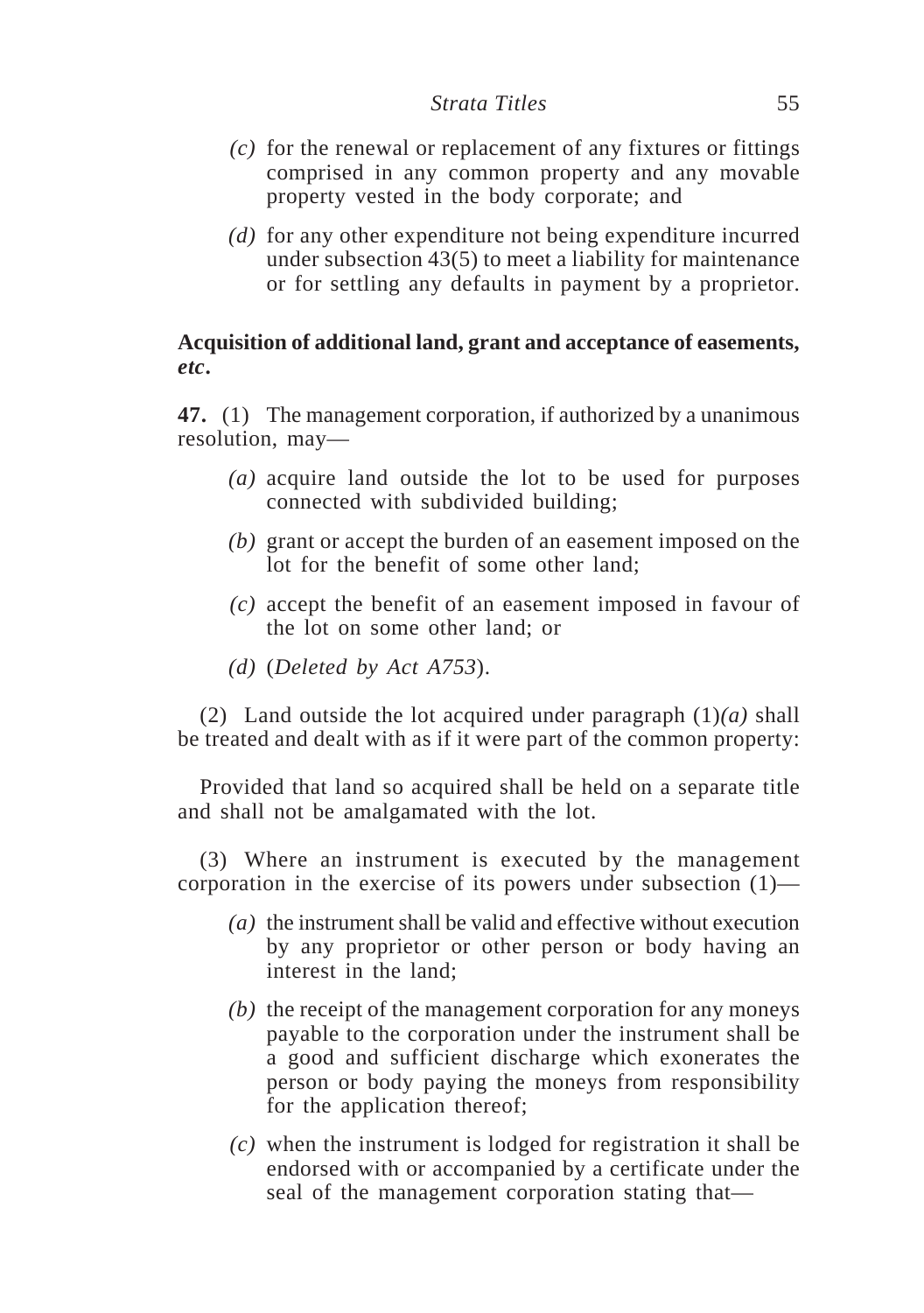*(c)* for the renewal or replacement of any fixtures or fittings comprised in any common property and any movable property vested in the body corporate; and

*(d)* for any other expenditure not being expenditure incurred under subsection 43(5) to meet a liability for maintenance or for settling any defaults in payment by a proprietor.

**Acquisition of additional land, grant and acceptance of easements,** ***etc*****.**

**47.** (1) The management corporation, if authorized by a unanimous resolution, may—

*(a)* acquire land outside the lot to be used for purposes connected with subdivided building;

*(b)* grant or accept the burden of an easement imposed on the lot for the benefit of some other land;

*(c)* accept the benefit of an easement imposed in favour of the lot on some other land; or

*(d)* (*Deleted by Act A753*).

(2) Land outside the lot acquired under paragraph (1)*(a)* shall be treated and dealt with as if it were part of the common property:

Provided that land so acquired shall be held on a separate title and shall not be amalgamated with the lot.

(3) Where an instrument is executed by the management corporation in the exercise of its powers under subsection (1)—

*(a)* the instrument shall be valid and effective without execution by any proprietor or other person or body having an interest in the land;

*(b)* the receipt of the management corporation for any moneys payable to the corporation under the instrument shall be a good and sufficient discharge which exonerates the person or body paying the moneys from responsibility for the application thereof;

*(c)* when the instrument is lodged for registration it shall be endorsed with or accompanied by a certificate under the seal of the management corporation stating that—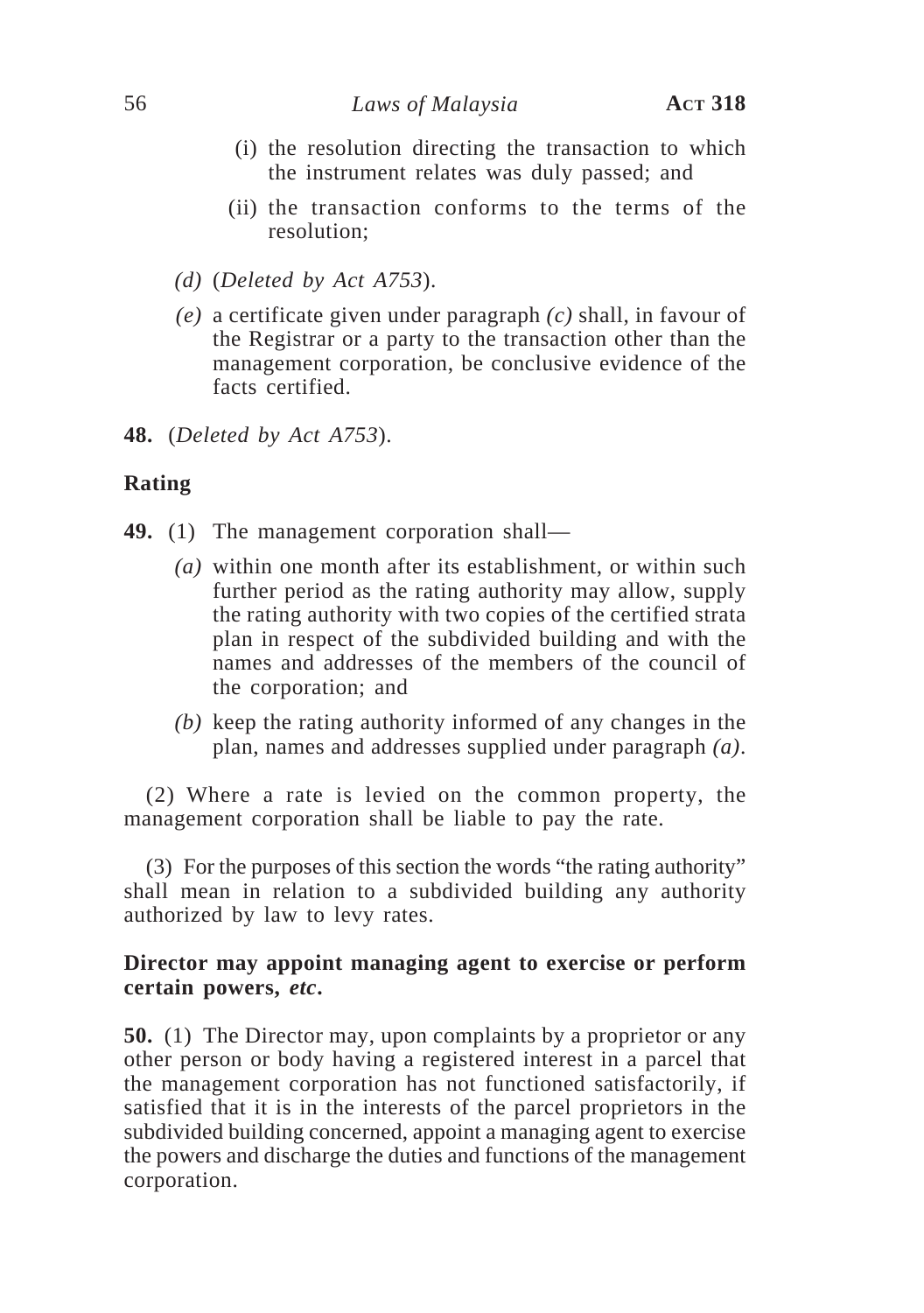(i) the resolution directing the transaction to which the instrument relates was duly passed; and

(ii) the transaction conforms to the terms of the resolution;

*(d)* (*Deleted by Act A753*).

*(e)* a certificate given under paragraph *(c)* shall, in favour of the Registrar or a party to the transaction other than the management corporation, be conclusive evidence of the facts certified.

**48.** (*Deleted by Act A753*).

**Rating**

**49.** (1) The management corporation shall—

*(a)* within one month after its establishment, or within such further period as the rating authority may allow, supply the rating authority with two copies of the certified strata plan in respect of the subdivided building and with the names and addresses of the members of the council of the corporation; and

*(b)* keep the rating authority informed of any changes in the plan, names and addresses supplied under paragraph *(a)*.

(2) Where a rate is levied on the common property, the management corporation shall be liable to pay the rate.

(3) For the purposes of this section the words "the rating authority" shall mean in relation to a subdivided building any authority authorized by law to levy rates.

**Director may appoint managing agent to exercise or perform certain powers, *etc*.**

**50.** (1) The Director may, upon complaints by a proprietor or any other person or body having a registered interest in a parcel that the management corporation has not functioned satisfactorily, if satisfied that it is in the interests of the parcel proprietors in the subdivided building concerned, appoint a managing agent to exercise the powers and discharge the duties and functions of the management corporation.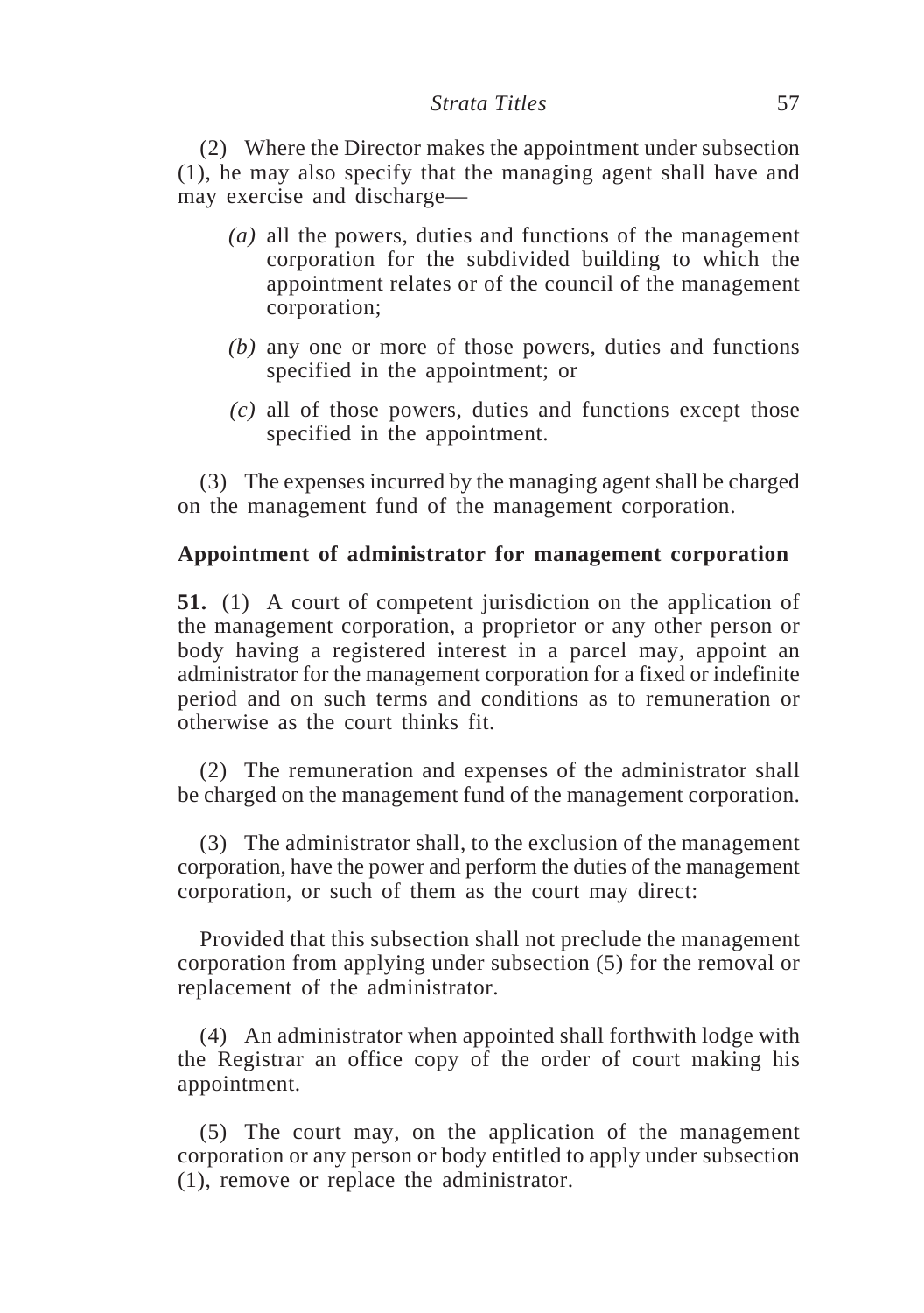(2) Where the Director makes the appointment under subsection (1), he may also specify that the managing agent shall have and may exercise and discharge—

*(a)* all the powers, duties and functions of the management corporation for the subdivided building to which the appointment relates or of the council of the management corporation;

*(b)* any one or more of those powers, duties and functions specified in the appointment; or

*(c)* all of those powers, duties and functions except those specified in the appointment.

(3) The expenses incurred by the managing agent shall be charged on the management fund of the management corporation.

**Appointment of administrator for management corporation**

**51.** (1) A court of competent jurisdiction on the application of the management corporation, a proprietor or any other person or body having a registered interest in a parcel may, appoint an administrator for the management corporation for a fixed or indefinite period and on such terms and conditions as to remuneration or otherwise as the court thinks fit.

(2) The remuneration and expenses of the administrator shall be charged on the management fund of the management corporation.

(3) The administrator shall, to the exclusion of the management corporation, have the power and perform the duties of the management corporation, or such of them as the court may direct:

Provided that this subsection shall not preclude the management corporation from applying under subsection (5) for the removal or replacement of the administrator.

(4) An administrator when appointed shall forthwith lodge with the Registrar an office copy of the order of court making his appointment.

(5) The court may, on the application of the management corporation or any person or body entitled to apply under subsection (1), remove or replace the administrator.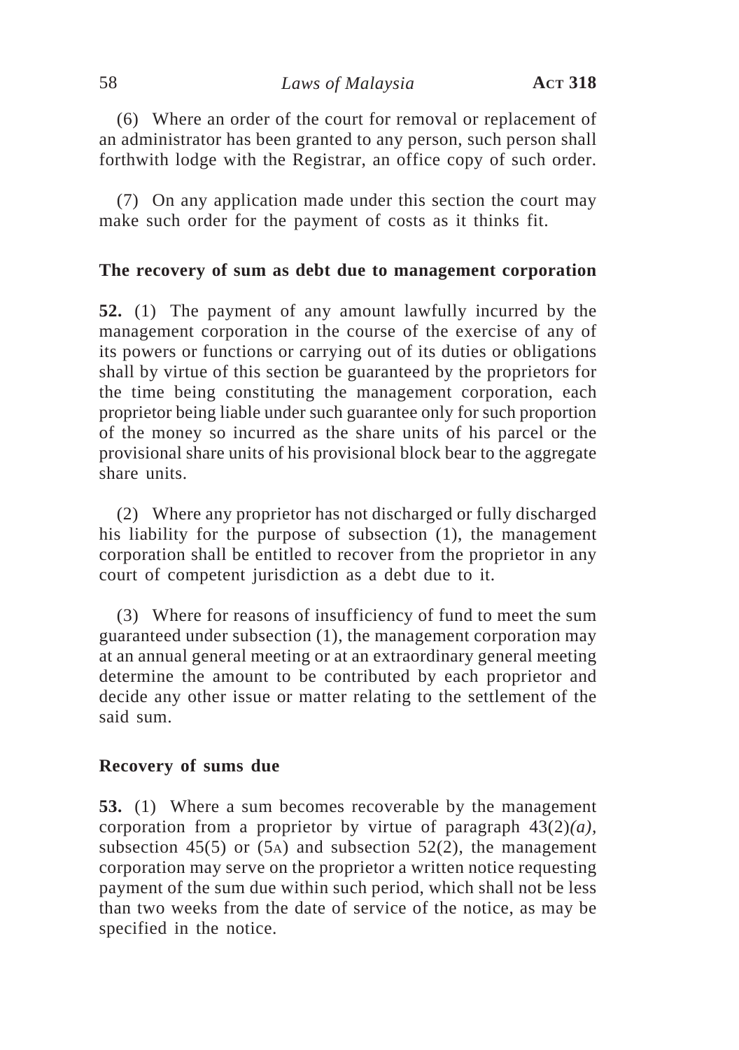(6) Where an order of the court for removal or replacement of an administrator has been granted to any person, such person shall forthwith lodge with the Registrar, an office copy of such order.

(7) On any application made under this section the court may make such order for the payment of costs as it thinks fit.

**The recovery of sum as debt due to management corporation**

**52.** (1) The payment of any amount lawfully incurred by the management corporation in the course of the exercise of any of its powers or functions or carrying out of its duties or obligations shall by virtue of this section be guaranteed by the proprietors for the time being constituting the management corporation, each proprietor being liable under such guarantee only for such proportion of the money so incurred as the share units of his parcel or the provisional share units of his provisional block bear to the aggregate share units.

(2) Where any proprietor has not discharged or fully discharged his liability for the purpose of subsection (1), the management corporation shall be entitled to recover from the proprietor in any court of competent jurisdiction as a debt due to it.

(3) Where for reasons of insufficiency of fund to meet the sum guaranteed under subsection (1), the management corporation may at an annual general meeting or at an extraordinary general meeting determine the amount to be contributed by each proprietor and decide any other issue or matter relating to the settlement of the said sum.

**Recovery of sums due**

**53.** (1) Where a sum becomes recoverable by the management corporation from a proprietor by virtue of paragraph 43(2)*(a)*, subsection 45(5) or (5A) and subsection 52(2), the management corporation may serve on the proprietor a written notice requesting payment of the sum due within such period, which shall not be less than two weeks from the date of service of the notice, as may be specified in the notice.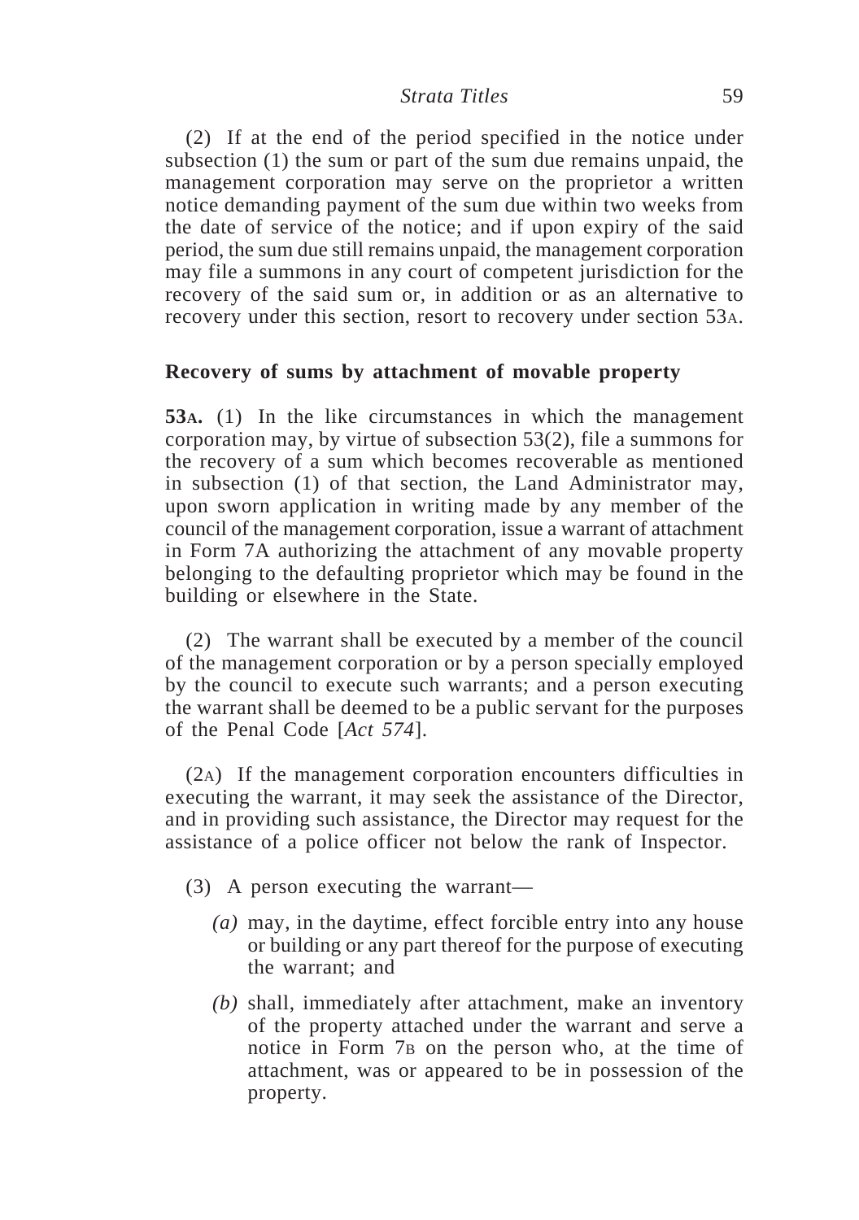(2) If at the end of the period specified in the notice under subsection (1) the sum or part of the sum due remains unpaid, the management corporation may serve on the proprietor a written notice demanding payment of the sum due within two weeks from the date of service of the notice; and if upon expiry of the said period, the sum due still remains unpaid, the management corporation may file a summons in any court of competent jurisdiction for the recovery of the said sum or, in addition or as an alternative to recovery under this section, resort to recovery under section 53A.

**Recovery of sums by attachment of movable property**

**53A.** (1) In the like circumstances in which the management corporation may, by virtue of subsection 53(2), file a summons for the recovery of a sum which becomes recoverable as mentioned in subsection (1) of that section, the Land Administrator may, upon sworn application in writing made by any member of the council of the management corporation, issue a warrant of attachment in Form 7A authorizing the attachment of any movable property belonging to the defaulting proprietor which may be found in the building or elsewhere in the State.

(2) The warrant shall be executed by a member of the council of the management corporation or by a person specially employed by the council to execute such warrants; and a person executing the warrant shall be deemed to be a public servant for the purposes of the Penal Code [*Act 574*].

(2A) If the management corporation encounters difficulties in executing the warrant, it may seek the assistance of the Director, and in providing such assistance, the Director may request for the assistance of a police officer not below the rank of Inspector.

(3) A person executing the warrant—

*(a)* may, in the daytime, effect forcible entry into any house or building or any part thereof for the purpose of executing the warrant; and

*(b)* shall, immediately after attachment, make an inventory of the property attached under the warrant and serve a notice in Form 7B on the person who, at the time of attachment, was or appeared to be in possession of the property.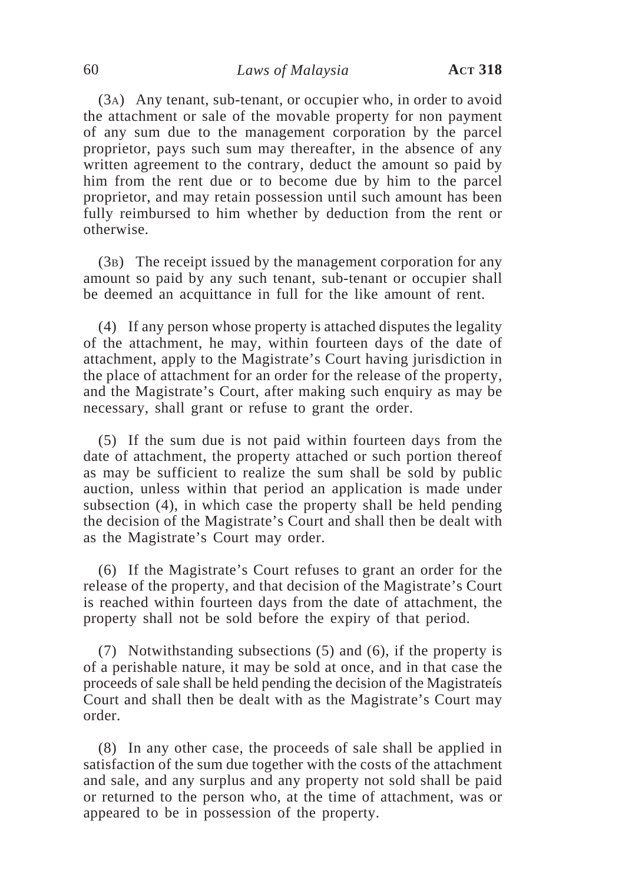(3A) Any tenant, sub-tenant, or occupier who, in order to avoid the attachment or sale of the movable property for non payment of any sum due to the management corporation by the parcel proprietor, pays such sum may thereafter, in the absence of any written agreement to the contrary, deduct the amount so paid by him from the rent due or to become due by him to the parcel proprietor, and may retain possession until such amount has been fully reimbursed to him whether by deduction from the rent or otherwise.

(3B) The receipt issued by the management corporation for any amount so paid by any such tenant, sub-tenant or occupier shall be deemed an acquittance in full for the like amount of rent.

(4) If any person whose property is attached disputes the legality of the attachment, he may, within fourteen days of the date of attachment, apply to the Magistrate's Court having jurisdiction in the place of attachment for an order for the release of the property, and the Magistrate's Court, after making such enquiry as may be necessary, shall grant or refuse to grant the order.

(5) If the sum due is not paid within fourteen days from the date of attachment, the property attached or such portion thereof as may be sufficient to realize the sum shall be sold by public auction, unless within that period an application is made under subsection (4), in which case the property shall be held pending the decision of the Magistrate's Court and shall then be dealt with as the Magistrate's Court may order.

(6) If the Magistrate's Court refuses to grant an order for the release of the property, and that decision of the Magistrate's Court is reached within fourteen days from the date of attachment, the property shall not be sold before the expiry of that period.

(7) Notwithstanding subsections (5) and (6), if the property is of a perishable nature, it may be sold at once, and in that case the proceeds of sale shall be held pending the decision of the Magistrateís Court and shall then be dealt with as the Magistrate's Court may order.

(8) In any other case, the proceeds of sale shall be applied in satisfaction of the sum due together with the costs of the attachment and sale, and any surplus and any property not sold shall be paid or returned to the person who, at the time of attachment, was or appeared to be in possession of the property.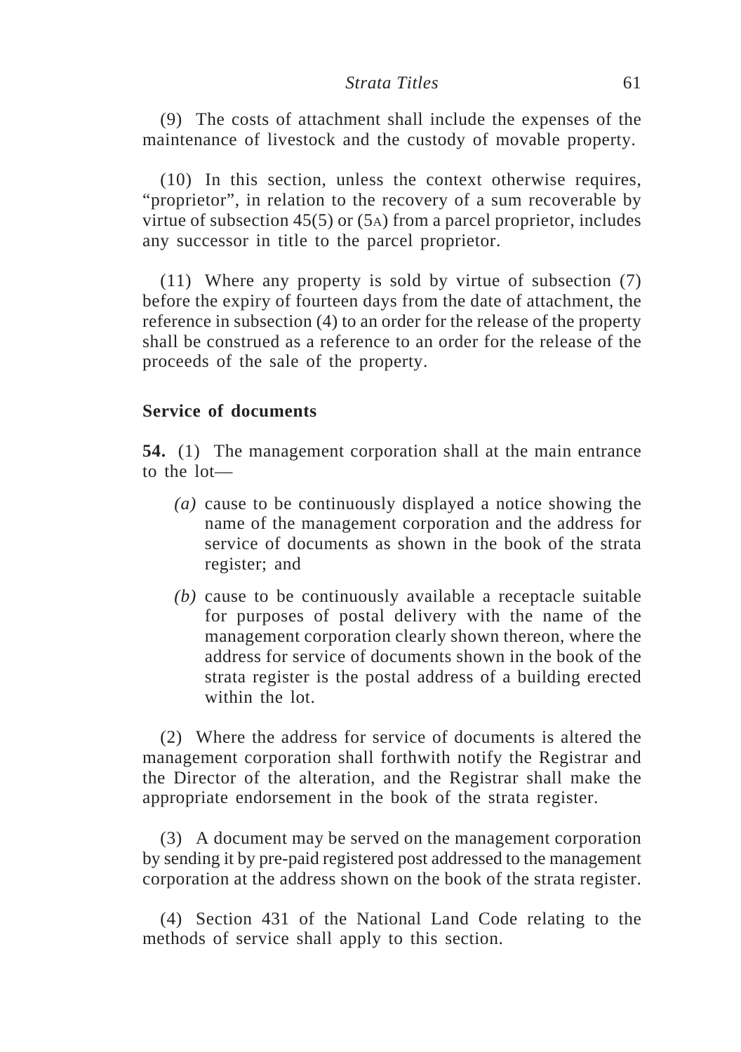(9) The costs of attachment shall include the expenses of the maintenance of livestock and the custody of movable property.

(10) In this section, unless the context otherwise requires, "proprietor", in relation to the recovery of a sum recoverable by virtue of subsection 45(5) or (5A) from a parcel proprietor, includes any successor in title to the parcel proprietor.

(11) Where any property is sold by virtue of subsection (7) before the expiry of fourteen days from the date of attachment, the reference in subsection (4) to an order for the release of the property shall be construed as a reference to an order for the release of the proceeds of the sale of the property.

**Service of documents**

**54.** (1) The management corporation shall at the main entrance to the lot—

*(a)* cause to be continuously displayed a notice showing the name of the management corporation and the address for service of documents as shown in the book of the strata register; and

*(b)* cause to be continuously available a receptacle suitable for purposes of postal delivery with the name of the management corporation clearly shown thereon, where the address for service of documents shown in the book of the strata register is the postal address of a building erected within the lot.

(2) Where the address for service of documents is altered the management corporation shall forthwith notify the Registrar and the Director of the alteration, and the Registrar shall make the appropriate endorsement in the book of the strata register.

(3) A document may be served on the management corporation by sending it by pre-paid registered post addressed to the management corporation at the address shown on the book of the strata register.

(4) Section 431 of the National Land Code relating to the methods of service shall apply to this section.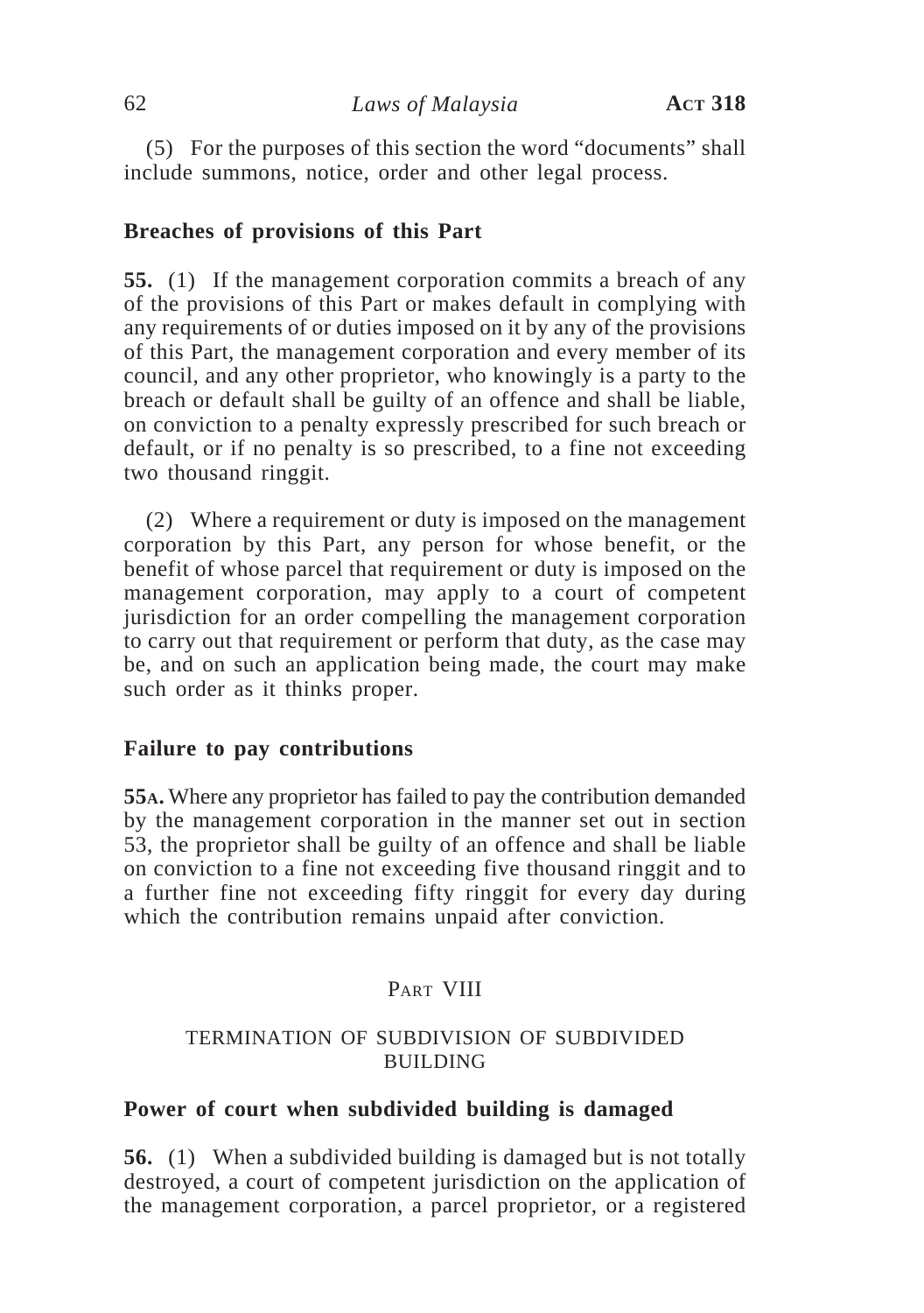(5) For the purposes of this section the word "documents" shall include summons, notice, order and other legal process.

### Breaches of provisions of this Part

**55.** (1) If the management corporation commits a breach of any of the provisions of this Part or makes default in complying with any requirements of or duties imposed on it by any of the provisions of this Part, the management corporation and every member of its council, and any other proprietor, who knowingly is a party to the breach or default shall be guilty of an offence and shall be liable, on conviction to a penalty expressly prescribed for such breach or default, or if no penalty is so prescribed, to a fine not exceeding two thousand ringgit.

(2) Where a requirement or duty is imposed on the management corporation by this Part, any person for whose benefit, or the benefit of whose parcel that requirement or duty is imposed on the management corporation, may apply to a court of competent jurisdiction for an order compelling the management corporation to carry out that requirement or perform that duty, as the case may be, and on such an application being made, the court may make such order as it thinks proper.

### Failure to pay contributions

**55A.** Where any proprietor has failed to pay the contribution demanded by the management corporation in the manner set out in section 53, the proprietor shall be guilty of an offence and shall be liable on conviction to a fine not exceeding five thousand ringgit and to a further fine not exceeding fifty ringgit for every day during which the contribution remains unpaid after conviction.

## PART VIII

## TERMINATION OF SUBDIVISION OF SUBDIVIDED BUILDING

### Power of court when subdivided building is damaged

**56.** (1) When a subdivided building is damaged but is not totally destroyed, a court of competent jurisdiction on the application of the management corporation, a parcel proprietor, or a registered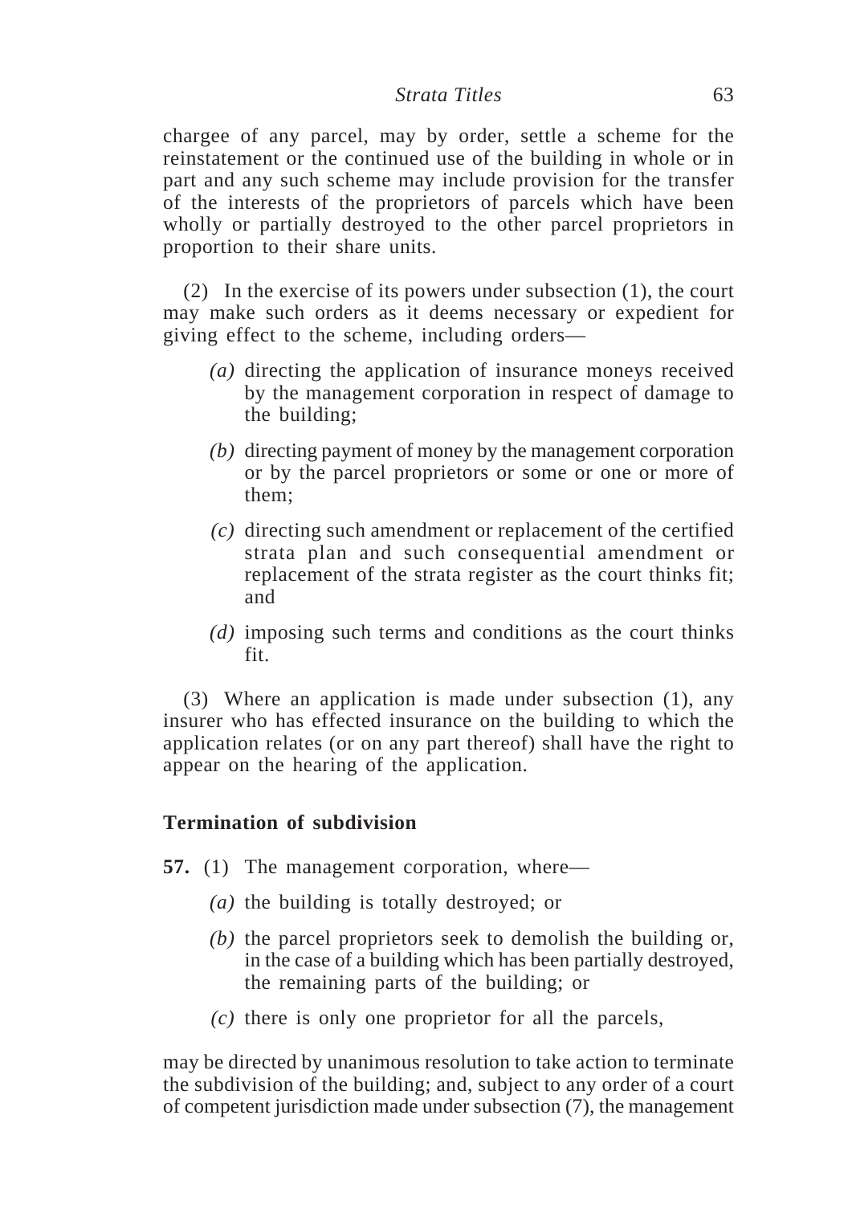chargee of any parcel, may by order, settle a scheme for the reinstatement or the continued use of the building in whole or in part and any such scheme may include provision for the transfer of the interests of the proprietors of parcels which have been wholly or partially destroyed to the other parcel proprietors in proportion to their share units.

(2) In the exercise of its powers under subsection (1), the court may make such orders as it deems necessary or expedient for giving effect to the scheme, including orders—

*(a)* directing the application of insurance moneys received by the management corporation in respect of damage to the building;

*(b)* directing payment of money by the management corporation or by the parcel proprietors or some or one or more of them;

*(c)* directing such amendment or replacement of the certified strata plan and such consequential amendment or replacement of the strata register as the court thinks fit; and

*(d)* imposing such terms and conditions as the court thinks fit.

(3) Where an application is made under subsection (1), any insurer who has effected insurance on the building to which the application relates (or on any part thereof) shall have the right to appear on the hearing of the application.

**Termination of subdivision**

**57.** (1) The management corporation, where—

*(a)* the building is totally destroyed; or

*(b)* the parcel proprietors seek to demolish the building or, in the case of a building which has been partially destroyed, the remaining parts of the building; or

*(c)* there is only one proprietor for all the parcels,

may be directed by unanimous resolution to take action to terminate the subdivision of the building; and, subject to any order of a court of competent jurisdiction made under subsection (7), the management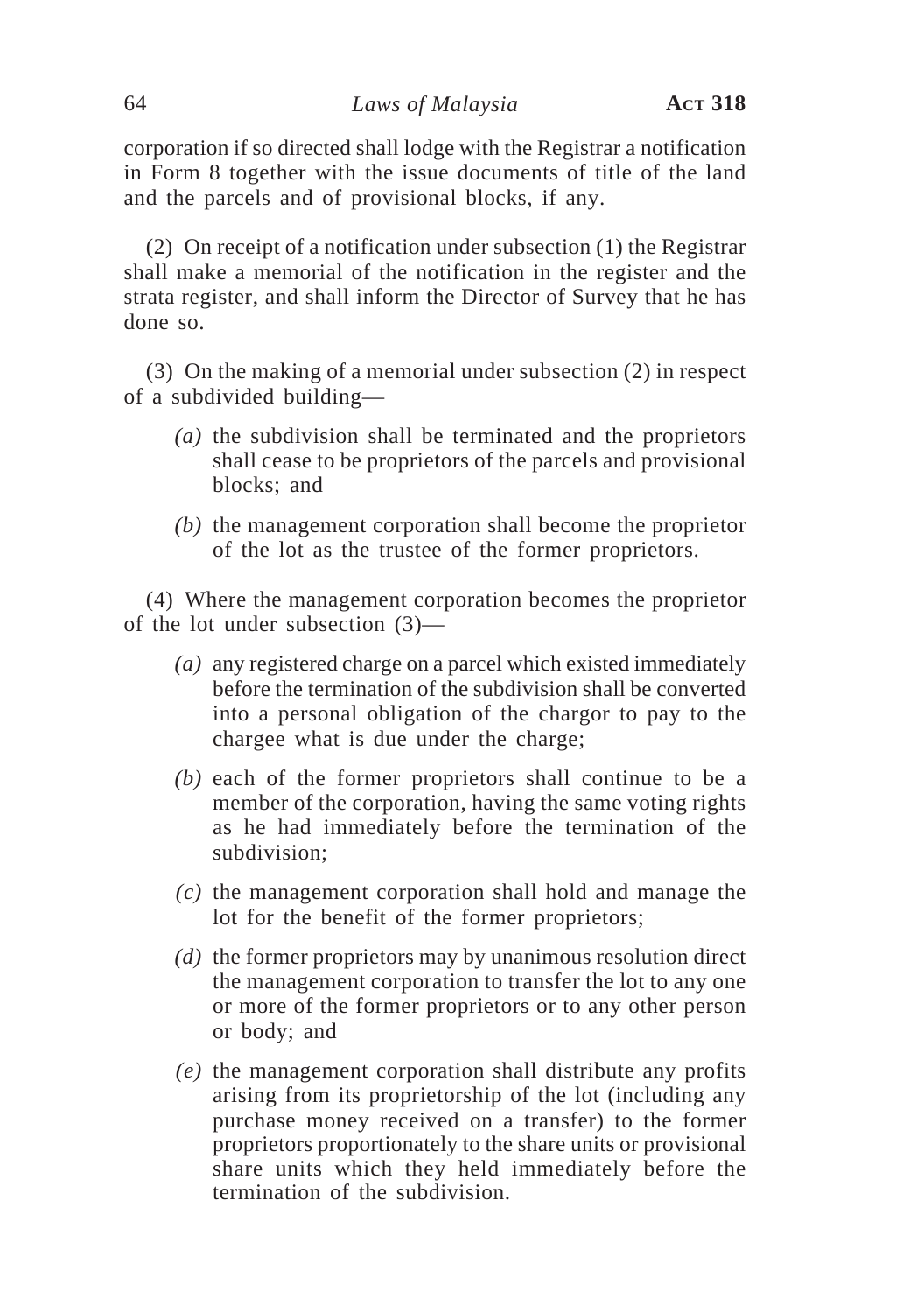corporation if so directed shall lodge with the Registrar a notification in Form 8 together with the issue documents of title of the land and the parcels and of provisional blocks, if any.

(2) On receipt of a notification under subsection (1) the Registrar shall make a memorial of the notification in the register and the strata register, and shall inform the Director of Survey that he has done so.

(3) On the making of a memorial under subsection (2) in respect of a subdivided building—

*(a)* the subdivision shall be terminated and the proprietors shall cease to be proprietors of the parcels and provisional blocks; and

*(b)* the management corporation shall become the proprietor of the lot as the trustee of the former proprietors.

(4) Where the management corporation becomes the proprietor of the lot under subsection (3)—

*(a)* any registered charge on a parcel which existed immediately before the termination of the subdivision shall be converted into a personal obligation of the chargor to pay to the chargee what is due under the charge;

*(b)* each of the former proprietors shall continue to be a member of the corporation, having the same voting rights as he had immediately before the termination of the subdivision;

*(c)* the management corporation shall hold and manage the lot for the benefit of the former proprietors;

*(d)* the former proprietors may by unanimous resolution direct the management corporation to transfer the lot to any one or more of the former proprietors or to any other person or body; and

*(e)* the management corporation shall distribute any profits arising from its proprietorship of the lot (including any purchase money received on a transfer) to the former proprietors proportionately to the share units or provisional share units which they held immediately before the termination of the subdivision.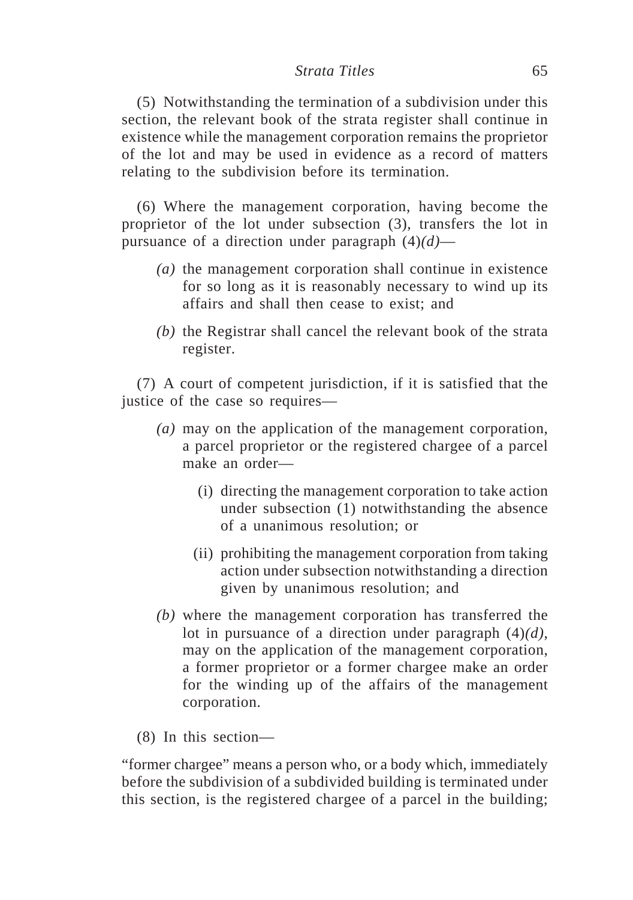(5) Notwithstanding the termination of a subdivision under this section, the relevant book of the strata register shall continue in existence while the management corporation remains the proprietor of the lot and may be used in evidence as a record of matters relating to the subdivision before its termination.

(6) Where the management corporation, having become the proprietor of the lot under subsection (3), transfers the lot in pursuance of a direction under paragraph (4)*(d)*—

*(a)* the management corporation shall continue in existence for so long as it is reasonably necessary to wind up its affairs and shall then cease to exist; and

*(b)* the Registrar shall cancel the relevant book of the strata register.

(7) A court of competent jurisdiction, if it is satisfied that the justice of the case so requires—

*(a)* may on the application of the management corporation, a parcel proprietor or the registered chargee of a parcel make an order—

(i) directing the management corporation to take action under subsection (1) notwithstanding the absence of a unanimous resolution; or

(ii) prohibiting the management corporation from taking action under subsection notwithstanding a direction given by unanimous resolution; and

*(b)* where the management corporation has transferred the lot in pursuance of a direction under paragraph (4)*(d)*, may on the application of the management corporation, a former proprietor or a former chargee make an order for the winding up of the affairs of the management corporation.

(8) In this section—

"former chargee" means a person who, or a body which, immediately before the subdivision of a subdivided building is terminated under this section, is the registered chargee of a parcel in the building;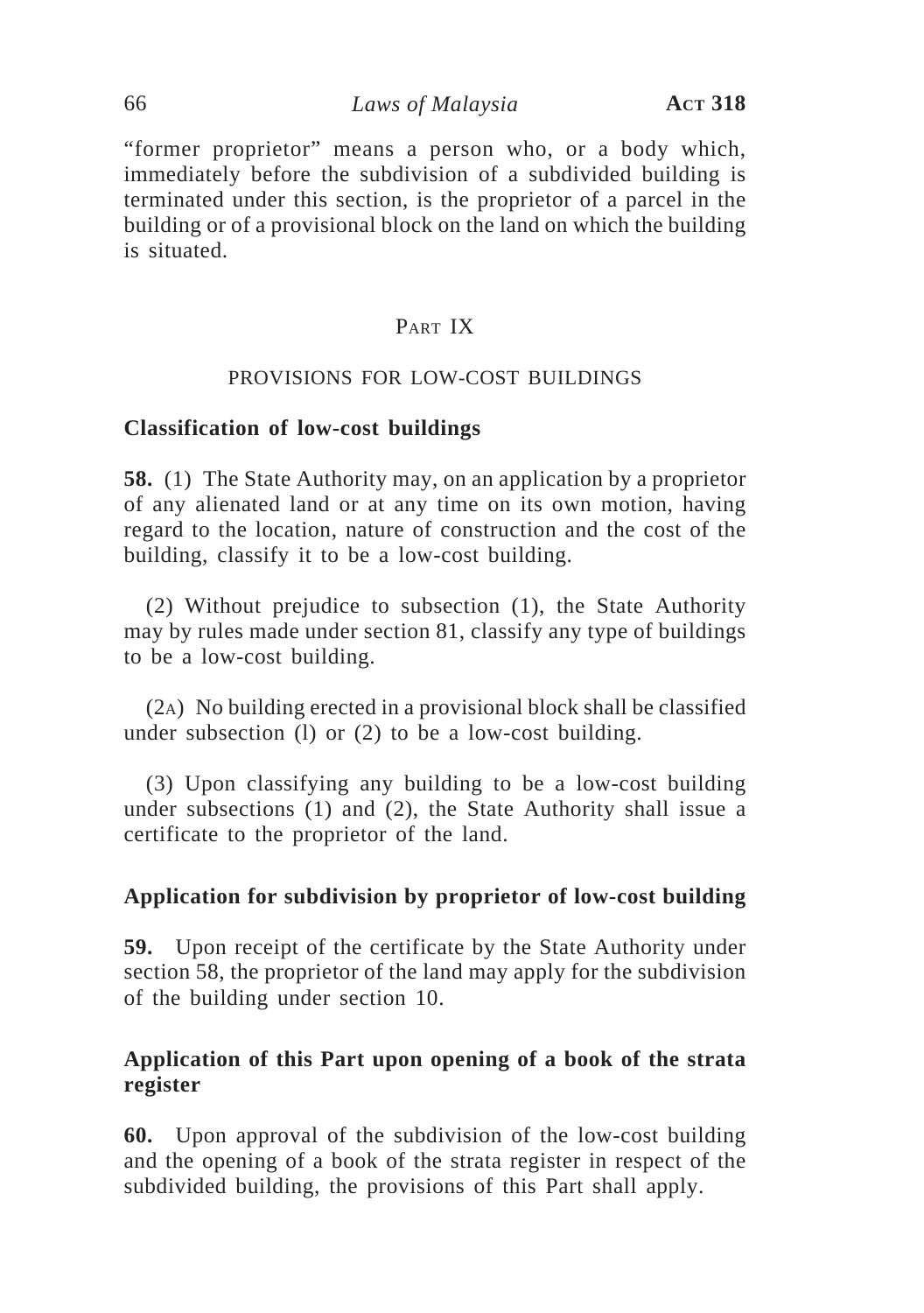"former proprietor" means a person who, or a body which, immediately before the subdivision of a subdivided building is terminated under this section, is the proprietor of a parcel in the building or of a provisional block on the land on which the building is situated.

## PART IX

## PROVISIONS FOR LOW-COST BUILDINGS

### Classification of low-cost buildings

**58.** (1) The State Authority may, on an application by a proprietor of any alienated land or at any time on its own motion, having regard to the location, nature of construction and the cost of the building, classify it to be a low-cost building.

(2) Without prejudice to subsection (1), the State Authority may by rules made under section 81, classify any type of buildings to be a low-cost building.

(2A) No building erected in a provisional block shall be classified under subsection (l) or (2) to be a low-cost building.

(3) Upon classifying any building to be a low-cost building under subsections (1) and (2), the State Authority shall issue a certificate to the proprietor of the land.

### Application for subdivision by proprietor of low-cost building

**59.** Upon receipt of the certificate by the State Authority under section 58, the proprietor of the land may apply for the subdivision of the building under section 10.

### Application of this Part upon opening of a book of the strata register

**60.** Upon approval of the subdivision of the low-cost building and the opening of a book of the strata register in respect of the subdivided building, the provisions of this Part shall apply.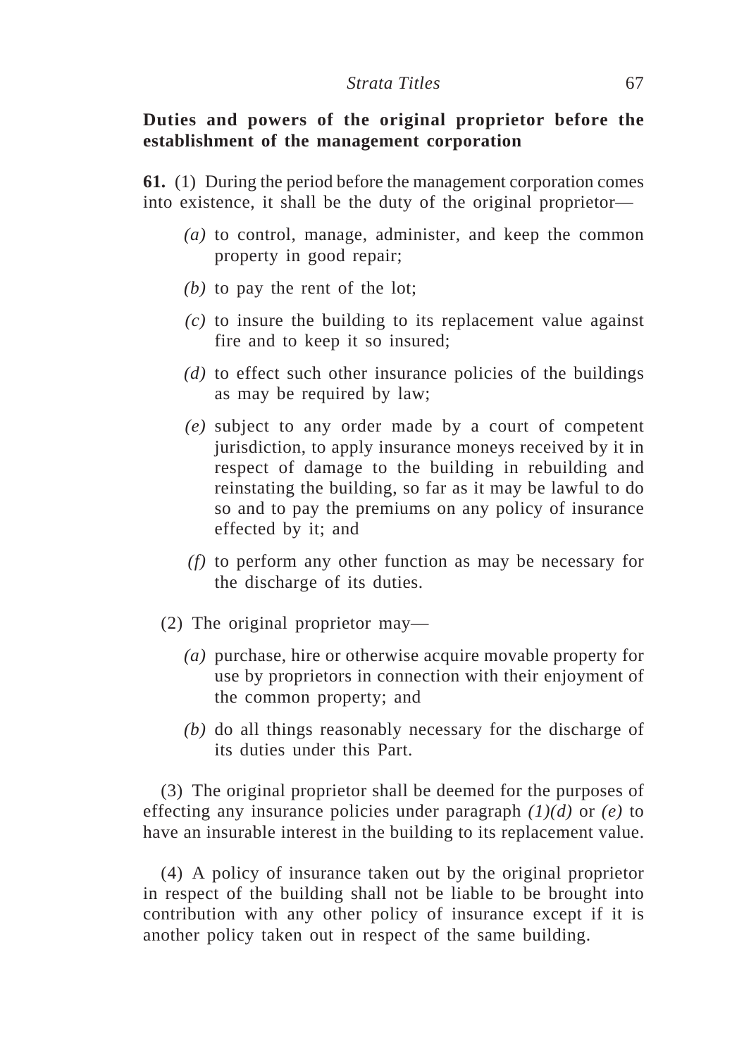**Duties and powers of the original proprietor before the establishment of the management corporation**

**61.** (1) During the period before the management corporation comes into existence, it shall be the duty of the original proprietor—

*(a)* to control, manage, administer, and keep the common property in good repair;

*(b)* to pay the rent of the lot;

*(c)* to insure the building to its replacement value against fire and to keep it so insured;

*(d)* to effect such other insurance policies of the buildings as may be required by law;

*(e)* subject to any order made by a court of competent jurisdiction, to apply insurance moneys received by it in respect of damage to the building in rebuilding and reinstating the building, so far as it may be lawful to do so and to pay the premiums on any policy of insurance effected by it; and

*(f)* to perform any other function as may be necessary for the discharge of its duties.

(2) The original proprietor may—

*(a)* purchase, hire or otherwise acquire movable property for use by proprietors in connection with their enjoyment of the common property; and

*(b)* do all things reasonably necessary for the discharge of its duties under this Part.

(3) The original proprietor shall be deemed for the purposes of effecting any insurance policies under paragraph *(1)(d)* or *(e)* to have an insurable interest in the building to its replacement value.

(4) A policy of insurance taken out by the original proprietor in respect of the building shall not be liable to be brought into contribution with any other policy of insurance except if it is another policy taken out in respect of the same building.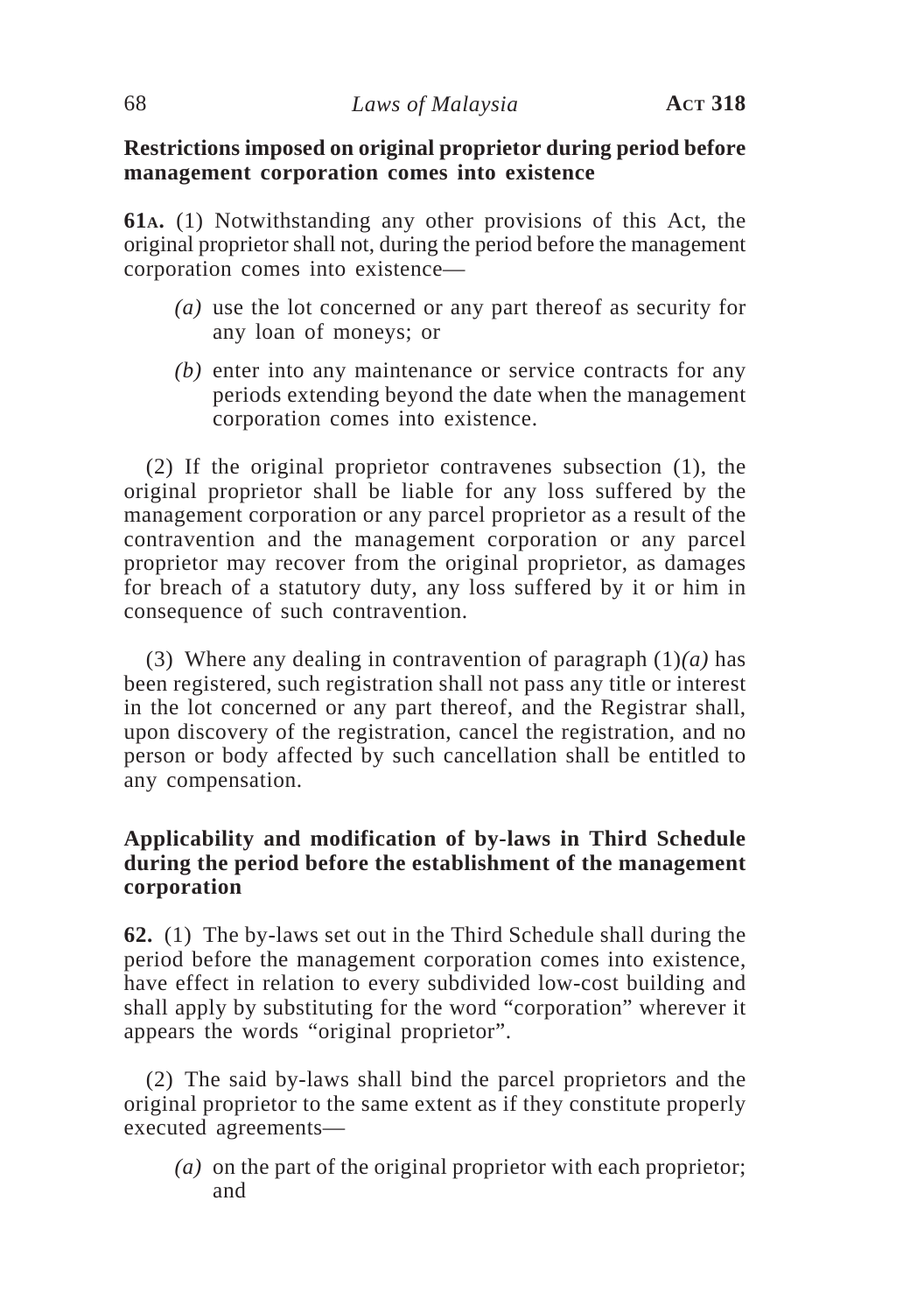**Restrictions imposed on original proprietor during period before management corporation comes into existence**

**61A.** (1) Notwithstanding any other provisions of this Act, the original proprietor shall not, during the period before the management corporation comes into existence—

*(a)* use the lot concerned or any part thereof as security for any loan of moneys; or

*(b)* enter into any maintenance or service contracts for any periods extending beyond the date when the management corporation comes into existence.

(2) If the original proprietor contravenes subsection (1), the original proprietor shall be liable for any loss suffered by the management corporation or any parcel proprietor as a result of the contravention and the management corporation or any parcel proprietor may recover from the original proprietor, as damages for breach of a statutory duty, any loss suffered by it or him in consequence of such contravention.

(3) Where any dealing in contravention of paragraph (1)*(a)* has been registered, such registration shall not pass any title or interest in the lot concerned or any part thereof, and the Registrar shall, upon discovery of the registration, cancel the registration, and no person or body affected by such cancellation shall be entitled to any compensation.

**Applicability and modification of by-laws in Third Schedule during the period before the establishment of the management corporation**

**62.** (1) The by-laws set out in the Third Schedule shall during the period before the management corporation comes into existence, have effect in relation to every subdivided low-cost building and shall apply by substituting for the word "corporation" wherever it appears the words "original proprietor".

(2) The said by-laws shall bind the parcel proprietors and the original proprietor to the same extent as if they constitute properly executed agreements—

*(a)* on the part of the original proprietor with each proprietor; and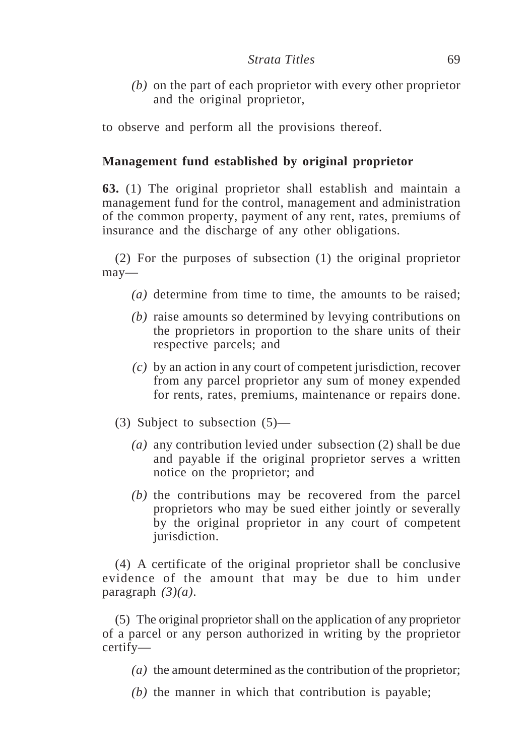*(b)* on the part of each proprietor with every other proprietor and the original proprietor,

to observe and perform all the provisions thereof.

**Management fund established by original proprietor**

**63.** (1) The original proprietor shall establish and maintain a management fund for the control, management and administration of the common property, payment of any rent, rates, premiums of insurance and the discharge of any other obligations.

(2) For the purposes of subsection (1) the original proprietor may—

*(a)* determine from time to time, the amounts to be raised;

*(b)* raise amounts so determined by levying contributions on the proprietors in proportion to the share units of their respective parcels; and

*(c)* by an action in any court of competent jurisdiction, recover from any parcel proprietor any sum of money expended for rents, rates, premiums, maintenance or repairs done.

(3) Subject to subsection (5)—

*(a)* any contribution levied under subsection (2) shall be due and payable if the original proprietor serves a written notice on the proprietor; and

*(b)* the contributions may be recovered from the parcel proprietors who may be sued either jointly or severally by the original proprietor in any court of competent jurisdiction.

(4) A certificate of the original proprietor shall be conclusive evidence of the amount that may be due to him under paragraph *(3)(a)*.

(5) The original proprietor shall on the application of any proprietor of a parcel or any person authorized in writing by the proprietor certify—

*(a)* the amount determined as the contribution of the proprietor;

*(b)* the manner in which that contribution is payable;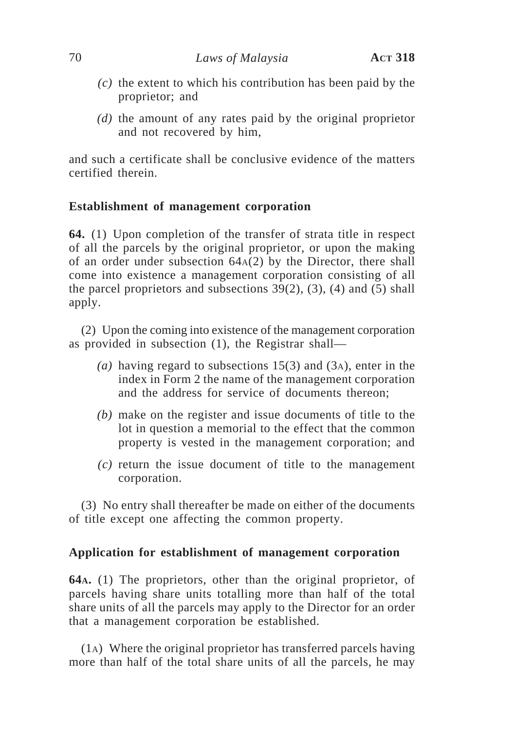*(c)* the extent to which his contribution has been paid by the proprietor; and

*(d)* the amount of any rates paid by the original proprietor and not recovered by him,

and such a certificate shall be conclusive evidence of the matters certified therein.

### Establishment of management corporation

**64.** (1) Upon completion of the transfer of strata title in respect of all the parcels by the original proprietor, or upon the making of an order under subsection 64A(2) by the Director, there shall come into existence a management corporation consisting of all the parcel proprietors and subsections 39(2), (3), (4) and (5) shall apply.

(2) Upon the coming into existence of the management corporation as provided in subsection (1), the Registrar shall—

*(a)* having regard to subsections 15(3) and (3A), enter in the index in Form 2 the name of the management corporation and the address for service of documents thereon;

*(b)* make on the register and issue documents of title to the lot in question a memorial to the effect that the common property is vested in the management corporation; and

*(c)* return the issue document of title to the management corporation.

(3) No entry shall thereafter be made on either of the documents of title except one affecting the common property.

### Application for establishment of management corporation

**64A.** (1) The proprietors, other than the original proprietor, of parcels having share units totalling more than half of the total share units of all the parcels may apply to the Director for an order that a management corporation be established.

(1A) Where the original proprietor has transferred parcels having more than half of the total share units of all the parcels, he may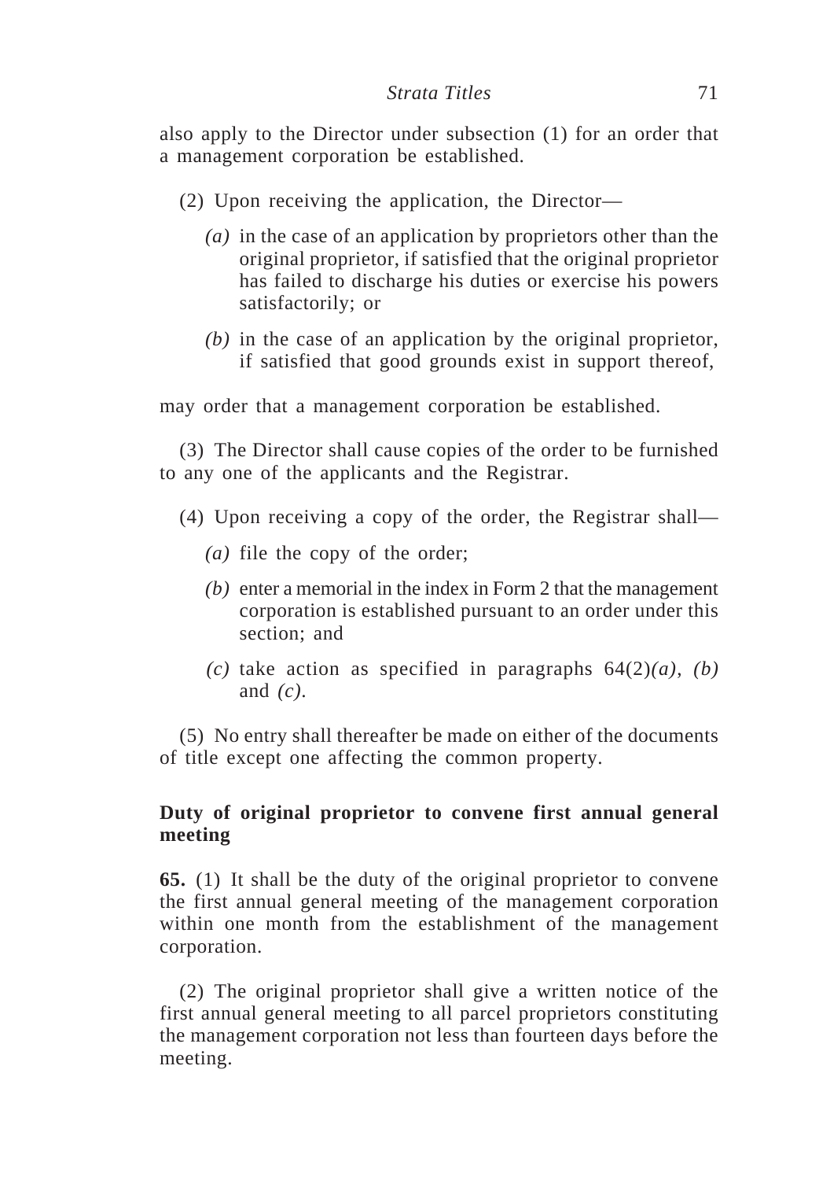also apply to the Director under subsection (1) for an order that a management corporation be established.

(2) Upon receiving the application, the Director—

*(a)* in the case of an application by proprietors other than the original proprietor, if satisfied that the original proprietor has failed to discharge his duties or exercise his powers satisfactorily; or

*(b)* in the case of an application by the original proprietor, if satisfied that good grounds exist in support thereof,

may order that a management corporation be established.

(3) The Director shall cause copies of the order to be furnished to any one of the applicants and the Registrar.

(4) Upon receiving a copy of the order, the Registrar shall—

*(a)* file the copy of the order;

*(b)* enter a memorial in the index in Form 2 that the management corporation is established pursuant to an order under this section; and

*(c)* take action as specified in paragraphs 64(2)*(a)*, *(b)* and *(c)*.

(5) No entry shall thereafter be made on either of the documents of title except one affecting the common property.

**Duty of original proprietor to convene first annual general meeting**

**65.** (1) It shall be the duty of the original proprietor to convene the first annual general meeting of the management corporation within one month from the establishment of the management corporation.

(2) The original proprietor shall give a written notice of the first annual general meeting to all parcel proprietors constituting the management corporation not less than fourteen days before the meeting.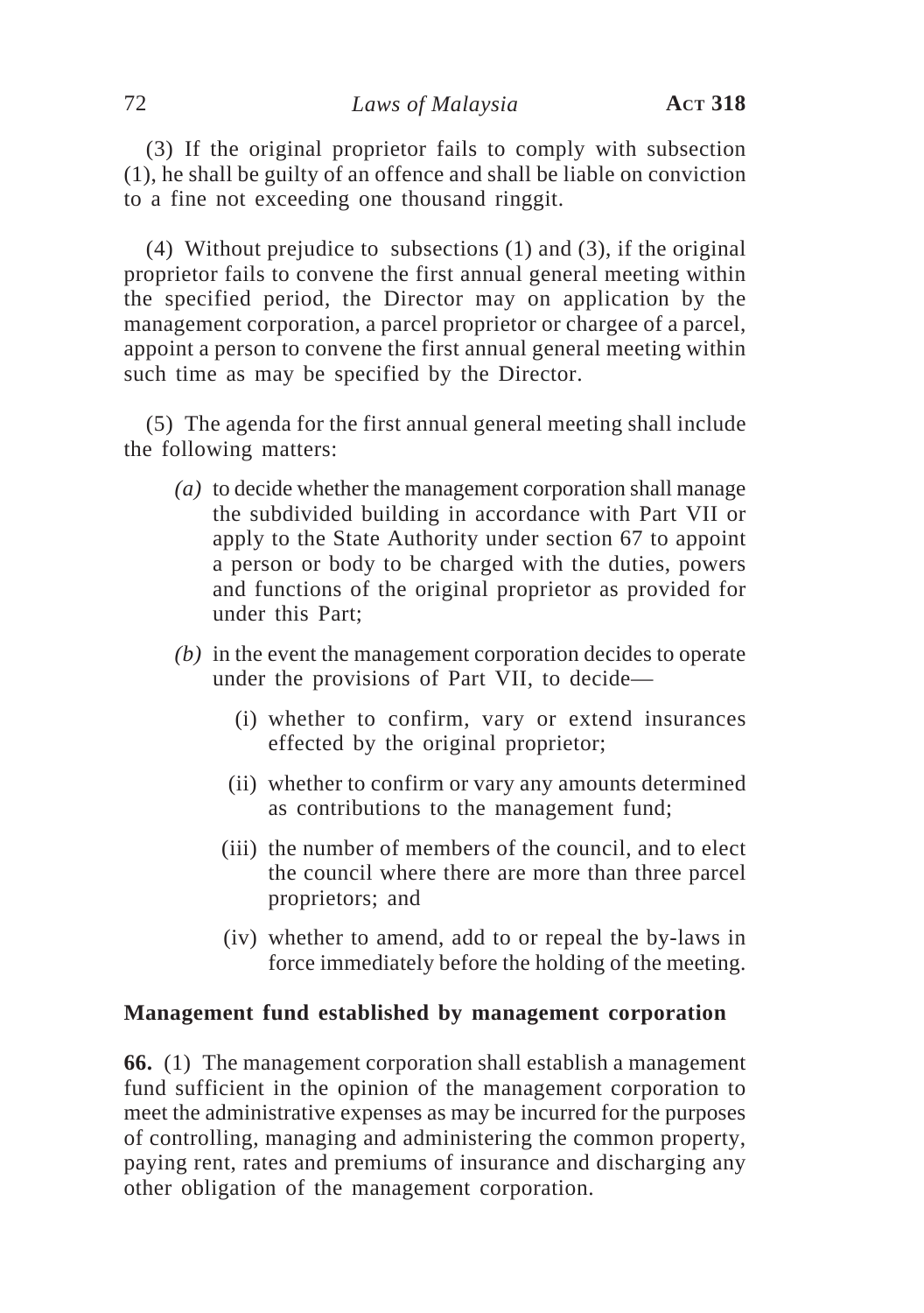(3) If the original proprietor fails to comply with subsection (1), he shall be guilty of an offence and shall be liable on conviction to a fine not exceeding one thousand ringgit.

(4) Without prejudice to subsections (1) and (3), if the original proprietor fails to convene the first annual general meeting within the specified period, the Director may on application by the management corporation, a parcel proprietor or chargee of a parcel, appoint a person to convene the first annual general meeting within such time as may be specified by the Director.

(5) The agenda for the first annual general meeting shall include the following matters:

*(a)* to decide whether the management corporation shall manage the subdivided building in accordance with Part VII or apply to the State Authority under section 67 to appoint a person or body to be charged with the duties, powers and functions of the original proprietor as provided for under this Part;

*(b)* in the event the management corporation decides to operate under the provisions of Part VII, to decide—

(i) whether to confirm, vary or extend insurances effected by the original proprietor;

(ii) whether to confirm or vary any amounts determined as contributions to the management fund;

(iii) the number of members of the council, and to elect the council where there are more than three parcel proprietors; and

(iv) whether to amend, add to or repeal the by-laws in force immediately before the holding of the meeting.

**Management fund established by management corporation**

**66.** (1) The management corporation shall establish a management fund sufficient in the opinion of the management corporation to meet the administrative expenses as may be incurred for the purposes of controlling, managing and administering the common property, paying rent, rates and premiums of insurance and discharging any other obligation of the management corporation.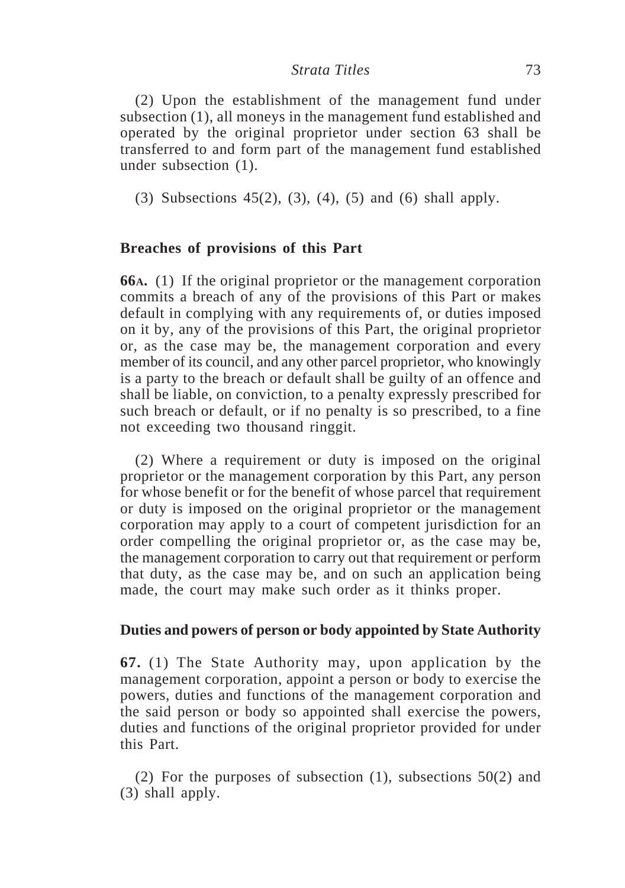(2) Upon the establishment of the management fund under subsection (1), all moneys in the management fund established and operated by the original proprietor under section 63 shall be transferred to and form part of the management fund established under subsection (1).

(3) Subsections 45(2), (3), (4), (5) and (6) shall apply.

**Breaches of provisions of this Part**

**66A.** (1) If the original proprietor or the management corporation commits a breach of any of the provisions of this Part or makes default in complying with any requirements of, or duties imposed on it by, any of the provisions of this Part, the original proprietor or, as the case may be, the management corporation and every member of its council, and any other parcel proprietor, who knowingly is a party to the breach or default shall be guilty of an offence and shall be liable, on conviction, to a penalty expressly prescribed for such breach or default, or if no penalty is so prescribed, to a fine not exceeding two thousand ringgit.

(2) Where a requirement or duty is imposed on the original proprietor or the management corporation by this Part, any person for whose benefit or for the benefit of whose parcel that requirement or duty is imposed on the original proprietor or the management corporation may apply to a court of competent jurisdiction for an order compelling the original proprietor or, as the case may be, the management corporation to carry out that requirement or perform that duty, as the case may be, and on such an application being made, the court may make such order as it thinks proper.

**Duties and powers of person or body appointed by State Authority**

**67.** (1) The State Authority may, upon application by the management corporation, appoint a person or body to exercise the powers, duties and functions of the management corporation and the said person or body so appointed shall exercise the powers, duties and functions of the original proprietor provided for under this Part.

(2) For the purposes of subsection (1), subsections 50(2) and (3) shall apply.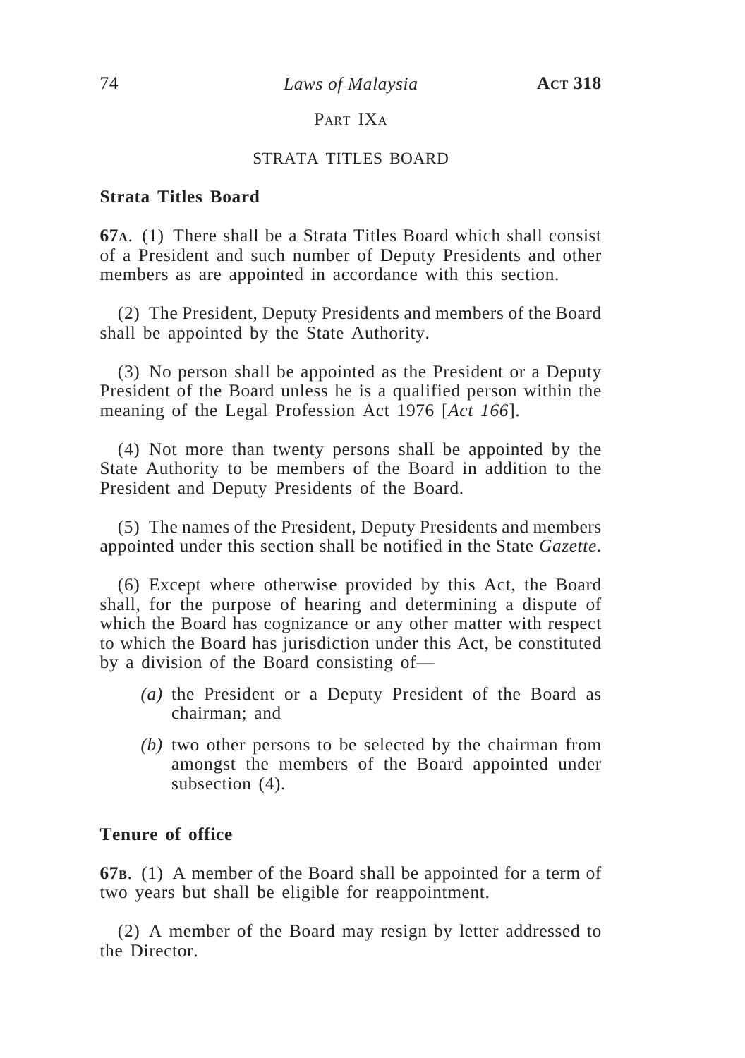## PART IXA

### STRATA TITLES BOARD

**Strata Titles Board**

**67A.** (1) There shall be a Strata Titles Board which shall consist of a President and such number of Deputy Presidents and other members as are appointed in accordance with this section.

(2) The President, Deputy Presidents and members of the Board shall be appointed by the State Authority.

(3) No person shall be appointed as the President or a Deputy President of the Board unless he is a qualified person within the meaning of the Legal Profession Act 1976 [*Act 166*].

(4) Not more than twenty persons shall be appointed by the State Authority to be members of the Board in addition to the President and Deputy Presidents of the Board.

(5) The names of the President, Deputy Presidents and members appointed under this section shall be notified in the State *Gazette*.

(6) Except where otherwise provided by this Act, the Board shall, for the purpose of hearing and determining a dispute of which the Board has cognizance or any other matter with respect to which the Board has jurisdiction under this Act, be constituted by a division of the Board consisting of—

*(a)* the President or a Deputy President of the Board as chairman; and

*(b)* two other persons to be selected by the chairman from amongst the members of the Board appointed under subsection (4).

**Tenure of office**

**67B.** (1) A member of the Board shall be appointed for a term of two years but shall be eligible for reappointment.

(2) A member of the Board may resign by letter addressed to the Director.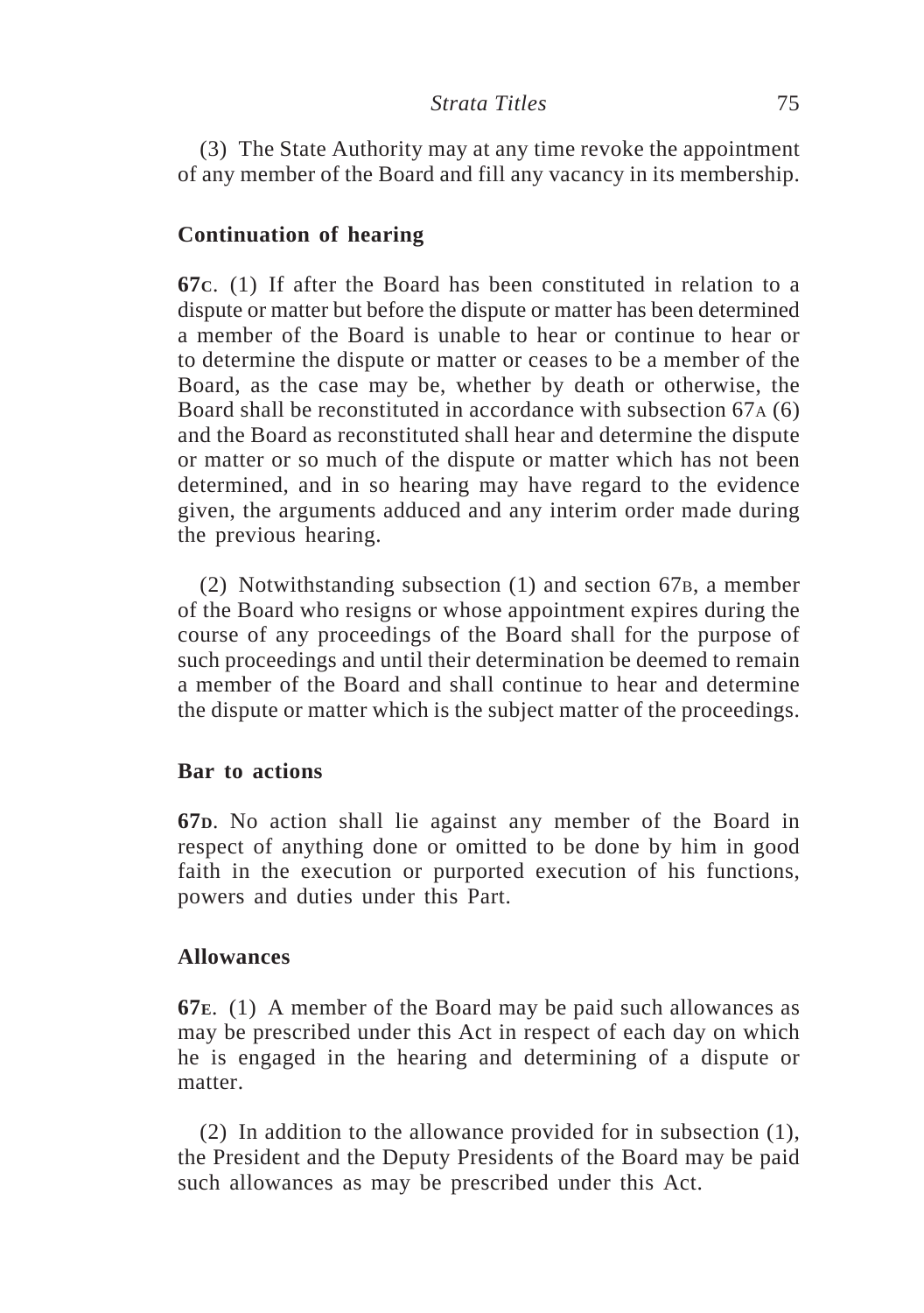(3) The State Authority may at any time revoke the appointment of any member of the Board and fill any vacancy in its membership.

### Continuation of hearing

**67C**. (1) If after the Board has been constituted in relation to a dispute or matter but before the dispute or matter has been determined a member of the Board is unable to hear or continue to hear or to determine the dispute or matter or ceases to be a member of the Board, as the case may be, whether by death or otherwise, the Board shall be reconstituted in accordance with subsection 67A (6) and the Board as reconstituted shall hear and determine the dispute or matter or so much of the dispute or matter which has not been determined, and in so hearing may have regard to the evidence given, the arguments adduced and any interim order made during the previous hearing.

(2) Notwithstanding subsection (1) and section 67B, a member of the Board who resigns or whose appointment expires during the course of any proceedings of the Board shall for the purpose of such proceedings and until their determination be deemed to remain a member of the Board and shall continue to hear and determine the dispute or matter which is the subject matter of the proceedings.

### Bar to actions

**67D**. No action shall lie against any member of the Board in respect of anything done or omitted to be done by him in good faith in the execution or purported execution of his functions, powers and duties under this Part.

### Allowances

**67E**. (1) A member of the Board may be paid such allowances as may be prescribed under this Act in respect of each day on which he is engaged in the hearing and determining of a dispute or matter.

(2) In addition to the allowance provided for in subsection (1), the President and the Deputy Presidents of the Board may be paid such allowances as may be prescribed under this Act.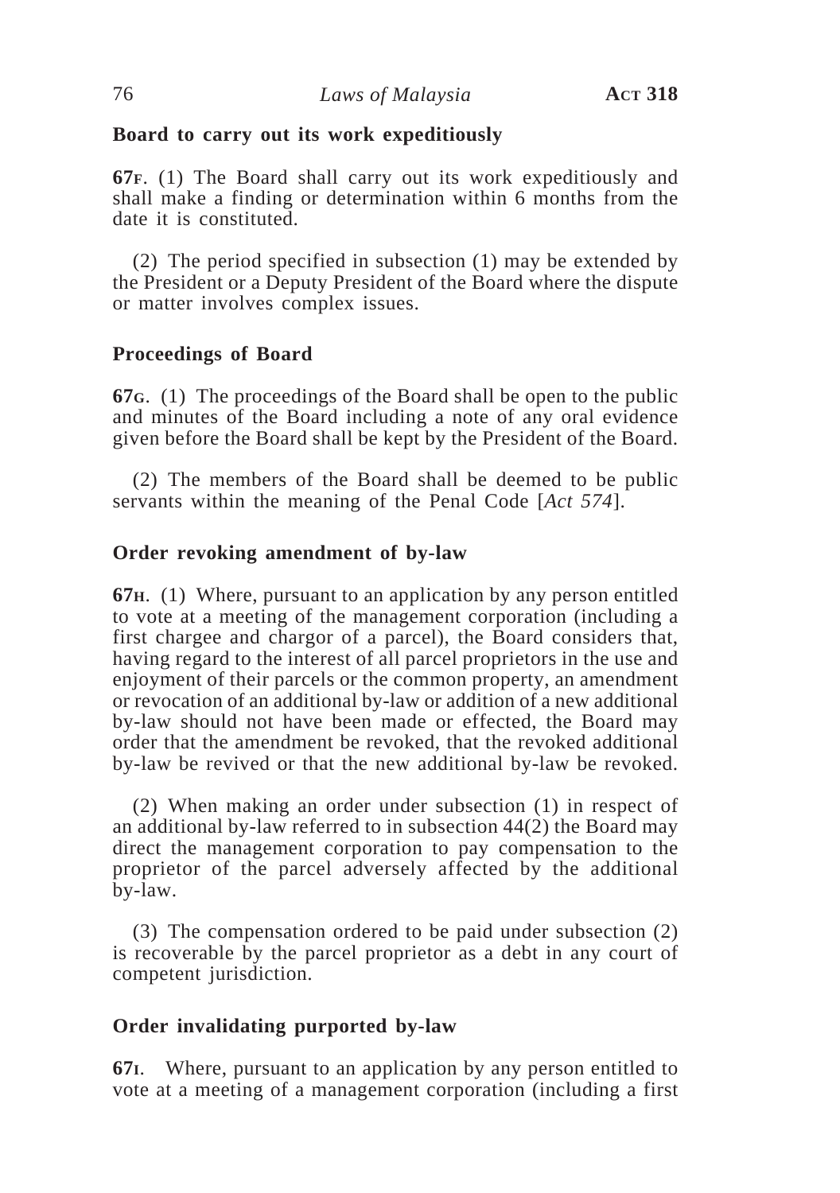**Board to carry out its work expeditiously**

**67F**. (1) The Board shall carry out its work expeditiously and shall make a finding or determination within 6 months from the date it is constituted.

(2) The period specified in subsection (1) may be extended by the President or a Deputy President of the Board where the dispute or matter involves complex issues.

**Proceedings of Board**

**67G**. (1) The proceedings of the Board shall be open to the public and minutes of the Board including a note of any oral evidence given before the Board shall be kept by the President of the Board.

(2) The members of the Board shall be deemed to be public servants within the meaning of the Penal Code [*Act 574*].

**Order revoking amendment of by-law**

**67H**. (1) Where, pursuant to an application by any person entitled to vote at a meeting of the management corporation (including a first chargee and chargor of a parcel), the Board considers that, having regard to the interest of all parcel proprietors in the use and enjoyment of their parcels or the common property, an amendment or revocation of an additional by-law or addition of a new additional by-law should not have been made or effected, the Board may order that the amendment be revoked, that the revoked additional by-law be revived or that the new additional by-law be revoked.

(2) When making an order under subsection (1) in respect of an additional by-law referred to in subsection 44(2) the Board may direct the management corporation to pay compensation to the proprietor of the parcel adversely affected by the additional by-law.

(3) The compensation ordered to be paid under subsection (2) is recoverable by the parcel proprietor as a debt in any court of competent jurisdiction.

**Order invalidating purported by-law**

**67I**. Where, pursuant to an application by any person entitled to vote at a meeting of a management corporation (including a first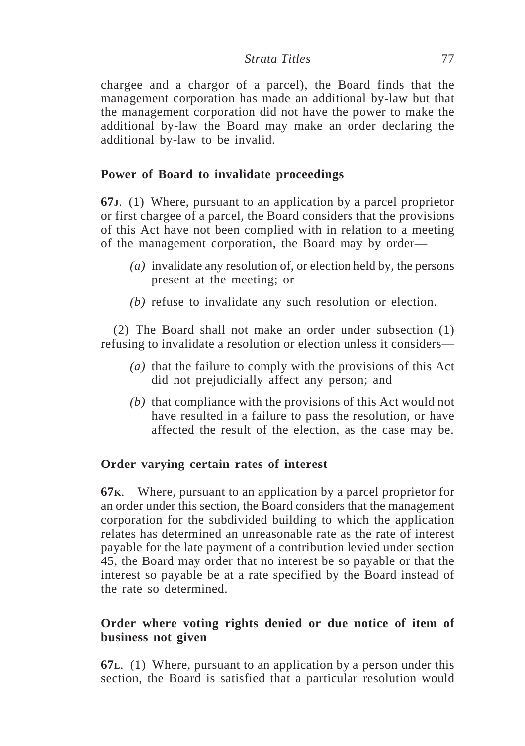chargee and a chargor of a parcel), the Board finds that the management corporation has made an additional by-law but that the management corporation did not have the power to make the additional by-law the Board may make an order declaring the additional by-law to be invalid.

**Power of Board to invalidate proceedings**

**67J**. (1) Where, pursuant to an application by a parcel proprietor or first chargee of a parcel, the Board considers that the provisions of this Act have not been complied with in relation to a meeting of the management corporation, the Board may by order—

*(a)* invalidate any resolution of, or election held by, the persons present at the meeting; or

*(b)* refuse to invalidate any such resolution or election.

(2) The Board shall not make an order under subsection (1) refusing to invalidate a resolution or election unless it considers—

*(a)* that the failure to comply with the provisions of this Act did not prejudicially affect any person; and

*(b)* that compliance with the provisions of this Act would not have resulted in a failure to pass the resolution, or have affected the result of the election, as the case may be.

**Order varying certain rates of interest**

**67K**. Where, pursuant to an application by a parcel proprietor for an order under this section, the Board considers that the management corporation for the subdivided building to which the application relates has determined an unreasonable rate as the rate of interest payable for the late payment of a contribution levied under section 45, the Board may order that no interest be so payable or that the interest so payable be at a rate specified by the Board instead of the rate so determined.

**Order where voting rights denied or due notice of item of business not given**

**67L**. (1) Where, pursuant to an application by a person under this section, the Board is satisfied that a particular resolution would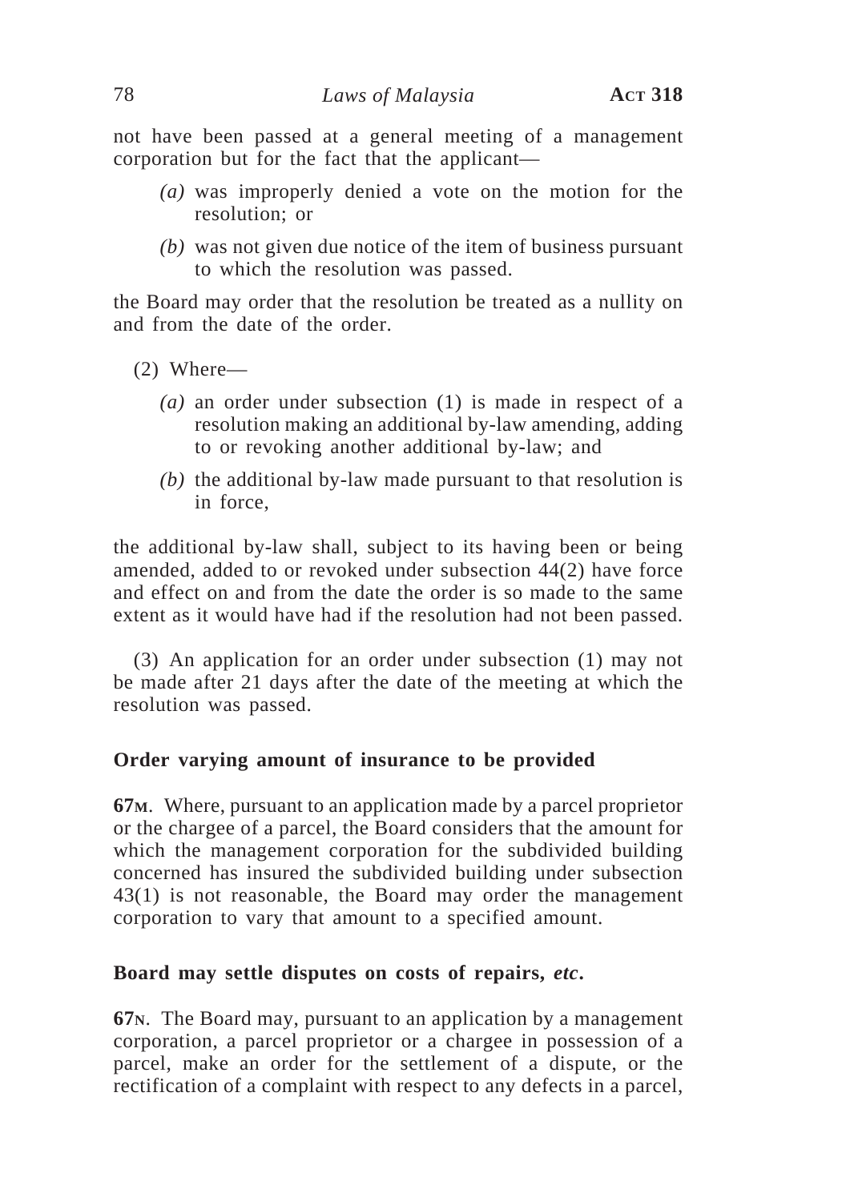not have been passed at a general meeting of a management corporation but for the fact that the applicant—

*(a)* was improperly denied a vote on the motion for the resolution; or

*(b)* was not given due notice of the item of business pursuant to which the resolution was passed.

the Board may order that the resolution be treated as a nullity on and from the date of the order.

(2) Where—

*(a)* an order under subsection (1) is made in respect of a resolution making an additional by-law amending, adding to or revoking another additional by-law; and

*(b)* the additional by-law made pursuant to that resolution is in force,

the additional by-law shall, subject to its having been or being amended, added to or revoked under subsection 44(2) have force and effect on and from the date the order is so made to the same extent as it would have had if the resolution had not been passed.

(3) An application for an order under subsection (1) may not be made after 21 days after the date of the meeting at which the resolution was passed.

**Order varying amount of insurance to be provided**

**67M**. Where, pursuant to an application made by a parcel proprietor or the chargee of a parcel, the Board considers that the amount for which the management corporation for the subdivided building concerned has insured the subdivided building under subsection 43(1) is not reasonable, the Board may order the management corporation to vary that amount to a specified amount.

**Board may settle disputes on costs of repairs, *etc*.**

**67N**. The Board may, pursuant to an application by a management corporation, a parcel proprietor or a chargee in possession of a parcel, make an order for the settlement of a dispute, or the rectification of a complaint with respect to any defects in a parcel,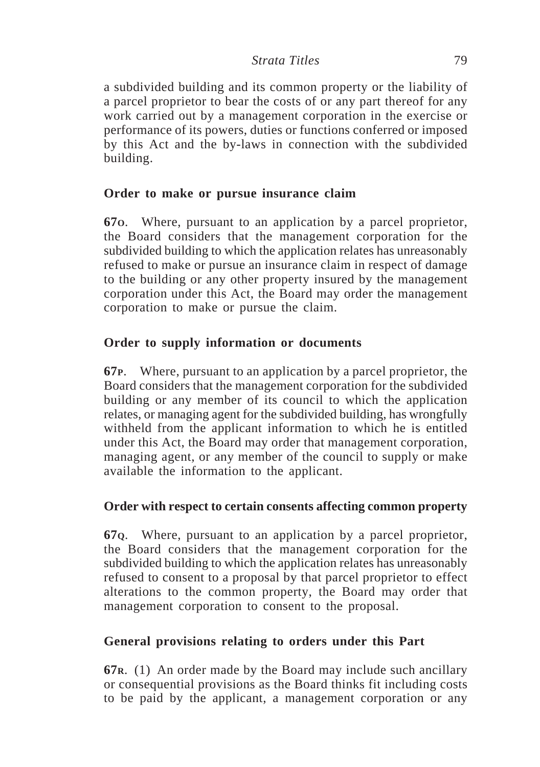a subdivided building and its common property or the liability of a parcel proprietor to bear the costs of or any part thereof for any work carried out by a management corporation in the exercise or performance of its powers, duties or functions conferred or imposed by this Act and the by-laws in connection with the subdivided building.

### Order to make or pursue insurance claim

**67O**. Where, pursuant to an application by a parcel proprietor, the Board considers that the management corporation for the subdivided building to which the application relates has unreasonably refused to make or pursue an insurance claim in respect of damage to the building or any other property insured by the management corporation under this Act, the Board may order the management corporation to make or pursue the claim.

### Order to supply information or documents

**67P**. Where, pursuant to an application by a parcel proprietor, the Board considers that the management corporation for the subdivided building or any member of its council to which the application relates, or managing agent for the subdivided building, has wrongfully withheld from the applicant information to which he is entitled under this Act, the Board may order that management corporation, managing agent, or any member of the council to supply or make available the information to the applicant.

### Order with respect to certain consents affecting common property

**67Q**. Where, pursuant to an application by a parcel proprietor, the Board considers that the management corporation for the subdivided building to which the application relates has unreasonably refused to consent to a proposal by that parcel proprietor to effect alterations to the common property, the Board may order that management corporation to consent to the proposal.

### General provisions relating to orders under this Part

**67R**. (1) An order made by the Board may include such ancillary or consequential provisions as the Board thinks fit including costs to be paid by the applicant, a management corporation or any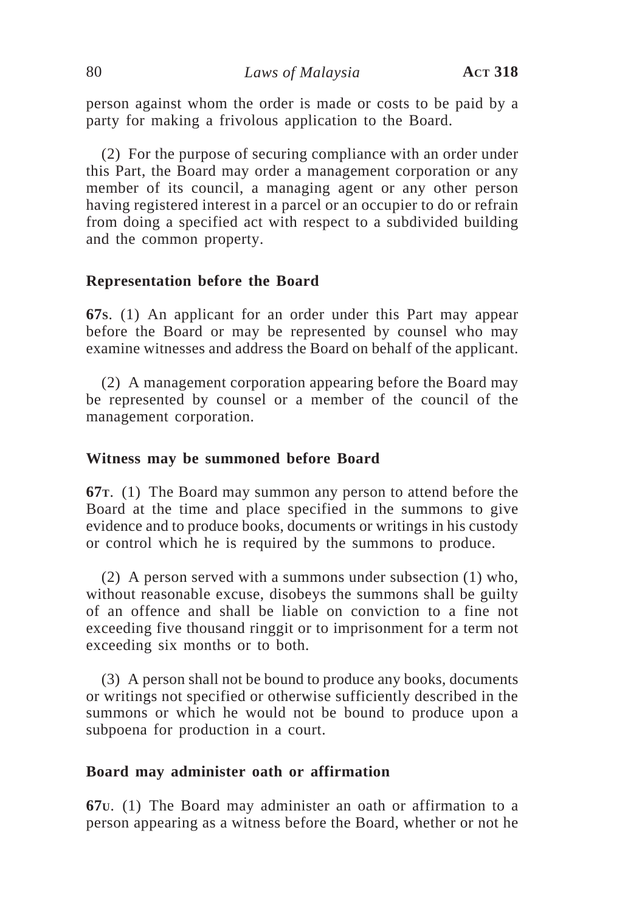person against whom the order is made or costs to be paid by a party for making a frivolous application to the Board.

(2) For the purpose of securing compliance with an order under this Part, the Board may order a management corporation or any member of its council, a managing agent or any other person having registered interest in a parcel or an occupier to do or refrain from doing a specified act with respect to a subdivided building and the common property.

**Representation before the Board**

**67S**. (1) An applicant for an order under this Part may appear before the Board or may be represented by counsel who may examine witnesses and address the Board on behalf of the applicant.

(2) A management corporation appearing before the Board may be represented by counsel or a member of the council of the management corporation.

**Witness may be summoned before Board**

**67T**. (1) The Board may summon any person to attend before the Board at the time and place specified in the summons to give evidence and to produce books, documents or writings in his custody or control which he is required by the summons to produce.

(2) A person served with a summons under subsection (1) who, without reasonable excuse, disobeys the summons shall be guilty of an offence and shall be liable on conviction to a fine not exceeding five thousand ringgit or to imprisonment for a term not exceeding six months or to both.

(3) A person shall not be bound to produce any books, documents or writings not specified or otherwise sufficiently described in the summons or which he would not be bound to produce upon a subpoena for production in a court.

**Board may administer oath or affirmation**

**67U**. (1) The Board may administer an oath or affirmation to a person appearing as a witness before the Board, whether or not he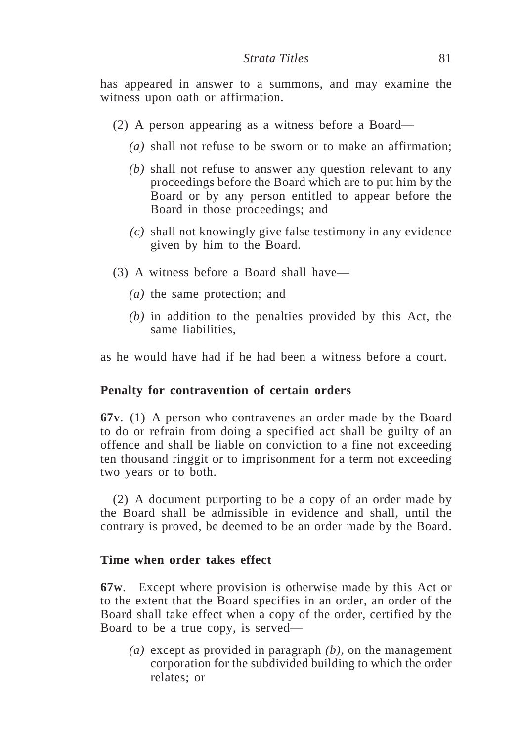has appeared in answer to a summons, and may examine the witness upon oath or affirmation.

(2) A person appearing as a witness before a Board—

*(a)* shall not refuse to be sworn or to make an affirmation;

*(b)* shall not refuse to answer any question relevant to any proceedings before the Board which are to put him by the Board or by any person entitled to appear before the Board in those proceedings; and

*(c)* shall not knowingly give false testimony in any evidence given by him to the Board.

(3) A witness before a Board shall have—

*(a)* the same protection; and

*(b)* in addition to the penalties provided by this Act, the same liabilities,

as he would have had if he had been a witness before a court.

**Penalty for contravention of certain orders**

**67v**. (1) A person who contravenes an order made by the Board to do or refrain from doing a specified act shall be guilty of an offence and shall be liable on conviction to a fine not exceeding ten thousand ringgit or to imprisonment for a term not exceeding two years or to both.

(2) A document purporting to be a copy of an order made by the Board shall be admissible in evidence and shall, until the contrary is proved, be deemed to be an order made by the Board.

**Time when order takes effect**

**67w**. Except where provision is otherwise made by this Act or to the extent that the Board specifies in an order, an order of the Board shall take effect when a copy of the order, certified by the Board to be a true copy, is served—

*(a)* except as provided in paragraph *(b)*, on the management corporation for the subdivided building to which the order relates; or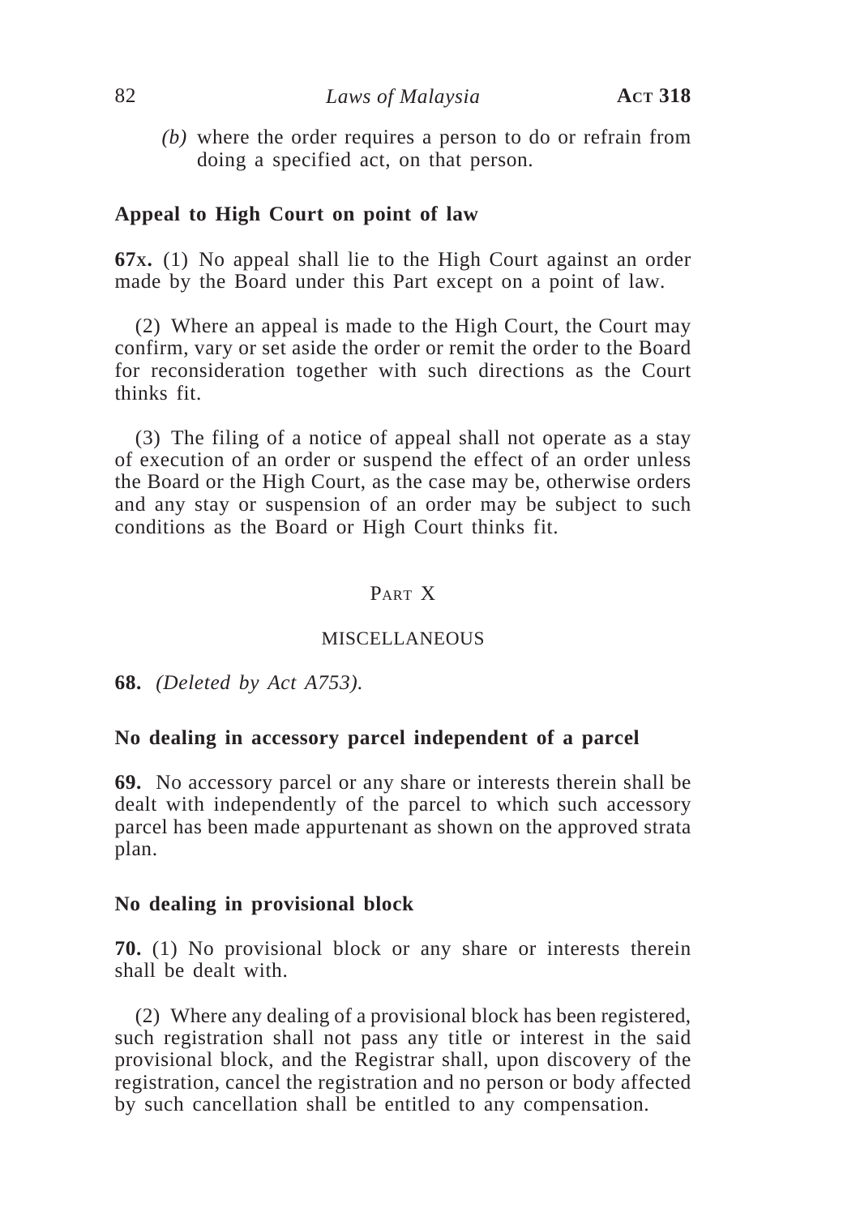*(b)* where the order requires a person to do or refrain from doing a specified act, on that person.

**Appeal to High Court on point of law**

**67X.** (1) No appeal shall lie to the High Court against an order made by the Board under this Part except on a point of law.

(2) Where an appeal is made to the High Court, the Court may confirm, vary or set aside the order or remit the order to the Board for reconsideration together with such directions as the Court thinks fit.

(3) The filing of a notice of appeal shall not operate as a stay of execution of an order or suspend the effect of an order unless the Board or the High Court, as the case may be, otherwise orders and any stay or suspension of an order may be subject to such conditions as the Board or High Court thinks fit.

## PART X

## MISCELLANEOUS

**68.** *(Deleted by Act A753).*

**No dealing in accessory parcel independent of a parcel**

**69.** No accessory parcel or any share or interests therein shall be dealt with independently of the parcel to which such accessory parcel has been made appurtenant as shown on the approved strata plan.

**No dealing in provisional block**

**70.** (1) No provisional block or any share or interests therein shall be dealt with.

(2) Where any dealing of a provisional block has been registered, such registration shall not pass any title or interest in the said provisional block, and the Registrar shall, upon discovery of the registration, cancel the registration and no person or body affected by such cancellation shall be entitled to any compensation.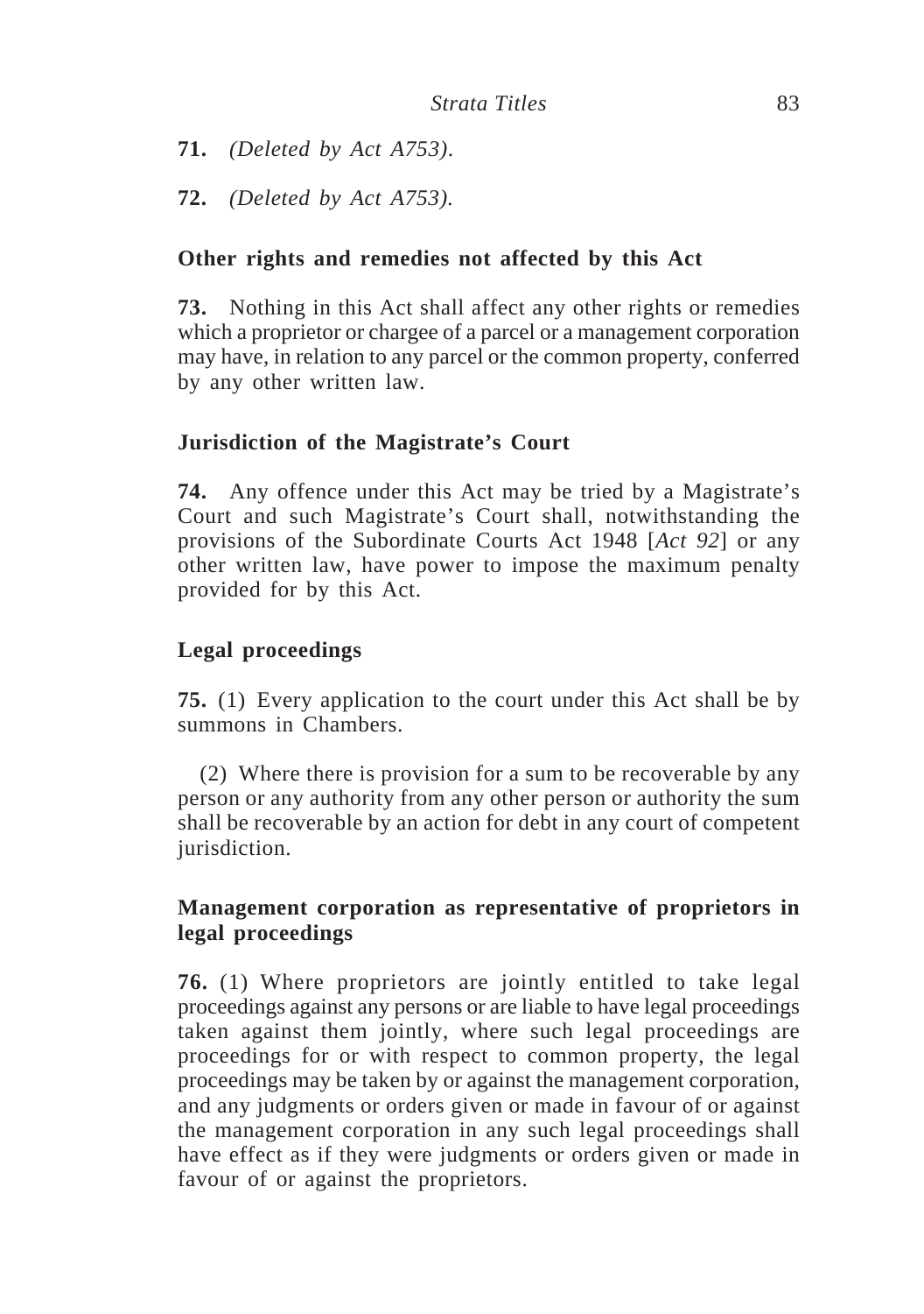**71.** *(Deleted by Act A753).*

**72.** *(Deleted by Act A753).*

**Other rights and remedies not affected by this Act**

**73.** Nothing in this Act shall affect any other rights or remedies which a proprietor or chargee of a parcel or a management corporation may have, in relation to any parcel or the common property, conferred by any other written law.

**Jurisdiction of the Magistrate's Court**

**74.** Any offence under this Act may be tried by a Magistrate's Court and such Magistrate's Court shall, notwithstanding the provisions of the Subordinate Courts Act 1948 [*Act 92*] or any other written law, have power to impose the maximum penalty provided for by this Act.

**Legal proceedings**

**75.** (1) Every application to the court under this Act shall be by summons in Chambers.

(2) Where there is provision for a sum to be recoverable by any person or any authority from any other person or authority the sum shall be recoverable by an action for debt in any court of competent jurisdiction.

**Management corporation as representative of proprietors in legal proceedings**

**76.** (1) Where proprietors are jointly entitled to take legal proceedings against any persons or are liable to have legal proceedings taken against them jointly, where such legal proceedings are proceedings for or with respect to common property, the legal proceedings may be taken by or against the management corporation, and any judgments or orders given or made in favour of or against the management corporation in any such legal proceedings shall have effect as if they were judgments or orders given or made in favour of or against the proprietors.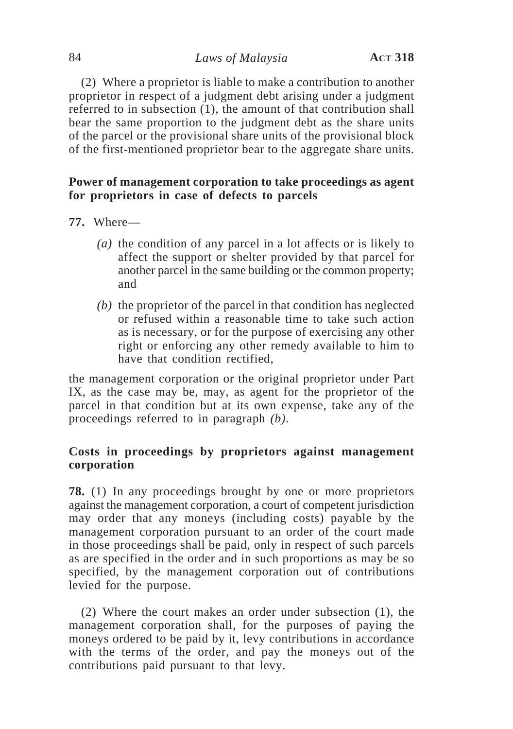(2) Where a proprietor is liable to make a contribution to another proprietor in respect of a judgment debt arising under a judgment referred to in subsection (1), the amount of that contribution shall bear the same proportion to the judgment debt as the share units of the parcel or the provisional share units of the provisional block of the first-mentioned proprietor bear to the aggregate share units.

**Power of management corporation to take proceedings as agent for proprietors in case of defects to parcels**

**77.** Where—

*(a)* the condition of any parcel in a lot affects or is likely to affect the support or shelter provided by that parcel for another parcel in the same building or the common property; and

*(b)* the proprietor of the parcel in that condition has neglected or refused within a reasonable time to take such action as is necessary, or for the purpose of exercising any other right or enforcing any other remedy available to him to have that condition rectified,

the management corporation or the original proprietor under Part IX, as the case may be, may, as agent for the proprietor of the parcel in that condition but at its own expense, take any of the proceedings referred to in paragraph *(b)*.

**Costs in proceedings by proprietors against management corporation**

**78.** (1) In any proceedings brought by one or more proprietors against the management corporation, a court of competent jurisdiction may order that any moneys (including costs) payable by the management corporation pursuant to an order of the court made in those proceedings shall be paid, only in respect of such parcels as are specified in the order and in such proportions as may be so specified, by the management corporation out of contributions levied for the purpose.

(2) Where the court makes an order under subsection (1), the management corporation shall, for the purposes of paying the moneys ordered to be paid by it, levy contributions in accordance with the terms of the order, and pay the moneys out of the contributions paid pursuant to that levy.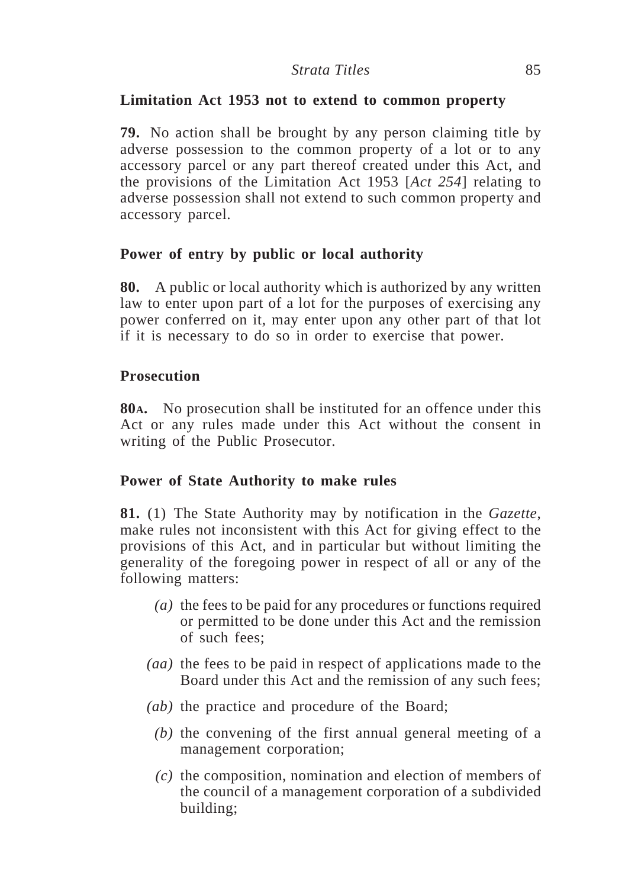**Limitation Act 1953 not to extend to common property**

**79.** No action shall be brought by any person claiming title by adverse possession to the common property of a lot or to any accessory parcel or any part thereof created under this Act, and the provisions of the Limitation Act 1953 [*Act 254*] relating to adverse possession shall not extend to such common property and accessory parcel.

**Power of entry by public or local authority**

**80.** A public or local authority which is authorized by any written law to enter upon part of a lot for the purposes of exercising any power conferred on it, may enter upon any other part of that lot if it is necessary to do so in order to exercise that power.

**Prosecution**

**80A.** No prosecution shall be instituted for an offence under this Act or any rules made under this Act without the consent in writing of the Public Prosecutor.

**Power of State Authority to make rules**

**81.** (1) The State Authority may by notification in the *Gazette*, make rules not inconsistent with this Act for giving effect to the provisions of this Act, and in particular but without limiting the generality of the foregoing power in respect of all or any of the following matters:

*(a)* the fees to be paid for any procedures or functions required or permitted to be done under this Act and the remission of such fees;

*(aa)* the fees to be paid in respect of applications made to the Board under this Act and the remission of any such fees;

*(ab)* the practice and procedure of the Board;

*(b)* the convening of the first annual general meeting of a management corporation;

*(c)* the composition, nomination and election of members of the council of a management corporation of a subdivided building;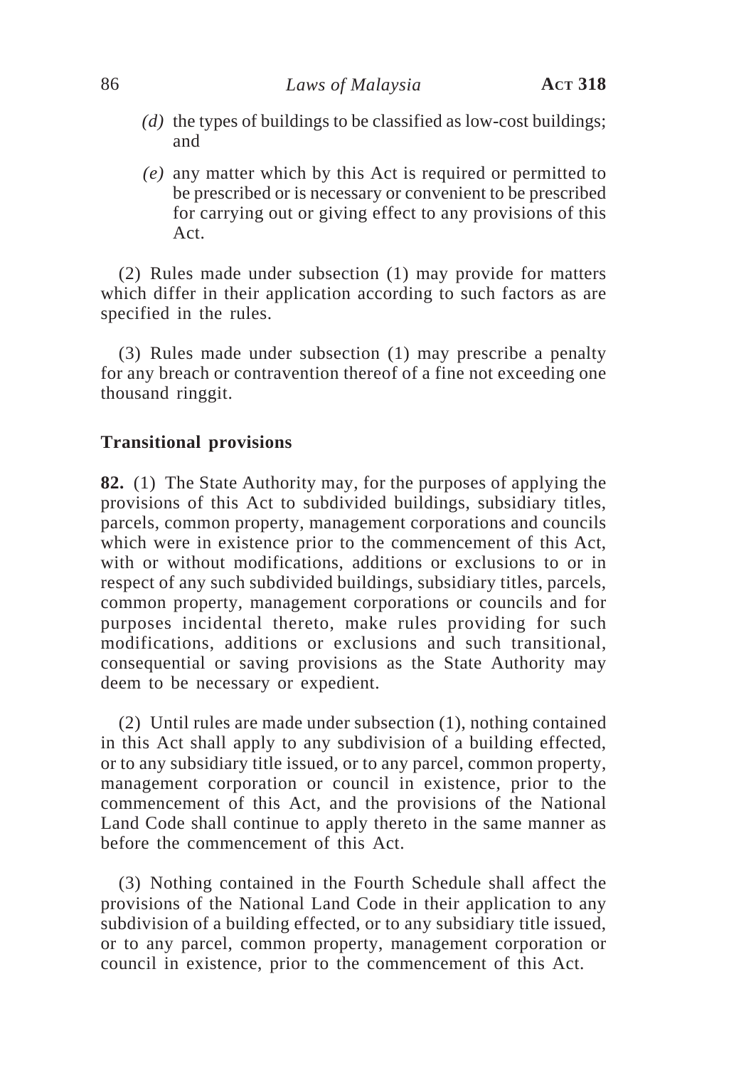*(d)* the types of buildings to be classified as low-cost buildings; and

*(e)* any matter which by this Act is required or permitted to be prescribed or is necessary or convenient to be prescribed for carrying out or giving effect to any provisions of this Act.

(2) Rules made under subsection (1) may provide for matters which differ in their application according to such factors as are specified in the rules.

(3) Rules made under subsection (1) may prescribe a penalty for any breach or contravention thereof of a fine not exceeding one thousand ringgit.

**Transitional provisions**

**82.** (1) The State Authority may, for the purposes of applying the provisions of this Act to subdivided buildings, subsidiary titles, parcels, common property, management corporations and councils which were in existence prior to the commencement of this Act, with or without modifications, additions or exclusions to or in respect of any such subdivided buildings, subsidiary titles, parcels, common property, management corporations or councils and for purposes incidental thereto, make rules providing for such modifications, additions or exclusions and such transitional, consequential or saving provisions as the State Authority may deem to be necessary or expedient.

(2) Until rules are made under subsection (1), nothing contained in this Act shall apply to any subdivision of a building effected, or to any subsidiary title issued, or to any parcel, common property, management corporation or council in existence, prior to the commencement of this Act, and the provisions of the National Land Code shall continue to apply thereto in the same manner as before the commencement of this Act.

(3) Nothing contained in the Fourth Schedule shall affect the provisions of the National Land Code in their application to any subdivision of a building effected, or to any subsidiary title issued, or to any parcel, common property, management corporation or council in existence, prior to the commencement of this Act.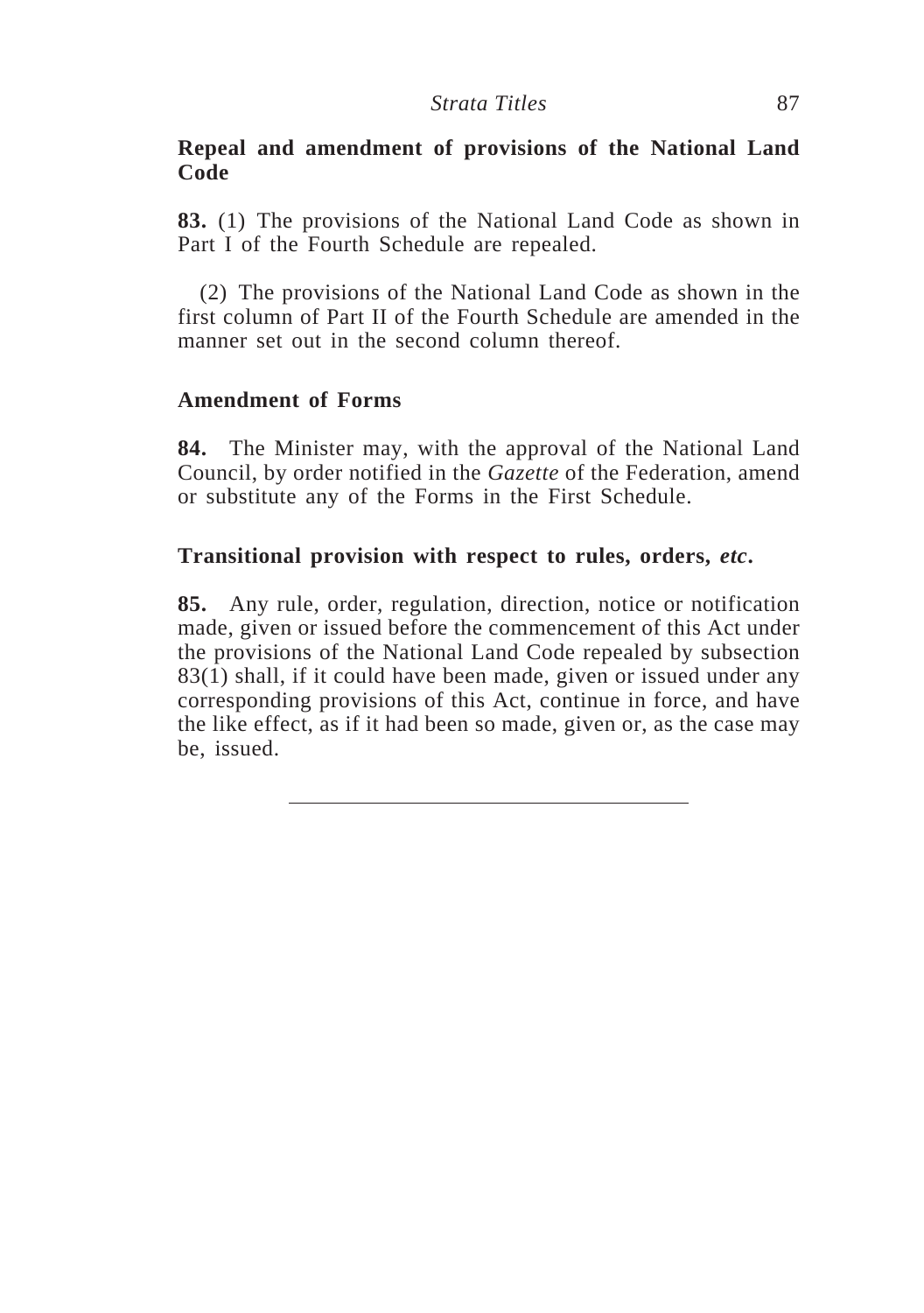**Repeal and amendment of provisions of the National Land Code**

**83.** (1) The provisions of the National Land Code as shown in Part I of the Fourth Schedule are repealed.

(2) The provisions of the National Land Code as shown in the first column of Part II of the Fourth Schedule are amended in the manner set out in the second column thereof.

**Amendment of Forms**

**84.** The Minister may, with the approval of the National Land Council, by order notified in the *Gazette* of the Federation, amend or substitute any of the Forms in the First Schedule.

**Transitional provision with respect to rules, orders, *etc*.**

**85.** Any rule, order, regulation, direction, notice or notification made, given or issued before the commencement of this Act under the provisions of the National Land Code repealed by subsection 83(1) shall, if it could have been made, given or issued under any corresponding provisions of this Act, continue in force, and have the like effect, as if it had been so made, given or, as the case may be, issued.

---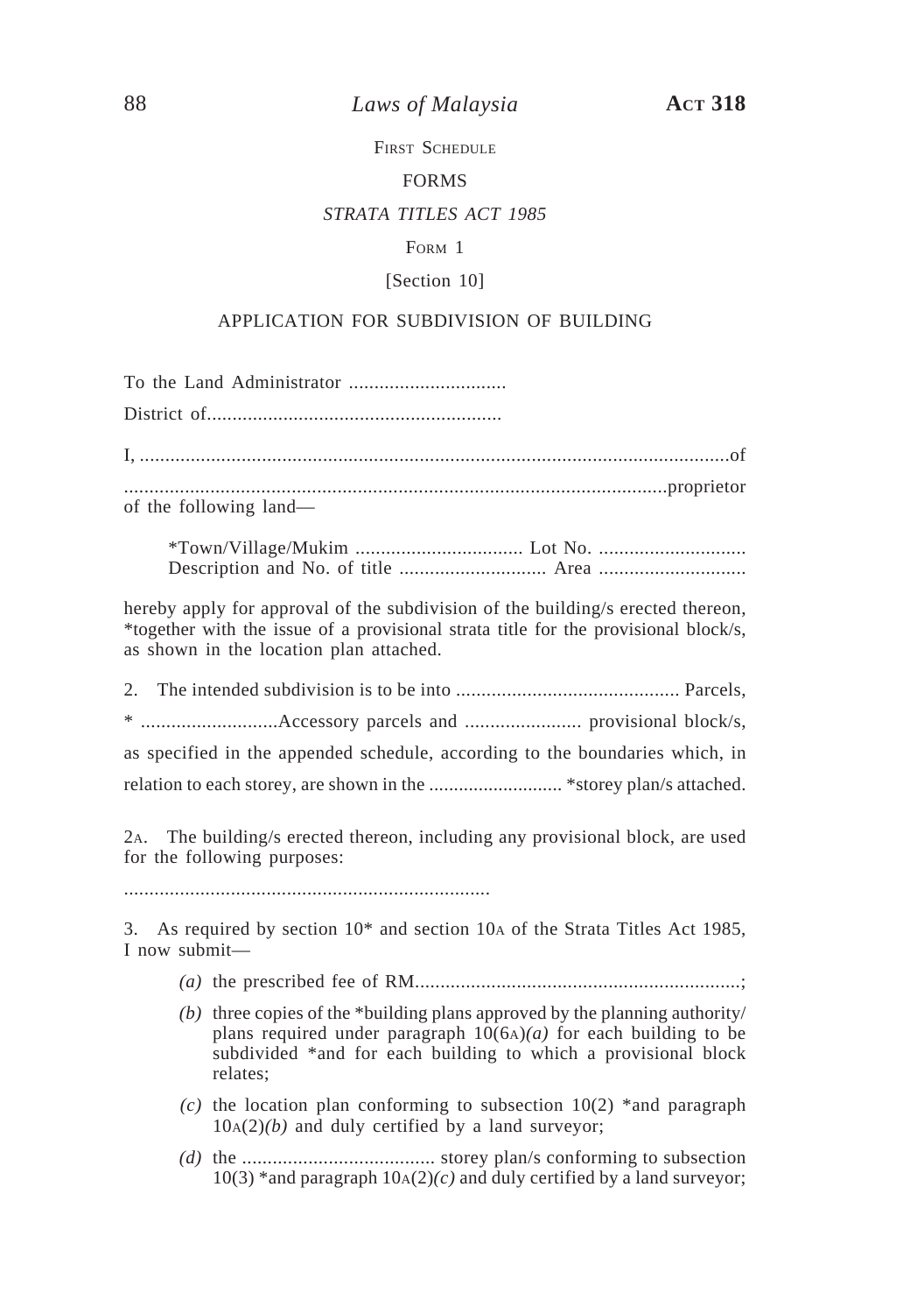FIRST SCHEDULE

FORMS

*STRATA TITLES ACT 1985*

FORM 1

[Section 10]

APPLICATION FOR SUBDIVISION OF BUILDING

To the Land Administrator ...............................

District of.........................................................

I, ....................................................................................................................of

..........................................................................................................proprietor
of the following land—

> *Town/Village/Mukim ................................. Lot No. .............................
> Description and No. of title ............................. Area .............................

hereby apply for approval of the subdivision of the building/s erected thereon, *together with the issue of a provisional strata title for the provisional block/s, as shown in the location plan attached.

2. The intended subdivision is to be into ............................................ Parcels,

* ...........................Accessory parcels and ....................... provisional block/s,

as specified in the appended schedule, according to the boundaries which, in

relation to each storey, are shown in the ........................... *storey plan/s attached.

2A. The building/s erected thereon, including any provisional block, are used for the following purposes:

........................................................................

3. As required by section 10* and section 10A of the Strata Titles Act 1985, I now submit—

> *(a)* the prescribed fee of RM...............................................................;
>
> *(b)* three copies of the *building plans approved by the planning authority/ plans required under paragraph 10(6A)*(a)* for each building to be subdivided *and for each building to which a provisional block relates;
>
> *(c)* the location plan conforming to subsection 10(2) *and paragraph 10A(2)*(b)* and duly certified by a land surveyor;
>
> *(d)* the ...................................... storey plan/s conforming to subsection 10(3) *and paragraph 10A(2)*(c)* and duly certified by a land surveyor;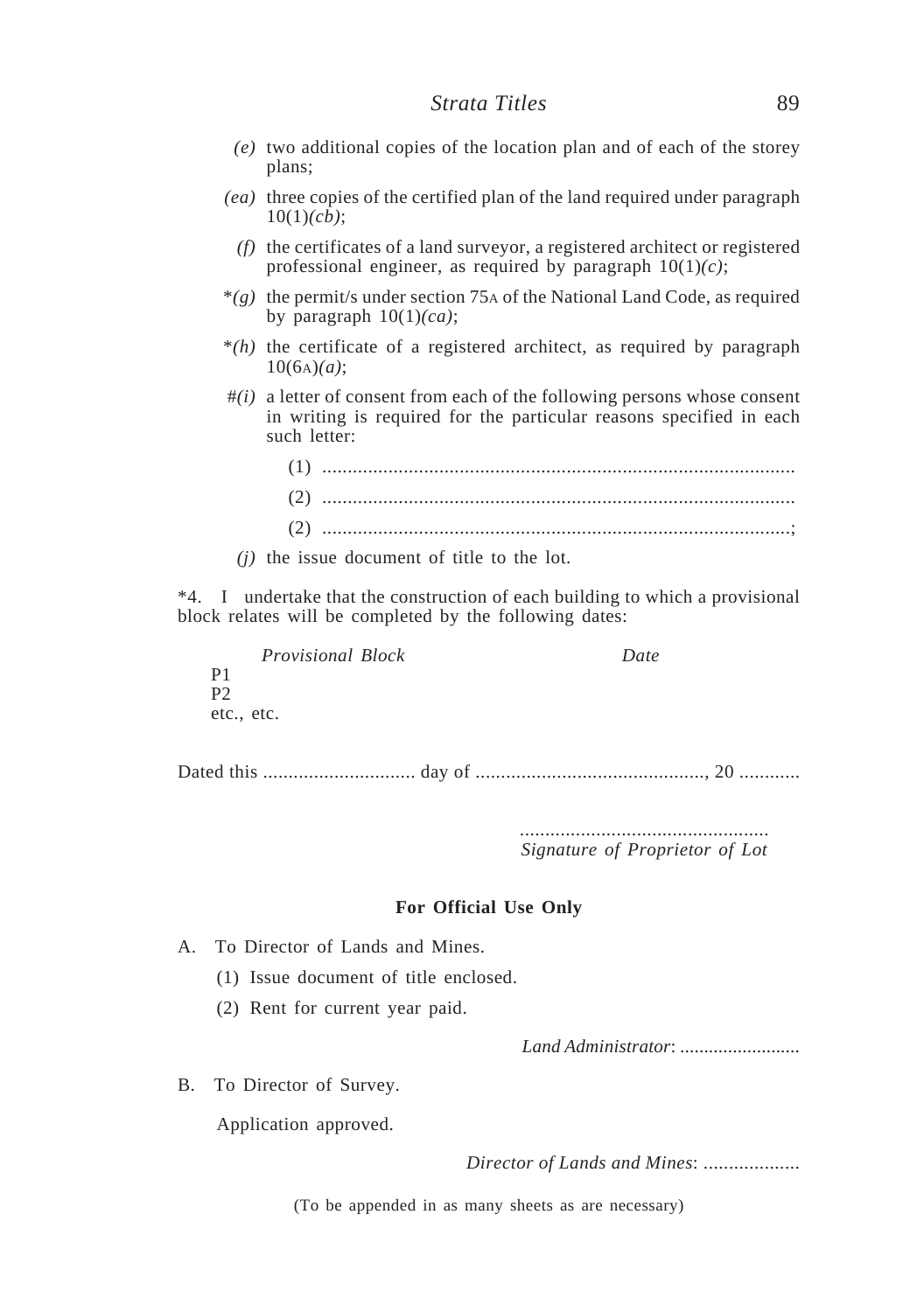*(e)* two additional copies of the location plan and of each of the storey plans;

*(ea)* three copies of the certified plan of the land required under paragraph 10(1)*(cb)*;

*(f)* the certificates of a land surveyor, a registered architect or registered professional engineer, as required by paragraph 10(1)*(c)*;

*\*(g)* the permit/s under section 75A of the National Land Code, as required by paragraph 10(1)*(ca)*;

*\*(h)* the certificate of a registered architect, as required by paragraph 10(6A)*(a)*;

#*(i)* a letter of consent from each of the following persons whose consent in writing is required for the particular reasons specified in each such letter:

(1) ..............................................................................................

(2) ..............................................................................................

(2) ..............................................................................................;

*(j)* the issue document of title to the lot.

*4. I undertake that the construction of each building to which a provisional block relates will be completed by the following dates:

| *Provisional Block* | *Date* |
|---|---|
| P1 | |
| P2 | |
| etc., etc. | |

Dated this .............................. day of .............................................., 20 ............

.................................................
*Signature of Proprietor of Lot*

**For Official Use Only**

A. To Director of Lands and Mines.

(1) Issue document of title enclosed.

(2) Rent for current year paid.

*Land Administrator*: .........................

B. To Director of Survey.

Application approved.

*Director of Lands and Mines*: ...................

(To be appended in as many sheets as are necessary)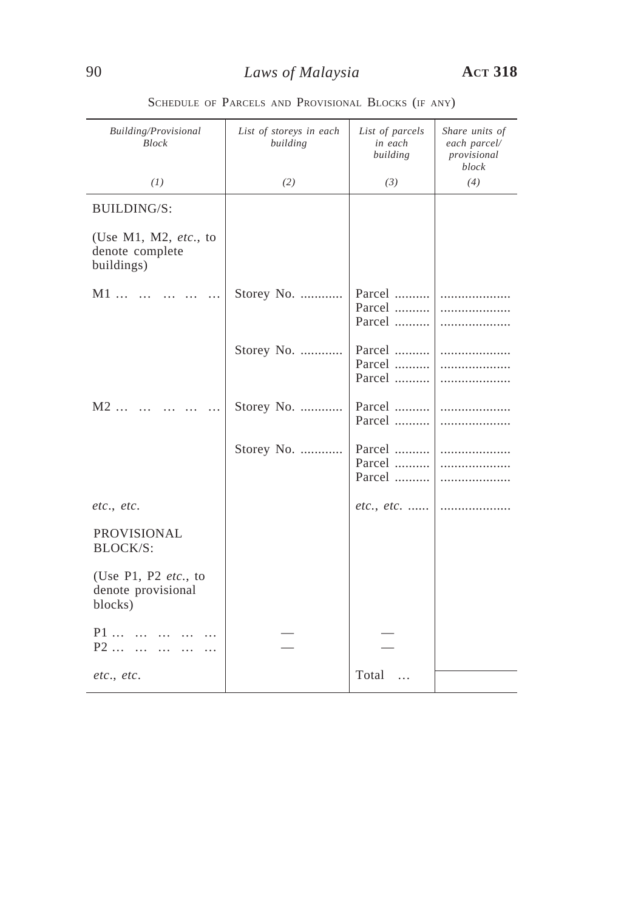Schedule of Parcels and Provisional Blocks (if any)

| *Building/Provisional Block* | *List of storeys in each building* | *List of parcels in each building* | *Share units of each parcel/ provisional block* |
|---|---|---|---|
| *(1)* | *(2)* | *(3)* | *(4)* |
| BUILDING/S: | | | |
| (Use M1, M2, *etc*., to denote complete buildings) | | | |
| M1 … … … … … | Storey No. ............ | Parcel .......... | .................... |
| | | Parcel .......... | .................... |
| | | Parcel .......... | .................... |
| | Storey No. ............ | Parcel .......... | .................... |
| | | Parcel .......... | .................... |
| | | Parcel .......... | .................... |
| M2 … … … … … | Storey No. ............ | Parcel .......... | .................... |
| | | Parcel .......... | .................... |
| | Storey No. ............ | Parcel .......... | .................... |
| | | Parcel .......... | .................... |
| | | Parcel .......... | .................... |
| *etc*., *etc*. | | *etc*., *etc*. ...... | .................... |
| PROVISIONAL BLOCK/S: | | | |
| (Use P1, P2 *etc*., to denote provisional blocks) | | | |
| P1 … … … … … | — | — | |
| P2 … … … … … | — | — | |
| *etc*., *etc*. | | Total … | |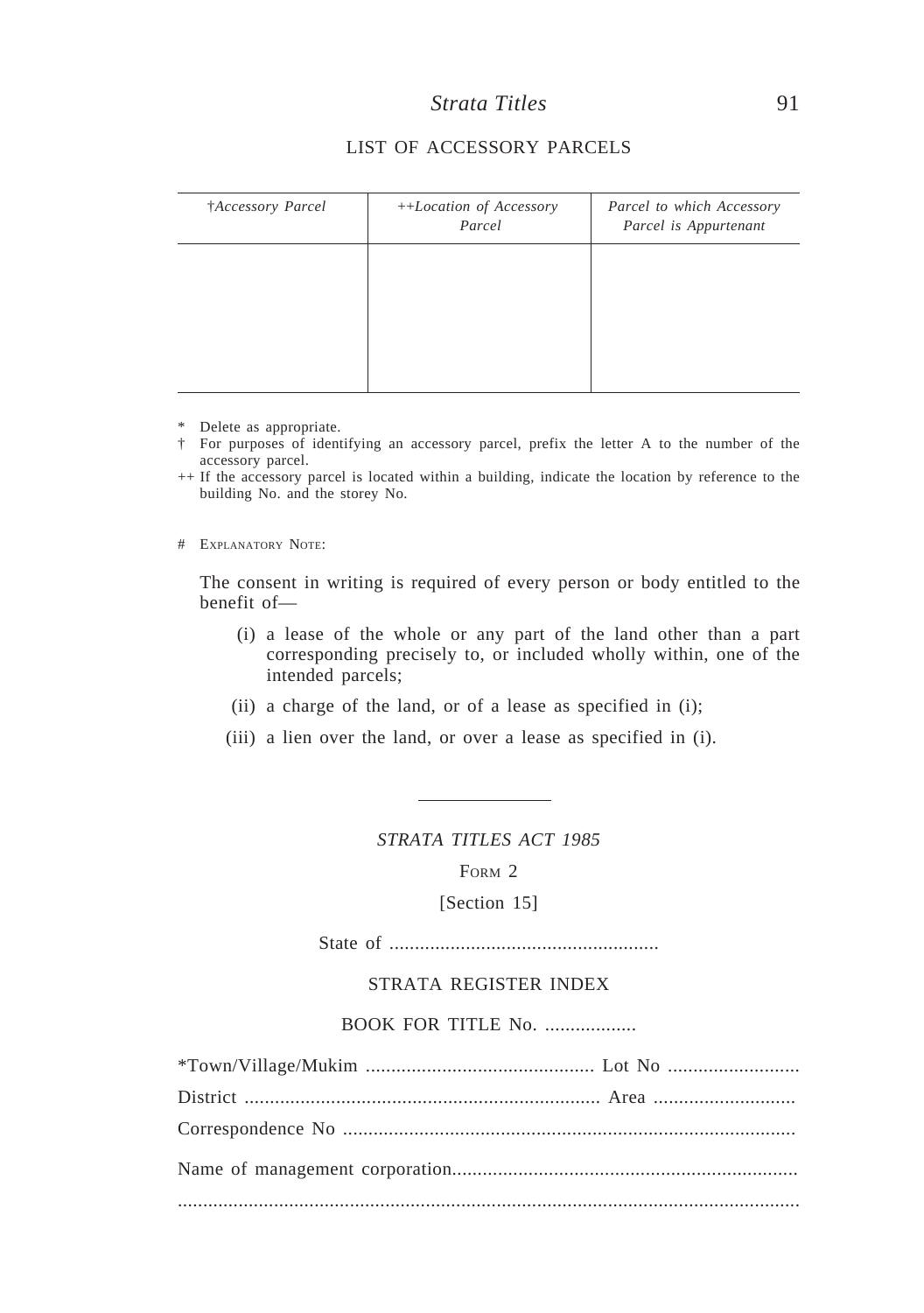## LIST OF ACCESSORY PARCELS

| †*Accessory Parcel* | ++*Location of Accessory Parcel* | *Parcel to which Accessory Parcel is Appurtenant* |
|---|---|---|
| | | |

\* Delete as appropriate.

† For purposes of identifying an accessory parcel, prefix the letter A to the number of the accessory parcel.

++ If the accessory parcel is located within a building, indicate the location by reference to the building No. and the storey No.

# EXPLANATORY NOTE:

The consent in writing is required of every person or body entitled to the benefit of—

(i) a lease of the whole or any part of the land other than a part corresponding precisely to, or included wholly within, one of the intended parcels;

(ii) a charge of the land, or of a lease as specified in (i);

(iii) a lien over the land, or over a lease as specified in (i).

---

*STRATA TITLES ACT 1985*

FORM 2

[Section 15]

State of .....................................................

STRATA REGISTER INDEX

BOOK FOR TITLE No. ..................

*Town/Village/Mukim ............................................. Lot No ..........................

District ...................................................................... Area ............................

Correspondence No ........................................................................................

Name of management corporation...................................................................

.........................................................................................................................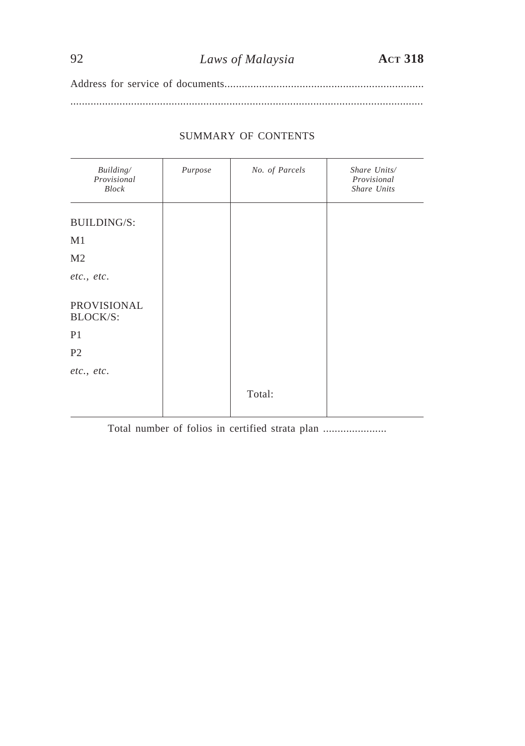Address for service of documents.....................................................................

.........................................................................................................................

SUMMARY OF CONTENTS

| *Building/ Provisional Block* | *Purpose* | *No. of Parcels* | *Share Units/ Provisional Share Units* |
|---|---|---|---|
| BUILDING/S: | | | |
| M1 | | | |
| M2 | | | |
| *etc., etc.* | | | |
| PROVISIONAL BLOCK/S: | | | |
| P1 | | | |
| P2 | | | |
| *etc., etc.* | | | |
| | | Total: | |

Total number of folios in certified strata plan ......................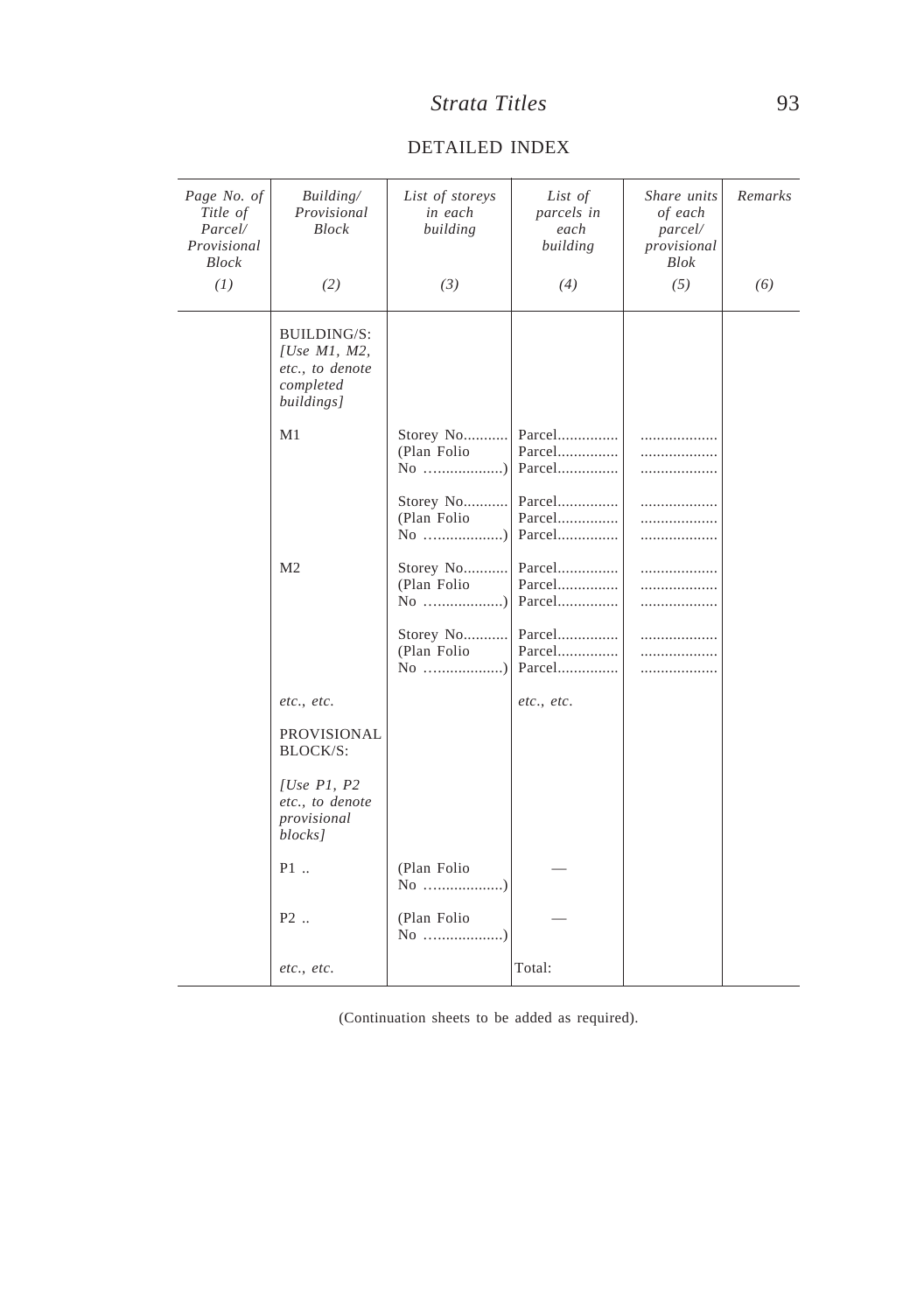DETAILED INDEX

| *Page No. of Title of Parcel/ Provisional Block* | *Building/ Provisional Block* | *List of storeys in each building* | *List of parcels in each building* | *Share units of each parcel/ provisional Blok* | *Remarks* |
|---|---|---|---|---|---|
| *(1)* | *(2)* | *(3)* | *(4)* | *(5)* | *(6)* |
| | BUILDING/S: *[Use M1, M2, etc., to denote completed buildings]* | | | | |
| | M1 | Storey No........... (Plan Folio No ……..............) | Parcel............... Parcel............... Parcel............... | ................... ................... ................... | |
| | | Storey No........... (Plan Folio No ……..............) | Parcel............... Parcel............... Parcel............... | ................... ................... ................... | |
| | M2 | Storey No........... (Plan Folio No ……..............) | Parcel............... Parcel............... Parcel............... | ................... ................... ................... | |
| | | Storey No........... (Plan Folio No ……..............) | Parcel............... Parcel............... Parcel............... | ................... ................... ................... | |
| | *etc., etc.* | | *etc., etc.* | | |
| | PROVISIONAL BLOCK/S: *[Use P1, P2 etc., to denote provisional blocks]* | | | | |
| | P1 .. | (Plan Folio No ……..............) | — | | |
| | P2 .. | (Plan Folio No ……..............) | — | | |
| | *etc., etc.* | | Total: | | |

(Continuation sheets to be added as required).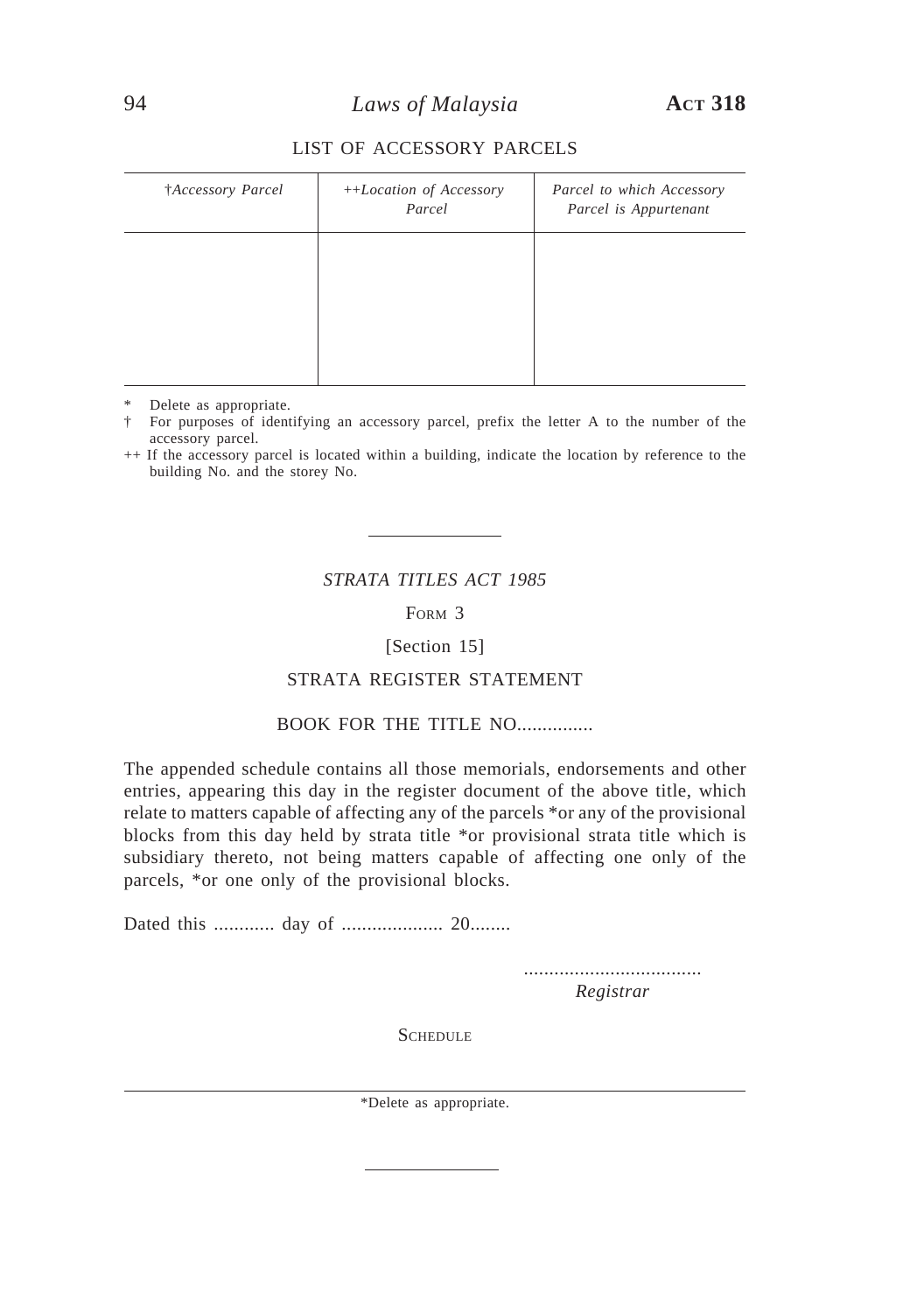LIST OF ACCESSORY PARCELS

| †*Accessory Parcel* | ++*Location of Accessory Parcel* | *Parcel to which Accessory Parcel is Appurtenant* |
|---|---|---|
| | | |

\* Delete as appropriate.

† For purposes of identifying an accessory parcel, prefix the letter A to the number of the accessory parcel.

++ If the accessory parcel is located within a building, indicate the location by reference to the building No. and the storey No.

---

*STRATA TITLES ACT 1985*

FORM 3

[Section 15]

STRATA REGISTER STATEMENT

BOOK FOR THE TITLE NO...............

The appended schedule contains all those memorials, endorsements and other entries, appearing this day in the register document of the above title, which relate to matters capable of affecting any of the parcels *or any of the provisional blocks from this day held by strata title *or provisional strata title which is subsidiary thereto, not being matters capable of affecting one only of the parcels, *or one only of the provisional blocks.

Dated this ............ day of .................... 20........

...................................
*Registrar*

SCHEDULE

*Delete as appropriate.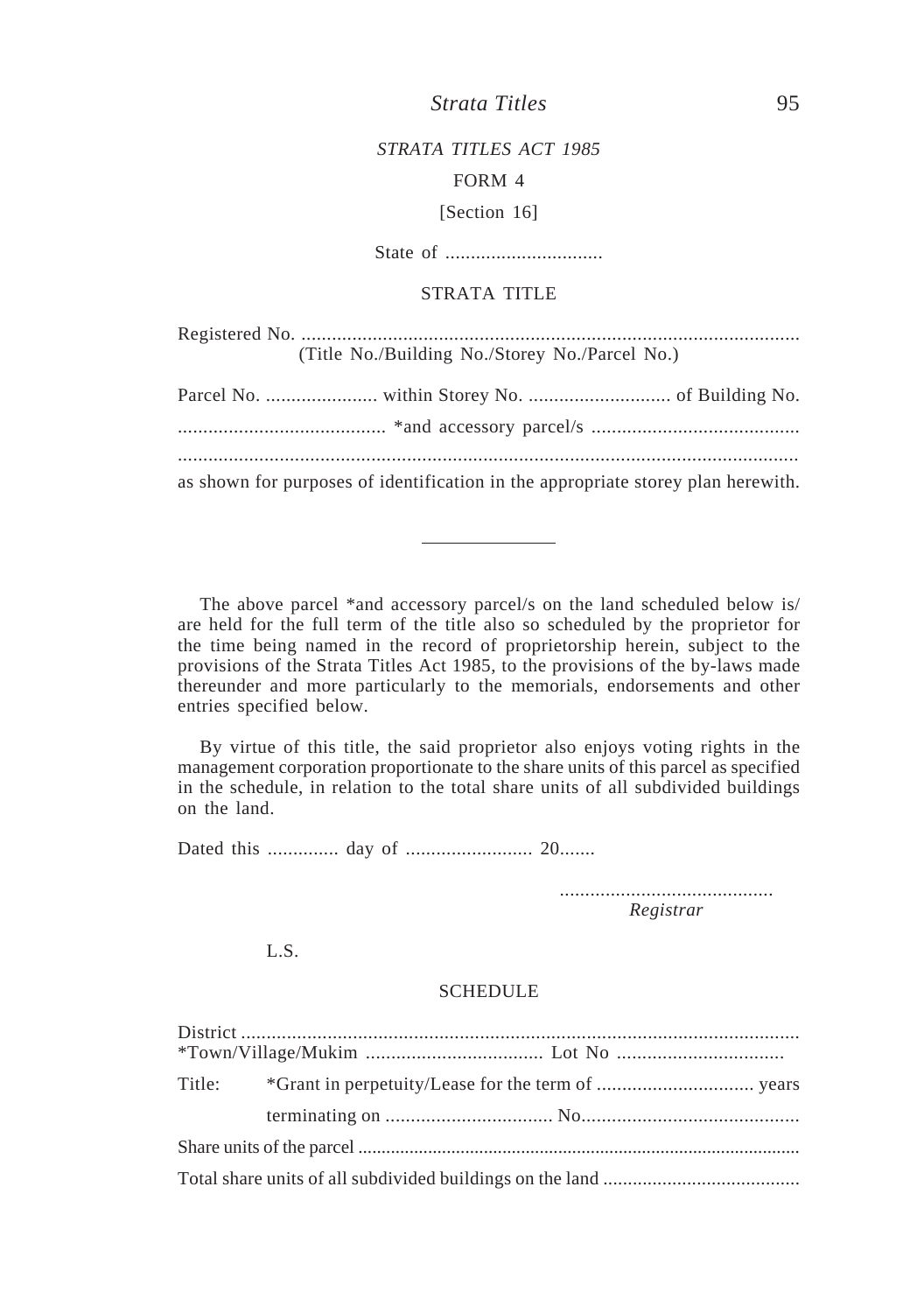*STRATA TITLES ACT 1985*

FORM 4

[Section 16]

State of ...............................

STRATA TITLE

Registered No. ..................................................................................................
(Title No./Building No./Storey No./Parcel No.)

Parcel No. ...................... within Storey No. ............................ of Building No. ......................................... *and accessory parcel/s .........................................
..........................................................................................................................
as shown for purposes of identification in the appropriate storey plan herewith.

---

The above parcel *and accessory parcel/s on the land scheduled below is/are held for the full term of the title also so scheduled by the proprietor for the time being named in the record of proprietorship herein, subject to the provisions of the Strata Titles Act 1985, to the provisions of the by-laws made thereunder and more particularly to the memorials, endorsements and other entries specified below.

By virtue of this title, the said proprietor also enjoys voting rights in the management corporation proportionate to the share units of this parcel as specified in the schedule, in relation to the total share units of all subdivided buildings on the land.

Dated this .............. day of ......................... 20.......

..........................................
*Registrar*

L.S.

SCHEDULE

District ..............................................................................................................
*Town/Village/Mukim ................................... Lot No .................................

Title: *Grant in perpetuity/Lease for the term of ............................... years terminating on ................................. No...........................................

Share units of the parcel ..................................................................................

Total share units of all subdivided buildings on the land ........................................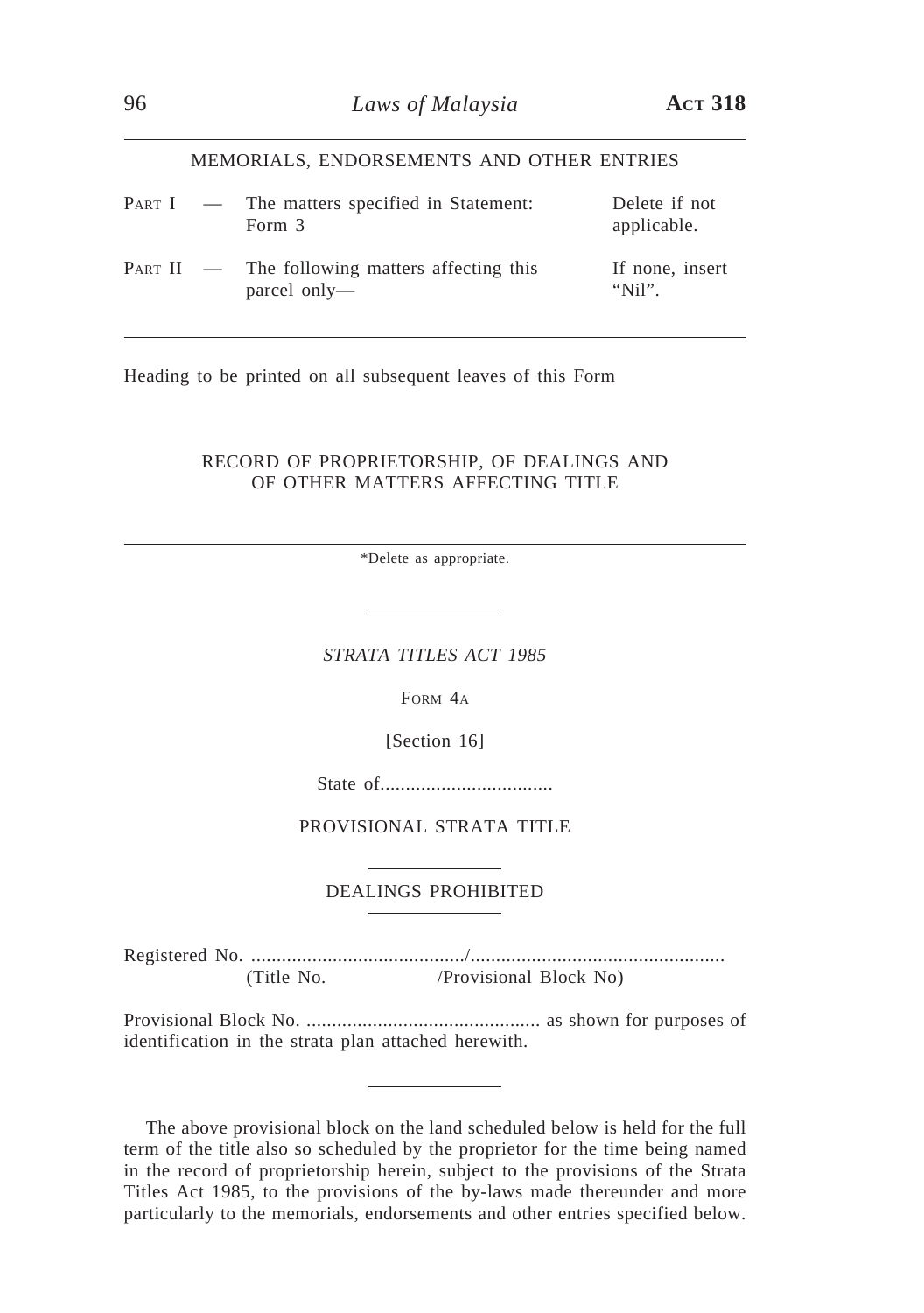MEMORIALS, ENDORSEMENTS AND OTHER ENTRIES

| | | | |
|---|---|---|---|
| PART I | — | The matters specified in Statement: Form 3 | Delete if not applicable. |
| PART II | — | The following matters affecting this parcel only— | If none, insert "Nil". |

Heading to be printed on all subsequent leaves of this Form

RECORD OF PROPRIETORSHIP, OF DEALINGS AND OF OTHER MATTERS AFFECTING TITLE

*Delete as appropriate.

---

*STRATA TITLES ACT 1985*

FORM 4A

[Section 16]

State of..................................

PROVISIONAL STRATA TITLE

DEALINGS PROHIBITED

Registered No. ........................................../..................................................
(Title No. /Provisional Block No)

Provisional Block No. .............................................. as shown for purposes of identification in the strata plan attached herewith.

The above provisional block on the land scheduled below is held for the full term of the title also so scheduled by the proprietor for the time being named in the record of proprietorship herein, subject to the provisions of the Strata Titles Act 1985, to the provisions of the by-laws made thereunder and more particularly to the memorials, endorsements and other entries specified below.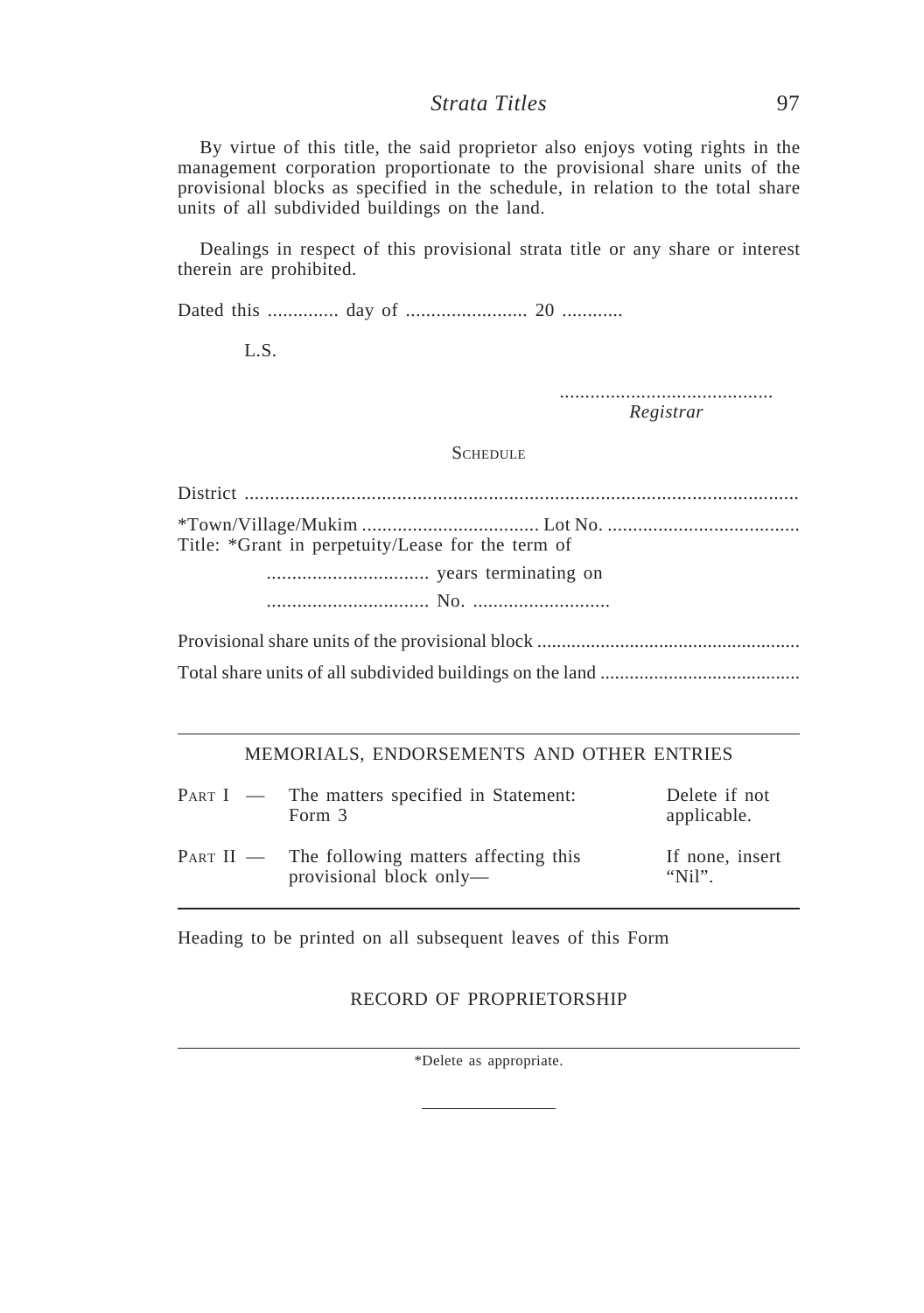By virtue of this title, the said proprietor also enjoys voting rights in the management corporation proportionate to the provisional share units of the provisional blocks as specified in the schedule, in relation to the total share units of all subdivided buildings on the land.

Dealings in respect of this provisional strata title or any share or interest therein are prohibited.

Dated this .............. day of ........................ 20 ............

L.S.

..........................................
*Registrar*

SCHEDULE

District ..............................................................................................................

*Town/Village/Mukim ................................... Lot No. ......................................
Title: *Grant in perpetuity/Lease for the term of

................................ years terminating on

................................ No. ...........................

Provisional share units of the provisional block .....................................................

Total share units of all subdivided buildings on the land .........................................

---

MEMORIALS, ENDORSEMENTS AND OTHER ENTRIES

| | | |
|---|---|---|
| PART I — | The matters specified in Statement: Form 3 | Delete if not applicable. |
| PART II — | The following matters affecting this provisional block only— | If none, insert "Nil". |

---

Heading to be printed on all subsequent leaves of this Form

RECORD OF PROPRIETORSHIP

---

*Delete as appropriate.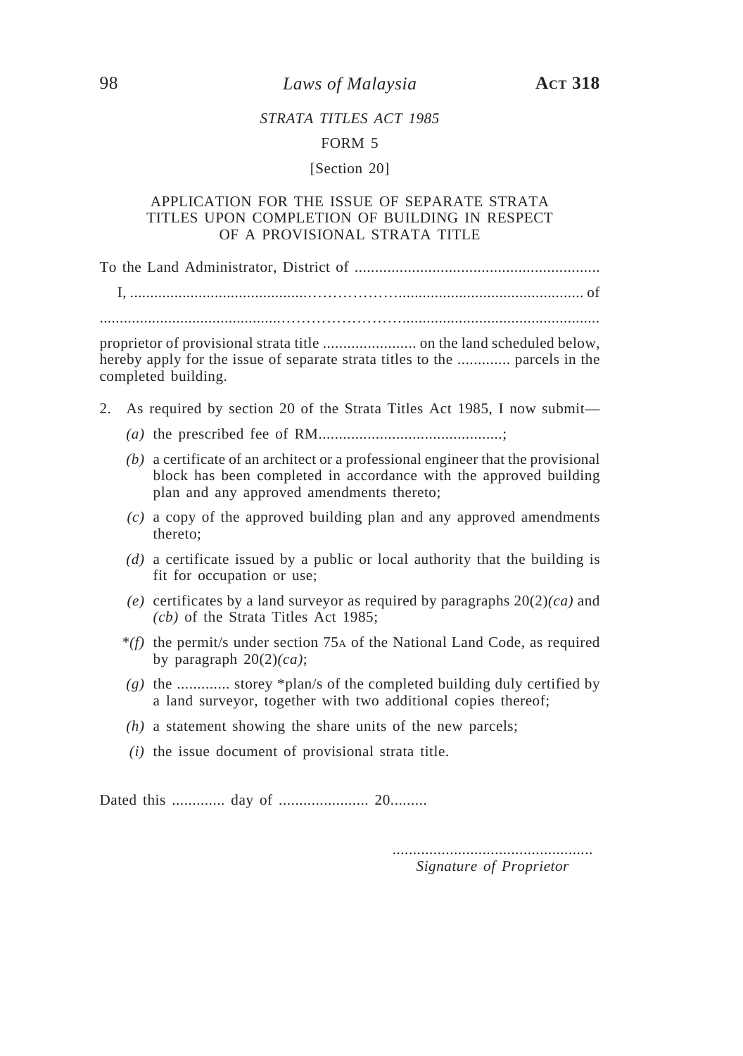*STRATA TITLES ACT 1985*

FORM 5

[Section 20]

APPLICATION FOR THE ISSUE OF SEPARATE STRATA TITLES UPON COMPLETION OF BUILDING IN RESPECT OF A PROVISIONAL STRATA TITLE

To the Land Administrator, District of ............................................................

I, .........................................………………............................................. of

............................................……………………...............................................

proprietor of provisional strata title ....................... on the land scheduled below, hereby apply for the issue of separate strata titles to the ............. parcels in the completed building.

2. As required by section 20 of the Strata Titles Act 1985, I now submit—

*(a)* the prescribed fee of RM.............................................;

*(b)* a certificate of an architect or a professional engineer that the provisional block has been completed in accordance with the approved building plan and any approved amendments thereto;

*(c)* a copy of the approved building plan and any approved amendments thereto;

*(d)* a certificate issued by a public or local authority that the building is fit for occupation or use;

*(e)* certificates by a land surveyor as required by paragraphs 20(2)*(ca)* and *(cb)* of the Strata Titles Act 1985;

\**(f)* the permit/s under section 75A of the National Land Code, as required by paragraph 20(2)*(ca)*;

*(g)* the ............. storey \*plan/s of the completed building duly certified by a land surveyor, together with two additional copies thereof;

*(h)* a statement showing the share units of the new parcels;

*(i)* the issue document of provisional strata title.

Dated this ............. day of ...................... 20.........

.................................................
*Signature of Proprietor*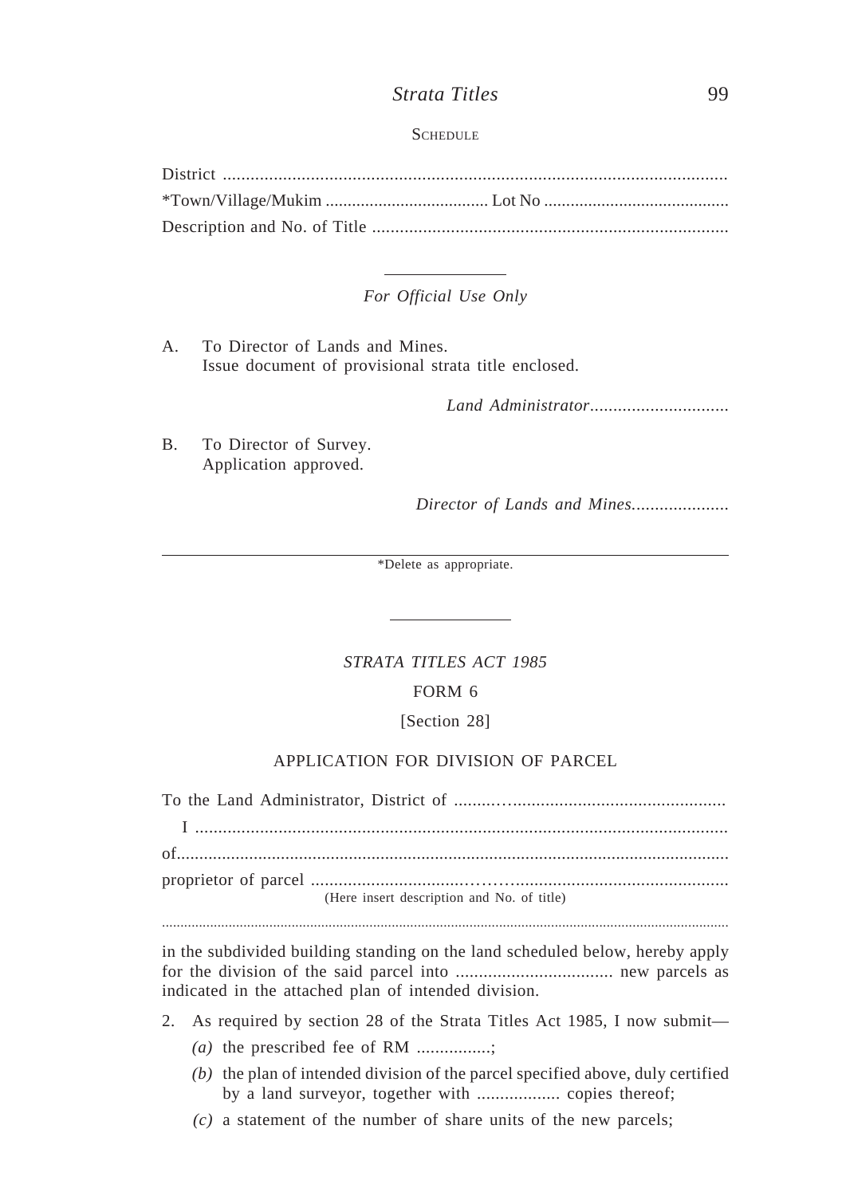SCHEDULE

District ..............................................................................................................

*Town/Village/Mukim .................................... Lot No ..........................................

Description and No. of Title .............................................................................

---

*For Official Use Only*

A. To Director of Lands and Mines.
Issue document of provisional strata title enclosed.

*Land Administrator*..............................

B. To Director of Survey.
Application approved.

*Director of Lands and Mines*.....................

---

*Delete as appropriate.

---

*STRATA TITLES ACT 1985*

FORM 6

[Section 28]

APPLICATION FOR DIVISION OF PARCEL

To the Land Administrator, District of ............................................................

I ...................................................................................................................

of......................................................................................................................

proprietor of parcel ...........................................................................................
(Here insert description and No. of title)

.......................................................................................................................................

in the subdivided building standing on the land scheduled below, hereby apply for the division of the said parcel into .................................. new parcels as indicated in the attached plan of intended division.

2. As required by section 28 of the Strata Titles Act 1985, I now submit—

*(a)* the prescribed fee of RM ................;

*(b)* the plan of intended division of the parcel specified above, duly certified by a land surveyor, together with .................. copies thereof;

*(c)* a statement of the number of share units of the new parcels;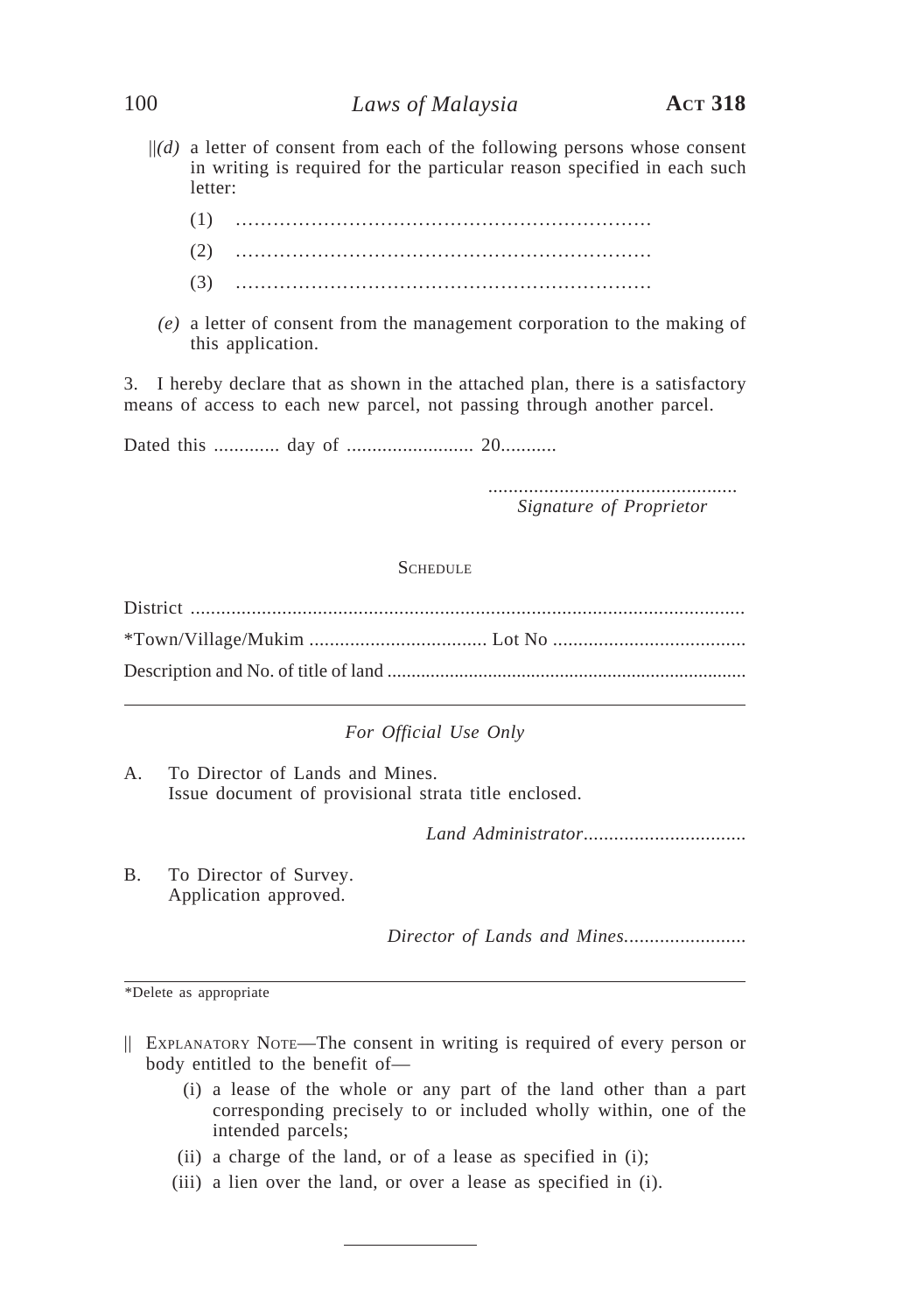||*(d)* a letter of consent from each of the following persons whose consent in writing is required for the particular reason specified in each such letter:

(1) …………………………………………………………

(2) …………………………………………………………

(3) …………………………………………………………

*(e)* a letter of consent from the management corporation to the making of this application.

3. I hereby declare that as shown in the attached plan, there is a satisfactory means of access to each new parcel, not passing through another parcel.

Dated this ............. day of ......................... 20...........

.................................................
*Signature of Proprietor*

SCHEDULE

District .............................................................................................................

*Town/Village/Mukim ................................... Lot No ......................................

Description and No. of title of land ..........................................................................

---

*For Official Use Only*

A. To Director of Lands and Mines.
Issue document of provisional strata title enclosed.

*Land Administrator*................................

B. To Director of Survey.
Application approved.

*Director of Lands and Mines*........................

---

*Delete as appropriate

|| EXPLANATORY NOTE—The consent in writing is required of every person or body entitled to the benefit of—

(i) a lease of the whole or any part of the land other than a part corresponding precisely to or included wholly within, one of the intended parcels;

(ii) a charge of the land, or of a lease as specified in (i);

(iii) a lien over the land, or over a lease as specified in (i).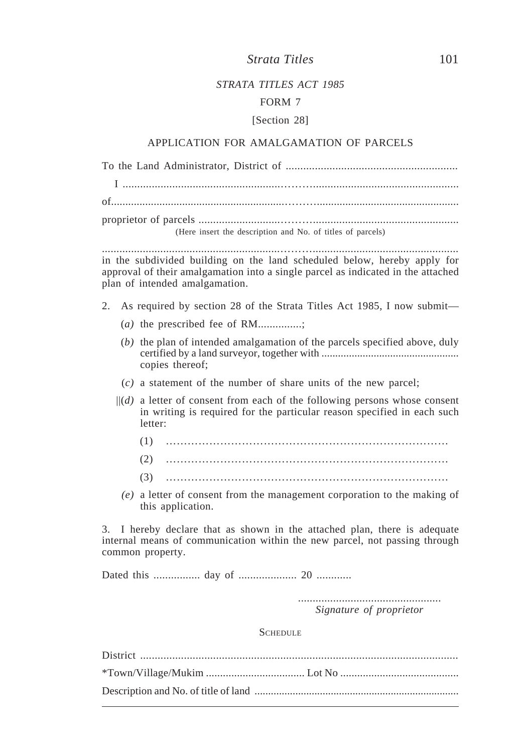STRATA TITLES ACT 1985

FORM 7

[Section 28]

## APPLICATION FOR AMALGAMATION OF PARCELS

To the Land Administrator, District of ............................................................

I ..........................................................................................................................

of............................................................................................................................

proprietor of parcels ..............................................................................................

(Here insert the description and No. of titles of parcels)

..............................................................................................................................

in the subdivided building on the land scheduled below, hereby apply for approval of their amalgamation into a single parcel as indicated in the attached plan of intended amalgamation.

2. As required by section 28 of the Strata Titles Act 1985, I now submit—

(*a*) the prescribed fee of RM...............;

(*b*) the plan of intended amalgamation of the parcels specified above, duly certified by a land surveyor, together with ................................................. copies thereof;

(*c*) a statement of the number of share units of the new parcel;

||(*d*) a letter of consent from each of the following persons whose consent in writing is required for the particular reason specified in each such letter:

(1) ………………………………………………………………………

(2) ………………………………………………………………………

(3) ………………………………………………………………………

(*e*) a letter of consent from the management corporation to the making of this application.

3. I hereby declare that as shown in the attached plan, there is adequate internal means of communication within the new parcel, not passing through common property.

Dated this ................ day of .................... 20 ............

.................................................

*Signature of proprietor*

SCHEDULE

District ...............................................................................................................

*Town/Village/Mukim ................................... Lot No ..........................................

Description and No. of title of land .........................................................................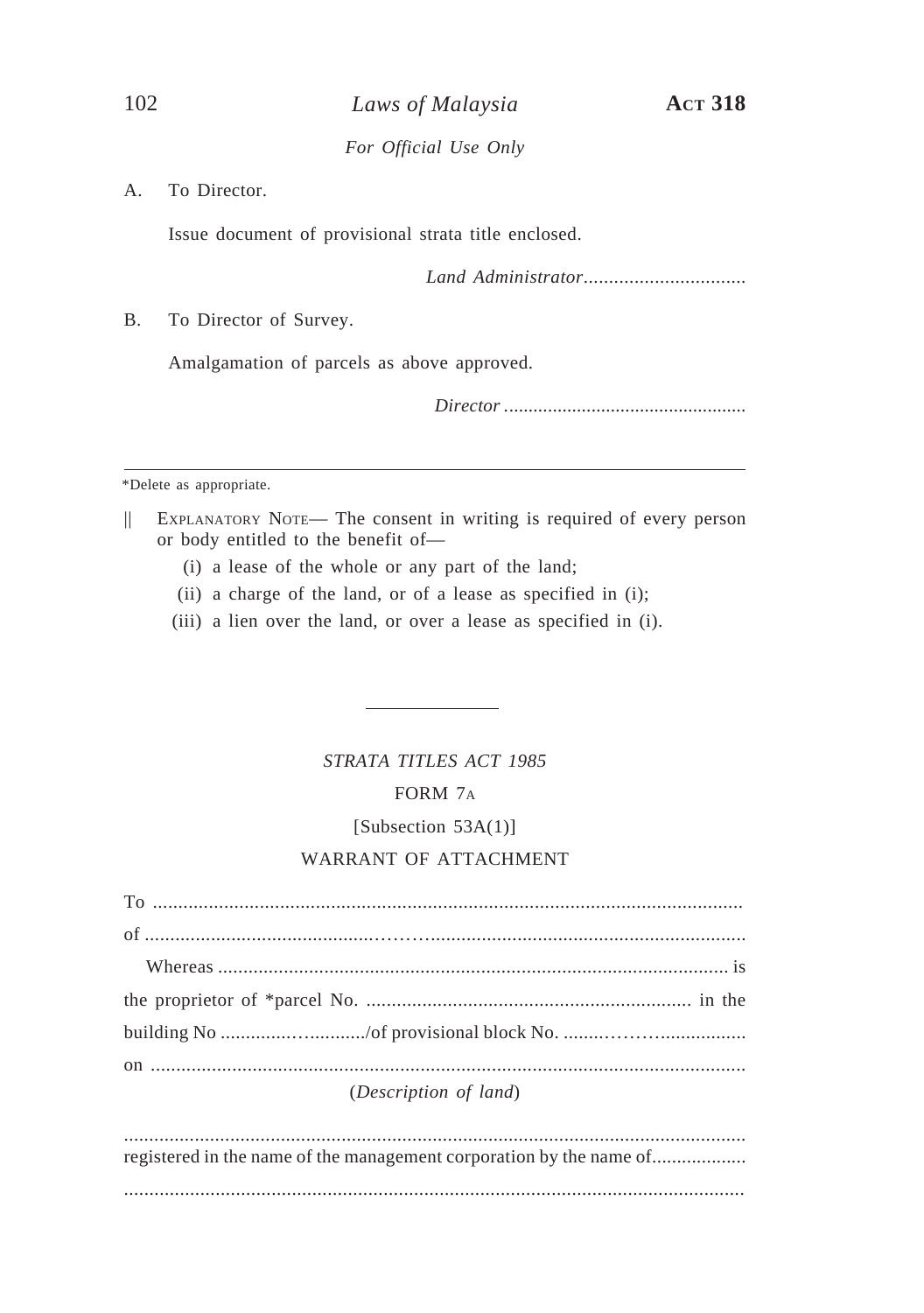*For Official Use Only*

A. To Director.

Issue document of provisional strata title enclosed.

*Land Administrator*................................

B. To Director of Survey.

Amalgamation of parcels as above approved.

*Director* .................................................

---

*Delete as appropriate.

|| EXPLANATORY NOTE— The consent in writing is required of every person or body entitled to the benefit of—

(i) a lease of the whole or any part of the land;

(ii) a charge of the land, or of a lease as specified in (i);

(iii) a lien over the land, or over a lease as specified in (i).

---

*STRATA TITLES ACT 1985*

FORM 7A

[Subsection 53A(1)]

WARRANT OF ATTACHMENT

To ....................................................................................................................

of ........................................................................................................................

Whereas ..................................................................................................... is the proprietor of *parcel No. ................................................................. in the building No ............................../of provisional block No. .................................... on .......................................................................................................................

(*Description of land*)

..........................................................................................................................
registered in the name of the management corporation by the name of...................
..........................................................................................................................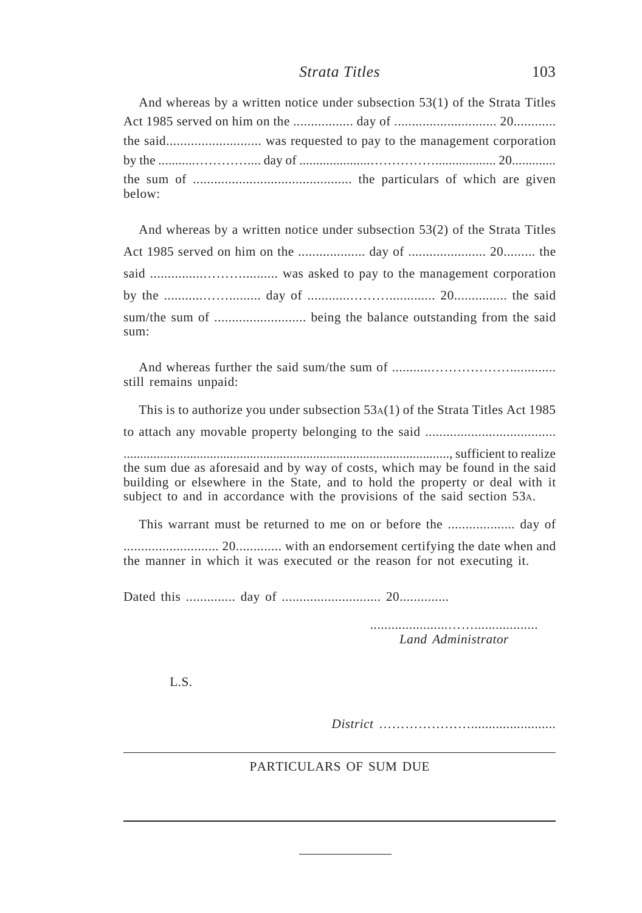And whereas by a written notice under subsection 53(1) of the Strata Titles Act 1985 served on him on the ................. day of ............................. 20............ the said........................... was requested to pay to the management corporation by the ...........…………..... day of .....................…………….................. 20............. the sum of ............................................. the particulars of which are given below:

And whereas by a written notice under subsection 53(2) of the Strata Titles Act 1985 served on him on the ................... day of ...................... 20......... the said ................…………........... was asked to pay to the management corporation by the ...........……......... day of ............……….............. 20............... the said sum/the sum of .......................... being the balance outstanding from the said sum:

And whereas further the said sum/the sum of ...........……………….............. still remains unpaid:

This is to authorize you under subsection 53A(1) of the Strata Titles Act 1985 to attach any movable property belonging to the said ..................................... ................................................................................................, sufficient to realize the sum due as aforesaid and by way of costs, which may be found in the said building or elsewhere in the State, and to hold the property or deal with it subject to and in accordance with the provisions of the said section 53A.

This warrant must be returned to me on or before the ................... day of ........................... 20............. with an endorsement certifying the date when and the manner in which it was executed or the reason for not executing it.

Dated this .............. day of ............................ 20..............

.....................……..................
*Land Administrator*

L.S.

*District* …………………….......................

PARTICULARS OF SUM DUE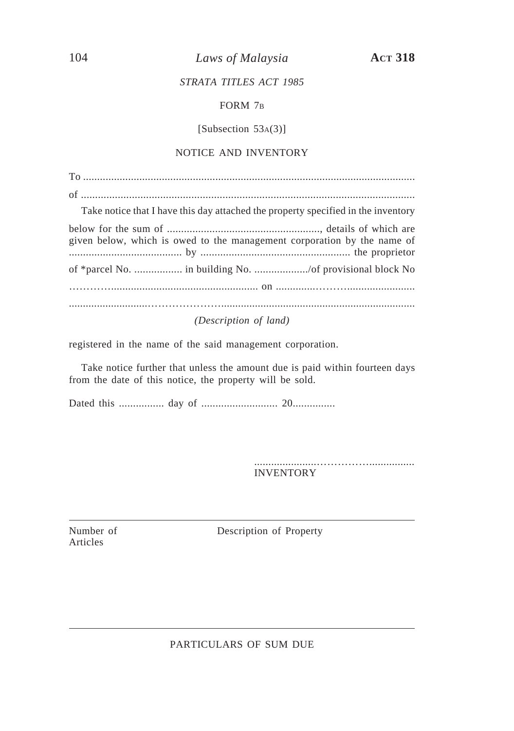STRATA TITLES ACT 1985

FORM 7B

[Subsection 53A(3)]

NOTICE AND INVENTORY

To .....................................................................................................................

of .......................................................................................................................

Take notice that I have this day attached the property specified in the inventory below for the sum of ......................................................., details of which are given below, which is owed to the management corporation by the name of ........................................ by ..................................................... the proprietor of *parcel No. ................. in building No. .................../of provisional block No ……………..................................................... on .............……….......................

...........................……………….....................................................................

*(Description of land)*

registered in the name of the said management corporation.

Take notice further that unless the amount due is paid within fourteen days from the date of this notice, the property will be sold.

Dated this ................ day of ........................... 20...............

.....................……………...............

INVENTORY

| Number of Articles | Description of Property |
|---|---|
| | |

PARTICULARS OF SUM DUE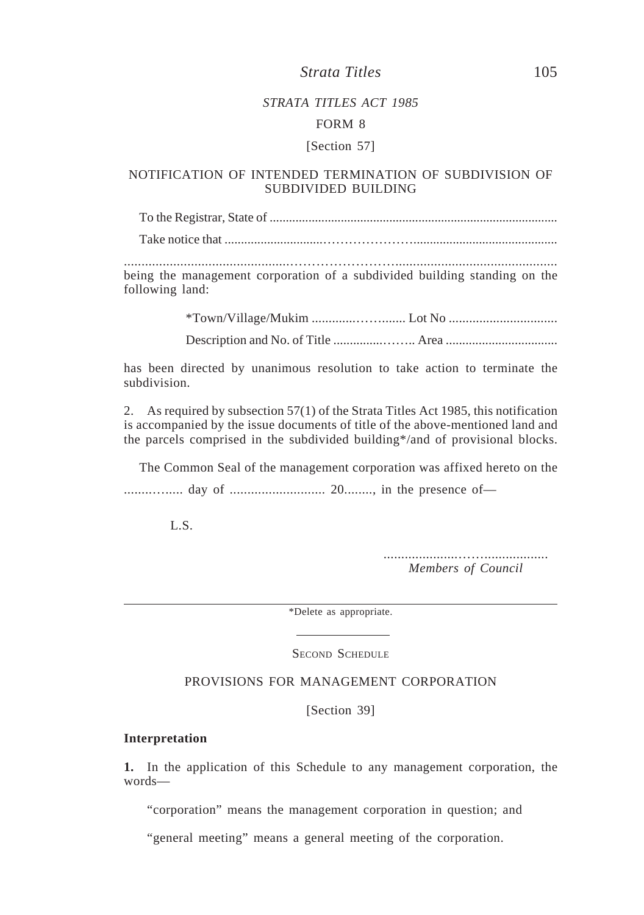STRATA TITLES ACT 1985

FORM 8

[Section 57]

NOTIFICATION OF INTENDED TERMINATION OF SUBDIVISION OF SUBDIVIDED BUILDING

To the Registrar, State of ..........................................................................................

Take notice that ..........................................................................................................

..........................................................................................................................
being the management corporation of a subdivided building standing on the following land:

*Town/Village/Mukim ........................ Lot No ................................

Description and No. of Title ...................... Area ..................................

has been directed by unanimous resolution to take action to terminate the subdivision.

2. As required by subsection 57(1) of the Strata Titles Act 1985, this notification is accompanied by the issue documents of title of the above-mentioned land and the parcels comprised in the subdivided building*/and of provisional blocks.

The Common Seal of the management corporation was affixed hereto on the

................ day of ........................... 20........, in the presence of—

L.S.

..........................................
*Members of Council*

---

*Delete as appropriate.

---

SECOND SCHEDULE

PROVISIONS FOR MANAGEMENT CORPORATION

[Section 39]

**Interpretation**

**1.** In the application of this Schedule to any management corporation, the words—

"corporation" means the management corporation in question; and

"general meeting" means a general meeting of the corporation.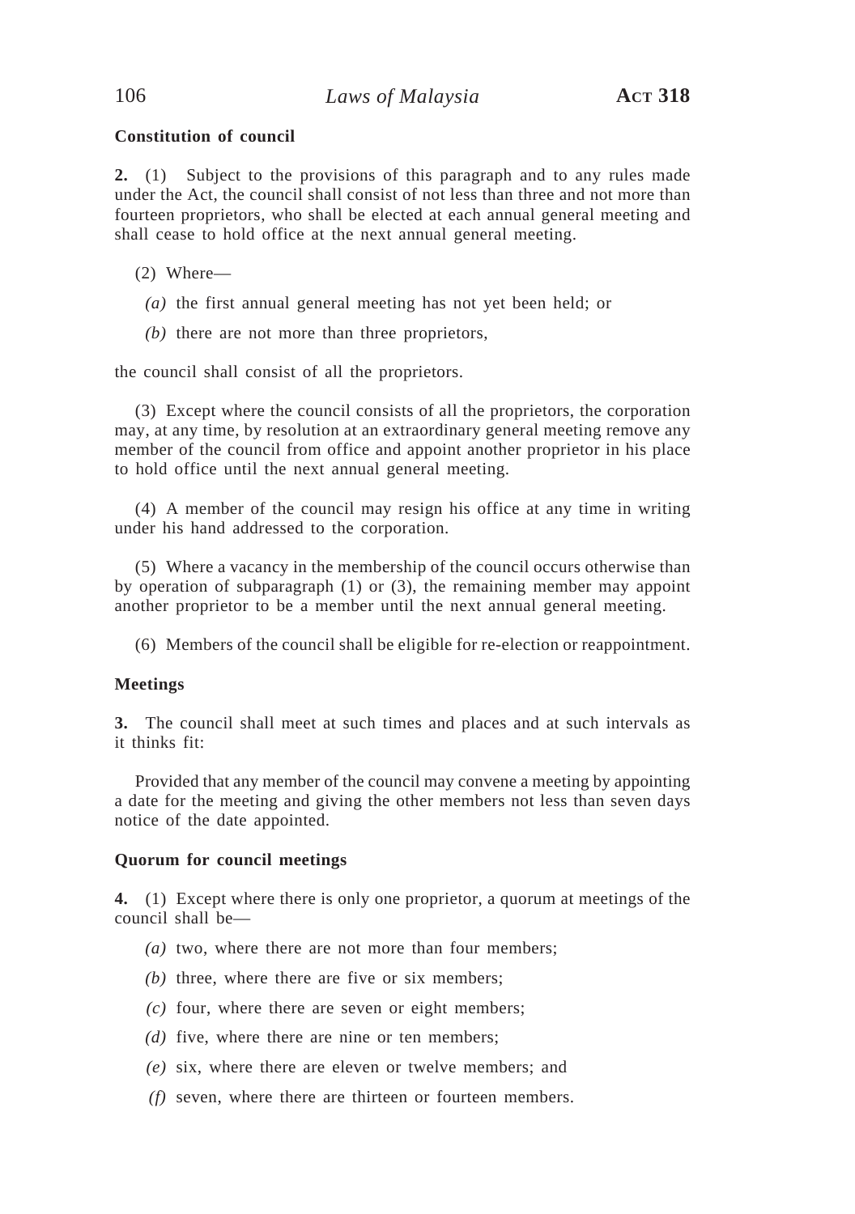**Constitution of council**

**2.** (1) Subject to the provisions of this paragraph and to any rules made under the Act, the council shall consist of not less than three and not more than fourteen proprietors, who shall be elected at each annual general meeting and shall cease to hold office at the next annual general meeting.

(2) Where—

*(a)* the first annual general meeting has not yet been held; or

*(b)* there are not more than three proprietors,

the council shall consist of all the proprietors.

(3) Except where the council consists of all the proprietors, the corporation may, at any time, by resolution at an extraordinary general meeting remove any member of the council from office and appoint another proprietor in his place to hold office until the next annual general meeting.

(4) A member of the council may resign his office at any time in writing under his hand addressed to the corporation.

(5) Where a vacancy in the membership of the council occurs otherwise than by operation of subparagraph (1) or (3), the remaining member may appoint another proprietor to be a member until the next annual general meeting.

(6) Members of the council shall be eligible for re-election or reappointment.

**Meetings**

**3.** The council shall meet at such times and places and at such intervals as it thinks fit:

Provided that any member of the council may convene a meeting by appointing a date for the meeting and giving the other members not less than seven days notice of the date appointed.

**Quorum for council meetings**

**4.** (1) Except where there is only one proprietor, a quorum at meetings of the council shall be—

*(a)* two, where there are not more than four members;

*(b)* three, where there are five or six members;

*(c)* four, where there are seven or eight members;

*(d)* five, where there are nine or ten members;

*(e)* six, where there are eleven or twelve members; and

*(f)* seven, where there are thirteen or fourteen members.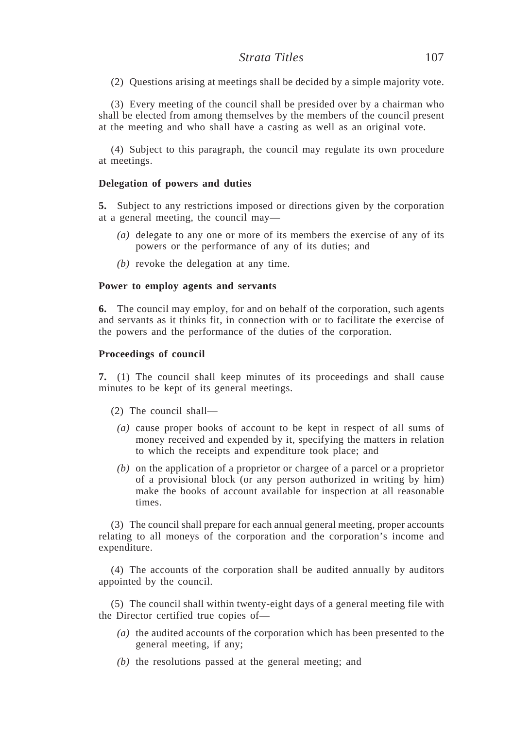(2) Questions arising at meetings shall be decided by a simple majority vote.

(3) Every meeting of the council shall be presided over by a chairman who shall be elected from among themselves by the members of the council present at the meeting and who shall have a casting as well as an original vote.

(4) Subject to this paragraph, the council may regulate its own procedure at meetings.

**Delegation of powers and duties**

**5.** Subject to any restrictions imposed or directions given by the corporation at a general meeting, the council may—

*(a)* delegate to any one or more of its members the exercise of any of its powers or the performance of any of its duties; and

*(b)* revoke the delegation at any time.

**Power to employ agents and servants**

**6.** The council may employ, for and on behalf of the corporation, such agents and servants as it thinks fit, in connection with or to facilitate the exercise of the powers and the performance of the duties of the corporation.

**Proceedings of council**

**7.** (1) The council shall keep minutes of its proceedings and shall cause minutes to be kept of its general meetings.

(2) The council shall—

*(a)* cause proper books of account to be kept in respect of all sums of money received and expended by it, specifying the matters in relation to which the receipts and expenditure took place; and

*(b)* on the application of a proprietor or chargee of a parcel or a proprietor of a provisional block (or any person authorized in writing by him) make the books of account available for inspection at all reasonable times.

(3) The council shall prepare for each annual general meeting, proper accounts relating to all moneys of the corporation and the corporation's income and expenditure.

(4) The accounts of the corporation shall be audited annually by auditors appointed by the council.

(5) The council shall within twenty-eight days of a general meeting file with the Director certified true copies of—

*(a)* the audited accounts of the corporation which has been presented to the general meeting, if any;

*(b)* the resolutions passed at the general meeting; and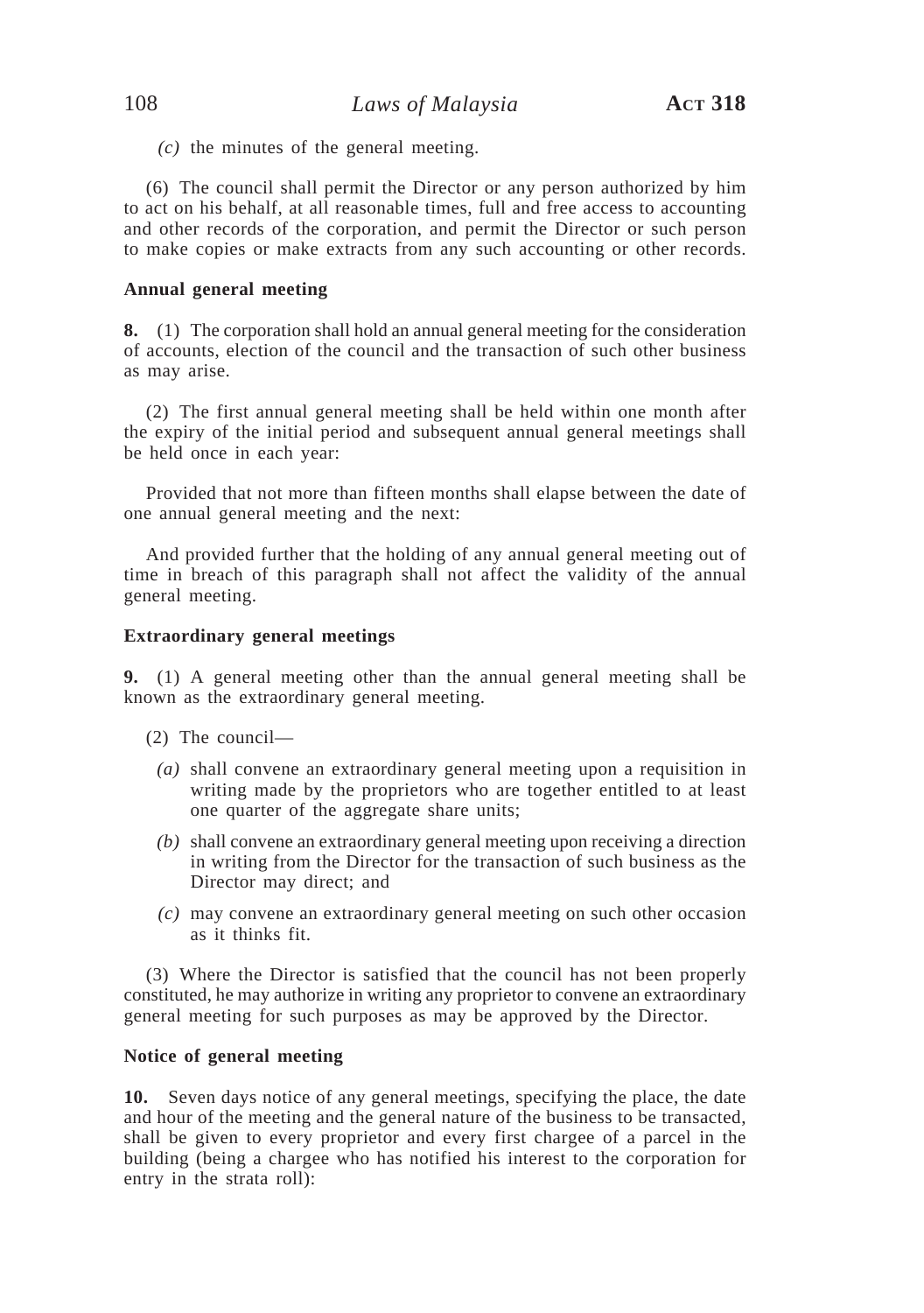*(c)* the minutes of the general meeting.

(6) The council shall permit the Director or any person authorized by him to act on his behalf, at all reasonable times, full and free access to accounting and other records of the corporation, and permit the Director or such person to make copies or make extracts from any such accounting or other records.

**Annual general meeting**

**8.** (1) The corporation shall hold an annual general meeting for the consideration of accounts, election of the council and the transaction of such other business as may arise.

(2) The first annual general meeting shall be held within one month after the expiry of the initial period and subsequent annual general meetings shall be held once in each year:

Provided that not more than fifteen months shall elapse between the date of one annual general meeting and the next:

And provided further that the holding of any annual general meeting out of time in breach of this paragraph shall not affect the validity of the annual general meeting.

**Extraordinary general meetings**

**9.** (1) A general meeting other than the annual general meeting shall be known as the extraordinary general meeting.

(2) The council—

*(a)* shall convene an extraordinary general meeting upon a requisition in writing made by the proprietors who are together entitled to at least one quarter of the aggregate share units;

*(b)* shall convene an extraordinary general meeting upon receiving a direction in writing from the Director for the transaction of such business as the Director may direct; and

*(c)* may convene an extraordinary general meeting on such other occasion as it thinks fit.

(3) Where the Director is satisfied that the council has not been properly constituted, he may authorize in writing any proprietor to convene an extraordinary general meeting for such purposes as may be approved by the Director.

**Notice of general meeting**

**10.** Seven days notice of any general meetings, specifying the place, the date and hour of the meeting and the general nature of the business to be transacted, shall be given to every proprietor and every first chargee of a parcel in the building (being a chargee who has notified his interest to the corporation for entry in the strata roll):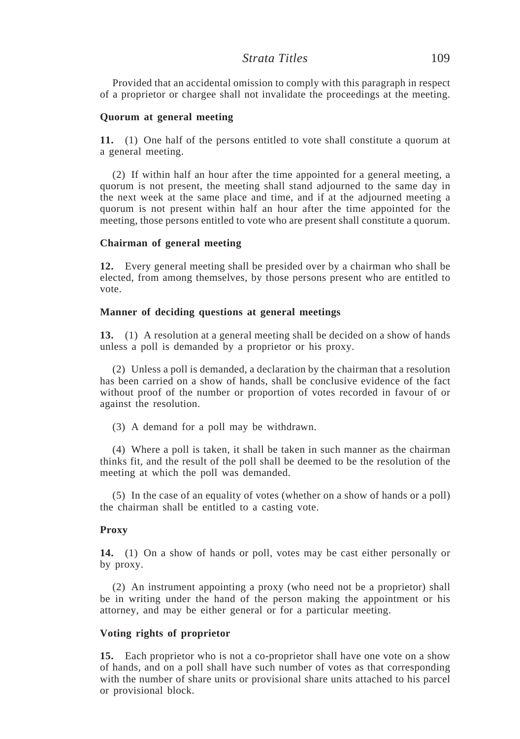Provided that an accidental omission to comply with this paragraph in respect of a proprietor or chargee shall not invalidate the proceedings at the meeting.

**Quorum at general meeting**

**11.** (1) One half of the persons entitled to vote shall constitute a quorum at a general meeting.

(2) If within half an hour after the time appointed for a general meeting, a quorum is not present, the meeting shall stand adjourned to the same day in the next week at the same place and time, and if at the adjourned meeting a quorum is not present within half an hour after the time appointed for the meeting, those persons entitled to vote who are present shall constitute a quorum.

**Chairman of general meeting**

**12.** Every general meeting shall be presided over by a chairman who shall be elected, from among themselves, by those persons present who are entitled to vote.

**Manner of deciding questions at general meetings**

**13.** (1) A resolution at a general meeting shall be decided on a show of hands unless a poll is demanded by a proprietor or his proxy.

(2) Unless a poll is demanded, a declaration by the chairman that a resolution has been carried on a show of hands, shall be conclusive evidence of the fact without proof of the number or proportion of votes recorded in favour of or against the resolution.

(3) A demand for a poll may be withdrawn.

(4) Where a poll is taken, it shall be taken in such manner as the chairman thinks fit, and the result of the poll shall be deemed to be the resolution of the meeting at which the poll was demanded.

(5) In the case of an equality of votes (whether on a show of hands or a poll) the chairman shall be entitled to a casting vote.

**Proxy**

**14.** (1) On a show of hands or poll, votes may be cast either personally or by proxy.

(2) An instrument appointing a proxy (who need not be a proprietor) shall be in writing under the hand of the person making the appointment or his attorney, and may be either general or for a particular meeting.

**Voting rights of proprietor**

**15.** Each proprietor who is not a co-proprietor shall have one vote on a show of hands, and on a poll shall have such number of votes as that corresponding with the number of share units or provisional share units attached to his parcel or provisional block.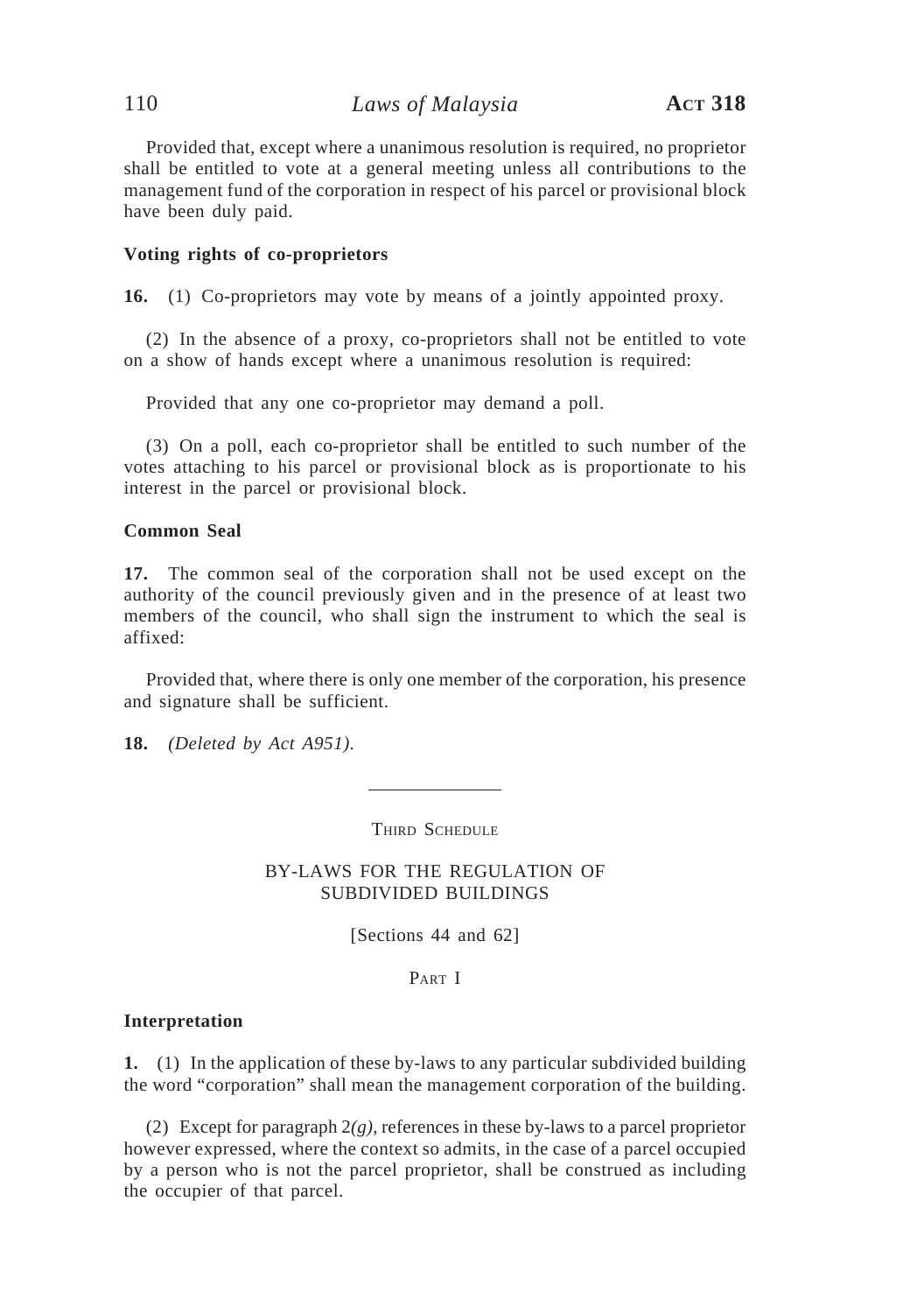Provided that, except where a unanimous resolution is required, no proprietor shall be entitled to vote at a general meeting unless all contributions to the management fund of the corporation in respect of his parcel or provisional block have been duly paid.

**Voting rights of co-proprietors**

**16.** (1) Co-proprietors may vote by means of a jointly appointed proxy.

(2) In the absence of a proxy, co-proprietors shall not be entitled to vote on a show of hands except where a unanimous resolution is required:

Provided that any one co-proprietor may demand a poll.

(3) On a poll, each co-proprietor shall be entitled to such number of the votes attaching to his parcel or provisional block as is proportionate to his interest in the parcel or provisional block.

**Common Seal**

**17.** The common seal of the corporation shall not be used except on the authority of the council previously given and in the presence of at least two members of the council, who shall sign the instrument to which the seal is affixed:

Provided that, where there is only one member of the corporation, his presence and signature shall be sufficient.

**18.** *(Deleted by Act A951).*

---

THIRD SCHEDULE

BY-LAWS FOR THE REGULATION OF SUBDIVIDED BUILDINGS

[Sections 44 and 62]

PART I

**Interpretation**

**1.** (1) In the application of these by-laws to any particular subdivided building the word "corporation" shall mean the management corporation of the building.

(2) Except for paragraph 2*(g)*, references in these by-laws to a parcel proprietor however expressed, where the context so admits, in the case of a parcel occupied by a person who is not the parcel proprietor, shall be construed as including the occupier of that parcel.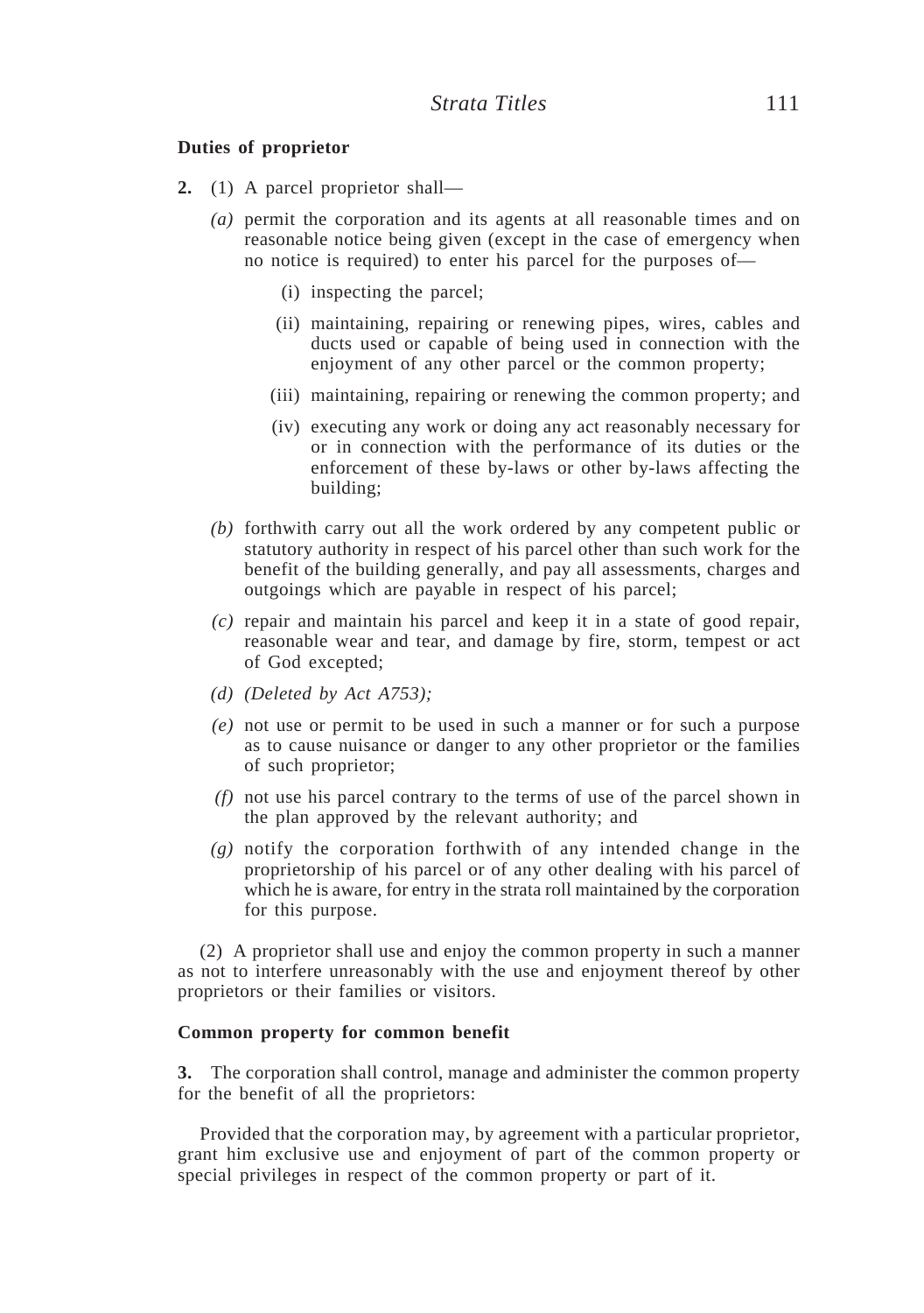**Duties of proprietor**

**2.** (1) A parcel proprietor shall—

*(a)* permit the corporation and its agents at all reasonable times and on reasonable notice being given (except in the case of emergency when no notice is required) to enter his parcel for the purposes of—

(i) inspecting the parcel;

(ii) maintaining, repairing or renewing pipes, wires, cables and ducts used or capable of being used in connection with the enjoyment of any other parcel or the common property;

(iii) maintaining, repairing or renewing the common property; and

(iv) executing any work or doing any act reasonably necessary for or in connection with the performance of its duties or the enforcement of these by-laws or other by-laws affecting the building;

*(b)* forthwith carry out all the work ordered by any competent public or statutory authority in respect of his parcel other than such work for the benefit of the building generally, and pay all assessments, charges and outgoings which are payable in respect of his parcel;

*(c)* repair and maintain his parcel and keep it in a state of good repair, reasonable wear and tear, and damage by fire, storm, tempest or act of God excepted;

*(d)* *(Deleted by Act A753);*

*(e)* not use or permit to be used in such a manner or for such a purpose as to cause nuisance or danger to any other proprietor or the families of such proprietor;

*(f)* not use his parcel contrary to the terms of use of the parcel shown in the plan approved by the relevant authority; and

*(g)* notify the corporation forthwith of any intended change in the proprietorship of his parcel or of any other dealing with his parcel of which he is aware, for entry in the strata roll maintained by the corporation for this purpose.

(2) A proprietor shall use and enjoy the common property in such a manner as not to interfere unreasonably with the use and enjoyment thereof by other proprietors or their families or visitors.

**Common property for common benefit**

**3.** The corporation shall control, manage and administer the common property for the benefit of all the proprietors:

Provided that the corporation may, by agreement with a particular proprietor, grant him exclusive use and enjoyment of part of the common property or special privileges in respect of the common property or part of it.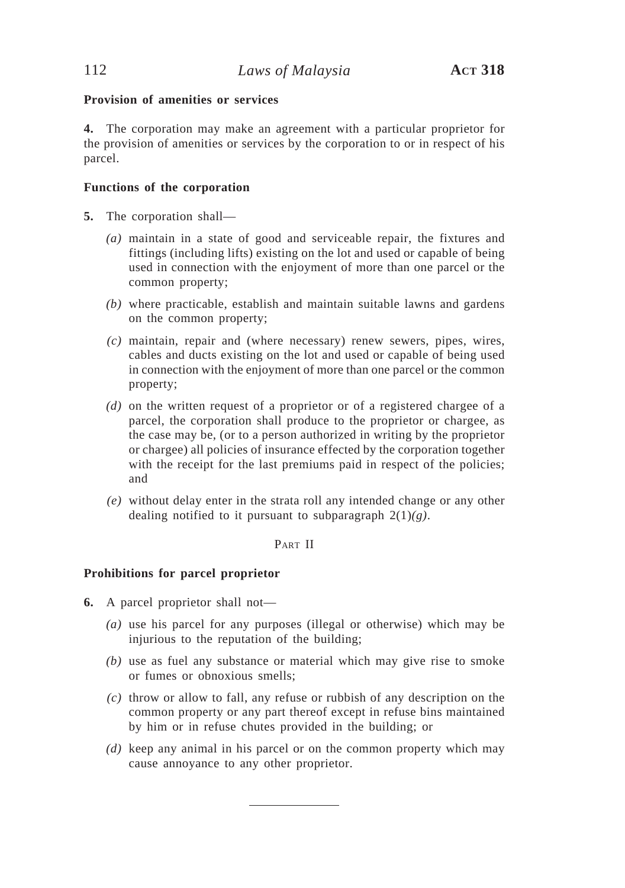**Provision of amenities or services**

**4.** The corporation may make an agreement with a particular proprietor for the provision of amenities or services by the corporation to or in respect of his parcel.

**Functions of the corporation**

**5.** The corporation shall—

*(a)* maintain in a state of good and serviceable repair, the fixtures and fittings (including lifts) existing on the lot and used or capable of being used in connection with the enjoyment of more than one parcel or the common property;

*(b)* where practicable, establish and maintain suitable lawns and gardens on the common property;

*(c)* maintain, repair and (where necessary) renew sewers, pipes, wires, cables and ducts existing on the lot and used or capable of being used in connection with the enjoyment of more than one parcel or the common property;

*(d)* on the written request of a proprietor or of a registered chargee of a parcel, the corporation shall produce to the proprietor or chargee, as the case may be, (or to a person authorized in writing by the proprietor or chargee) all policies of insurance effected by the corporation together with the receipt for the last premiums paid in respect of the policies; and

*(e)* without delay enter in the strata roll any intended change or any other dealing notified to it pursuant to subparagraph 2(1)*(g)*.

PART II

**Prohibitions for parcel proprietor**

**6.** A parcel proprietor shall not—

*(a)* use his parcel for any purposes (illegal or otherwise) which may be injurious to the reputation of the building;

*(b)* use as fuel any substance or material which may give rise to smoke or fumes or obnoxious smells;

*(c)* throw or allow to fall, any refuse or rubbish of any description on the common property or any part thereof except in refuse bins maintained by him or in refuse chutes provided in the building; or

*(d)* keep any animal in his parcel or on the common property which may cause annoyance to any other proprietor.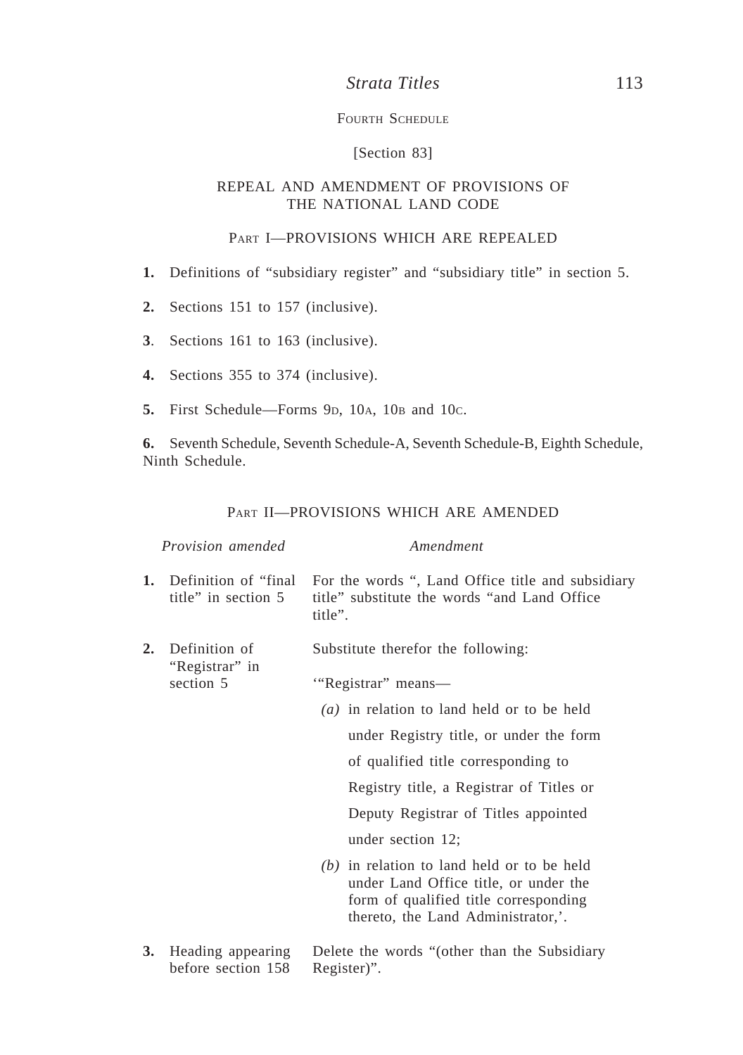## FOURTH SCHEDULE

[Section 83]

## REPEAL AND AMENDMENT OF PROVISIONS OF THE NATIONAL LAND CODE

### PART I—PROVISIONS WHICH ARE REPEALED

**1.** Definitions of "subsidiary register" and "subsidiary title" in section 5.

**2.** Sections 151 to 157 (inclusive).

**3**. Sections 161 to 163 (inclusive).

**4.** Sections 355 to 374 (inclusive).

**5.** First Schedule—Forms 9D, 10A, 10B and 10C.

**6.** Seventh Schedule, Seventh Schedule-A, Seventh Schedule-B, Eighth Schedule, Ninth Schedule.

### PART II—PROVISIONS WHICH ARE AMENDED

| *Provision amended* | *Amendment* |
|---|---|
| **1.** Definition of "final title" in section 5 | For the words ", Land Office title and subsidiary title" substitute the words "and Land Office title". |
| **2.** Definition of "Registrar" in section 5 | Substitute therefor the following:<br><br>'"Registrar" means—<br><br>*(a)* in relation to land held or to be held under Registry title, or under the form of qualified title corresponding to Registry title, a Registrar of Titles or Deputy Registrar of Titles appointed under section 12;<br><br>*(b)* in relation to land held or to be held under Land Office title, or under the form of qualified title corresponding thereto, the Land Administrator,'. |
| **3.** Heading appearing before section 158 | Delete the words "(other than the Subsidiary Register)". |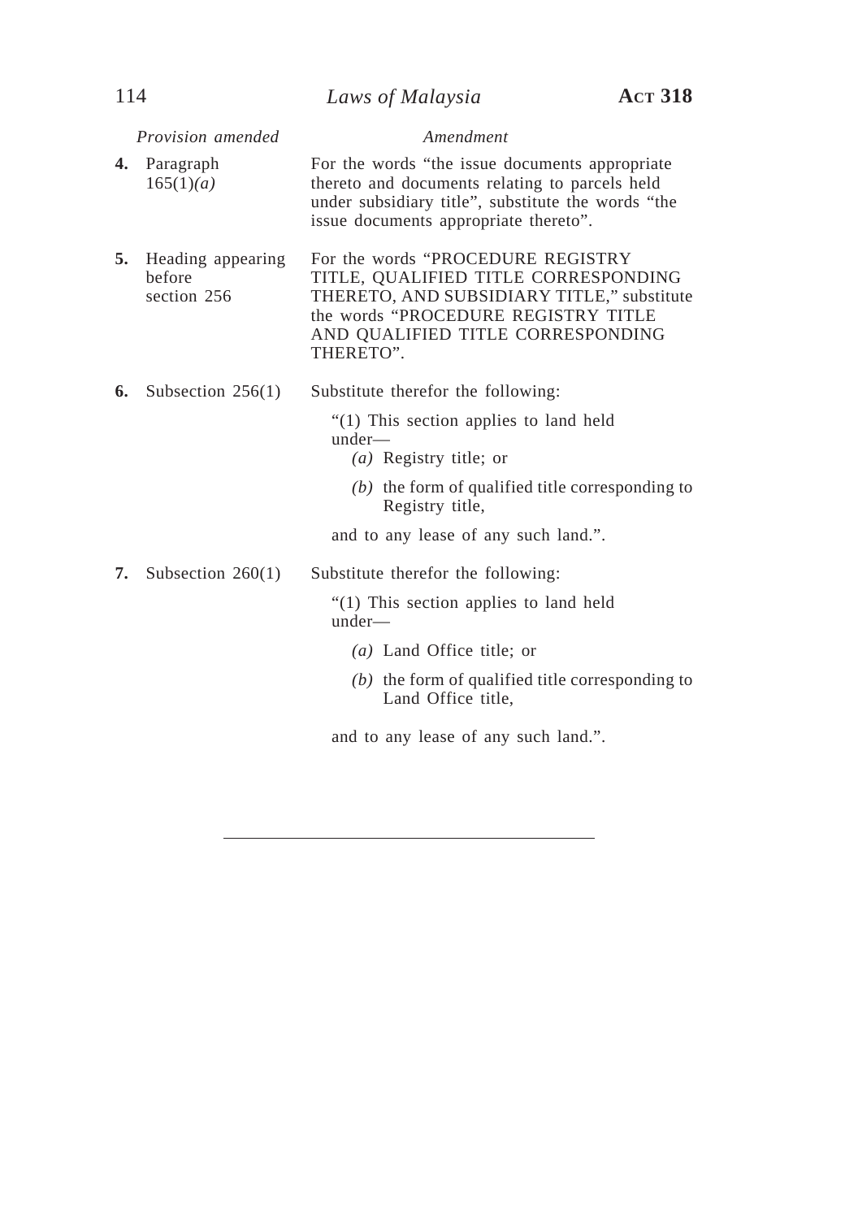| | *Provision amended* | *Amendment* |
|---|---|---|
| **4.** | Paragraph 165(1)*(a)* | For the words "the issue documents appropriate thereto and documents relating to parcels held under subsidiary title", substitute the words "the issue documents appropriate thereto". |
| **5.** | Heading appearing before section 256 | For the words "PROCEDURE REGISTRY TITLE, QUALIFIED TITLE CORRESPONDING THERETO, AND SUBSIDIARY TITLE," substitute the words "PROCEDURE REGISTRY TITLE AND QUALIFIED TITLE CORRESPONDING THERETO". |
| **6.** | Subsection 256(1) | Substitute therefor the following:<br><br>"(1) This section applies to land held under—<br>*(a)* Registry title; or<br>*(b)* the form of qualified title corresponding to Registry title,<br><br>and to any lease of any such land.". |
| **7.** | Subsection 260(1) | Substitute therefor the following:<br><br>"(1) This section applies to land held under—<br>*(a)* Land Office title; or<br>*(b)* the form of qualified title corresponding to Land Office title,<br><br>and to any lease of any such land.". |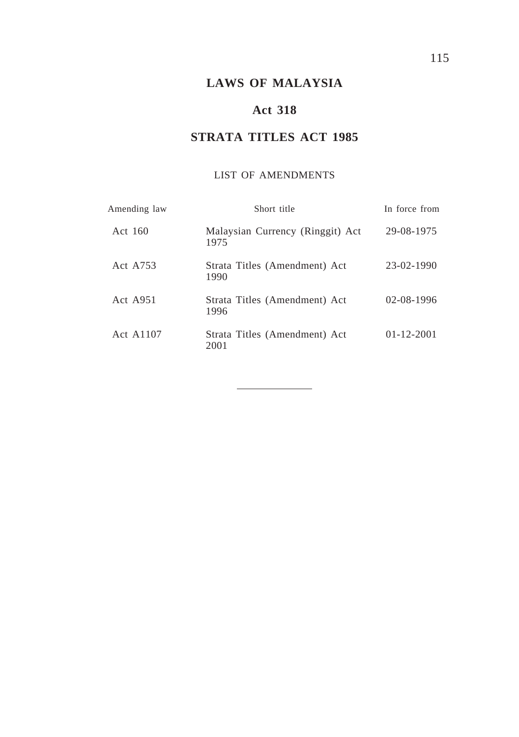# LAWS OF MALAYSIA

## Act 318

## STRATA TITLES ACT 1985

LIST OF AMENDMENTS

| Amending law | Short title | In force from |
|---|---|---|
| Act 160 | Malaysian Currency (Ringgit) Act 1975 | 29-08-1975 |
| Act A753 | Strata Titles (Amendment) Act 1990 | 23-02-1990 |
| Act A951 | Strata Titles (Amendment) Act 1996 | 02-08-1996 |
| Act A1107 | Strata Titles (Amendment) Act 2001 | 01-12-2001 |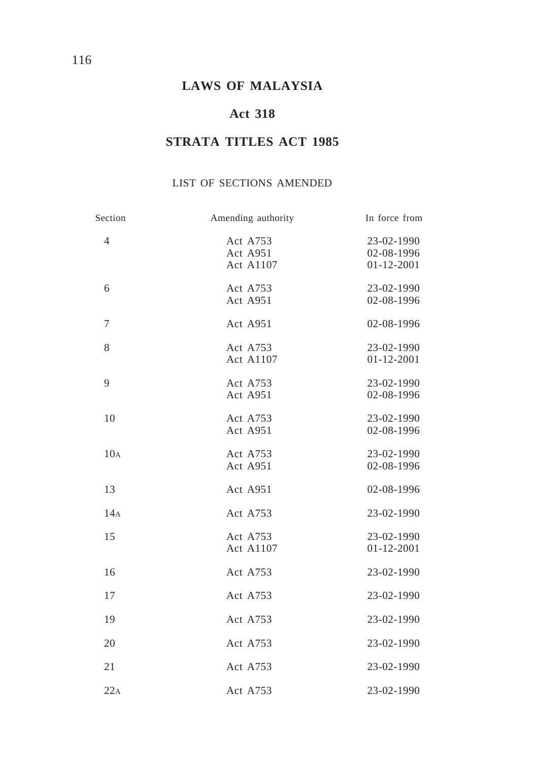# LAWS OF MALAYSIA

## Act 318

## STRATA TITLES ACT 1985

LIST OF SECTIONS AMENDED

| Section | Amending authority | In force from |
|---|---|---|
| 4 | Act A753<br>Act A951<br>Act A1107 | 23-02-1990<br>02-08-1996<br>01-12-2001 |
| 6 | Act A753<br>Act A951 | 23-02-1990<br>02-08-1996 |
| 7 | Act A951 | 02-08-1996 |
| 8 | Act A753<br>Act A1107 | 23-02-1990<br>01-12-2001 |
| 9 | Act A753<br>Act A951 | 23-02-1990<br>02-08-1996 |
| 10 | Act A753<br>Act A951 | 23-02-1990<br>02-08-1996 |
| 10A | Act A753<br>Act A951 | 23-02-1990<br>02-08-1996 |
| 13 | Act A951 | 02-08-1996 |
| 14A | Act A753 | 23-02-1990 |
| 15 | Act A753<br>Act A1107 | 23-02-1990<br>01-12-2001 |
| 16 | Act A753 | 23-02-1990 |
| 17 | Act A753 | 23-02-1990 |
| 19 | Act A753 | 23-02-1990 |
| 20 | Act A753 | 23-02-1990 |
| 21 | Act A753 | 23-02-1990 |
| 22A | Act A753 | 23-02-1990 |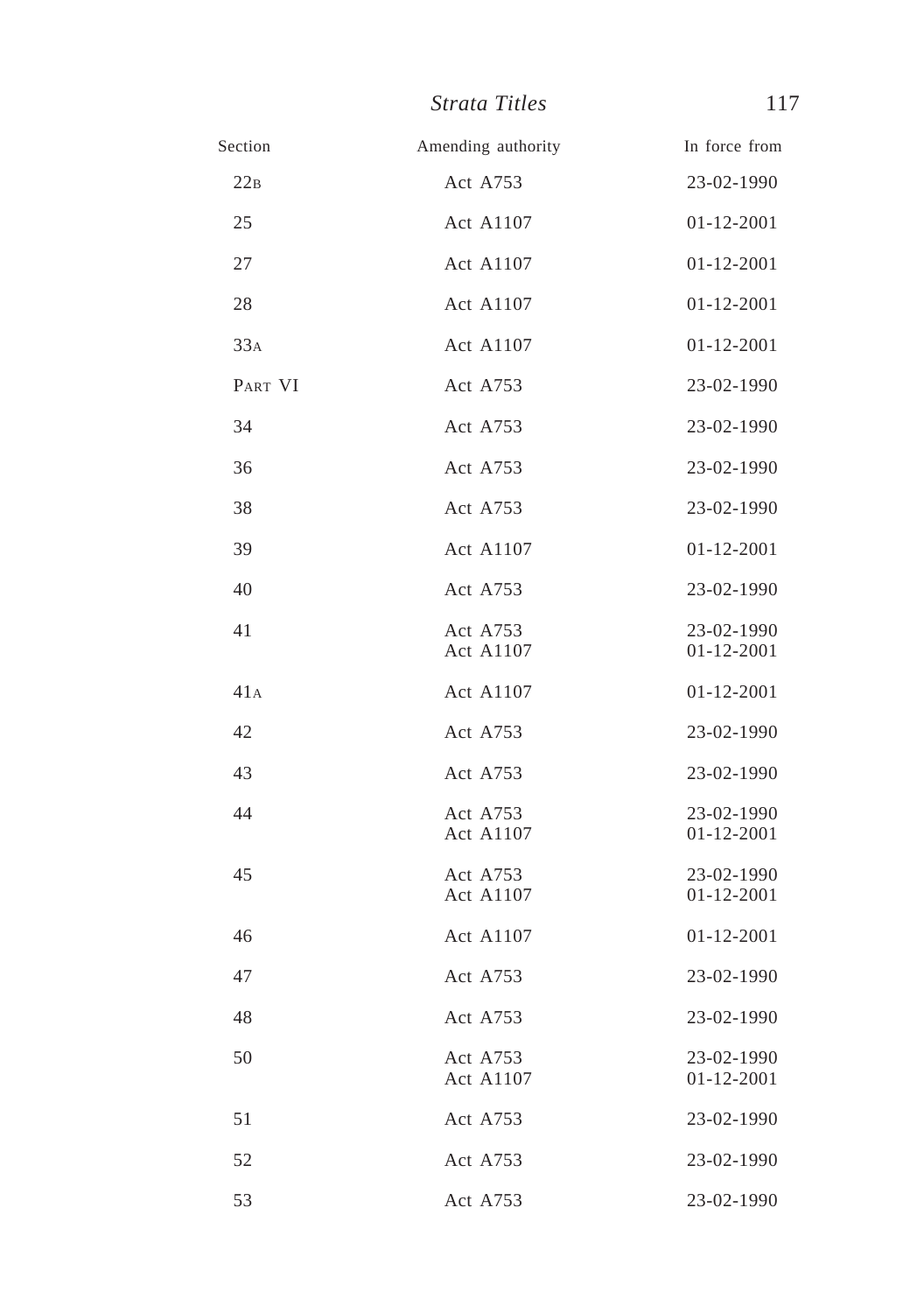| Section | Amending authority | In force from |
|---|---|---|
| 22B | Act A753 | 23-02-1990 |
| 25 | Act A1107 | 01-12-2001 |
| 27 | Act A1107 | 01-12-2001 |
| 28 | Act A1107 | 01-12-2001 |
| 33A | Act A1107 | 01-12-2001 |
| PART VI | Act A753 | 23-02-1990 |
| 34 | Act A753 | 23-02-1990 |
| 36 | Act A753 | 23-02-1990 |
| 38 | Act A753 | 23-02-1990 |
| 39 | Act A1107 | 01-12-2001 |
| 40 | Act A753 | 23-02-1990 |
| 41 | Act A753<br>Act A1107 | 23-02-1990<br>01-12-2001 |
| 41A | Act A1107 | 01-12-2001 |
| 42 | Act A753 | 23-02-1990 |
| 43 | Act A753 | 23-02-1990 |
| 44 | Act A753<br>Act A1107 | 23-02-1990<br>01-12-2001 |
| 45 | Act A753<br>Act A1107 | 23-02-1990<br>01-12-2001 |
| 46 | Act A1107 | 01-12-2001 |
| 47 | Act A753 | 23-02-1990 |
| 48 | Act A753 | 23-02-1990 |
| 50 | Act A753<br>Act A1107 | 23-02-1990<br>01-12-2001 |
| 51 | Act A753 | 23-02-1990 |
| 52 | Act A753 | 23-02-1990 |
| 53 | Act A753 | 23-02-1990 |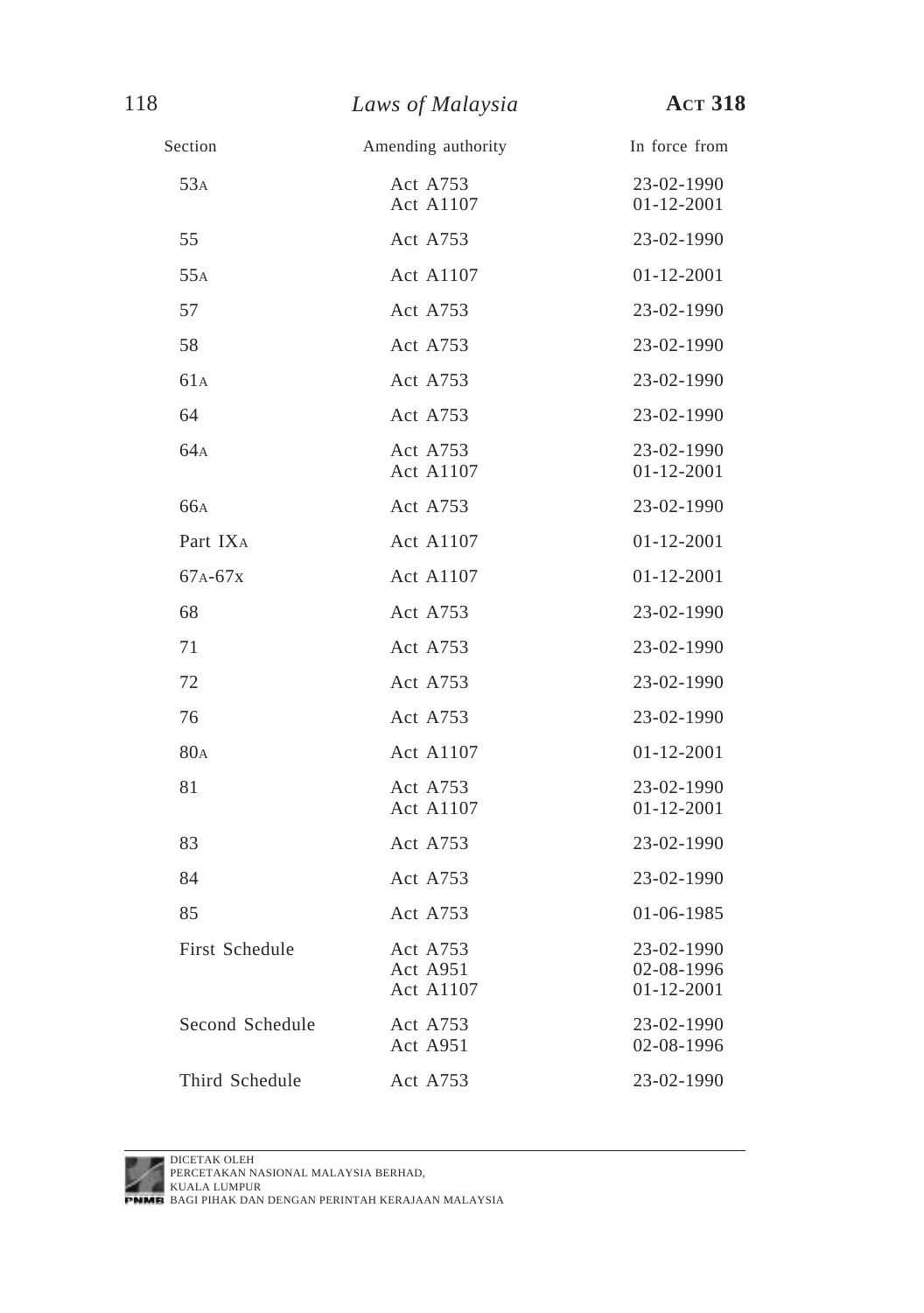| Section | Amending authority | In force from |
|---|---|---|
| 53A | Act A753<br>Act A1107 | 23-02-1990<br>01-12-2001 |
| 55 | Act A753 | 23-02-1990 |
| 55A | Act A1107 | 01-12-2001 |
| 57 | Act A753 | 23-02-1990 |
| 58 | Act A753 | 23-02-1990 |
| 61A | Act A753 | 23-02-1990 |
| 64 | Act A753 | 23-02-1990 |
| 64A | Act A753<br>Act A1107 | 23-02-1990<br>01-12-2001 |
| 66A | Act A753 | 23-02-1990 |
| Part IXA | Act A1107 | 01-12-2001 |
| 67A-67X | Act A1107 | 01-12-2001 |
| 68 | Act A753 | 23-02-1990 |
| 71 | Act A753 | 23-02-1990 |
| 72 | Act A753 | 23-02-1990 |
| 76 | Act A753 | 23-02-1990 |
| 80A | Act A1107 | 01-12-2001 |
| 81 | Act A753<br>Act A1107 | 23-02-1990<br>01-12-2001 |
| 83 | Act A753 | 23-02-1990 |
| 84 | Act A753 | 23-02-1990 |
| 85 | Act A753 | 01-06-1985 |
| First Schedule | Act A753<br>Act A951<br>Act A1107 | 23-02-1990<br>02-08-1996<br>01-12-2001 |
| Second Schedule | Act A753<br>Act A951 | 23-02-1990<br>02-08-1996 |
| Third Schedule | Act A753 | 23-02-1990 |

DICETAK OLEH
PERCETAKAN NASIONAL MALAYSIA BERHAD,
KUALA LUMPUR
BAGI PIHAK DAN DENGAN PERINTAH KERAJAAN MALAYSIA